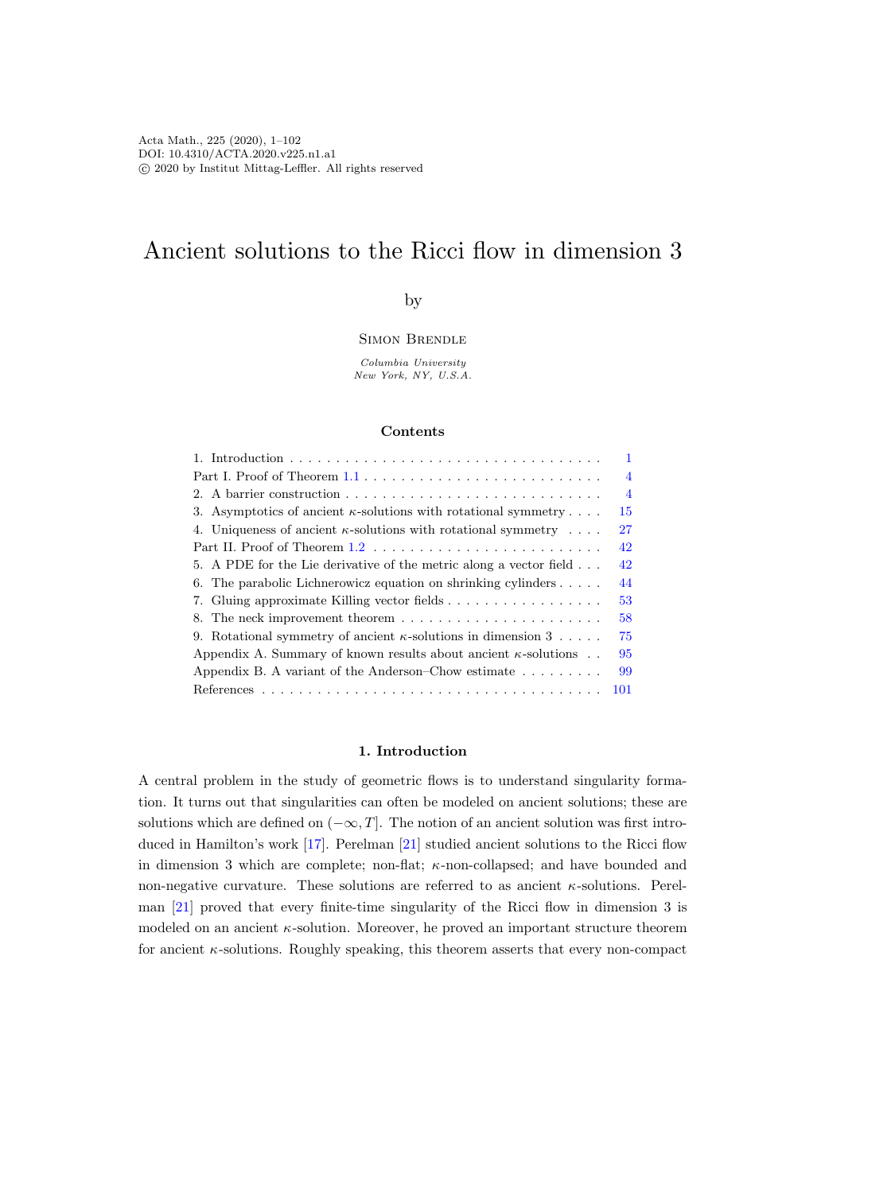Acta Math., 225 (2020), 1–102
DOI: 10.4310/ACTA.2020.v225.n1.a1
© 2020 by Institut Mittag-Leffler. All rights reserved

# Ancient solutions to the Ricci flow in dimension 3

by

Simon Brendle

*Columbia University*
*New York, NY, U.S.A.*

## Contents

| | |
|---|---|
| 1. Introduction | 1 |
| Part I. Proof of Theorem 1.1 | 4 |
| 2. A barrier construction | 4 |
| 3. Asymptotics of ancient $\kappa$-solutions with rotational symmetry | 15 |
| 4. Uniqueness of ancient $\kappa$-solutions with rotational symmetry | 27 |
| Part II. Proof of Theorem 1.2 | 42 |
| 5. A PDE for the Lie derivative of the metric along a vector field | 42 |
| 6. The parabolic Lichnerowicz equation on shrinking cylinders | 44 |
| 7. Gluing approximate Killing vector fields | 53 |
| 8. The neck improvement theorem | 58 |
| 9. Rotational symmetry of ancient $\kappa$-solutions in dimension 3 | 75 |
| Appendix A. Summary of known results about ancient $\kappa$-solutions | 95 |
| Appendix B. A variant of the Anderson–Chow estimate | 99 |
| References | 101 |

## 1. Introduction

A central problem in the study of geometric flows is to understand singularity formation. It turns out that singularities can often be modeled on ancient solutions; these are solutions which are defined on $(-\infty, T]$. The notion of an ancient solution was first introduced in Hamilton's work [17]. Perelman [21] studied ancient solutions to the Ricci flow in dimension 3 which are complete; non-flat; $\kappa$-non-collapsed; and have bounded and non-negative curvature. These solutions are referred to as ancient $\kappa$-solutions. Perelman [21] proved that every finite-time singularity of the Ricci flow in dimension 3 is modeled on an ancient $\kappa$-solution. Moreover, he proved an important structure theorem for ancient $\kappa$-solutions. Roughly speaking, this theorem asserts that every non-compact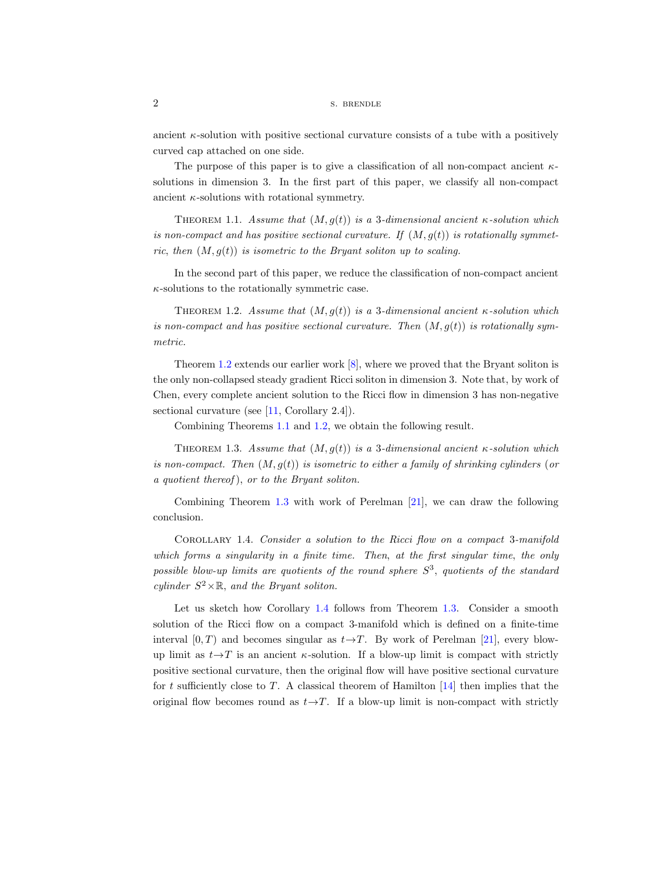ancient $\kappa$-solution with positive sectional curvature consists of a tube with a positively curved cap attached on one side.

The purpose of this paper is to give a classification of all non-compact ancient $\kappa$-solutions in dimension 3. In the first part of this paper, we classify all non-compact ancient $\kappa$-solutions with rotational symmetry.

Theorem 1.1. *Assume that $(M, g(t))$ is a 3-dimensional ancient $\kappa$-solution which is non-compact and has positive sectional curvature. If $(M, g(t))$ is rotationally symmetric, then $(M, g(t))$ is isometric to the Bryant soliton up to scaling.*

In the second part of this paper, we reduce the classification of non-compact ancient $\kappa$-solutions to the rotationally symmetric case.

Theorem 1.2. *Assume that $(M, g(t))$ is a 3-dimensional ancient $\kappa$-solution which is non-compact and has positive sectional curvature. Then $(M, g(t))$ is rotationally symmetric.*

Theorem 1.2 extends our earlier work [8], where we proved that the Bryant soliton is the only non-collapsed steady gradient Ricci soliton in dimension 3. Note that, by work of Chen, every complete ancient solution to the Ricci flow in dimension 3 has non-negative sectional curvature (see [11, Corollary 2.4]).

Combining Theorems 1.1 and 1.2, we obtain the following result.

Theorem 1.3. *Assume that $(M, g(t))$ is a 3-dimensional ancient $\kappa$-solution which is non-compact. Then $(M, g(t))$ is isometric to either a family of shrinking cylinders (or a quotient thereof), or to the Bryant soliton.*

Combining Theorem 1.3 with work of Perelman [21], we can draw the following conclusion.

Corollary 1.4. *Consider a solution to the Ricci flow on a compact 3-manifold which forms a singularity in a finite time. Then, at the first singular time, the only possible blow-up limits are quotients of the round sphere $S^3$, quotients of the standard cylinder $S^2 \times \mathbb{R}$, and the Bryant soliton.*

Let us sketch how Corollary 1.4 follows from Theorem 1.3. Consider a smooth solution of the Ricci flow on a compact 3-manifold which is defined on a finite-time interval $[0, T)$ and becomes singular as $t \to T$. By work of Perelman [21], every blow-up limit as $t \to T$ is an ancient $\kappa$-solution. If a blow-up limit is compact with strictly positive sectional curvature, then the original flow will have positive sectional curvature for $t$ sufficiently close to $T$. A classical theorem of Hamilton [14] then implies that the original flow becomes round as $t \to T$. If a blow-up limit is non-compact with strictly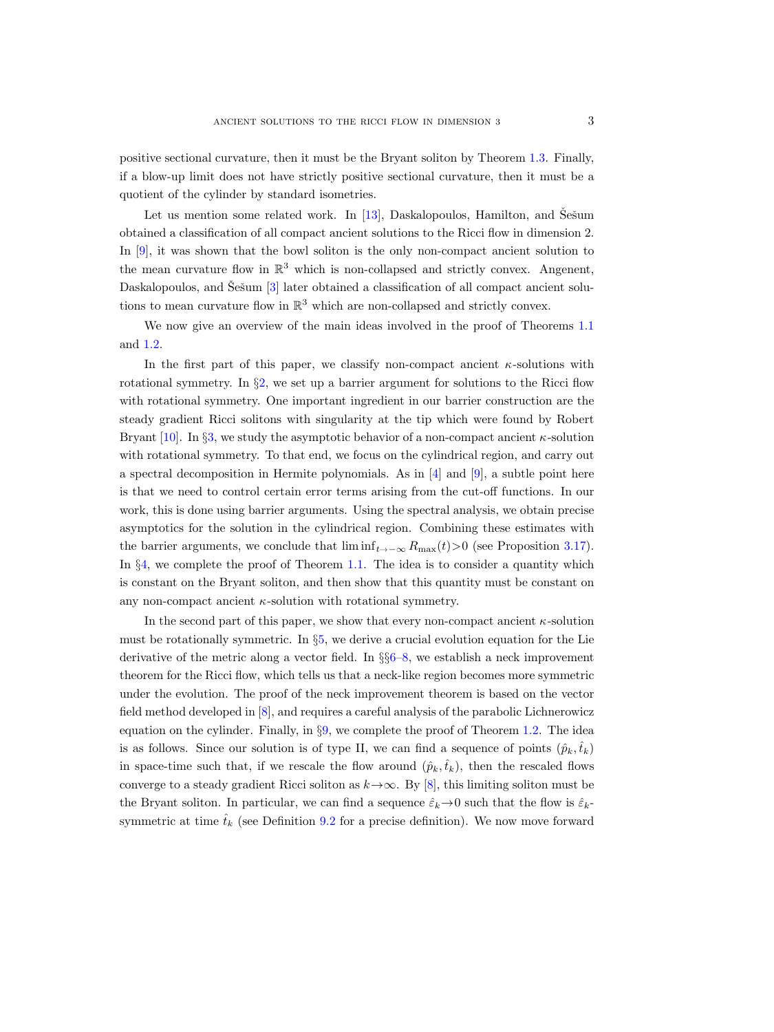positive sectional curvature, then it must be the Bryant soliton by Theorem 1.3. Finally, if a blow-up limit does not have strictly positive sectional curvature, then it must be a quotient of the cylinder by standard isometries.

Let us mention some related work. In [13], Daskalopoulos, Hamilton, and Šešum obtained a classification of all compact ancient solutions to the Ricci flow in dimension 2. In [9], it was shown that the bowl soliton is the only non-compact ancient solution to the mean curvature flow in $\mathbb{R}^3$ which is non-collapsed and strictly convex. Angenent, Daskalopoulos, and Šešum [3] later obtained a classification of all compact ancient solutions to mean curvature flow in $\mathbb{R}^3$ which are non-collapsed and strictly convex.

We now give an overview of the main ideas involved in the proof of Theorems 1.1 and 1.2.

In the first part of this paper, we classify non-compact ancient $\kappa$-solutions with rotational symmetry. In §2, we set up a barrier argument for solutions to the Ricci flow with rotational symmetry. One important ingredient in our barrier construction are the steady gradient Ricci solitons with singularity at the tip which were found by Robert Bryant [10]. In §3, we study the asymptotic behavior of a non-compact ancient $\kappa$-solution with rotational symmetry. To that end, we focus on the cylindrical region, and carry out a spectral decomposition in Hermite polynomials. As in [4] and [9], a subtle point here is that we need to control certain error terms arising from the cut-off functions. In our work, this is done using barrier arguments. Using the spectral analysis, we obtain precise asymptotics for the solution in the cylindrical region. Combining these estimates with the barrier arguments, we conclude that $\liminf_{t\to-\infty} R_{\max}(t)>0$ (see Proposition 3.17). In §4, we complete the proof of Theorem 1.1. The idea is to consider a quantity which is constant on the Bryant soliton, and then show that this quantity must be constant on any non-compact ancient $\kappa$-solution with rotational symmetry.

In the second part of this paper, we show that every non-compact ancient $\kappa$-solution must be rotationally symmetric. In §5, we derive a crucial evolution equation for the Lie derivative of the metric along a vector field. In §§6–8, we establish a neck improvement theorem for the Ricci flow, which tells us that a neck-like region becomes more symmetric under the evolution. The proof of the neck improvement theorem is based on the vector field method developed in [8], and requires a careful analysis of the parabolic Lichnerowicz equation on the cylinder. Finally, in §9, we complete the proof of Theorem 1.2. The idea is as follows. Since our solution is of type II, we can find a sequence of points $(\hat{p}_k, \hat{t}_k)$ in space-time such that, if we rescale the flow around $(\hat{p}_k, \hat{t}_k)$, then the rescaled flows converge to a steady gradient Ricci soliton as $k\to\infty$. By [8], this limiting soliton must be the Bryant soliton. In particular, we can find a sequence $\hat{\varepsilon}_k\to 0$ such that the flow is $\hat{\varepsilon}_k$-symmetric at time $\hat{t}_k$ (see Definition 9.2 for a precise definition). We now move forward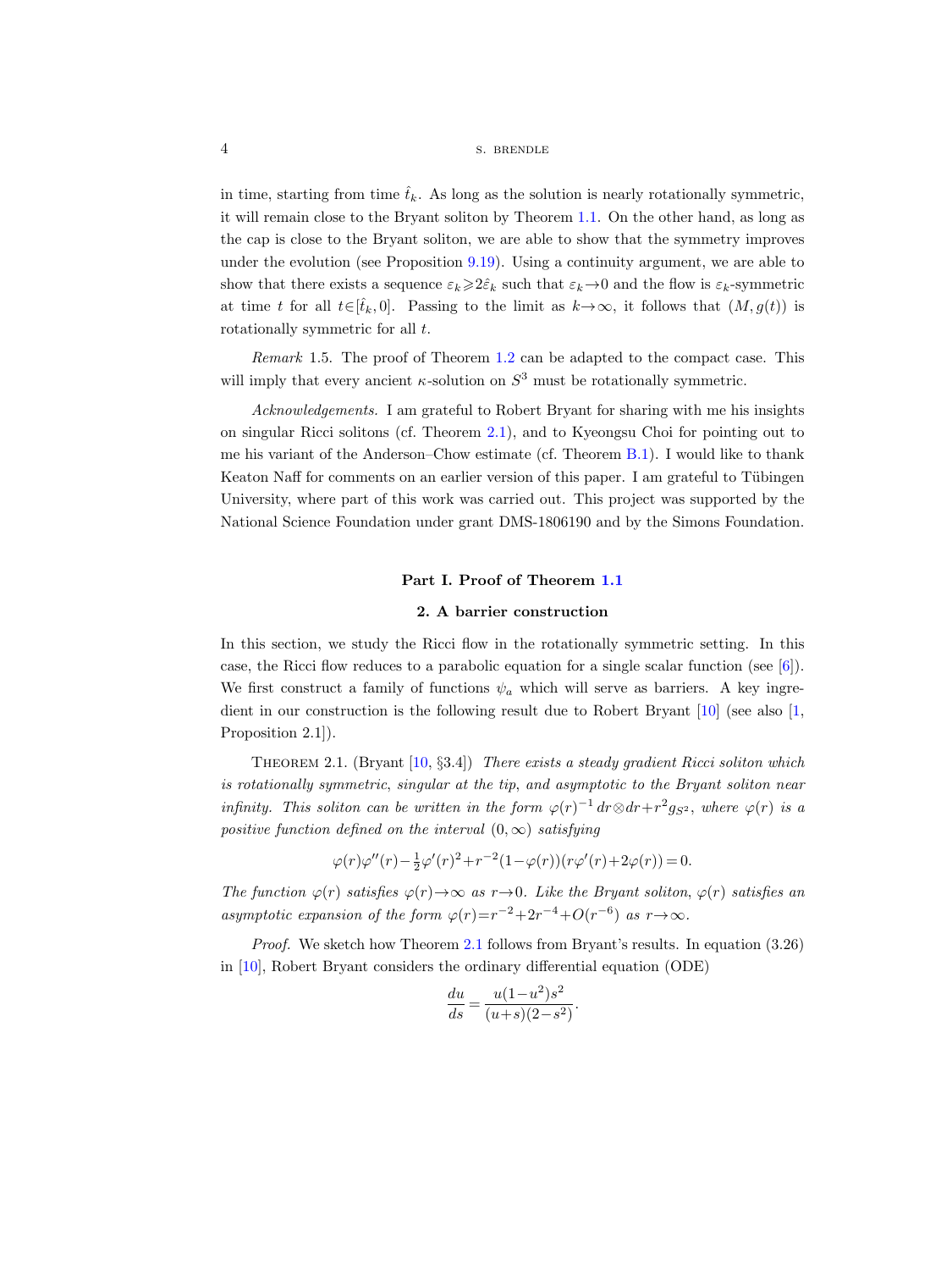in time, starting from time $\hat{t}_k$. As long as the solution is nearly rotationally symmetric, it will remain close to the Bryant soliton by Theorem 1.1. On the other hand, as long as the cap is close to the Bryant soliton, we are able to show that the symmetry improves under the evolution (see Proposition 9.19). Using a continuity argument, we are able to show that there exists a sequence $\varepsilon_k \geqslant 2\hat{\varepsilon}_k$ such that $\varepsilon_k \to 0$ and the flow is $\varepsilon_k$-symmetric at time $t$ for all $t \in [\hat{t}_k, 0]$. Passing to the limit as $k \to \infty$, it follows that $(M, g(t))$ is rotationally symmetric for all $t$.

*Remark* 1.5. The proof of Theorem 1.2 can be adapted to the compact case. This will imply that every ancient $\kappa$-solution on $S^3$ must be rotationally symmetric.

*Acknowledgements.* I am grateful to Robert Bryant for sharing with me his insights on singular Ricci solitons (cf. Theorem 2.1), and to Kyeongsu Choi for pointing out to me his variant of the Anderson–Chow estimate (cf. Theorem B.1). I would like to thank Keaton Naff for comments on an earlier version of this paper. I am grateful to Tübingen University, where part of this work was carried out. This project was supported by the National Science Foundation under grant DMS-1806190 and by the Simons Foundation.

# Part I. Proof of Theorem 1.1

## 2. A barrier construction

In this section, we study the Ricci flow in the rotationally symmetric setting. In this case, the Ricci flow reduces to a parabolic equation for a single scalar function (see [6]). We first construct a family of functions $\psi_a$ which will serve as barriers. A key ingredient in our construction is the following result due to Robert Bryant [10] (see also [1, Proposition 2.1]).

Theorem 2.1. (Bryant [10, §3.4]) *There exists a steady gradient Ricci soliton which is rotationally symmetric, singular at the tip, and asymptotic to the Bryant soliton near infinity. This soliton can be written in the form $\varphi(r)^{-1}\, dr \otimes dr + r^2 g_{S^2}$, where $\varphi(r)$ is a positive function defined on the interval $(0, \infty)$ satisfying*

$$\varphi(r)\varphi''(r) - \tfrac{1}{2}\varphi'(r)^2 + r^{-2}(1-\varphi(r))(r\varphi'(r) + 2\varphi(r)) = 0.$$

*The function $\varphi(r)$ satisfies $\varphi(r) \to \infty$ as $r \to 0$. Like the Bryant soliton, $\varphi(r)$ satisfies an asymptotic expansion of the form $\varphi(r) = r^{-2} + 2r^{-4} + O(r^{-6})$ as $r \to \infty$.*

*Proof.* We sketch how Theorem 2.1 follows from Bryant's results. In equation (3.26) in [10], Robert Bryant considers the ordinary differential equation (ODE)

$$\frac{du}{ds} = \frac{u(1-u^2)s^2}{(u+s)(2-s^2)}.$$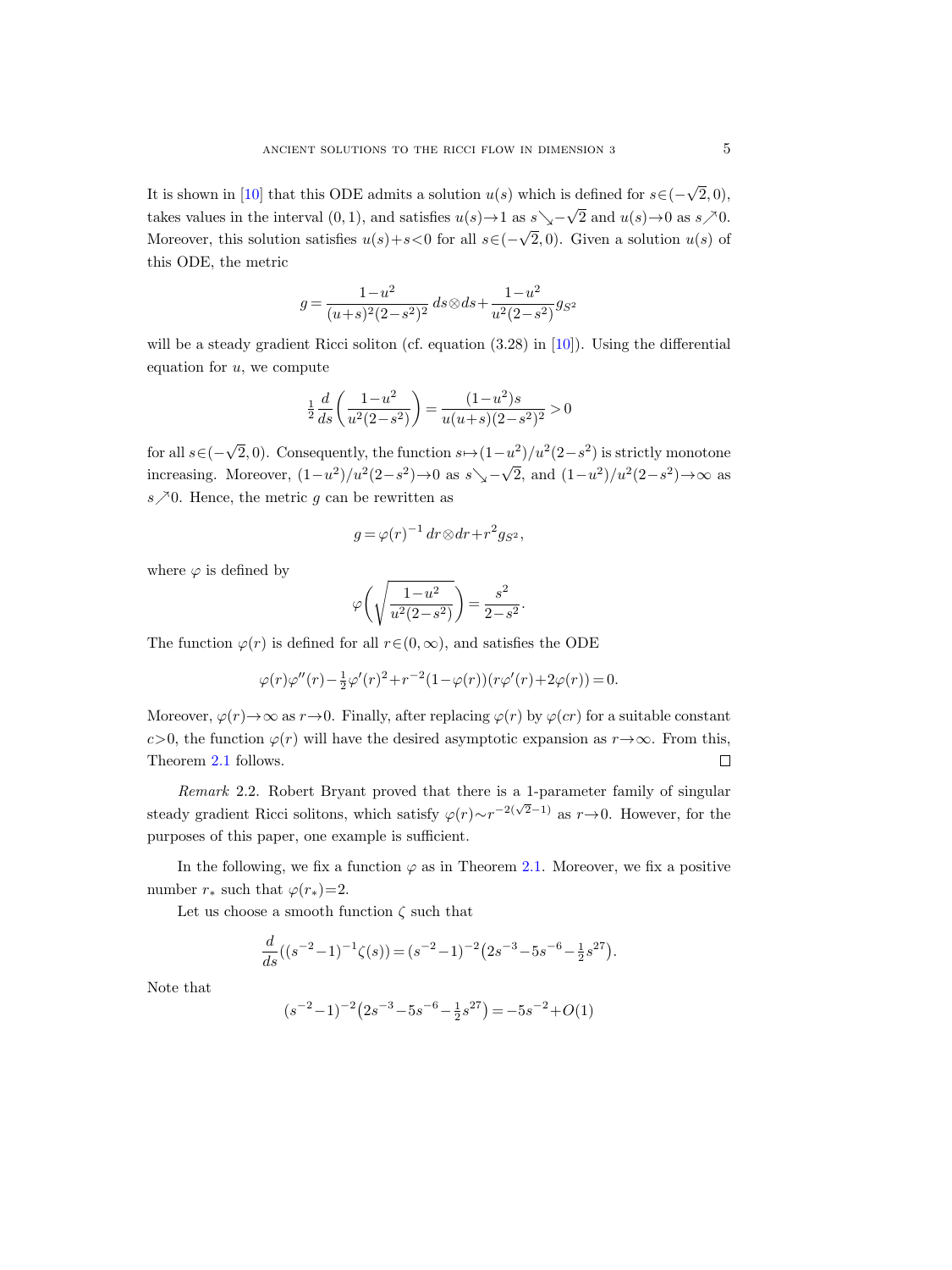It is shown in [10] that this ODE admits a solution $u(s)$ which is defined for $s \in (-\sqrt{2}, 0)$, takes values in the interval $(0,1)$, and satisfies $u(s) \to 1$ as $s \searrow -\sqrt{2}$ and $u(s) \to 0$ as $s \nearrow 0$. Moreover, this solution satisfies $u(s) + s < 0$ for all $s \in (-\sqrt{2}, 0)$. Given a solution $u(s)$ of this ODE, the metric

$$g = \frac{1-u^2}{(u+s)^2(2-s^2)^2} \, ds \otimes ds + \frac{1-u^2}{u^2(2-s^2)} g_{S^2}$$

will be a steady gradient Ricci soliton (cf. equation (3.28) in [10]). Using the differential equation for $u$, we compute

$$\frac{1}{2} \frac{d}{ds}\bigg(\frac{1-u^2}{u^2(2-s^2)}\bigg) = \frac{(1-u^2)s}{u(u+s)(2-s^2)^2} > 0$$

for all $s \in (-\sqrt{2}, 0)$. Consequently, the function $s \mapsto (1-u^2)/u^2(2-s^2)$ is strictly monotone increasing. Moreover, $(1-u^2)/u^2(2-s^2) \to 0$ as $s \searrow -\sqrt{2}$, and $(1-u^2)/u^2(2-s^2) \to \infty$ as $s \nearrow 0$. Hence, the metric $g$ can be rewritten as

$$g = \varphi(r)^{-1} \, dr \otimes dr + r^2 g_{S^2},$$

where $\varphi$ is defined by

$$\varphi\bigg(\sqrt{\frac{1-u^2}{u^2(2-s^2)}}\bigg) = \frac{s^2}{2-s^2}.$$

The function $\varphi(r)$ is defined for all $r \in (0, \infty)$, and satisfies the ODE

$$\varphi(r)\varphi''(r) - \tfrac{1}{2}\varphi'(r)^2 + r^{-2}(1-\varphi(r))(r\varphi'(r) + 2\varphi(r)) = 0.$$

Moreover, $\varphi(r) \to \infty$ as $r \to 0$. Finally, after replacing $\varphi(r)$ by $\varphi(cr)$ for a suitable constant $c > 0$, the function $\varphi(r)$ will have the desired asymptotic expansion as $r \to \infty$. From this, Theorem 2.1 follows. ∎

*Remark* 2.2. Robert Bryant proved that there is a 1-parameter family of singular steady gradient Ricci solitons, which satisfy $\varphi(r) \sim r^{-2(\sqrt{2}-1)}$ as $r \to 0$. However, for the purposes of this paper, one example is sufficient.

In the following, we fix a function $\varphi$ as in Theorem 2.1. Moreover, we fix a positive number $r_*$ such that $\varphi(r_*) = 2$.

Let us choose a smooth function $\zeta$ such that

$$\frac{d}{ds}((s^{-2}-1)^{-1}\zeta(s)) = (s^{-2}-1)^{-2}\big(2s^{-3} - 5s^{-6} - \tfrac{1}{2}s^{27}\big).$$

Note that

$$(s^{-2}-1)^{-2}\big(2s^{-3} - 5s^{-6} - \tfrac{1}{2}s^{27}\big) = -5s^{-2} + O(1)$$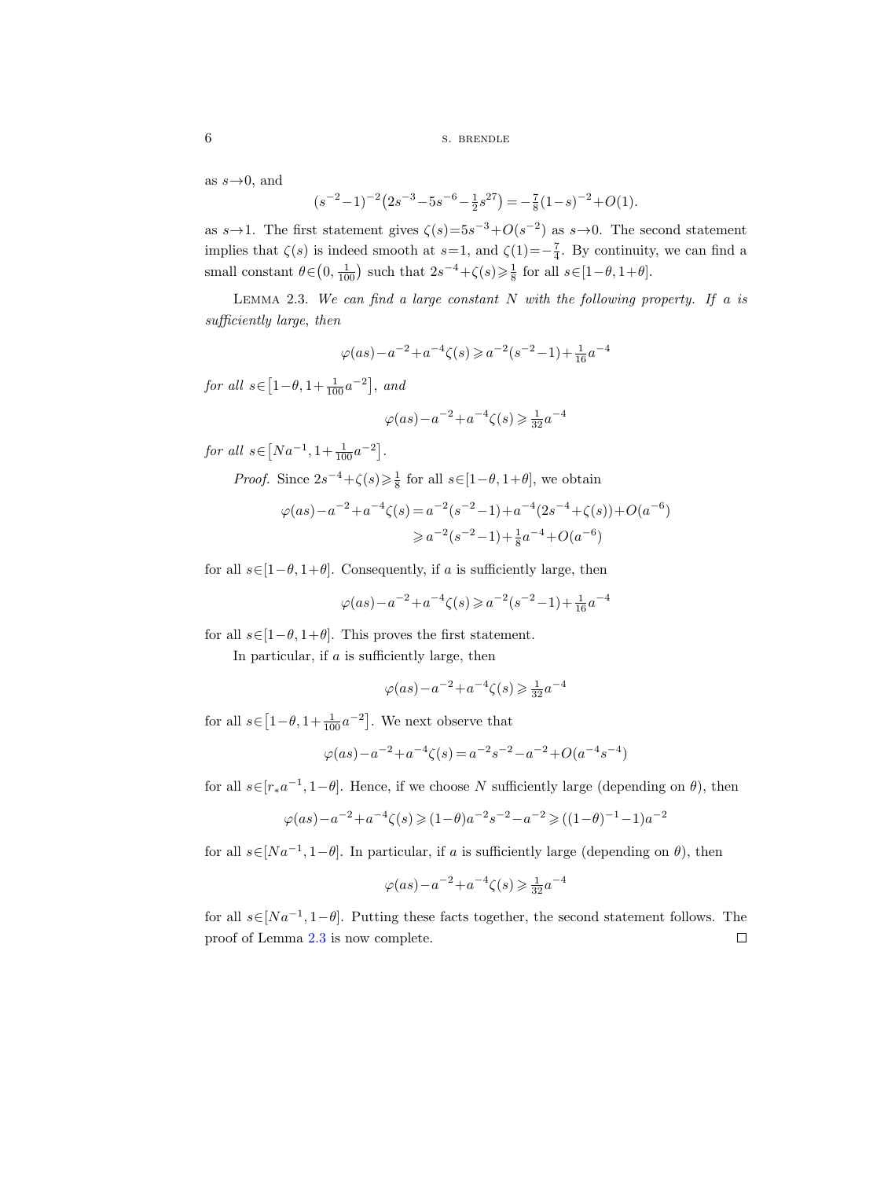as $s \to 0$, and

$$(s^{-2}-1)^{-2}\big(2s^{-3}-5s^{-6}-\tfrac{1}{2}s^{27}\big)=-\tfrac{7}{8}(1-s)^{-2}+O(1).$$

as $s \to 1$. The first statement gives $\zeta(s)=5s^{-3}+O(s^{-2})$ as $s \to 0$. The second statement implies that $\zeta(s)$ is indeed smooth at $s=1$, and $\zeta(1)=-\frac{7}{4}$. By continuity, we can find a small constant $\theta \in \big(0, \frac{1}{100}\big)$ such that $2s^{-4}+\zeta(s) \geqslant \frac{1}{8}$ for all $s \in [1-\theta, 1+\theta]$.

Lemma 2.3. *We can find a large constant $N$ with the following property. If $a$ is sufficiently large, then*

$$\varphi(as)-a^{-2}+a^{-4}\zeta(s) \geqslant a^{-2}(s^{-2}-1)+\tfrac{1}{16}a^{-4}$$

*for all $s \in \big[1-\theta, 1+\frac{1}{100}a^{-2}\big]$, and*

$$\varphi(as)-a^{-2}+a^{-4}\zeta(s) \geqslant \tfrac{1}{32}a^{-4}$$

*for all $s \in \big[Na^{-1}, 1+\frac{1}{100}a^{-2}\big]$.*

*Proof.* Since $2s^{-4}+\zeta(s) \geqslant \frac{1}{8}$ for all $s \in [1-\theta, 1+\theta]$, we obtain

$$\begin{aligned}\varphi(as)-a^{-2}+a^{-4}\zeta(s) &= a^{-2}(s^{-2}-1)+a^{-4}(2s^{-4}+\zeta(s))+O(a^{-6}) \\ &\geqslant a^{-2}(s^{-2}-1)+\tfrac{1}{8}a^{-4}+O(a^{-6})\end{aligned}$$

for all $s \in [1-\theta, 1+\theta]$. Consequently, if $a$ is sufficiently large, then

$$\varphi(as)-a^{-2}+a^{-4}\zeta(s) \geqslant a^{-2}(s^{-2}-1)+\tfrac{1}{16}a^{-4}$$

for all $s \in [1-\theta, 1+\theta]$. This proves the first statement.

In particular, if $a$ is sufficiently large, then

$$\varphi(as)-a^{-2}+a^{-4}\zeta(s) \geqslant \tfrac{1}{32}a^{-4}$$

for all $s \in \big[1-\theta, 1+\frac{1}{100}a^{-2}\big]$. We next observe that

$$\varphi(as)-a^{-2}+a^{-4}\zeta(s) = a^{-2}s^{-2}-a^{-2}+O(a^{-4}s^{-4})$$

for all $s \in [r_* a^{-1}, 1-\theta]$. Hence, if we choose $N$ sufficiently large (depending on $\theta$), then

$$\varphi(as)-a^{-2}+a^{-4}\zeta(s) \geqslant (1-\theta)a^{-2}s^{-2}-a^{-2} \geqslant ((1-\theta)^{-1}-1)a^{-2}$$

for all $s \in [Na^{-1}, 1-\theta]$. In particular, if $a$ is sufficiently large (depending on $\theta$), then

$$\varphi(as)-a^{-2}+a^{-4}\zeta(s) \geqslant \tfrac{1}{32}a^{-4}$$

for all $s \in [Na^{-1}, 1-\theta]$. Putting these facts together, the second statement follows. The proof of Lemma 2.3 is now complete. □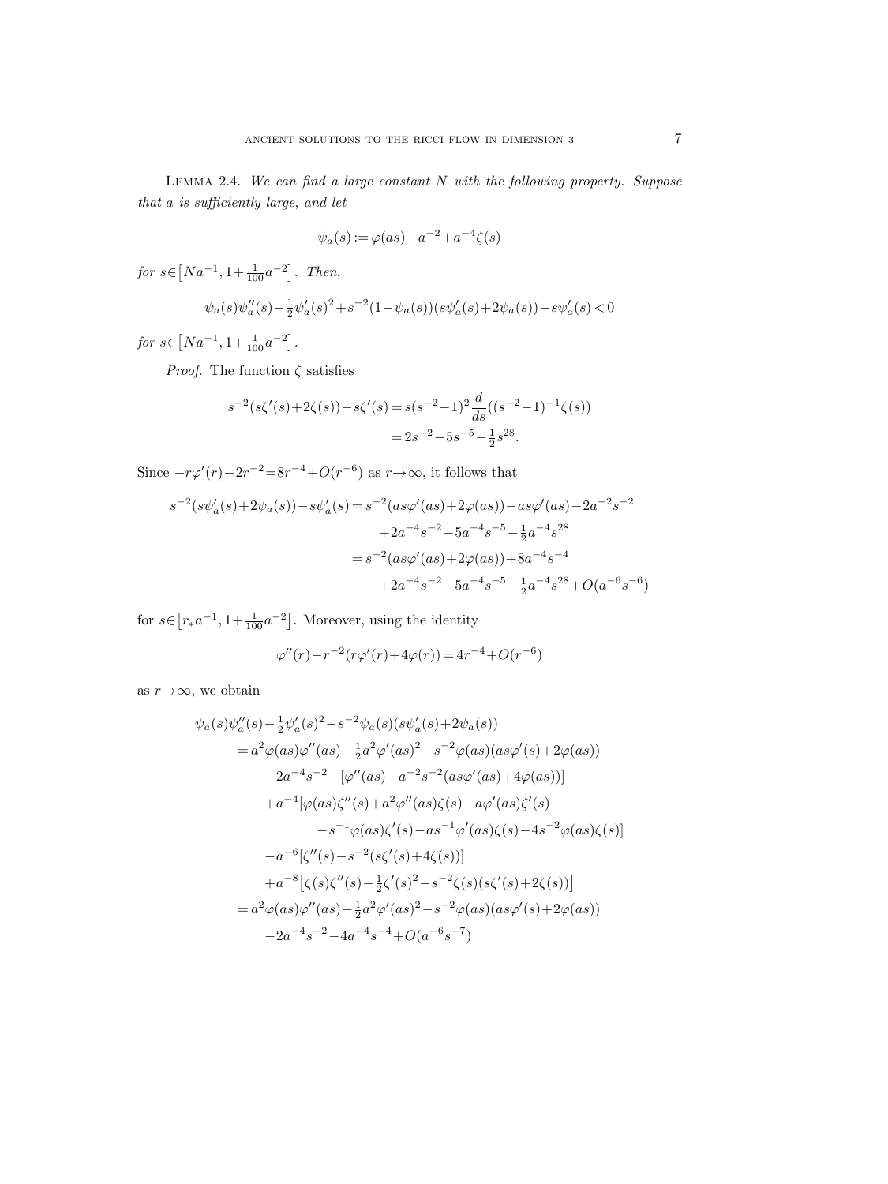Lemma 2.4. *We can find a large constant $N$ with the following property. Suppose that $a$ is sufficiently large, and let*

$$\psi_a(s) := \varphi(as) - a^{-2} + a^{-4}\zeta(s)$$

*for $s \in \big[Na^{-1}, 1 + \frac{1}{100}a^{-2}\big]$. Then,*

$$\psi_a(s)\psi_a''(s) - \tfrac{1}{2}\psi_a'(s)^2 + s^{-2}(1-\psi_a(s))(s\psi_a'(s) + 2\psi_a(s)) - s\psi_a'(s) < 0$$

*for $s \in \big[Na^{-1}, 1 + \frac{1}{100}a^{-2}\big]$.*

*Proof.* The function $\zeta$ satisfies

$$\begin{aligned}
s^{-2}(s\zeta'(s) + 2\zeta(s)) - s\zeta'(s) &= s(s^{-2}-1)^2 \frac{d}{ds}((s^{-2}-1)^{-1}\zeta(s)) \\
&= 2s^{-2} - 5s^{-5} - \tfrac{1}{2}s^{28}.
\end{aligned}$$

Since $-r\varphi'(r) - 2r^{-2} = 8r^{-4} + O(r^{-6})$ as $r \to \infty$, it follows that

$$\begin{aligned}
s^{-2}(s\psi_a'(s) + 2\psi_a(s)) - s\psi_a'(s) &= s^{-2}(as\varphi'(as) + 2\varphi(as)) - as\varphi'(as) - 2a^{-2}s^{-2} \\
&\quad + 2a^{-4}s^{-2} - 5a^{-4}s^{-5} - \tfrac{1}{2}a^{-4}s^{28} \\
&= s^{-2}(as\varphi'(as) + 2\varphi(as)) + 8a^{-4}s^{-4} \\
&\quad + 2a^{-4}s^{-2} - 5a^{-4}s^{-5} - \tfrac{1}{2}a^{-4}s^{28} + O(a^{-6}s^{-6})
\end{aligned}$$

for $s \in \big[r_* a^{-1}, 1 + \frac{1}{100}a^{-2}\big]$. Moreover, using the identity

$$\varphi''(r) - r^{-2}(r\varphi'(r) + 4\varphi(r)) = 4r^{-4} + O(r^{-6})$$

as $r \to \infty$, we obtain

$$\begin{aligned}
&\psi_a(s)\psi_a''(s) - \tfrac{1}{2}\psi_a'(s)^2 - s^{-2}\psi_a(s)(s\psi_a'(s) + 2\psi_a(s)) \\
&= a^2\varphi(as)\varphi''(as) - \tfrac{1}{2}a^2\varphi'(as)^2 - s^{-2}\varphi(as)(as\varphi'(s) + 2\varphi(as)) \\
&\quad - 2a^{-4}s^{-2} - [\varphi''(as) - a^{-2}s^{-2}(as\varphi'(as) + 4\varphi(as))] \\
&\quad + a^{-4}[\varphi(as)\zeta''(s) + a^2\varphi''(as)\zeta(s) - a\varphi'(as)\zeta'(s) \\
&\qquad - s^{-1}\varphi(as)\zeta'(s) - as^{-1}\varphi'(as)\zeta(s) - 4s^{-2}\varphi(as)\zeta(s)] \\
&\quad - a^{-6}[\zeta''(s) - s^{-2}(s\zeta'(s) + 4\zeta(s))] \\
&\quad + a^{-8}\big[\zeta(s)\zeta''(s) - \tfrac{1}{2}\zeta'(s)^2 - s^{-2}\zeta(s)(s\zeta'(s) + 2\zeta(s))\big] \\
&= a^2\varphi(as)\varphi''(as) - \tfrac{1}{2}a^2\varphi'(as)^2 - s^{-2}\varphi(as)(as\varphi'(s) + 2\varphi(as)) \\
&\quad - 2a^{-4}s^{-2} - 4a^{-4}s^{-4} + O(a^{-6}s^{-7})
\end{aligned}$$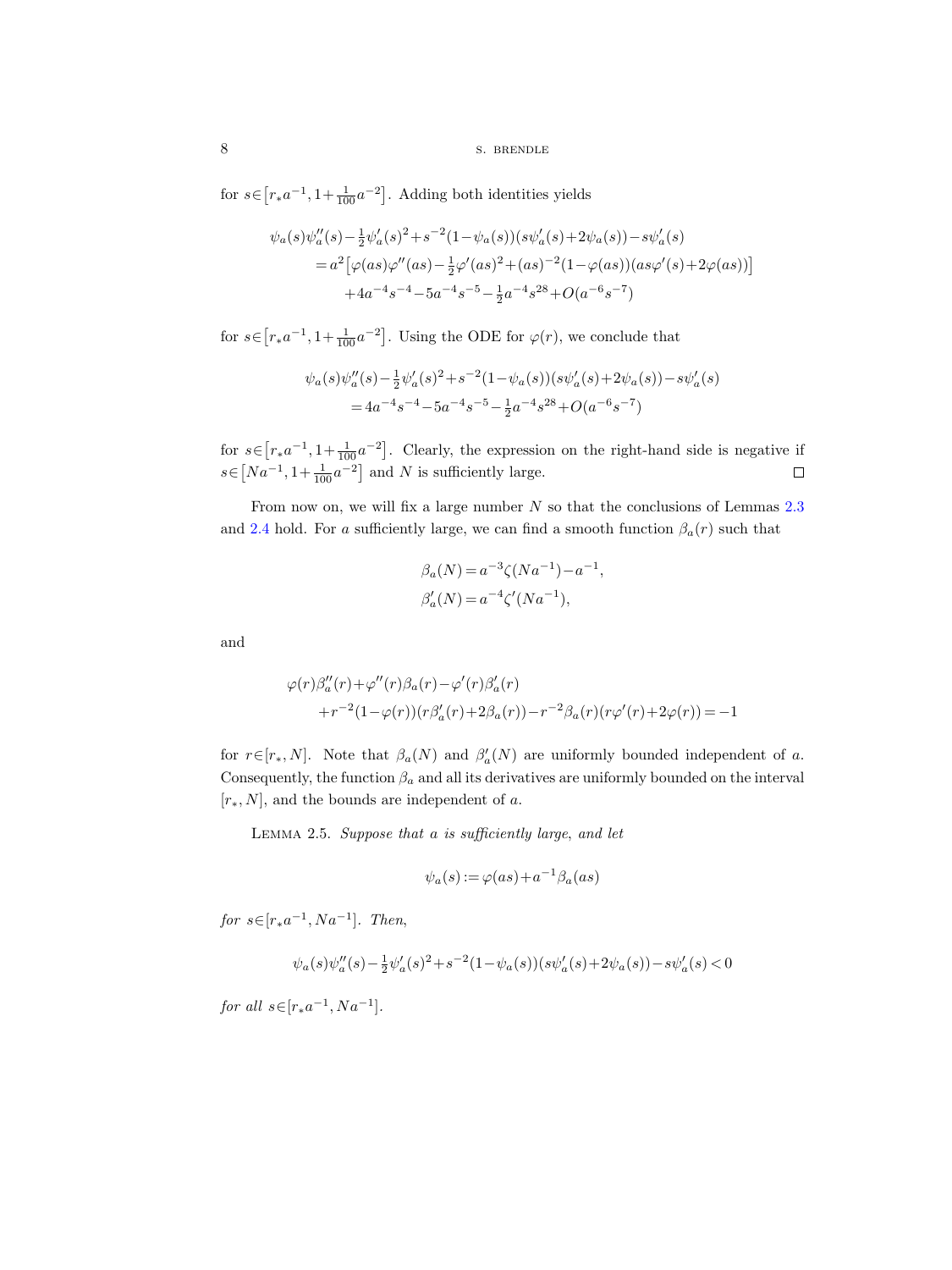for $s \in \big[r_* a^{-1}, 1 + \frac{1}{100} a^{-2}\big]$. Adding both identities yields

$$
\begin{aligned}
&\psi_a(s)\psi_a''(s) - \tfrac{1}{2}\psi_a'(s)^2 + s^{-2}(1-\psi_a(s))(s\psi_a'(s) + 2\psi_a(s)) - s\psi_a'(s) \\
&\quad = a^2\big[\varphi(as)\varphi''(as) - \tfrac{1}{2}\varphi'(as)^2 + (as)^{-2}(1-\varphi(as))(as\varphi'(s) + 2\varphi(as))\big] \\
&\qquad + 4a^{-4}s^{-4} - 5a^{-4}s^{-5} - \tfrac{1}{2}a^{-4}s^{28} + O(a^{-6}s^{-7})
\end{aligned}
$$

for $s \in \big[r_* a^{-1}, 1 + \frac{1}{100} a^{-2}\big]$. Using the ODE for $\varphi(r)$, we conclude that

$$
\begin{aligned}
&\psi_a(s)\psi_a''(s) - \tfrac{1}{2}\psi_a'(s)^2 + s^{-2}(1-\psi_a(s))(s\psi_a'(s) + 2\psi_a(s)) - s\psi_a'(s) \\
&\quad = 4a^{-4}s^{-4} - 5a^{-4}s^{-5} - \tfrac{1}{2}a^{-4}s^{28} + O(a^{-6}s^{-7})
\end{aligned}
$$

for $s \in \big[r_* a^{-1}, 1 + \frac{1}{100} a^{-2}\big]$. Clearly, the expression on the right-hand side is negative if $s \in \big[N a^{-1}, 1 + \frac{1}{100} a^{-2}\big]$ and $N$ is sufficiently large. $\square$

From now on, we will fix a large number $N$ so that the conclusions of Lemmas 2.3 and 2.4 hold. For $a$ sufficiently large, we can find a smooth function $\beta_a(r)$ such that

$$
\begin{aligned}
\beta_a(N) &= a^{-3}\zeta(Na^{-1}) - a^{-1}, \\
\beta_a'(N) &= a^{-4}\zeta'(Na^{-1}),
\end{aligned}
$$

and

$$
\begin{aligned}
&\varphi(r)\beta_a''(r) + \varphi''(r)\beta_a(r) - \varphi'(r)\beta_a'(r) \\
&\quad + r^{-2}(1-\varphi(r))(r\beta_a'(r) + 2\beta_a(r)) - r^{-2}\beta_a(r)(r\varphi'(r) + 2\varphi(r)) = -1
\end{aligned}
$$

for $r \in [r_*, N]$. Note that $\beta_a(N)$ and $\beta_a'(N)$ are uniformly bounded independent of $a$. Consequently, the function $\beta_a$ and all its derivatives are uniformly bounded on the interval $[r_*, N]$, and the bounds are independent of $a$.

Lemma 2.5. *Suppose that $a$ is sufficiently large, and let*

$$
\psi_a(s) := \varphi(as) + a^{-1}\beta_a(as)
$$

*for $s \in [r_* a^{-1}, N a^{-1}]$. Then,*

$$
\psi_a(s)\psi_a''(s) - \tfrac{1}{2}\psi_a'(s)^2 + s^{-2}(1-\psi_a(s))(s\psi_a'(s) + 2\psi_a(s)) - s\psi_a'(s) < 0
$$

*for all $s \in [r_* a^{-1}, N a^{-1}]$.*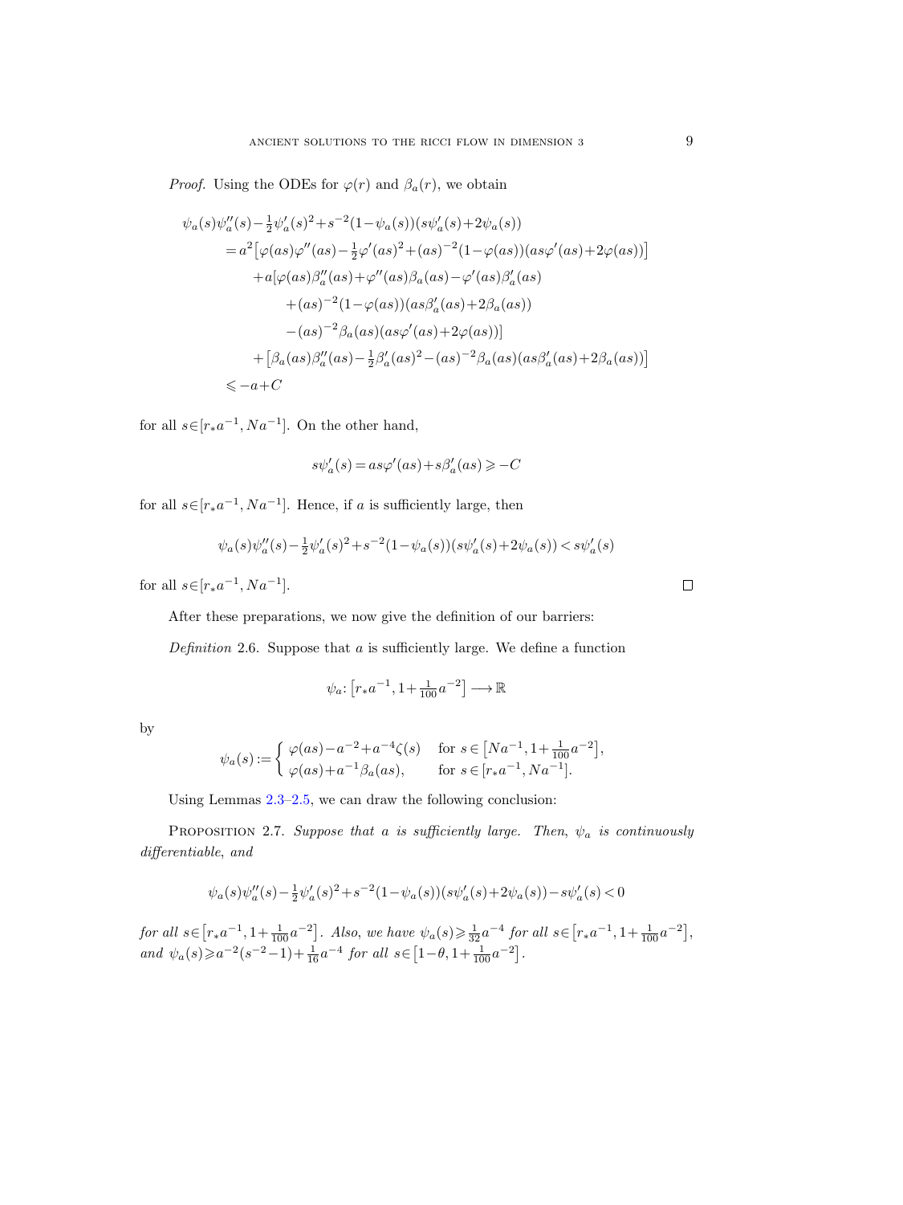*Proof.* Using the ODEs for $\varphi(r)$ and $\beta_a(r)$, we obtain

$$
\begin{aligned}
&\psi_a(s)\psi_a''(s) - \tfrac{1}{2}\psi_a'(s)^2 + s^{-2}(1-\psi_a(s))(s\psi_a'(s)+2\psi_a(s)) \\
&\quad = a^2\big[\varphi(as)\varphi''(as) - \tfrac{1}{2}\varphi'(as)^2 + (as)^{-2}(1-\varphi(as))(as\varphi'(as)+2\varphi(as))\big] \\
&\qquad + a[\varphi(as)\beta_a''(as) + \varphi''(as)\beta_a(as) - \varphi'(as)\beta_a'(as) \\
&\qquad\qquad + (as)^{-2}(1-\varphi(as))(as\beta_a'(as)+2\beta_a(as)) \\
&\qquad\qquad - (as)^{-2}\beta_a(as)(as\varphi'(as)+2\varphi(as))] \\
&\qquad + \big[\beta_a(as)\beta_a''(as) - \tfrac{1}{2}\beta_a'(as)^2 - (as)^{-2}\beta_a(as)(as\beta_a'(as)+2\beta_a(as))\big] \\
&\quad \leqslant -a + C
\end{aligned}
$$

for all $s \in [r_* a^{-1}, N a^{-1}]$. On the other hand,

$$
s\psi_a'(s) = as\varphi'(as) + s\beta_a'(as) \geqslant -C
$$

for all $s \in [r_* a^{-1}, N a^{-1}]$. Hence, if $a$ is sufficiently large, then

$$
\psi_a(s)\psi_a''(s) - \tfrac{1}{2}\psi_a'(s)^2 + s^{-2}(1-\psi_a(s))(s\psi_a'(s)+2\psi_a(s)) < s\psi_a'(s)
$$

for all $s \in [r_* a^{-1}, N a^{-1}]$. $\square$

After these preparations, we now give the definition of our barriers:

*Definition* 2.6. Suppose that $a$ is sufficiently large. We define a function

$$
\psi_a \colon \big[r_* a^{-1}, 1 + \tfrac{1}{100} a^{-2}\big] \longrightarrow \mathbb{R}
$$

by

$$
\psi_a(s) := \begin{cases} \varphi(as) - a^{-2} + a^{-4}\zeta(s) & \text{for } s \in \big[N a^{-1}, 1 + \frac{1}{100} a^{-2}\big], \\ \varphi(as) + a^{-1}\beta_a(as), & \text{for } s \in [r_* a^{-1}, N a^{-1}]. \end{cases}
$$

Using Lemmas 2.3–2.5, we can draw the following conclusion:

PROPOSITION 2.7. *Suppose that $a$ is sufficiently large. Then, $\psi_a$ is continuously differentiable, and*

$$
\psi_a(s)\psi_a''(s) - \tfrac{1}{2}\psi_a'(s)^2 + s^{-2}(1-\psi_a(s))(s\psi_a'(s)+2\psi_a(s)) - s\psi_a'(s) < 0
$$

*for all $s \in \big[r_* a^{-1}, 1 + \frac{1}{100} a^{-2}\big]$. Also, we have $\psi_a(s) \geqslant \frac{1}{32} a^{-4}$ for all $s \in \big[r_* a^{-1}, 1 + \frac{1}{100} a^{-2}\big]$, and $\psi_a(s) \geqslant a^{-2}(s^{-2} - 1) + \frac{1}{16} a^{-4}$ for all $s \in \big[1 - \theta, 1 + \frac{1}{100} a^{-2}\big]$.*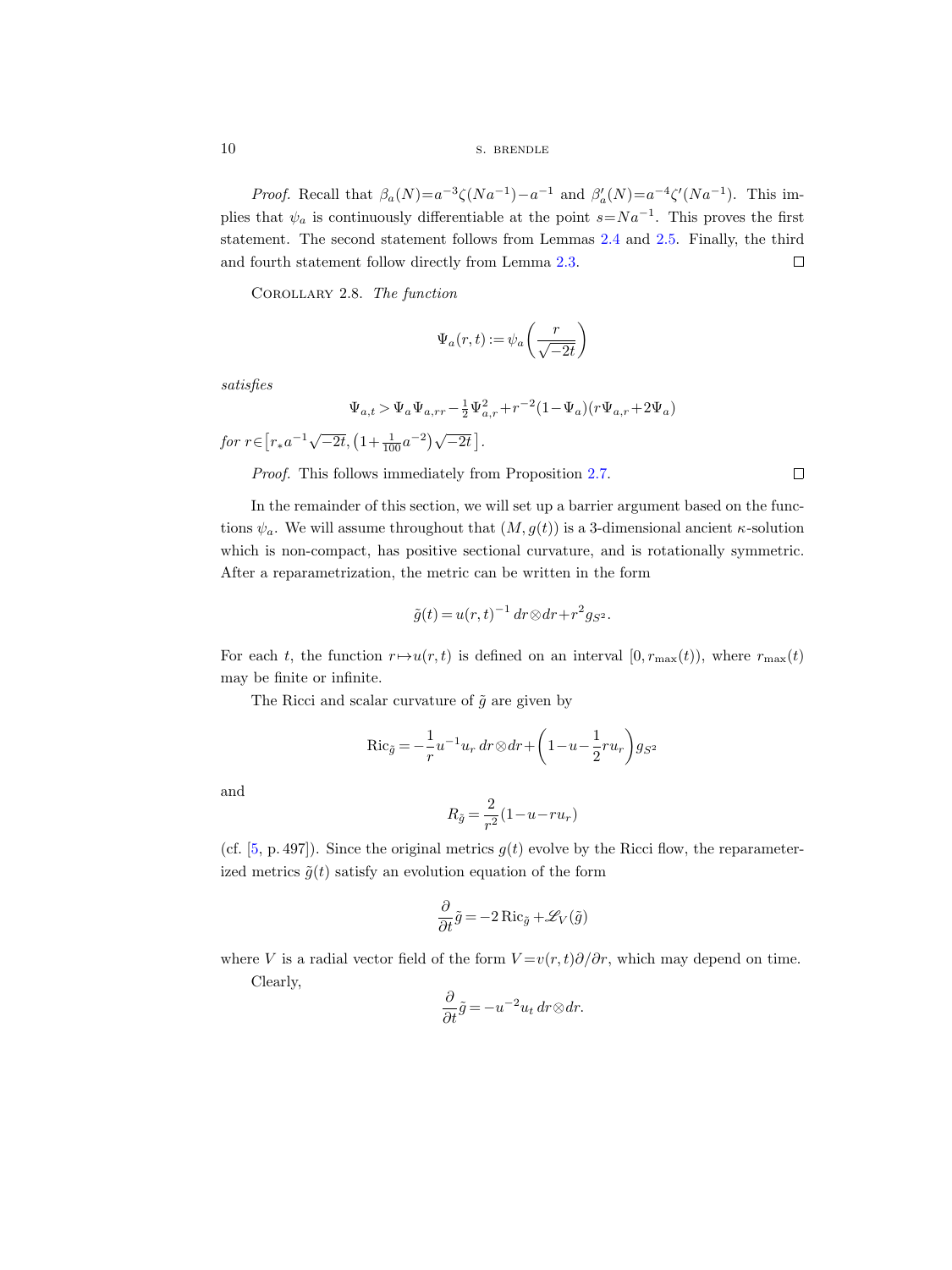*Proof.* Recall that $\beta_a(N)=a^{-3}\zeta(Na^{-1})-a^{-1}$ and $\beta_a'(N)=a^{-4}\zeta'(Na^{-1})$. This implies that $\psi_a$ is continuously differentiable at the point $s=Na^{-1}$. This proves the first statement. The second statement follows from Lemmas 2.4 and 2.5. Finally, the third and fourth statement follow directly from Lemma 2.3. ∎

Corollary 2.8. *The function*

$$\Psi_a(r,t) := \psi_a\left(\frac{r}{\sqrt{-2t}}\right)$$

*satisfies*

$$\Psi_{a,t} > \Psi_a \Psi_{a,rr} - \tfrac{1}{2}\Psi_{a,r}^2 + r^{-2}(1-\Psi_a)(r\Psi_{a,r}+2\Psi_a)$$

*for* $r\in\left[r_* a^{-1}\sqrt{-2t}, \left(1+\frac{1}{100}a^{-2}\right)\sqrt{-2t}\,\right]$.

*Proof.* This follows immediately from Proposition 2.7. ∎

In the remainder of this section, we will set up a barrier argument based on the functions $\psi_a$. We will assume throughout that $(M, g(t))$ is a 3-dimensional ancient $\kappa$-solution which is non-compact, has positive sectional curvature, and is rotationally symmetric. After a reparametrization, the metric can be written in the form

$$\tilde{g}(t) = u(r,t)^{-1}\, dr\otimes dr + r^2 g_{S^2}.$$

For each $t$, the function $r\mapsto u(r,t)$ is defined on an interval $[0, r_{\max}(t))$, where $r_{\max}(t)$ may be finite or infinite.

The Ricci and scalar curvature of $\tilde{g}$ are given by

$$\mathrm{Ric}_{\tilde{g}} = -\frac{1}{r}u^{-1}u_r\, dr\otimes dr + \left(1-u-\frac{1}{2}ru_r\right)g_{S^2}$$

and

$$R_{\tilde{g}} = \frac{2}{r^2}(1-u-ru_r)$$

(cf. [5, p. 497]). Since the original metrics $g(t)$ evolve by the Ricci flow, the reparameterized metrics $\tilde{g}(t)$ satisfy an evolution equation of the form

$$\frac{\partial}{\partial t}\tilde{g} = -2\,\mathrm{Ric}_{\tilde{g}} + \mathscr{L}_V(\tilde{g})$$

where $V$ is a radial vector field of the form $V=v(r,t)\partial/\partial r$, which may depend on time.

Clearly,

$$\frac{\partial}{\partial t}\tilde{g} = -u^{-2}u_t\, dr\otimes dr.$$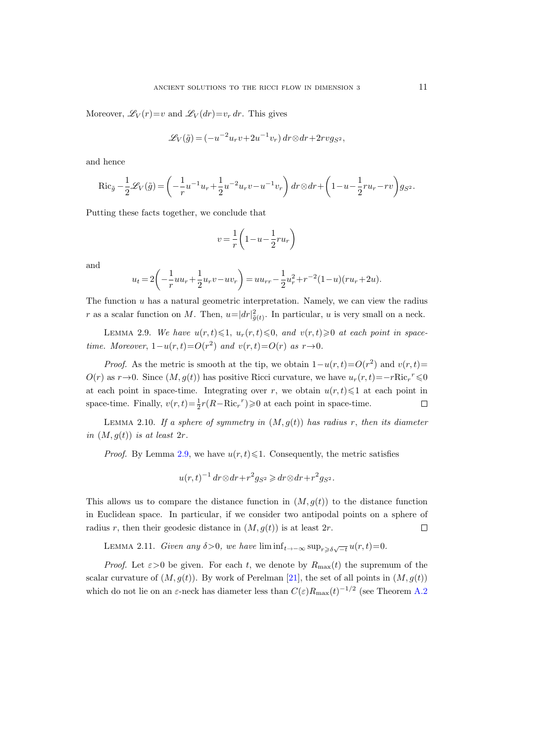Moreover, $\mathscr{L}_V(r)=v$ and $\mathscr{L}_V(dr)=v_r\,dr$. This gives

$$\mathscr{L}_V(\tilde{g})=(-u^{-2}u_r v+2u^{-1}v_r)\,dr\otimes dr+2rvg_{S^2},$$

and hence

$$\mathrm{Ric}_{\tilde{g}}-\frac{1}{2}\mathscr{L}_V(\tilde{g})=\left(-\frac{1}{r}u^{-1}u_r+\frac{1}{2}u^{-2}u_r v-u^{-1}v_r\right)dr\otimes dr+\left(1-u-\frac{1}{2}ru_r-rv\right)g_{S^2}.$$

Putting these facts together, we conclude that

$$v=\frac{1}{r}\left(1-u-\frac{1}{2}ru_r\right)$$

and

$$u_t=2\left(-\frac{1}{r}uu_r+\frac{1}{2}u_r v-uv_r\right)=uu_{rr}-\frac{1}{2}u_r^2+r^{-2}(1-u)(ru_r+2u).$$

The function $u$ has a natural geometric interpretation. Namely, we can view the radius $r$ as a scalar function on $M$. Then, $u=|dr|^2_{\tilde{g}(t)}$. In particular, $u$ is very small on a neck.

Lemma 2.9. *We have $u(r,t)\leqslant 1$, $u_r(r,t)\leqslant 0$, and $v(r,t)\geqslant 0$ at each point in space-time. Moreover, $1-u(r,t)=O(r^2)$ and $v(r,t)=O(r)$ as $r\to 0$.*

*Proof.* As the metric is smooth at the tip, we obtain $1-u(r,t)=O(r^2)$ and $v(r,t)=O(r)$ as $r\to 0$. Since $(M,g(t))$ has positive Ricci curvature, we have $u_r(r,t)=-r\mathrm{Ric}_r{}^r\leqslant 0$ at each point in space-time. Integrating over $r$, we obtain $u(r,t)\leqslant 1$ at each point in space-time. Finally, $v(r,t)=\frac{1}{2}r(R-\mathrm{Ric}_r{}^r)\geqslant 0$ at each point in space-time. $\square$

Lemma 2.10. *If a sphere of symmetry in $(M,g(t))$ has radius $r$, then its diameter in $(M,g(t))$ is at least $2r$.*

*Proof.* By Lemma 2.9, we have $u(r,t)\leqslant 1$. Consequently, the metric satisfies

$$u(r,t)^{-1}\,dr\otimes dr+r^2g_{S^2}\geqslant dr\otimes dr+r^2g_{S^2}.$$

This allows us to compare the distance function in $(M,g(t))$ to the distance function in Euclidean space. In particular, if we consider two antipodal points on a sphere of radius $r$, then their geodesic distance in $(M,g(t))$ is at least $2r$. $\square$

Lemma 2.11. *Given any $\delta>0$, we have $\liminf_{t\to-\infty}\sup_{r\geqslant\delta\sqrt{-t}}u(r,t)=0$.*

*Proof.* Let $\varepsilon>0$ be given. For each $t$, we denote by $R_{\max}(t)$ the supremum of the scalar curvature of $(M,g(t))$. By work of Perelman [21], the set of all points in $(M,g(t))$ which do not lie on an $\varepsilon$-neck has diameter less than $C(\varepsilon)R_{\max}(t)^{-1/2}$ (see Theorem A.2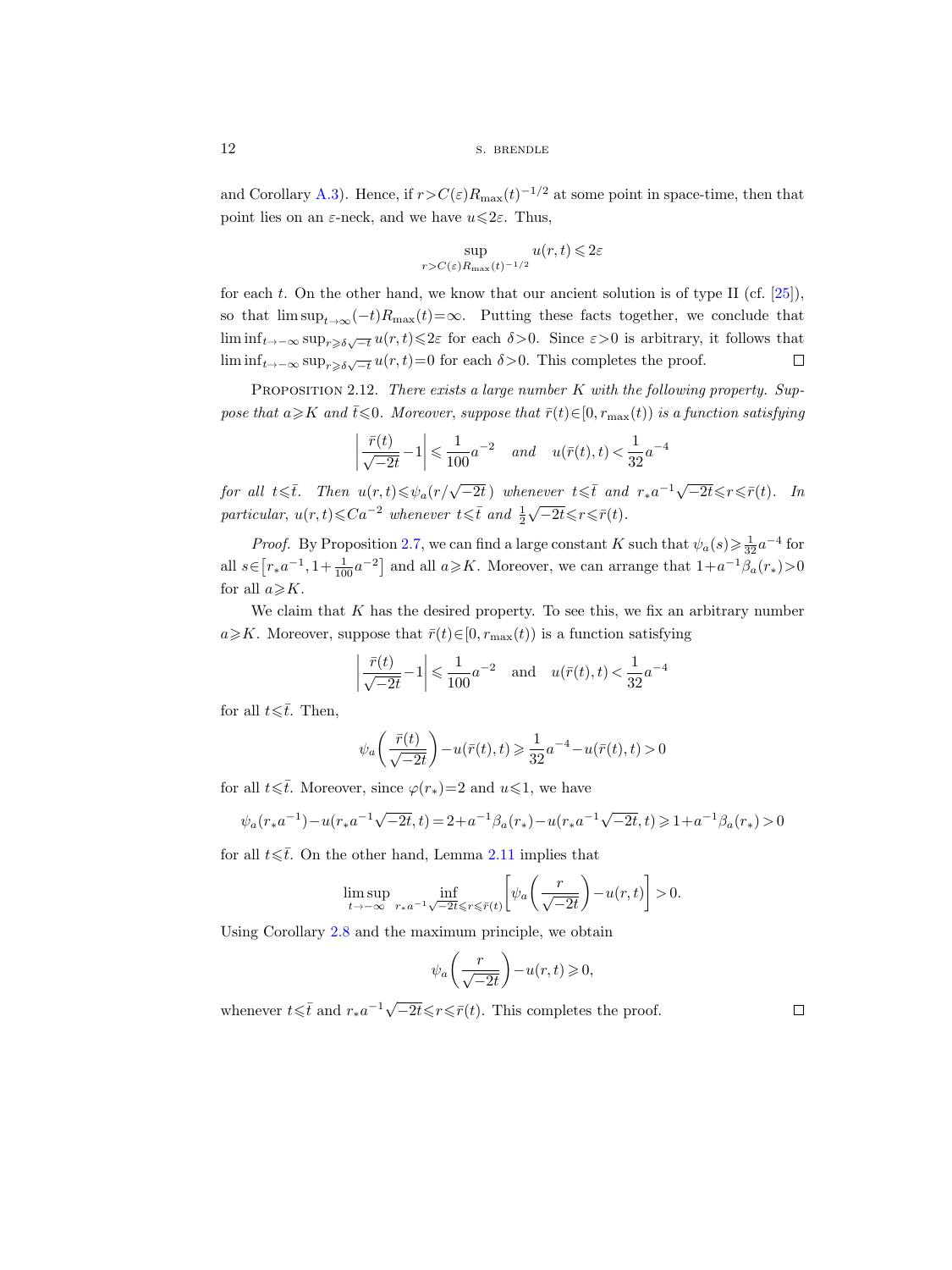and Corollary A.3). Hence, if $r > C(\varepsilon) R_{\max}(t)^{-1/2}$ at some point in space-time, then that point lies on an $\varepsilon$-neck, and we have $u \leqslant 2\varepsilon$. Thus,

$$\sup_{r > C(\varepsilon) R_{\max}(t)^{-1/2}} u(r,t) \leqslant 2\varepsilon$$

for each $t$. On the other hand, we know that our ancient solution is of type II (cf. [25]), so that $\limsup_{t \to \infty} (-t) R_{\max}(t) = \infty$. Putting these facts together, we conclude that $\liminf_{t \to -\infty} \sup_{r \geqslant \delta\sqrt{-t}} u(r,t) \leqslant 2\varepsilon$ for each $\delta > 0$. Since $\varepsilon > 0$ is arbitrary, it follows that $\liminf_{t \to -\infty} \sup_{r \geqslant \delta\sqrt{-t}} u(r,t) = 0$ for each $\delta > 0$. This completes the proof. ☐

PROPOSITION 2.12. *There exists a large number $K$ with the following property. Suppose that $a \geqslant K$ and $\bar{t} \leqslant 0$. Moreover, suppose that $\bar{r}(t) \in [0, r_{\max}(t))$ is a function satisfying*

$$\left| \frac{\bar{r}(t)}{\sqrt{-2t}} - 1 \right| \leqslant \frac{1}{100} a^{-2} \quad \textit{and} \quad u(\bar{r}(t), t) < \frac{1}{32} a^{-4}$$

*for all $t \leqslant \bar{t}$. Then $u(r,t) \leqslant \psi_a(r/\sqrt{-2t}\,)$ whenever $t \leqslant \bar{t}$ and $r_* a^{-1} \sqrt{-2t} \leqslant r \leqslant \bar{r}(t)$. In particular, $u(r,t) \leqslant C a^{-2}$ whenever $t \leqslant \bar{t}$ and $\frac{1}{2}\sqrt{-2t} \leqslant r \leqslant \bar{r}(t)$.*

*Proof.* By Proposition 2.7, we can find a large constant $K$ such that $\psi_a(s) \geqslant \frac{1}{32} a^{-4}$ for all $s \in \left[ r_* a^{-1}, 1 + \frac{1}{100} a^{-2} \right]$ and all $a \geqslant K$. Moreover, we can arrange that $1 + a^{-1} \beta_a(r_*) > 0$ for all $a \geqslant K$.

We claim that $K$ has the desired property. To see this, we fix an arbitrary number $a \geqslant K$. Moreover, suppose that $\bar{r}(t) \in [0, r_{\max}(t))$ is a function satisfying

$$\left| \frac{\bar{r}(t)}{\sqrt{-2t}} - 1 \right| \leqslant \frac{1}{100} a^{-2} \quad \text{and} \quad u(\bar{r}(t), t) < \frac{1}{32} a^{-4}$$

for all $t \leqslant \bar{t}$. Then,

$$\psi_a\left( \frac{\bar{r}(t)}{\sqrt{-2t}} \right) - u(\bar{r}(t), t) \geqslant \frac{1}{32} a^{-4} - u(\bar{r}(t), t) > 0$$

for all $t \leqslant \bar{t}$. Moreover, since $\varphi(r_*) = 2$ and $u \leqslant 1$, we have

$$\psi_a(r_* a^{-1}) - u(r_* a^{-1} \sqrt{-2t}, t) = 2 + a^{-1} \beta_a(r_*) - u(r_* a^{-1} \sqrt{-2t}, t) \geqslant 1 + a^{-1} \beta_a(r_*) > 0$$

for all $t \leqslant \bar{t}$. On the other hand, Lemma 2.11 implies that

$$\limsup_{t \to -\infty} \inf_{r_* a^{-1} \sqrt{-2t} \leqslant r \leqslant \bar{r}(t)} \left[ \psi_a\left( \frac{r}{\sqrt{-2t}} \right) - u(r,t) \right] > 0.$$

Using Corollary 2.8 and the maximum principle, we obtain

$$\psi_a\left( \frac{r}{\sqrt{-2t}} \right) - u(r,t) \geqslant 0,$$

whenever $t \leqslant \bar{t}$ and $r_* a^{-1} \sqrt{-2t} \leqslant r \leqslant \bar{r}(t)$. This completes the proof. ☐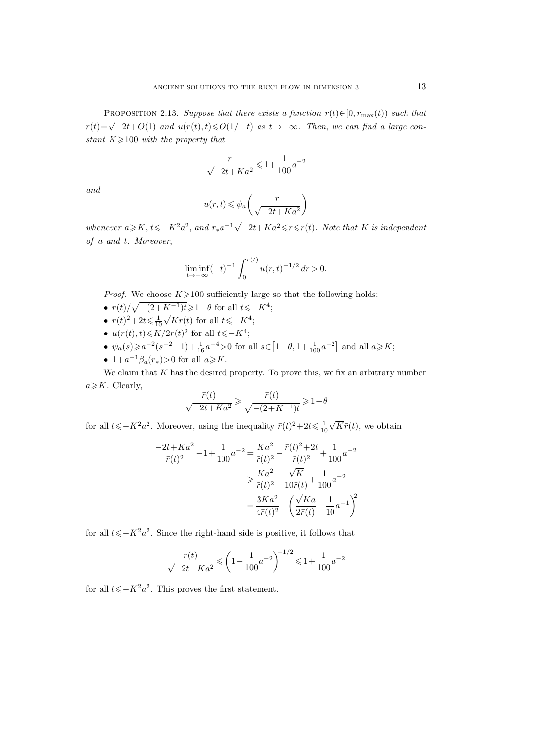PROPOSITION 2.13. *Suppose that there exists a function $\bar{r}(t)\in[0,r_{\max}(t))$ such that $\bar{r}(t)=\sqrt{-2t}+O(1)$ and $u(\bar{r}(t),t)\leqslant O(1/-t)$ as $t\to-\infty$. Then, we can find a large constant $K\geqslant 100$ with the property that*

$$\frac{r}{\sqrt{-2t+Ka^2}}\leqslant 1+\frac{1}{100}a^{-2}$$

*and*

$$u(r,t)\leqslant \psi_a\biggl(\frac{r}{\sqrt{-2t+Ka^2}}\biggr)$$

*whenever $a\geqslant K$, $t\leqslant -K^2a^2$, and $r_*a^{-1}\sqrt{-2t+Ka^2}\leqslant r\leqslant \bar{r}(t)$. Note that $K$ is independent of $a$ and $t$. Moreover,*

$$\liminf_{t\to-\infty}(-t)^{-1}\int_0^{\bar{r}(t)} u(r,t)^{-1/2}\,dr>0.$$

*Proof.* We choose $K\geqslant 100$ sufficiently large so that the following holds:

- $\bar{r}(t)/\sqrt{-(2+K^{-1})t}\geqslant 1-\theta$ for all $t\leqslant -K^4$;
- $\bar{r}(t)^2+2t\leqslant \frac{1}{10}\sqrt{K}\bar{r}(t)$ for all $t\leqslant -K^4$;
- $u(\bar{r}(t),t)\leqslant K/2\bar{r}(t)^2$ for all $t\leqslant -K^4$;
- $\psi_a(s)\geqslant a^{-2}(s^{-2}-1)+\frac{1}{16}a^{-4}>0$ for all $s\in\bigl[1-\theta,1+\frac{1}{100}a^{-2}\bigr]$ and all $a\geqslant K$;
- $1+a^{-1}\beta_a(r_*)>0$ for all $a\geqslant K$.

We claim that $K$ has the desired property. To prove this, we fix an arbitrary number $a\geqslant K$. Clearly,

$$\frac{\bar{r}(t)}{\sqrt{-2t+Ka^2}}\geqslant \frac{\bar{r}(t)}{\sqrt{-(2+K^{-1})t}}\geqslant 1-\theta$$

for all $t\leqslant -K^2a^2$. Moreover, using the inequality $\bar{r}(t)^2+2t\leqslant \frac{1}{10}\sqrt{K}\bar{r}(t)$, we obtain

$$\begin{aligned}
\frac{-2t+Ka^2}{\bar{r}(t)^2}-1+\frac{1}{100}a^{-2} &= \frac{Ka^2}{\bar{r}(t)^2}-\frac{\bar{r}(t)^2+2t}{\bar{r}(t)^2}+\frac{1}{100}a^{-2}\\
&\geqslant \frac{Ka^2}{\bar{r}(t)^2}-\frac{\sqrt{K}}{10\bar{r}(t)}+\frac{1}{100}a^{-2}\\
&= \frac{3Ka^2}{4\bar{r}(t)^2}+\biggl(\frac{\sqrt{K}a}{2\bar{r}(t)}-\frac{1}{10}a^{-1}\biggr)^2
\end{aligned}$$

for all $t\leqslant -K^2a^2$. Since the right-hand side is positive, it follows that

$$\frac{\bar{r}(t)}{\sqrt{-2t+Ka^2}}\leqslant \biggl(1-\frac{1}{100}a^{-2}\biggr)^{-1/2}\leqslant 1+\frac{1}{100}a^{-2}$$

for all $t\leqslant -K^2a^2$. This proves the first statement.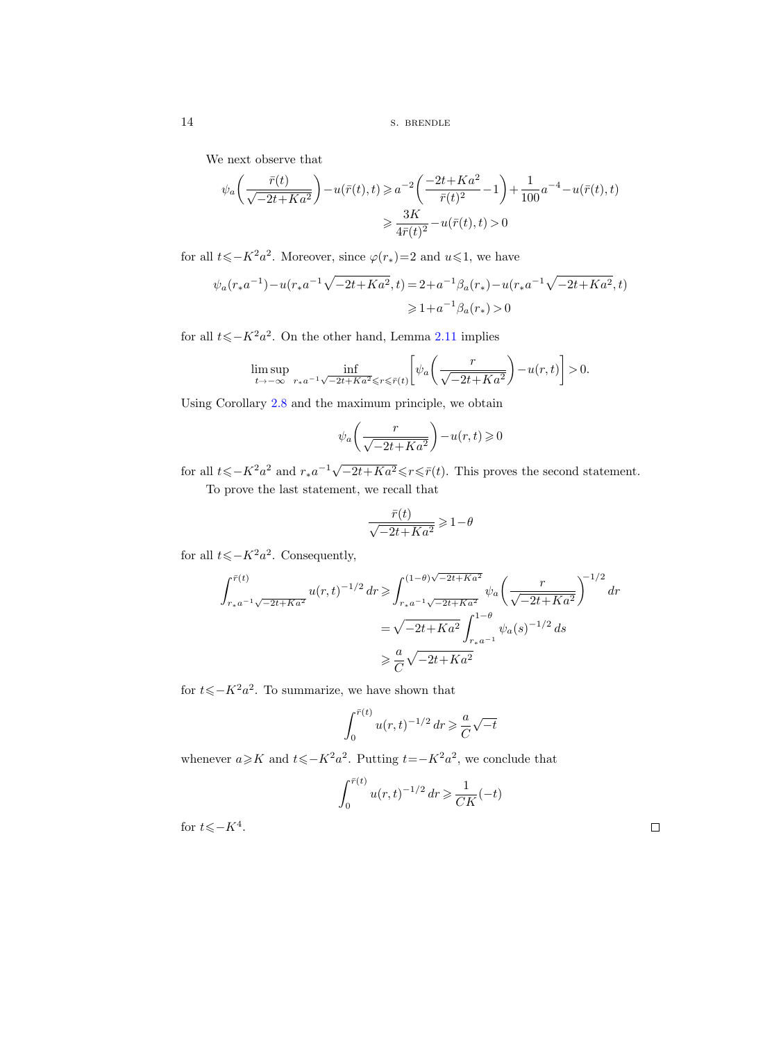We next observe that

$$\psi_a\bigg(\frac{\bar{r}(t)}{\sqrt{-2t+Ka^2}}\bigg)-u(\bar{r}(t),t)\geqslant a^{-2}\bigg(\frac{-2t+Ka^2}{\bar{r}(t)^2}-1\bigg)+\frac{1}{100}a^{-4}-u(\bar{r}(t),t)$$
$$\geqslant \frac{3K}{4\bar{r}(t)^2}-u(\bar{r}(t),t)>0$$

for all $t\leqslant -K^2a^2$. Moreover, since $\varphi(r_*)=2$ and $u\leqslant 1$, we have

$$\psi_a(r_*a^{-1})-u(r_*a^{-1}\sqrt{-2t+Ka^2},t)=2+a^{-1}\beta_a(r_*)-u(r_*a^{-1}\sqrt{-2t+Ka^2},t)$$
$$\geqslant 1+a^{-1}\beta_a(r_*)>0$$

for all $t\leqslant -K^2a^2$. On the other hand, Lemma 2.11 implies

$$\limsup_{t\to-\infty}\inf_{r_*a^{-1}\sqrt{-2t+Ka^2}\leqslant r\leqslant\bar{r}(t)}\bigg[\psi_a\bigg(\frac{r}{\sqrt{-2t+Ka^2}}\bigg)-u(r,t)\bigg]>0.$$

Using Corollary 2.8 and the maximum principle, we obtain

$$\psi_a\bigg(\frac{r}{\sqrt{-2t+Ka^2}}\bigg)-u(r,t)\geqslant 0$$

for all $t\leqslant -K^2a^2$ and $r_*a^{-1}\sqrt{-2t+Ka^2}\leqslant r\leqslant\bar{r}(t)$. This proves the second statement.

To prove the last statement, we recall that

$$\frac{\bar{r}(t)}{\sqrt{-2t+Ka^2}}\geqslant 1-\theta$$

for all $t\leqslant -K^2a^2$. Consequently,

$$\int_{r_*a^{-1}\sqrt{-2t+Ka^2}}^{\bar{r}(t)}u(r,t)^{-1/2}\,dr\geqslant\int_{r_*a^{-1}\sqrt{-2t+Ka^2}}^{(1-\theta)\sqrt{-2t+Ka^2}}\psi_a\bigg(\frac{r}{\sqrt{-2t+Ka^2}}\bigg)^{-1/2}dr$$
$$=\sqrt{-2t+Ka^2}\int_{r_*a^{-1}}^{1-\theta}\psi_a(s)^{-1/2}\,ds$$
$$\geqslant\frac{a}{C}\sqrt{-2t+Ka^2}$$

for $t\leqslant -K^2a^2$. To summarize, we have shown that

$$\int_0^{\bar{r}(t)}u(r,t)^{-1/2}\,dr\geqslant\frac{a}{C}\sqrt{-t}$$

whenever $a\geqslant K$ and $t\leqslant -K^2a^2$. Putting $t=-K^2a^2$, we conclude that

$$\int_0^{\bar{r}(t)}u(r,t)^{-1/2}\,dr\geqslant\frac{1}{CK}(-t)$$

for $t\leqslant -K^4$. □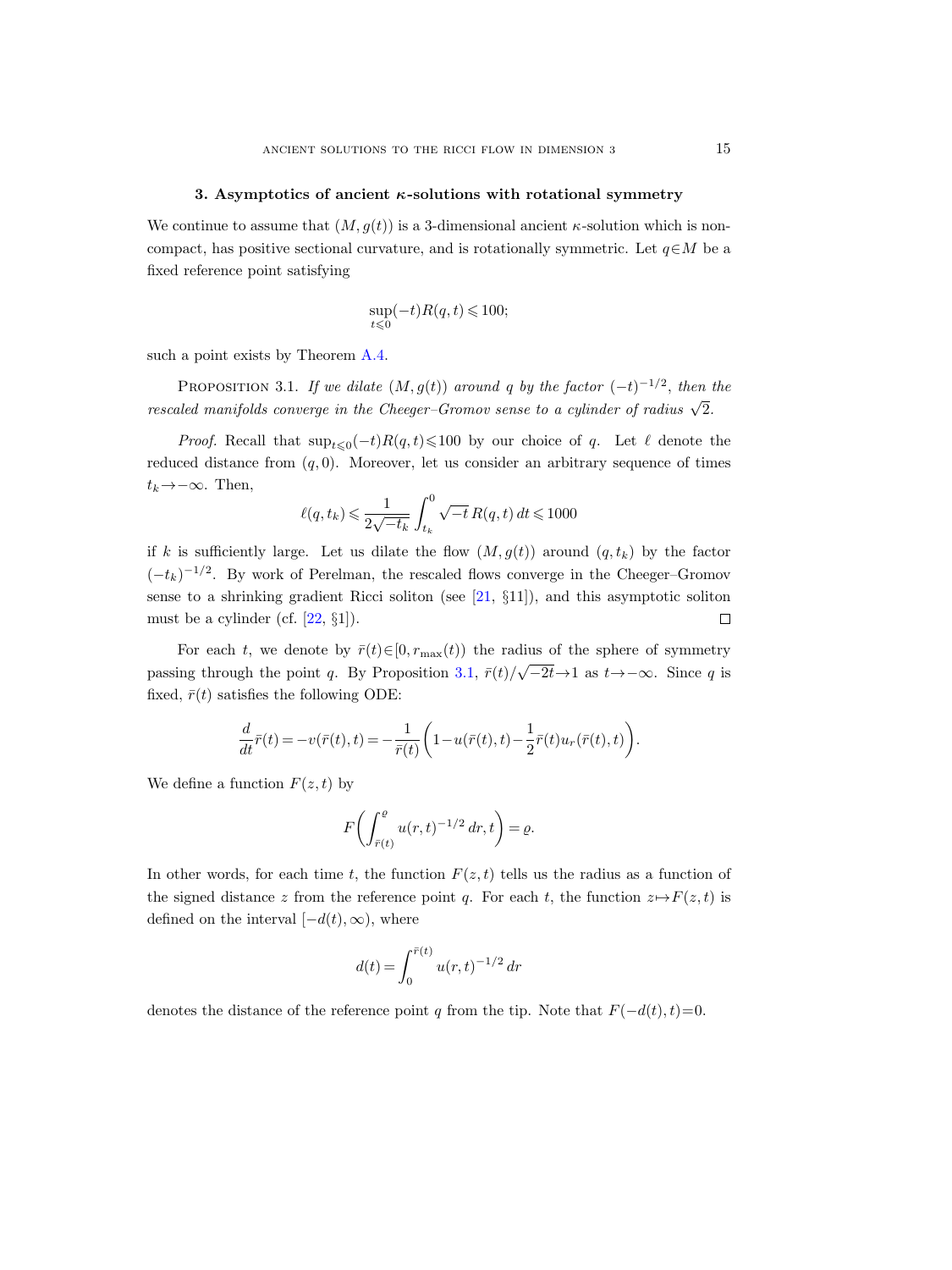## 3. Asymptotics of ancient $\kappa$-solutions with rotational symmetry

We continue to assume that $(M,g(t))$ is a 3-dimensional ancient $\kappa$-solution which is non-compact, has positive sectional curvature, and is rotationally symmetric. Let $q \in M$ be a fixed reference point satisfying

$$\sup_{t \leqslant 0} (-t) R(q,t) \leqslant 100;$$

such a point exists by Theorem A.4.

Proposition 3.1. *If we dilate $(M,g(t))$ around $q$ by the factor $(-t)^{-1/2}$, then the rescaled manifolds converge in the Cheeger–Gromov sense to a cylinder of radius $\sqrt{2}$.*

*Proof.* Recall that $\sup_{t \leqslant 0} (-t) R(q,t) \leqslant 100$ by our choice of $q$. Let $\ell$ denote the reduced distance from $(q,0)$. Moreover, let us consider an arbitrary sequence of times $t_k \to -\infty$. Then,

$$\ell(q,t_k) \leqslant \frac{1}{2\sqrt{-t_k}} \int_{t_k}^0 \sqrt{-t}\, R(q,t)\, dt \leqslant 1000$$

if $k$ is sufficiently large. Let us dilate the flow $(M,g(t))$ around $(q,t_k)$ by the factor $(-t_k)^{-1/2}$. By work of Perelman, the rescaled flows converge in the Cheeger–Gromov sense to a shrinking gradient Ricci soliton (see [21, §11]), and this asymptotic soliton must be a cylinder (cf. [22, §1]). $\square$

For each $t$, we denote by $\bar{r}(t) \in [0, r_{\max}(t))$ the radius of the sphere of symmetry passing through the point $q$. By Proposition 3.1, $\bar{r}(t)/\sqrt{-2t} \to 1$ as $t \to -\infty$. Since $q$ is fixed, $\bar{r}(t)$ satisfies the following ODE:

$$\frac{d}{dt} \bar{r}(t) = -v(\bar{r}(t),t) = -\frac{1}{\bar{r}(t)} \left( 1 - u(\bar{r}(t),t) - \frac{1}{2} \bar{r}(t) u_r(\bar{r}(t),t) \right).$$

We define a function $F(z,t)$ by

$$F\left( \int_{\bar{r}(t)}^{\varrho} u(r,t)^{-1/2}\, dr, t \right) = \varrho.$$

In other words, for each time $t$, the function $F(z,t)$ tells us the radius as a function of the signed distance $z$ from the reference point $q$. For each $t$, the function $z \mapsto F(z,t)$ is defined on the interval $[-d(t), \infty)$, where

$$d(t) = \int_0^{\bar{r}(t)} u(r,t)^{-1/2}\, dr$$

denotes the distance of the reference point $q$ from the tip. Note that $F(-d(t),t) = 0$.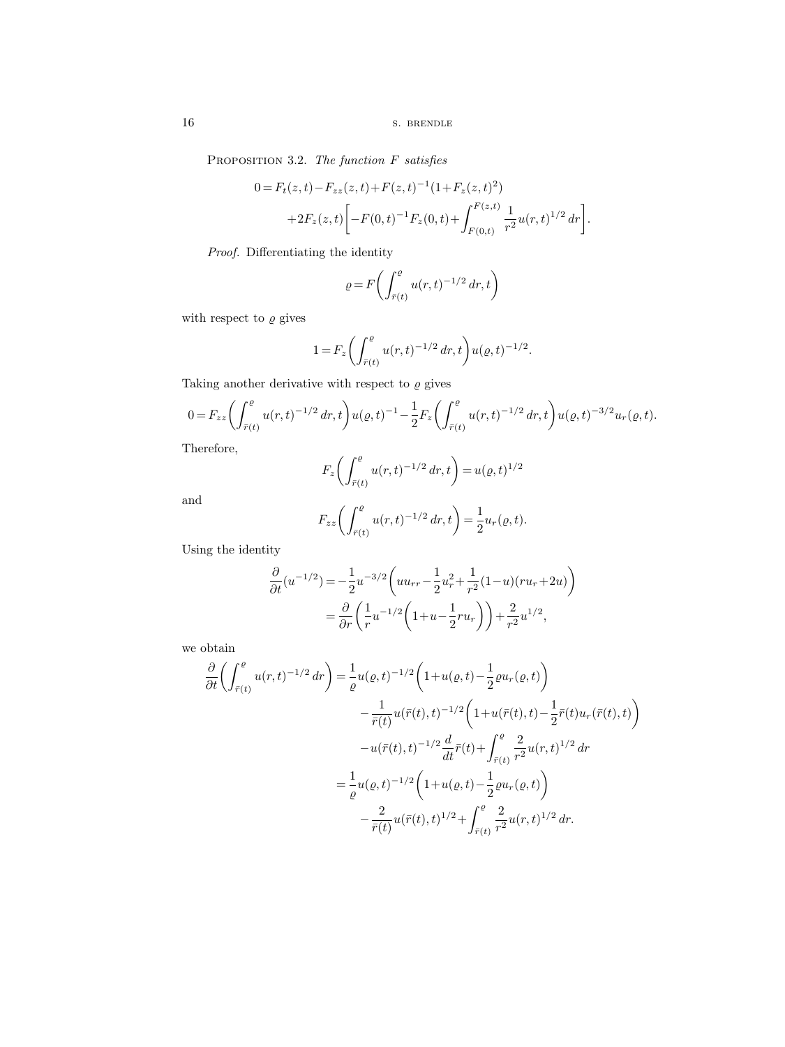Proposition 3.2. *The function $F$ satisfies*

$$0 = F_t(z,t) - F_{zz}(z,t) + F(z,t)^{-1}(1 + F_z(z,t)^2)$$
$$+ 2F_z(z,t)\bigg[-F(0,t)^{-1}F_z(0,t) + \int_{F(0,t)}^{F(z,t)} \frac{1}{r^2}\, u(r,t)^{1/2}\, dr\bigg].$$

*Proof.* Differentiating the identity

$$\varrho = F\bigg(\int_{\bar{r}(t)}^{\varrho} u(r,t)^{-1/2}\, dr, t\bigg)$$

with respect to $\varrho$ gives

$$1 = F_z\bigg(\int_{\bar{r}(t)}^{\varrho} u(r,t)^{-1/2}\, dr, t\bigg)\, u(\varrho,t)^{-1/2}.$$

Taking another derivative with respect to $\varrho$ gives

$$0 = F_{zz}\bigg(\int_{\bar{r}(t)}^{\varrho} u(r,t)^{-1/2}\, dr, t\bigg)\, u(\varrho,t)^{-1} - \frac{1}{2} F_z\bigg(\int_{\bar{r}(t)}^{\varrho} u(r,t)^{-1/2}\, dr, t\bigg)\, u(\varrho,t)^{-3/2} u_r(\varrho,t).$$

Therefore,

$$F_z\bigg(\int_{\bar{r}(t)}^{\varrho} u(r,t)^{-1/2}\, dr, t\bigg) = u(\varrho,t)^{1/2}$$

and

$$F_{zz}\bigg(\int_{\bar{r}(t)}^{\varrho} u(r,t)^{-1/2}\, dr, t\bigg) = \frac{1}{2} u_r(\varrho,t).$$

Using the identity

$$\begin{aligned}
\frac{\partial}{\partial t}(u^{-1/2}) &= -\frac{1}{2} u^{-3/2}\bigg(u u_{rr} - \frac{1}{2} u_r^2 + \frac{1}{r^2}(1-u)(r u_r + 2u)\bigg) \\
&= \frac{\partial}{\partial r}\bigg(\frac{1}{r} u^{-1/2}\bigg(1 + u - \frac{1}{2} r u_r\bigg)\bigg) + \frac{2}{r^2} u^{1/2},
\end{aligned}$$

we obtain

$$\begin{aligned}
\frac{\partial}{\partial t}\bigg(\int_{\bar{r}(t)}^{\varrho} u(r,t)^{-1/2}\, dr\bigg) &= \frac{1}{\varrho} u(\varrho,t)^{-1/2}\bigg(1 + u(\varrho,t) - \frac{1}{2}\varrho u_r(\varrho,t)\bigg) \\
&\quad - \frac{1}{\bar{r}(t)} u(\bar{r}(t),t)^{-1/2}\bigg(1 + u(\bar{r}(t),t) - \frac{1}{2}\bar{r}(t) u_r(\bar{r}(t),t)\bigg) \\
&\quad - u(\bar{r}(t),t)^{-1/2} \frac{d}{dt}\bar{r}(t) + \int_{\bar{r}(t)}^{\varrho} \frac{2}{r^2} u(r,t)^{1/2}\, dr \\
&= \frac{1}{\varrho} u(\varrho,t)^{-1/2}\bigg(1 + u(\varrho,t) - \frac{1}{2}\varrho u_r(\varrho,t)\bigg) \\
&\quad - \frac{2}{\bar{r}(t)} u(\bar{r}(t),t)^{1/2} + \int_{\bar{r}(t)}^{\varrho} \frac{2}{r^2} u(r,t)^{1/2}\, dr.
\end{aligned}$$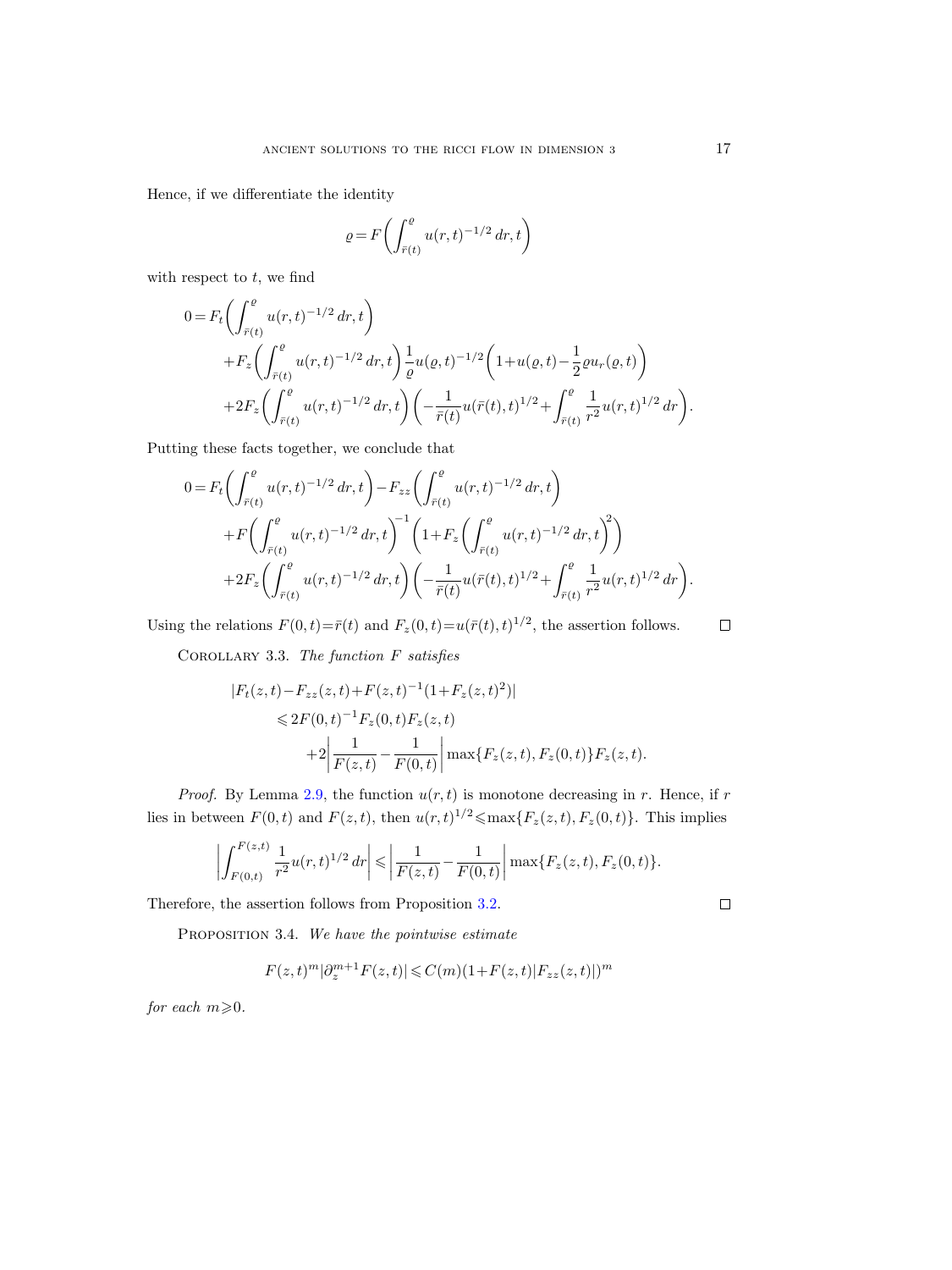Hence, if we differentiate the identity

$$\varrho = F\bigg(\int_{\bar r(t)}^{\varrho} u(r,t)^{-1/2}\,dr, t\bigg)$$

with respect to $t$, we find

$$\begin{aligned}
0 &= F_t\bigg(\int_{\bar r(t)}^{\varrho} u(r,t)^{-1/2}\,dr, t\bigg) \\
&\quad + F_z\bigg(\int_{\bar r(t)}^{\varrho} u(r,t)^{-1/2}\,dr, t\bigg)\frac{1}{\varrho}u(\varrho,t)^{-1/2}\bigg(1+u(\varrho,t)-\frac{1}{2}\varrho u_r(\varrho,t)\bigg) \\
&\quad + 2F_z\bigg(\int_{\bar r(t)}^{\varrho} u(r,t)^{-1/2}\,dr, t\bigg)\bigg(-\frac{1}{\bar r(t)}u(\bar r(t),t)^{1/2}+\int_{\bar r(t)}^{\varrho}\frac{1}{r^2}u(r,t)^{1/2}\,dr\bigg).
\end{aligned}$$

Putting these facts together, we conclude that

$$\begin{aligned}
0 &= F_t\bigg(\int_{\bar r(t)}^{\varrho} u(r,t)^{-1/2}\,dr, t\bigg) - F_{zz}\bigg(\int_{\bar r(t)}^{\varrho} u(r,t)^{-1/2}\,dr, t\bigg) \\
&\quad + F\bigg(\int_{\bar r(t)}^{\varrho} u(r,t)^{-1/2}\,dr, t\bigg)^{-1}\bigg(1+F_z\bigg(\int_{\bar r(t)}^{\varrho} u(r,t)^{-1/2}\,dr, t\bigg)^2\bigg) \\
&\quad + 2F_z\bigg(\int_{\bar r(t)}^{\varrho} u(r,t)^{-1/2}\,dr, t\bigg)\bigg(-\frac{1}{\bar r(t)}u(\bar r(t),t)^{1/2}+\int_{\bar r(t)}^{\varrho}\frac{1}{r^2}u(r,t)^{1/2}\,dr\bigg).
\end{aligned}$$

Using the relations $F(0,t)=\bar r(t)$ and $F_z(0,t)=u(\bar r(t),t)^{1/2}$, the assertion follows. ∎

Corollary 3.3. *The function $F$ satisfies*

$$\begin{aligned}
&|F_t(z,t)-F_{zz}(z,t)+F(z,t)^{-1}(1+F_z(z,t)^2)| \\
&\quad\leqslant 2F(0,t)^{-1}F_z(0,t)F_z(z,t) \\
&\qquad + 2\bigg|\frac{1}{F(z,t)}-\frac{1}{F(0,t)}\bigg|\max\{F_z(z,t),F_z(0,t)\}F_z(z,t).
\end{aligned}$$

*Proof.* By Lemma 2.9, the function $u(r,t)$ is monotone decreasing in $r$. Hence, if $r$ lies in between $F(0,t)$ and $F(z,t)$, then $u(r,t)^{1/2}\leqslant\max\{F_z(z,t),F_z(0,t)\}$. This implies

$$\bigg|\int_{F(0,t)}^{F(z,t)}\frac{1}{r^2}u(r,t)^{1/2}\,dr\bigg| \leqslant \bigg|\frac{1}{F(z,t)}-\frac{1}{F(0,t)}\bigg|\max\{F_z(z,t),F_z(0,t)\}.$$

Therefore, the assertion follows from Proposition 3.2. ∎

Proposition 3.4. *We have the pointwise estimate*

$$F(z,t)^m|\partial_z^{m+1}F(z,t)|\leqslant C(m)(1+F(z,t)|F_{zz}(z,t)|)^m$$

*for each $m\geqslant 0$.*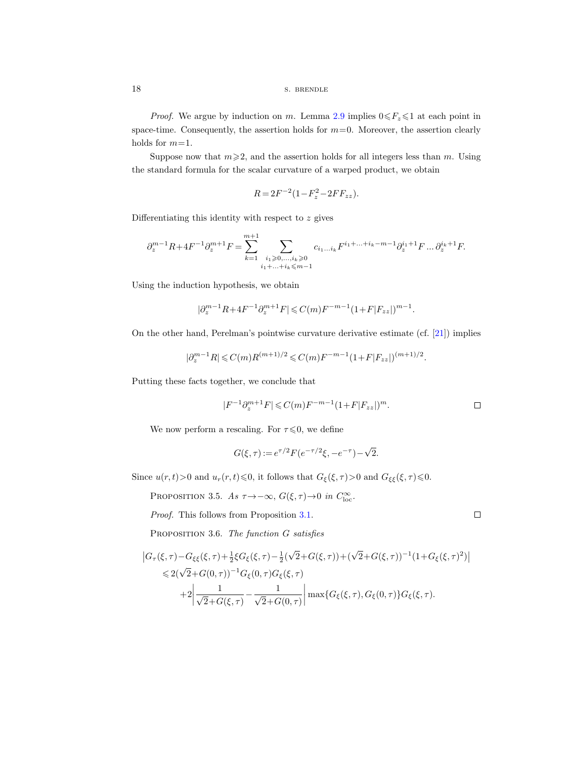*Proof.* We argue by induction on $m$. Lemma 2.9 implies $0 \leqslant F_z \leqslant 1$ at each point in space-time. Consequently, the assertion holds for $m=0$. Moreover, the assertion clearly holds for $m=1$.

Suppose now that $m \geqslant 2$, and the assertion holds for all integers less than $m$. Using the standard formula for the scalar curvature of a warped product, we obtain

$$R = 2F^{-2}(1 - F_z^2 - 2FF_{zz}).$$

Differentiating this identity with respect to $z$ gives

$$\partial_z^{m-1} R + 4F^{-1} \partial_z^{m+1} F = \sum_{k=1}^{m+1} \sum_{\substack{i_1 \geqslant 0, \ldots, i_k \geqslant 0 \\ i_1 + \ldots + i_k \leqslant m-1}} c_{i_1 \ldots i_k} F^{i_1 + \ldots + i_k - m - 1} \partial_z^{i_1+1} F \ldots \partial_z^{i_k+1} F.$$

Using the induction hypothesis, we obtain

$$|\partial_z^{m-1} R + 4F^{-1} \partial_z^{m+1} F| \leqslant C(m) F^{-m-1} (1 + F|F_{zz}|)^{m-1}.$$

On the other hand, Perelman's pointwise curvature derivative estimate (cf. [21]) implies

$$|\partial_z^{m-1} R| \leqslant C(m) R^{(m+1)/2} \leqslant C(m) F^{-m-1} (1 + F|F_{zz}|)^{(m+1)/2}.$$

Putting these facts together, we conclude that

$$|F^{-1} \partial_z^{m+1} F| \leqslant C(m) F^{-m-1} (1 + F|F_{zz}|)^m. \qquad \square$$

We now perform a rescaling. For $\tau \leqslant 0$, we define

$$G(\xi, \tau) := e^{\tau/2} F(e^{-\tau/2} \xi, -e^{-\tau}) - \sqrt{2}.$$

Since $u(r,t) > 0$ and $u_r(r,t) \leqslant 0$, it follows that $G_\xi(\xi, \tau) > 0$ and $G_{\xi\xi}(\xi, \tau) \leqslant 0$.

Proposition 3.5. *As $\tau \to -\infty$, $G(\xi, \tau) \to 0$ in $C^\infty_{\mathrm{loc}}$.*

*Proof.* This follows from Proposition 3.1. $\square$

Proposition 3.6. *The function $G$ satisfies*

$$\begin{aligned}
&\left| G_\tau(\xi,\tau) - G_{\xi\xi}(\xi,\tau) + \tfrac{1}{2}\xi G_\xi(\xi,\tau) - \tfrac{1}{2}(\sqrt{2} + G(\xi,\tau)) + (\sqrt{2} + G(\xi,\tau))^{-1}(1 + G_\xi(\xi,\tau)^2) \right| \\
&\quad \leqslant 2(\sqrt{2} + G(0,\tau))^{-1} G_\xi(0,\tau) G_\xi(\xi,\tau) \\
&\qquad + 2 \left| \frac{1}{\sqrt{2} + G(\xi,\tau)} - \frac{1}{\sqrt{2} + G(0,\tau)} \right| \max\{G_\xi(\xi,\tau), G_\xi(0,\tau)\} G_\xi(\xi,\tau).
\end{aligned}$$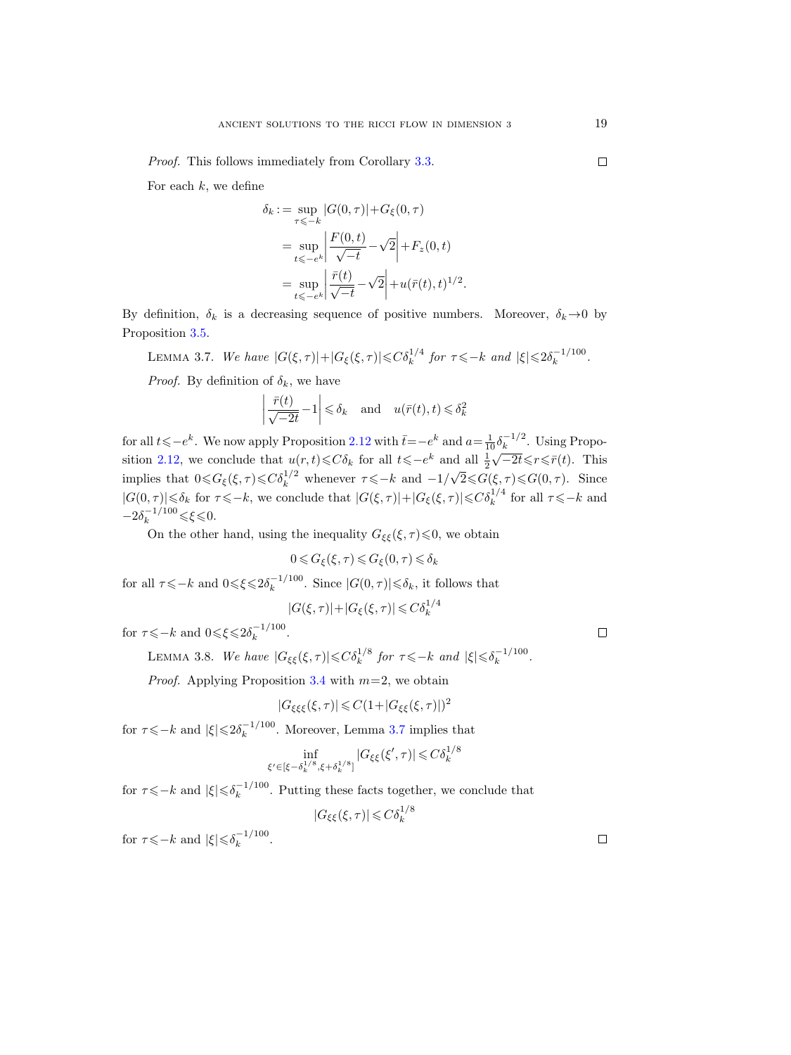*Proof.* This follows immediately from Corollary 3.3. ◻

For each $k$, we define

$$\begin{aligned}
\delta_k &:= \sup_{\tau \leqslant -k} |G(0,\tau)| + G_\xi(0,\tau) \\
&= \sup_{t \leqslant -e^k} \left| \frac{F(0,t)}{\sqrt{-t}} - \sqrt{2} \right| + F_z(0,t) \\
&= \sup_{t \leqslant -e^k} \left| \frac{\bar{r}(t)}{\sqrt{-t}} - \sqrt{2} \right| + u(\bar{r}(t),t)^{1/2}.
\end{aligned}$$

By definition, $\delta_k$ is a decreasing sequence of positive numbers. Moreover, $\delta_k \to 0$ by Proposition 3.5.

LEMMA 3.7. *We have $|G(\xi,\tau)| + |G_\xi(\xi,\tau)| \leqslant C\delta_k^{1/4}$ for $\tau \leqslant -k$ and $|\xi| \leqslant 2\delta_k^{-1/100}$.*

*Proof.* By definition of $\delta_k$, we have

$$\left| \frac{\bar{r}(t)}{\sqrt{-2t}} - 1 \right| \leqslant \delta_k \quad \text{and} \quad u(\bar{r}(t),t) \leqslant \delta_k^2$$

for all $t \leqslant -e^k$. We now apply Proposition 2.12 with $\bar{t} = -e^k$ and $a = \frac{1}{10}\delta_k^{-1/2}$. Using Proposition 2.12, we conclude that $u(r,t) \leqslant C\delta_k$ for all $t \leqslant -e^k$ and all $\frac{1}{2}\sqrt{-2t} \leqslant r \leqslant \bar{r}(t)$. This implies that $0 \leqslant G_\xi(\xi,\tau) \leqslant C\delta_k^{1/2}$ whenever $\tau \leqslant -k$ and $-1/\sqrt{2} \leqslant G(\xi,\tau) \leqslant G(0,\tau)$. Since $|G(0,\tau)| \leqslant \delta_k$ for $\tau \leqslant -k$, we conclude that $|G(\xi,\tau)| + |G_\xi(\xi,\tau)| \leqslant C\delta_k^{1/4}$ for all $\tau \leqslant -k$ and $-2\delta_k^{-1/100} \leqslant \xi \leqslant 0$.

On the other hand, using the inequality $G_{\xi\xi}(\xi,\tau) \leqslant 0$, we obtain

$$0 \leqslant G_\xi(\xi,\tau) \leqslant G_\xi(0,\tau) \leqslant \delta_k$$

for all $\tau \leqslant -k$ and $0 \leqslant \xi \leqslant 2\delta_k^{-1/100}$. Since $|G(0,\tau)| \leqslant \delta_k$, it follows that

$$|G(\xi,\tau)| + |G_\xi(\xi,\tau)| \leqslant C\delta_k^{1/4}$$

for $\tau \leqslant -k$ and $0 \leqslant \xi \leqslant 2\delta_k^{-1/100}$. ◻

LEMMA 3.8. *We have $|G_{\xi\xi}(\xi,\tau)| \leqslant C\delta_k^{1/8}$ for $\tau \leqslant -k$ and $|\xi| \leqslant \delta_k^{-1/100}$.*

*Proof.* Applying Proposition 3.4 with $m=2$, we obtain

$$|G_{\xi\xi\xi}(\xi,\tau)| \leqslant C(1 + |G_{\xi\xi}(\xi,\tau)|)^2$$

for $\tau \leqslant -k$ and $|\xi| \leqslant 2\delta_k^{-1/100}$. Moreover, Lemma 3.7 implies that

$$\inf_{\xi' \in [\xi - \delta_k^{1/8}, \xi + \delta_k^{1/8}]} |G_{\xi\xi}(\xi',\tau)| \leqslant C\delta_k^{1/8}$$

for $\tau \leqslant -k$ and $|\xi| \leqslant \delta_k^{-1/100}$. Putting these facts together, we conclude that

$$|G_{\xi\xi}(\xi,\tau)| \leqslant C\delta_k^{1/8}$$

for $\tau \leqslant -k$ and $|\xi| \leqslant \delta_k^{-1/100}$. ◻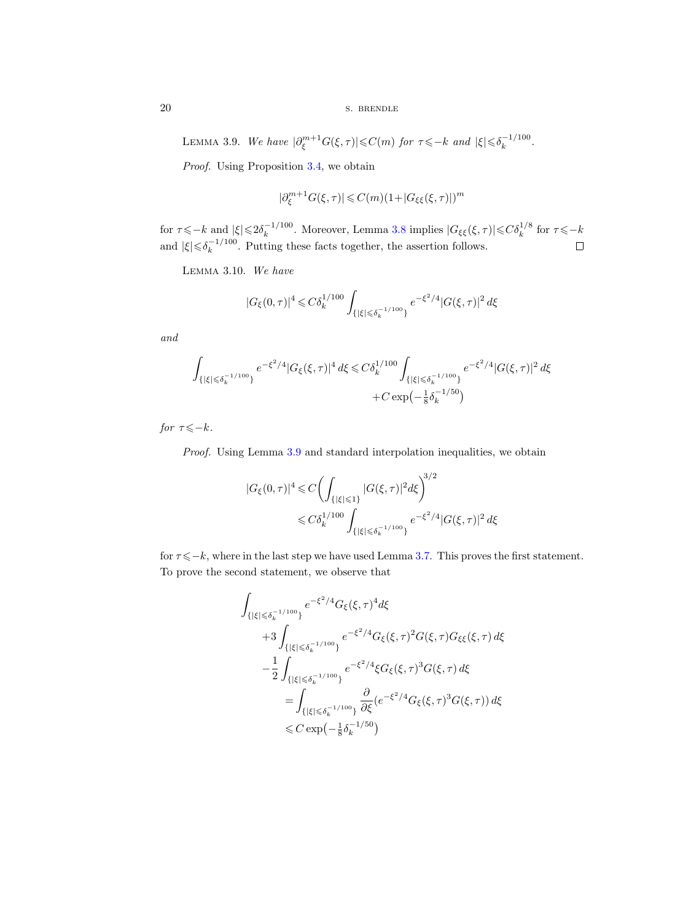Lemma 3.9. *We have* $|\partial_\xi^{m+1} G(\xi,\tau)| \leqslant C(m)$ *for* $\tau \leqslant -k$ *and* $|\xi| \leqslant \delta_k^{-1/100}$.

*Proof.* Using Proposition 3.4, we obtain

$$|\partial_\xi^{m+1} G(\xi,\tau)| \leqslant C(m)(1+|G_{\xi\xi}(\xi,\tau)|)^m$$

for $\tau \leqslant -k$ and $|\xi| \leqslant 2\delta_k^{-1/100}$. Moreover, Lemma 3.8 implies $|G_{\xi\xi}(\xi,\tau)| \leqslant C\delta_k^{1/8}$ for $\tau \leqslant -k$ and $|\xi| \leqslant \delta_k^{-1/100}$. Putting these facts together, the assertion follows. $\square$

Lemma 3.10. *We have*

$$|G_\xi(0,\tau)|^4 \leqslant C\delta_k^{1/100} \int_{\{|\xi| \leqslant \delta_k^{-1/100}\}} e^{-\xi^2/4} |G(\xi,\tau)|^2 \, d\xi$$

*and*

$$\int_{\{|\xi| \leqslant \delta_k^{-1/100}\}} e^{-\xi^2/4} |G_\xi(\xi,\tau)|^4 \, d\xi \leqslant C\delta_k^{1/100} \int_{\{|\xi| \leqslant \delta_k^{-1/100}\}} e^{-\xi^2/4} |G(\xi,\tau)|^2 \, d\xi + C \exp\left(-\tfrac{1}{8}\delta_k^{-1/50}\right)$$

*for* $\tau \leqslant -k$.

*Proof.* Using Lemma 3.9 and standard interpolation inequalities, we obtain

$$\begin{aligned}
|G_\xi(0,\tau)|^4 &\leqslant C\left(\int_{\{|\xi| \leqslant 1\}} |G(\xi,\tau)|^2 d\xi\right)^{3/2} \\
&\leqslant C\delta_k^{1/100} \int_{\{|\xi| \leqslant \delta_k^{-1/100}\}} e^{-\xi^2/4} |G(\xi,\tau)|^2 \, d\xi
\end{aligned}$$

for $\tau \leqslant -k$, where in the last step we have used Lemma 3.7. This proves the first statement. To prove the second statement, we observe that

$$\begin{aligned}
&\int_{\{|\xi| \leqslant \delta_k^{-1/100}\}} e^{-\xi^2/4} G_\xi(\xi,\tau)^4 d\xi \\
&\quad + 3\int_{\{|\xi| \leqslant \delta_k^{-1/100}\}} e^{-\xi^2/4} G_\xi(\xi,\tau)^2 G(\xi,\tau) G_{\xi\xi}(\xi,\tau) \, d\xi \\
&\quad - \frac{1}{2}\int_{\{|\xi| \leqslant \delta_k^{-1/100}\}} e^{-\xi^2/4} \xi G_\xi(\xi,\tau)^3 G(\xi,\tau) \, d\xi \\
&\qquad = \int_{\{|\xi| \leqslant \delta_k^{-1/100}\}} \frac{\partial}{\partial \xi}\left(e^{-\xi^2/4} G_\xi(\xi,\tau)^3 G(\xi,\tau)\right) d\xi \\
&\qquad \leqslant C \exp\left(-\tfrac{1}{8}\delta_k^{-1/50}\right)
\end{aligned}$$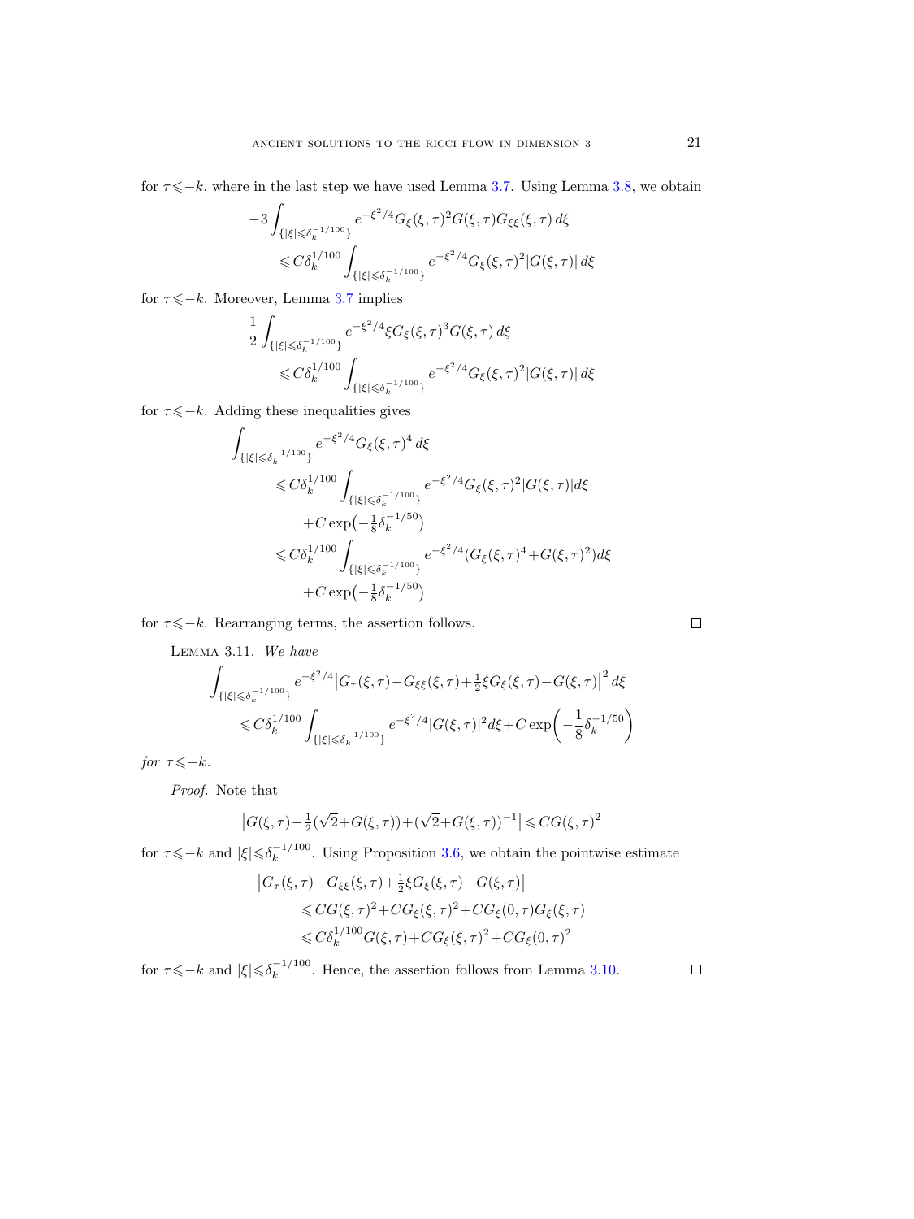for $\tau \leqslant -k$, where in the last step we have used Lemma 3.7. Using Lemma 3.8, we obtain

$$
\begin{aligned}
-3 &\int_{\{|\xi| \leqslant \delta_k^{-1/100}\}} e^{-\xi^2/4} G_\xi(\xi,\tau)^2 G(\xi,\tau) G_{\xi\xi}(\xi,\tau)\, d\xi \\
&\leqslant C\delta_k^{1/100} \int_{\{|\xi| \leqslant \delta_k^{-1/100}\}} e^{-\xi^2/4} G_\xi(\xi,\tau)^2 |G(\xi,\tau)|\, d\xi
\end{aligned}
$$

for $\tau \leqslant -k$. Moreover, Lemma 3.7 implies

$$
\begin{aligned}
\frac{1}{2} &\int_{\{|\xi| \leqslant \delta_k^{-1/100}\}} e^{-\xi^2/4} \xi G_\xi(\xi,\tau)^3 G(\xi,\tau)\, d\xi \\
&\leqslant C\delta_k^{1/100} \int_{\{|\xi| \leqslant \delta_k^{-1/100}\}} e^{-\xi^2/4} G_\xi(\xi,\tau)^2 |G(\xi,\tau)|\, d\xi
\end{aligned}
$$

for $\tau \leqslant -k$. Adding these inequalities gives

$$
\begin{aligned}
&\int_{\{|\xi| \leqslant \delta_k^{-1/100}\}} e^{-\xi^2/4} G_\xi(\xi,\tau)^4\, d\xi \\
&\qquad \leqslant C\delta_k^{1/100} \int_{\{|\xi| \leqslant \delta_k^{-1/100}\}} e^{-\xi^2/4} G_\xi(\xi,\tau)^2 |G(\xi,\tau)| d\xi \\
&\qquad\qquad + C \exp\big(-\tfrac{1}{8}\delta_k^{-1/50}\big) \\
&\qquad \leqslant C\delta_k^{1/100} \int_{\{|\xi| \leqslant \delta_k^{-1/100}\}} e^{-\xi^2/4} (G_\xi(\xi,\tau)^4 + G(\xi,\tau)^2) d\xi \\
&\qquad\qquad + C \exp\big(-\tfrac{1}{8}\delta_k^{-1/50}\big)
\end{aligned}
$$

for $\tau \leqslant -k$. Rearranging terms, the assertion follows. ∎

**Lemma 3.11.** *We have*

$$
\begin{aligned}
&\int_{\{|\xi| \leqslant \delta_k^{-1/100}\}} e^{-\xi^2/4} \big|G_\tau(\xi,\tau) - G_{\xi\xi}(\xi,\tau) + \tfrac{1}{2}\xi G_\xi(\xi,\tau) - G(\xi,\tau)\big|^2\, d\xi \\
&\qquad \leqslant C\delta_k^{1/100} \int_{\{|\xi| \leqslant \delta_k^{-1/100}\}} e^{-\xi^2/4} |G(\xi,\tau)|^2 d\xi + C \exp\bigg(-\frac{1}{8}\delta_k^{-1/50}\bigg)
\end{aligned}
$$

*for* $\tau \leqslant -k$.

*Proof.* Note that

$$
\big|G(\xi,\tau) - \tfrac{1}{2}(\sqrt{2} + G(\xi,\tau)) + (\sqrt{2} + G(\xi,\tau))^{-1}\big| \leqslant CG(\xi,\tau)^2
$$

for $\tau \leqslant -k$ and $|\xi| \leqslant \delta_k^{-1/100}$. Using Proposition 3.6, we obtain the pointwise estimate

$$
\begin{aligned}
&\big|G_\tau(\xi,\tau) - G_{\xi\xi}(\xi,\tau) + \tfrac{1}{2}\xi G_\xi(\xi,\tau) - G(\xi,\tau)\big| \\
&\qquad \leqslant CG(\xi,\tau)^2 + CG_\xi(\xi,\tau)^2 + CG_\xi(0,\tau) G_\xi(\xi,\tau) \\
&\qquad \leqslant C\delta_k^{1/100} G(\xi,\tau) + CG_\xi(\xi,\tau)^2 + CG_\xi(0,\tau)^2
\end{aligned}
$$

for $\tau \leqslant -k$ and $|\xi| \leqslant \delta_k^{-1/100}$. Hence, the assertion follows from Lemma 3.10. ∎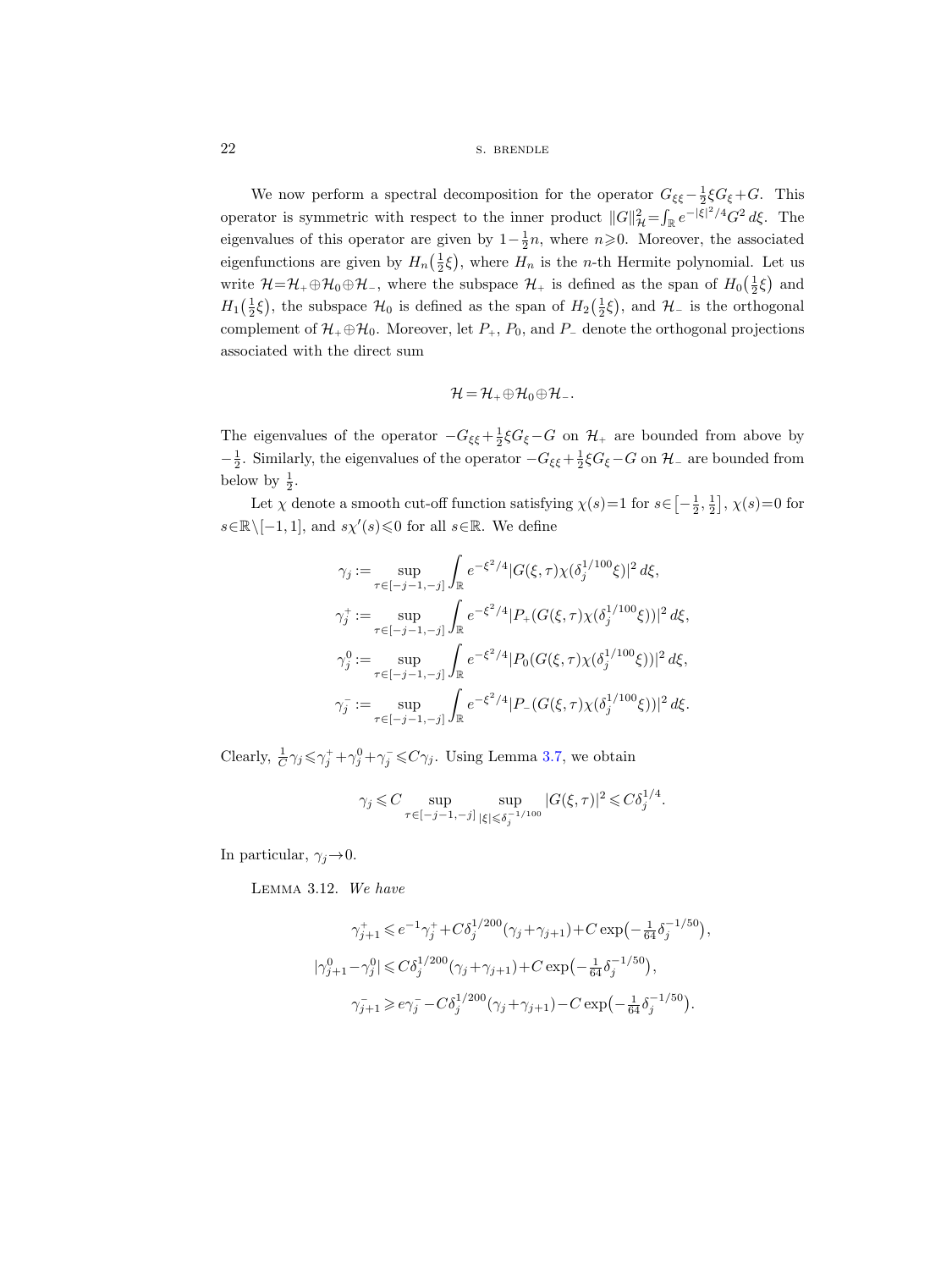We now perform a spectral decomposition for the operator $G_{\xi\xi} - \frac{1}{2}\xi G_\xi + G$. This operator is symmetric with respect to the inner product $\|G\|_{\mathcal{H}}^2 = \int_{\mathbb{R}} e^{-|\xi|^2/4} G^2 \, d\xi$. The eigenvalues of this operator are given by $1 - \frac{1}{2}n$, where $n \geqslant 0$. Moreover, the associated eigenfunctions are given by $H_n\big(\frac{1}{2}\xi\big)$, where $H_n$ is the $n$-th Hermite polynomial. Let us write $\mathcal{H} = \mathcal{H}_+ \oplus \mathcal{H}_0 \oplus \mathcal{H}_-$, where the subspace $\mathcal{H}_+$ is defined as the span of $H_0\big(\frac{1}{2}\xi\big)$ and $H_1\big(\frac{1}{2}\xi\big)$, the subspace $\mathcal{H}_0$ is defined as the span of $H_2\big(\frac{1}{2}\xi\big)$, and $\mathcal{H}_-$ is the orthogonal complement of $\mathcal{H}_+ \oplus \mathcal{H}_0$. Moreover, let $P_+$, $P_0$, and $P_-$ denote the orthogonal projections associated with the direct sum

$$\mathcal{H} = \mathcal{H}_+ \oplus \mathcal{H}_0 \oplus \mathcal{H}_-.$$

The eigenvalues of the operator $-G_{\xi\xi} + \frac{1}{2}\xi G_\xi - G$ on $\mathcal{H}_+$ are bounded from above by $-\frac{1}{2}$. Similarly, the eigenvalues of the operator $-G_{\xi\xi} + \frac{1}{2}\xi G_\xi - G$ on $\mathcal{H}_-$ are bounded from below by $\frac{1}{2}$.

Let $\chi$ denote a smooth cut-off function satisfying $\chi(s) = 1$ for $s \in \big[-\frac{1}{2}, \frac{1}{2}\big]$, $\chi(s) = 0$ for $s \in \mathbb{R} \setminus [-1, 1]$, and $s\chi'(s) \leqslant 0$ for all $s \in \mathbb{R}$. We define

$$\begin{aligned}
\gamma_j &:= \sup_{\tau \in [-j-1, -j]} \int_{\mathbb{R}} e^{-\xi^2/4} |G(\xi, \tau)\chi(\delta_j^{1/100}\xi)|^2 \, d\xi, \\
\gamma_j^+ &:= \sup_{\tau \in [-j-1, -j]} \int_{\mathbb{R}} e^{-\xi^2/4} |P_+(G(\xi, \tau)\chi(\delta_j^{1/100}\xi))|^2 \, d\xi, \\
\gamma_j^0 &:= \sup_{\tau \in [-j-1, -j]} \int_{\mathbb{R}} e^{-\xi^2/4} |P_0(G(\xi, \tau)\chi(\delta_j^{1/100}\xi))|^2 \, d\xi, \\
\gamma_j^- &:= \sup_{\tau \in [-j-1, -j]} \int_{\mathbb{R}} e^{-\xi^2/4} |P_-(G(\xi, \tau)\chi(\delta_j^{1/100}\xi))|^2 \, d\xi.
\end{aligned}$$

Clearly, $\frac{1}{C}\gamma_j \leqslant \gamma_j^+ + \gamma_j^0 + \gamma_j^- \leqslant C\gamma_j$. Using Lemma 3.7, we obtain

$$\gamma_j \leqslant C \sup_{\tau \in [-j-1, -j]} \sup_{|\xi| \leqslant \delta_j^{-1/100}} |G(\xi, \tau)|^2 \leqslant C\delta_j^{1/4}.$$

In particular, $\gamma_j \to 0$.

Lemma 3.12. *We have*

$$\begin{aligned}
\gamma_{j+1}^+ &\leqslant e^{-1}\gamma_j^+ + C\delta_j^{1/200}(\gamma_j + \gamma_{j+1}) + C\exp\big(-\tfrac{1}{64}\delta_j^{-1/50}\big), \\
|\gamma_{j+1}^0 - \gamma_j^0| &\leqslant C\delta_j^{1/200}(\gamma_j + \gamma_{j+1}) + C\exp\big(-\tfrac{1}{64}\delta_j^{-1/50}\big), \\
\gamma_{j+1}^- &\geqslant e\gamma_j^- - C\delta_j^{1/200}(\gamma_j + \gamma_{j+1}) - C\exp\big(-\tfrac{1}{64}\delta_j^{-1/50}\big).
\end{aligned}$$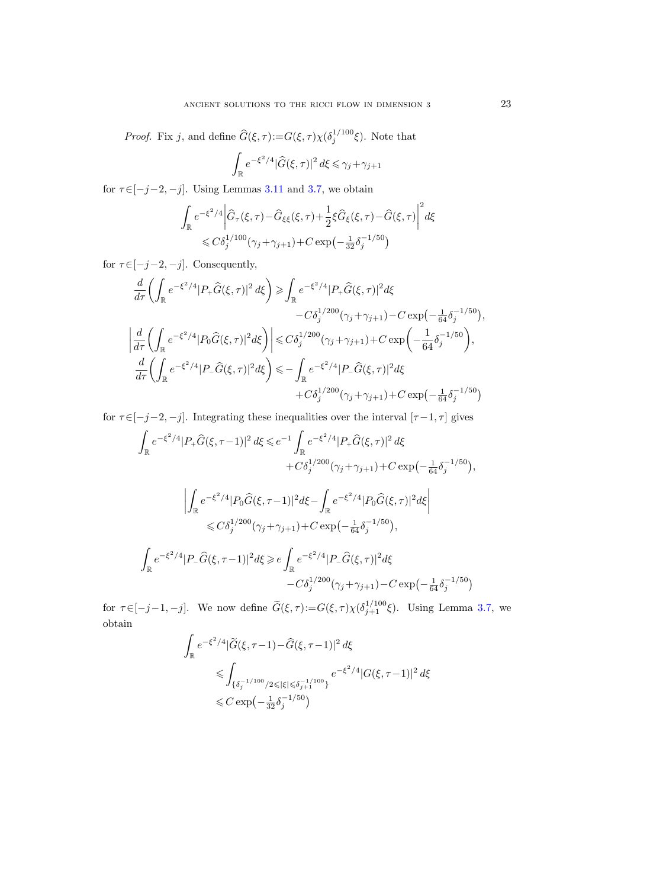*Proof.* Fix $j$, and define $\widehat{G}(\xi,\tau):=G(\xi,\tau)\chi(\delta_j^{1/100}\xi)$. Note that

$$\int_{\mathbb{R}} e^{-\xi^2/4}|\widehat{G}(\xi,\tau)|^2\,d\xi \leqslant \gamma_j+\gamma_{j+1}$$

for $\tau\in[-j-2,-j]$. Using Lemmas 3.11 and 3.7, we obtain

$$\int_{\mathbb{R}} e^{-\xi^2/4}\left|\widehat{G}_\tau(\xi,\tau)-\widehat{G}_{\xi\xi}(\xi,\tau)+\frac{1}{2}\xi\widehat{G}_\xi(\xi,\tau)-\widehat{G}(\xi,\tau)\right|^2 d\xi \\ \leqslant C\delta_j^{1/100}(\gamma_j+\gamma_{j+1})+C\exp\left(-\tfrac{1}{32}\delta_j^{-1/50}\right)$$

for $\tau\in[-j-2,-j]$. Consequently,

$$\frac{d}{d\tau}\left(\int_{\mathbb{R}} e^{-\xi^2/4}|P_+\widehat{G}(\xi,\tau)|^2\,d\xi\right) \geqslant \int_{\mathbb{R}} e^{-\xi^2/4}|P_+\widehat{G}(\xi,\tau)|^2 d\xi \\ -C\delta_j^{1/200}(\gamma_j+\gamma_{j+1})-C\exp\left(-\tfrac{1}{64}\delta_j^{-1/50}\right),$$

$$\left|\frac{d}{d\tau}\left(\int_{\mathbb{R}} e^{-\xi^2/4}|P_0\widehat{G}(\xi,\tau)|^2 d\xi\right)\right| \leqslant C\delta_j^{1/200}(\gamma_j+\gamma_{j+1})+C\exp\left(-\frac{1}{64}\delta_j^{-1/50}\right),$$

$$\frac{d}{d\tau}\left(\int_{\mathbb{R}} e^{-\xi^2/4}|P_-\widehat{G}(\xi,\tau)|^2 d\xi\right) \leqslant -\int_{\mathbb{R}} e^{-\xi^2/4}|P_-\widehat{G}(\xi,\tau)|^2 d\xi \\ +C\delta_j^{1/200}(\gamma_j+\gamma_{j+1})+C\exp\left(-\tfrac{1}{64}\delta_j^{-1/50}\right)$$

for $\tau\in[-j-2,-j]$. Integrating these inequalities over the interval $[\tau-1,\tau]$ gives

$$\int_{\mathbb{R}} e^{-\xi^2/4}|P_+\widehat{G}(\xi,\tau-1)|^2\,d\xi \leqslant e^{-1}\int_{\mathbb{R}} e^{-\xi^2/4}|P_+\widehat{G}(\xi,\tau)|^2\,d\xi \\ +C\delta_j^{1/200}(\gamma_j+\gamma_{j+1})+C\exp\left(-\tfrac{1}{64}\delta_j^{-1/50}\right),$$

$$\left|\int_{\mathbb{R}} e^{-\xi^2/4}|P_0\widehat{G}(\xi,\tau-1)|^2 d\xi-\int_{\mathbb{R}} e^{-\xi^2/4}|P_0\widehat{G}(\xi,\tau)|^2 d\xi\right| \\ \leqslant C\delta_j^{1/200}(\gamma_j+\gamma_{j+1})+C\exp\left(-\tfrac{1}{64}\delta_j^{-1/50}\right),$$

$$\int_{\mathbb{R}} e^{-\xi^2/4}|P_-\widehat{G}(\xi,\tau-1)|^2 d\xi \geqslant e\int_{\mathbb{R}} e^{-\xi^2/4}|P_-\widehat{G}(\xi,\tau)|^2 d\xi \\ -C\delta_j^{1/200}(\gamma_j+\gamma_{j+1})-C\exp\left(-\tfrac{1}{64}\delta_j^{-1/50}\right)$$

for $\tau\in[-j-1,-j]$. We now define $\widetilde{G}(\xi,\tau):=G(\xi,\tau)\chi(\delta_{j+1}^{1/100}\xi)$. Using Lemma 3.7, we obtain

$$\int_{\mathbb{R}} e^{-\xi^2/4}|\widetilde{G}(\xi,\tau-1)-\widehat{G}(\xi,\tau-1)|^2\,d\xi \\ \leqslant \int_{\{\delta_j^{-1/100}/2\leqslant|\xi|\leqslant\delta_{j+1}^{-1/100}\}} e^{-\xi^2/4}|G(\xi,\tau-1)|^2\,d\xi \\ \leqslant C\exp\left(-\tfrac{1}{32}\delta_j^{-1/50}\right)$$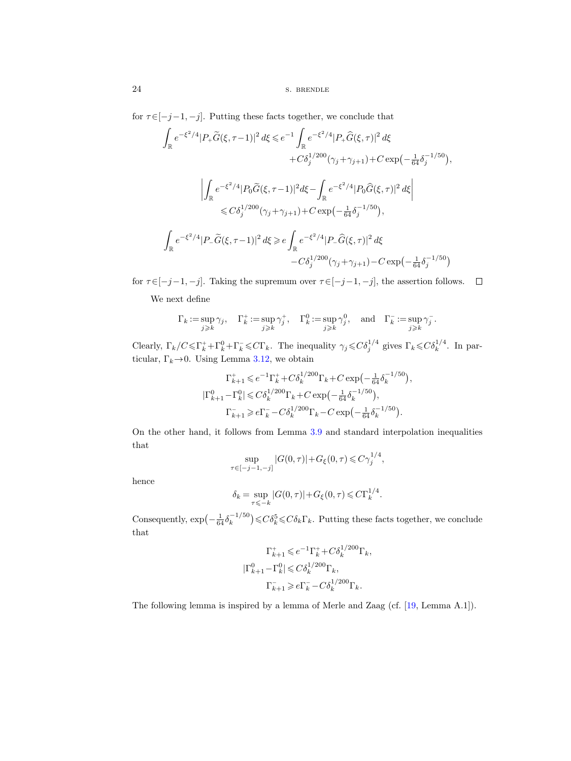for $\tau\in[-j-1,-j]$. Putting these facts together, we conclude that

$$\int_{\mathbb{R}} e^{-\xi^2/4}|P_+\widetilde{G}(\xi,\tau-1)|^2\,d\xi \leqslant e^{-1}\int_{\mathbb{R}} e^{-\xi^2/4}|P_+\widehat{G}(\xi,\tau)|^2\,d\xi + C\delta_j^{1/200}(\gamma_j+\gamma_{j+1}) + C\exp\bigl(-\tfrac{1}{64}\delta_j^{-1/50}\bigr),$$

$$\left|\int_{\mathbb{R}} e^{-\xi^2/4}|P_0\widetilde{G}(\xi,\tau-1)|^2 d\xi - \int_{\mathbb{R}} e^{-\xi^2/4}|P_0\widehat{G}(\xi,\tau)|^2\,d\xi\right| \leqslant C\delta_j^{1/200}(\gamma_j+\gamma_{j+1}) + C\exp\bigl(-\tfrac{1}{64}\delta_j^{-1/50}\bigr),$$

$$\int_{\mathbb{R}} e^{-\xi^2/4}|P_-\widetilde{G}(\xi,\tau-1)|^2\,d\xi \geqslant e\int_{\mathbb{R}} e^{-\xi^2/4}|P_-\widehat{G}(\xi,\tau)|^2\,d\xi - C\delta_j^{1/200}(\gamma_j+\gamma_{j+1}) - C\exp\bigl(-\tfrac{1}{64}\delta_j^{-1/50}\bigr)$$

for $\tau\in[-j-1,-j]$. Taking the supremum over $\tau\in[-j-1,-j]$, the assertion follows. $\square$

We next define

$$\Gamma_k := \sup_{j\geqslant k}\gamma_j, \quad \Gamma_k^+ := \sup_{j\geqslant k}\gamma_j^+, \quad \Gamma_k^0 := \sup_{j\geqslant k}\gamma_j^0, \quad \text{and} \quad \Gamma_k^- := \sup_{j\geqslant k}\gamma_j^-.$$

Clearly, $\Gamma_k/C \leqslant \Gamma_k^+ + \Gamma_k^0 + \Gamma_k^- \leqslant C\Gamma_k$. The inequality $\gamma_j \leqslant C\delta_j^{1/4}$ gives $\Gamma_k \leqslant C\delta_k^{1/4}$. In particular, $\Gamma_k\to 0$. Using Lemma 3.12, we obtain

$$\Gamma_{k+1}^+ \leqslant e^{-1}\Gamma_k^+ + C\delta_k^{1/200}\Gamma_k + C\exp\bigl(-\tfrac{1}{64}\delta_k^{-1/50}\bigr),$$
$$|\Gamma_{k+1}^0 - \Gamma_k^0| \leqslant C\delta_k^{1/200}\Gamma_k + C\exp\bigl(-\tfrac{1}{64}\delta_k^{-1/50}\bigr),$$
$$\Gamma_{k+1}^- \geqslant e\Gamma_k^- - C\delta_k^{1/200}\Gamma_k - C\exp\bigl(-\tfrac{1}{64}\delta_k^{-1/50}\bigr).$$

On the other hand, it follows from Lemma 3.9 and standard interpolation inequalities that

$$\sup_{\tau\in[-j-1,-j]} |G(0,\tau)| + G_\xi(0,\tau) \leqslant C\gamma_j^{1/4},$$

hence

$$\delta_k = \sup_{\tau\leqslant -k} |G(0,\tau)| + G_\xi(0,\tau) \leqslant C\Gamma_k^{1/4}.$$

Consequently, $\exp\bigl(-\frac{1}{64}\delta_k^{-1/50}\bigr) \leqslant C\delta_k^5 \leqslant C\delta_k\Gamma_k$. Putting these facts together, we conclude that

$$\Gamma_{k+1}^+ \leqslant e^{-1}\Gamma_k^+ + C\delta_k^{1/200}\Gamma_k,$$
$$|\Gamma_{k+1}^0 - \Gamma_k^0| \leqslant C\delta_k^{1/200}\Gamma_k,$$
$$\Gamma_{k+1}^- \geqslant e\Gamma_k^- - C\delta_k^{1/200}\Gamma_k.$$

The following lemma is inspired by a lemma of Merle and Zaag (cf. [19, Lemma A.1]).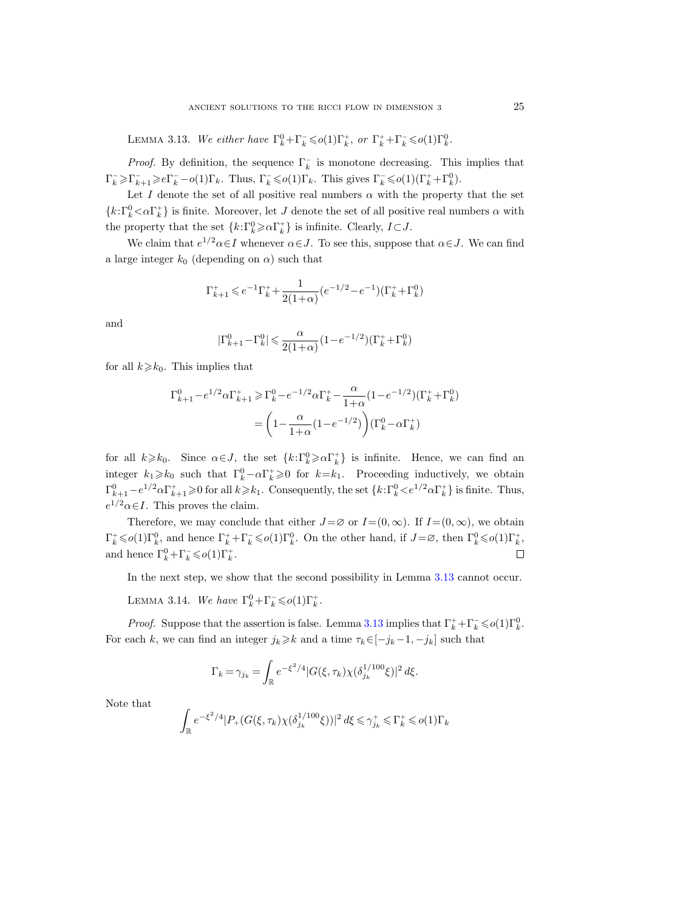LEMMA 3.13. *We either have $\Gamma_k^0+\Gamma_k^- \leqslant o(1)\Gamma_k^+$, or $\Gamma_k^+ + \Gamma_k^- \leqslant o(1)\Gamma_k^0$.*

*Proof.* By definition, the sequence $\Gamma_k^-$ is monotone decreasing. This implies that $\Gamma_k^- \geqslant \Gamma_{k+1}^- \geqslant e\Gamma_k^- - o(1)\Gamma_k$. Thus, $\Gamma_k^- \leqslant o(1)\Gamma_k$. This gives $\Gamma_k^- \leqslant o(1)(\Gamma_k^+ + \Gamma_k^0)$.

Let $I$ denote the set of all positive real numbers $\alpha$ with the property that the set $\{k:\Gamma_k^0 < \alpha \Gamma_k^+\}$ is finite. Moreover, let $J$ denote the set of all positive real numbers $\alpha$ with the property that the set $\{k:\Gamma_k^0 \geqslant \alpha\Gamma_k^+\}$ is infinite. Clearly, $I \subset J$.

We claim that $e^{1/2}\alpha \in I$ whenever $\alpha \in J$. To see this, suppose that $\alpha \in J$. We can find a large integer $k_0$ (depending on $\alpha$) such that

$$\Gamma_{k+1}^+ \leqslant e^{-1}\Gamma_k^+ + \frac{1}{2(1+\alpha)}(e^{-1/2} - e^{-1})(\Gamma_k^+ + \Gamma_k^0)$$

and

$$|\Gamma_{k+1}^0 - \Gamma_k^0| \leqslant \frac{\alpha}{2(1+\alpha)}(1-e^{-1/2})(\Gamma_k^+ + \Gamma_k^0)$$

for all $k \geqslant k_0$. This implies that

$$\begin{aligned}
\Gamma_{k+1}^0 - e^{1/2}\alpha\Gamma_{k+1}^+ &\geqslant \Gamma_k^0 - e^{-1/2}\alpha\Gamma_k^+ - \frac{\alpha}{1+\alpha}(1-e^{-1/2})(\Gamma_k^+ + \Gamma_k^0) \\
&= \left(1 - \frac{\alpha}{1+\alpha}(1-e^{-1/2})\right)(\Gamma_k^0 - \alpha\Gamma_k^+)
\end{aligned}$$

for all $k \geqslant k_0$. Since $\alpha \in J$, the set $\{k:\Gamma_k^0 \geqslant \alpha\Gamma_k^+\}$ is infinite. Hence, we can find an integer $k_1 \geqslant k_0$ such that $\Gamma_k^0 - \alpha\Gamma_k^+ \geqslant 0$ for $k = k_1$. Proceeding inductively, we obtain $\Gamma_{k+1}^0 - e^{1/2}\alpha\Gamma_{k+1}^+ \geqslant 0$ for all $k \geqslant k_1$. Consequently, the set $\{k:\Gamma_k^0 < e^{1/2}\alpha\Gamma_k^+\}$ is finite. Thus, $e^{1/2}\alpha \in I$. This proves the claim.

Therefore, we may conclude that either $J = \varnothing$ or $I = (0,\infty)$. If $I = (0,\infty)$, we obtain $\Gamma_k^+ \leqslant o(1)\Gamma_k^0$, and hence $\Gamma_k^+ + \Gamma_k^- \leqslant o(1)\Gamma_k^0$. On the other hand, if $J = \varnothing$, then $\Gamma_k^0 \leqslant o(1)\Gamma_k^+$, and hence $\Gamma_k^0 + \Gamma_k^- \leqslant o(1)\Gamma_k^+$. $\square$

In the next step, we show that the second possibility in Lemma 3.13 cannot occur.

LEMMA 3.14. *We have $\Gamma_k^0 + \Gamma_k^- \leqslant o(1)\Gamma_k^+$.*

*Proof.* Suppose that the assertion is false. Lemma 3.13 implies that $\Gamma_k^+ + \Gamma_k^- \leqslant o(1)\Gamma_k^0$. For each $k$, we can find an integer $j_k \geqslant k$ and a time $\tau_k \in [-j_k - 1, -j_k]$ such that

$$\Gamma_k = \gamma_{j_k} = \int_{\mathbb{R}} e^{-\xi^2/4} |G(\xi,\tau_k)\chi(\delta_{j_k}^{1/100}\xi)|^2 \, d\xi.$$

Note that

$$\int_{\mathbb{R}} e^{-\xi^2/4} |P_+(G(\xi,\tau_k)\chi(\delta_{j_k}^{1/100}\xi))|^2 \, d\xi \leqslant \gamma_{j_k}^+ \leqslant \Gamma_k^+ \leqslant o(1)\Gamma_k$$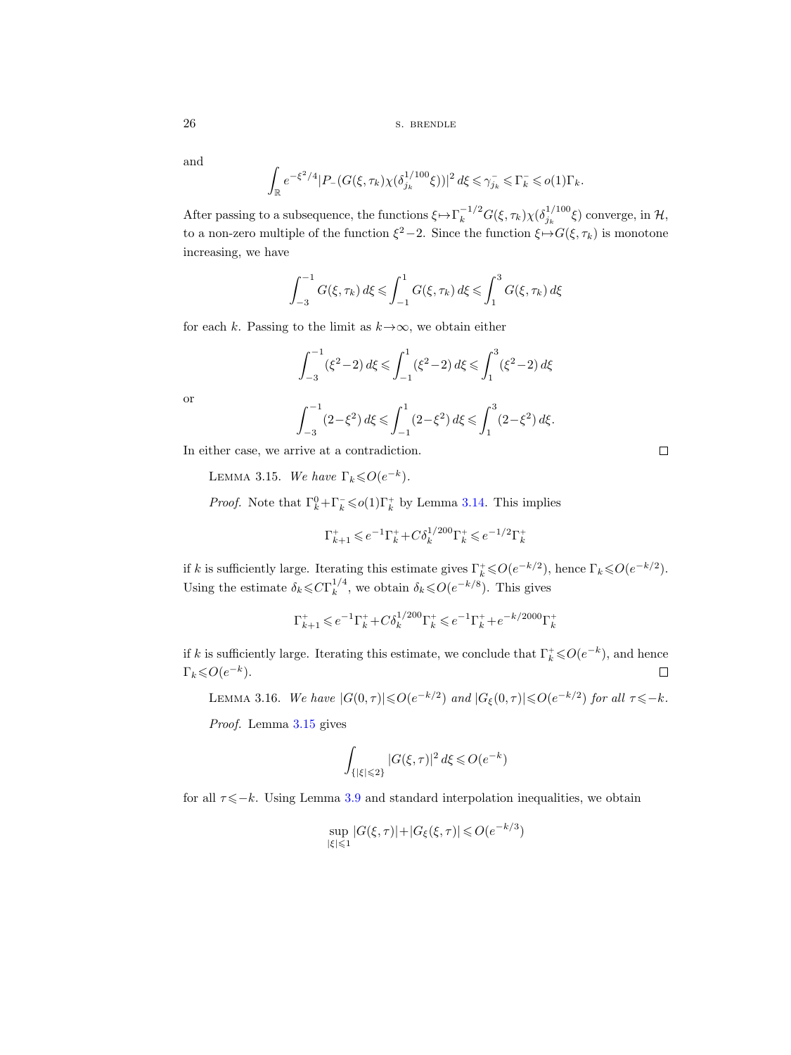and

$$\int_{\mathbb{R}} e^{-\xi^2/4} |P_-(G(\xi,\tau_k)\chi(\delta_{j_k}^{1/100}\xi))|^2 \, d\xi \leqslant \gamma_{j_k}^- \leqslant \Gamma_k^- \leqslant o(1)\Gamma_k.$$

After passing to a subsequence, the functions $\xi \mapsto \Gamma_k^{-1/2} G(\xi,\tau_k)\chi(\delta_{j_k}^{1/100}\xi)$ converge, in $\mathcal{H}$, to a non-zero multiple of the function $\xi^2-2$. Since the function $\xi \mapsto G(\xi,\tau_k)$ is monotone increasing, we have

$$\int_{-3}^{-1} G(\xi,\tau_k)\, d\xi \leqslant \int_{-1}^{1} G(\xi,\tau_k)\, d\xi \leqslant \int_{1}^{3} G(\xi,\tau_k)\, d\xi$$

for each $k$. Passing to the limit as $k \to \infty$, we obtain either

$$\int_{-3}^{-1} (\xi^2-2)\, d\xi \leqslant \int_{-1}^{1} (\xi^2-2)\, d\xi \leqslant \int_{1}^{3} (\xi^2-2)\, d\xi$$

or

$$\int_{-3}^{-1} (2-\xi^2)\, d\xi \leqslant \int_{-1}^{1} (2-\xi^2)\, d\xi \leqslant \int_{1}^{3} (2-\xi^2)\, d\xi.$$

In either case, we arrive at a contradiction. □

LEMMA 3.15. *We have* $\Gamma_k \leqslant O(e^{-k})$.

*Proof.* Note that $\Gamma_k^0 + \Gamma_k^- \leqslant o(1)\Gamma_k^+$ by Lemma 3.14. This implies

$$\Gamma_{k+1}^+ \leqslant e^{-1}\Gamma_k^+ + C\delta_k^{1/200}\Gamma_k^+ \leqslant e^{-1/2}\Gamma_k^+$$

if $k$ is sufficiently large. Iterating this estimate gives $\Gamma_k^+ \leqslant O(e^{-k/2})$, hence $\Gamma_k \leqslant O(e^{-k/2})$. Using the estimate $\delta_k \leqslant C\Gamma_k^{1/4}$, we obtain $\delta_k \leqslant O(e^{-k/8})$. This gives

$$\Gamma_{k+1}^+ \leqslant e^{-1}\Gamma_k^+ + C\delta_k^{1/200}\Gamma_k^+ \leqslant e^{-1}\Gamma_k^+ + e^{-k/2000}\Gamma_k^+$$

if $k$ is sufficiently large. Iterating this estimate, we conclude that $\Gamma_k^+ \leqslant O(e^{-k})$, and hence $\Gamma_k \leqslant O(e^{-k})$. □

LEMMA 3.16. *We have* $|G(0,\tau)| \leqslant O(e^{-k/2})$ *and* $|G_\xi(0,\tau)| \leqslant O(e^{-k/2})$ *for all* $\tau \leqslant -k$.

*Proof.* Lemma 3.15 gives

$$\int_{\{|\xi| \leqslant 2\}} |G(\xi,\tau)|^2 \, d\xi \leqslant O(e^{-k})$$

for all $\tau \leqslant -k$. Using Lemma 3.9 and standard interpolation inequalities, we obtain

$$\sup_{|\xi| \leqslant 1} |G(\xi,\tau)| + |G_\xi(\xi,\tau)| \leqslant O(e^{-k/3})$$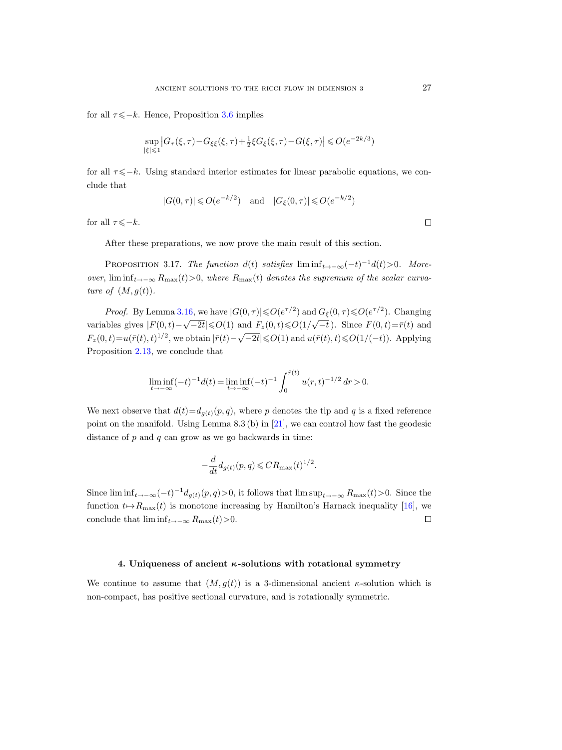for all $\tau \leqslant -k$. Hence, Proposition 3.6 implies

$$\sup_{|\xi|\leqslant 1} \left|G_\tau(\xi,\tau)-G_{\xi\xi}(\xi,\tau)+\tfrac{1}{2}\xi G_\xi(\xi,\tau)-G(\xi,\tau)\right| \leqslant O(e^{-2k/3})$$

for all $\tau \leqslant -k$. Using standard interior estimates for linear parabolic equations, we conclude that

$$|G(0,\tau)| \leqslant O(e^{-k/2}) \quad \text{and} \quad |G_\xi(0,\tau)| \leqslant O(e^{-k/2})$$

for all $\tau \leqslant -k$. □

After these preparations, we now prove the main result of this section.

PROPOSITION 3.17. *The function $d(t)$ satisfies $\liminf_{t\to-\infty}(-t)^{-1}d(t)>0$. Moreover, $\liminf_{t\to-\infty} R_{\max}(t)>0$, where $R_{\max}(t)$ denotes the supremum of the scalar curvature of $(M,g(t))$.*

*Proof.* By Lemma 3.16, we have $|G(0,\tau)| \leqslant O(e^{\tau/2})$ and $G_\xi(0,\tau) \leqslant O(e^{\tau/2})$. Changing variables gives $|F(0,t)-\sqrt{-2t}| \leqslant O(1)$ and $F_z(0,t) \leqslant O(1/\sqrt{-t})$. Since $F(0,t)=\bar{r}(t)$ and $F_z(0,t)=u(\bar{r}(t),t)^{1/2}$, we obtain $|\bar{r}(t)-\sqrt{-2t}| \leqslant O(1)$ and $u(\bar{r}(t),t) \leqslant O(1/(-t))$. Applying Proposition 2.13, we conclude that

$$\liminf_{t\to-\infty}(-t)^{-1}d(t)=\liminf_{t\to-\infty}(-t)^{-1}\int_0^{\bar{r}(t)} u(r,t)^{-1/2}\,dr>0.$$

We next observe that $d(t)=d_{g(t)}(p,q)$, where $p$ denotes the tip and $q$ is a fixed reference point on the manifold. Using Lemma 8.3 (b) in [21], we can control how fast the geodesic distance of $p$ and $q$ can grow as we go backwards in time:

$$-\frac{d}{dt}d_{g(t)}(p,q) \leqslant C R_{\max}(t)^{1/2}.$$

Since $\liminf_{t\to-\infty}(-t)^{-1}d_{g(t)}(p,q)>0$, it follows that $\limsup_{t\to-\infty} R_{\max}(t)>0$. Since the function $t\mapsto R_{\max}(t)$ is monotone increasing by Hamilton's Harnack inequality [16], we conclude that $\liminf_{t\to-\infty} R_{\max}(t)>0$. □

## 4. Uniqueness of ancient $\kappa$-solutions with rotational symmetry

We continue to assume that $(M,g(t))$ is a 3-dimensional ancient $\kappa$-solution which is non-compact, has positive sectional curvature, and is rotationally symmetric.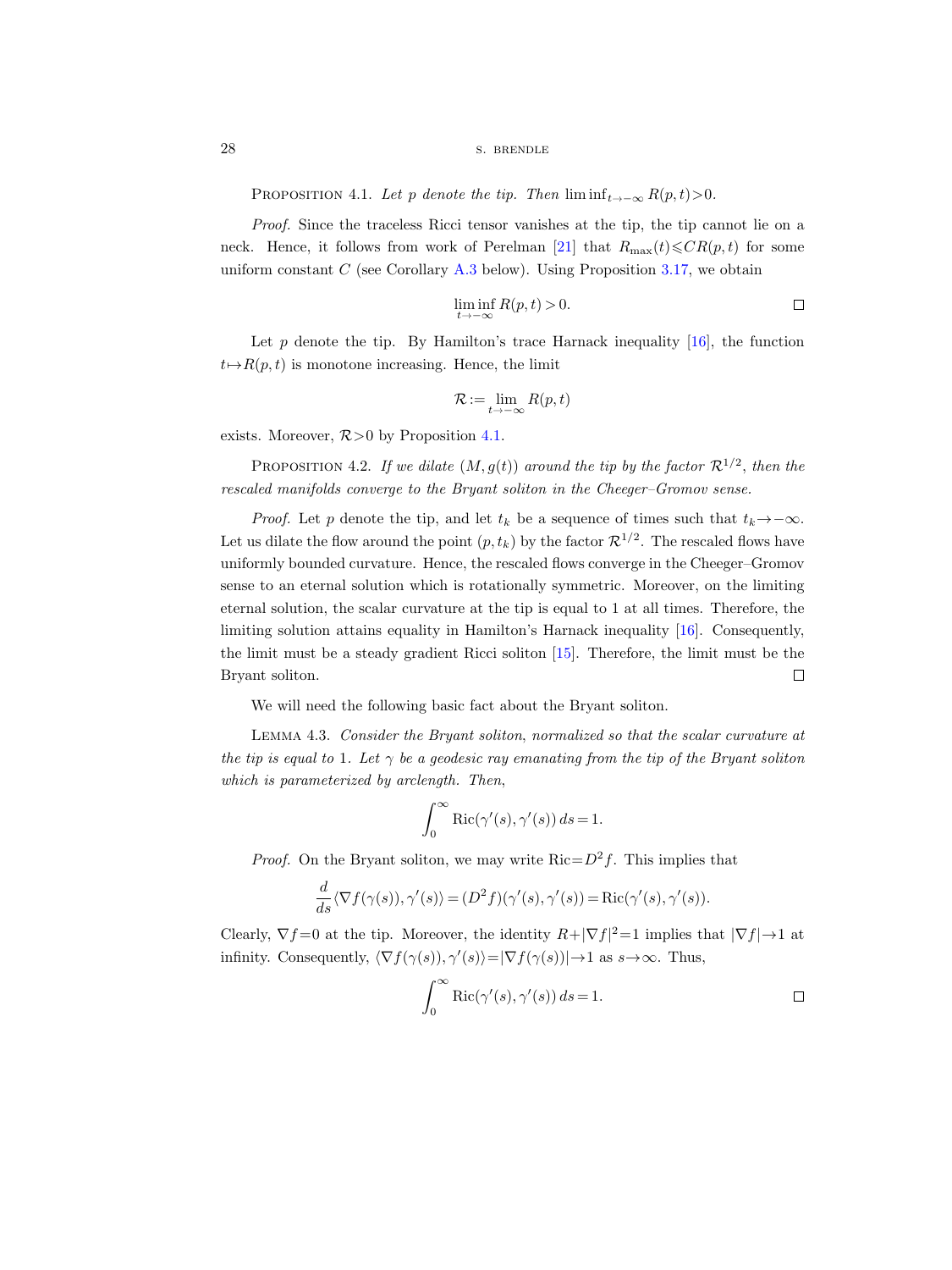Proposition 4.1. *Let $p$ denote the tip. Then $\liminf_{t\to-\infty} R(p,t)>0$.*

*Proof.* Since the traceless Ricci tensor vanishes at the tip, the tip cannot lie on a neck. Hence, it follows from work of Perelman [21] that $R_{\max}(t)\leqslant CR(p,t)$ for some uniform constant $C$ (see Corollary A.3 below). Using Proposition 3.17, we obtain

$$\liminf_{t\to-\infty} R(p,t)>0.$$

∎

Let $p$ denote the tip. By Hamilton's trace Harnack inequality [16], the function $t\mapsto R(p,t)$ is monotone increasing. Hence, the limit

$$\mathcal{R} := \lim_{t\to-\infty} R(p,t)$$

exists. Moreover, $\mathcal{R}>0$ by Proposition 4.1.

Proposition 4.2. *If we dilate $(M,g(t))$ around the tip by the factor $\mathcal{R}^{1/2}$, then the rescaled manifolds converge to the Bryant soliton in the Cheeger–Gromov sense.*

*Proof.* Let $p$ denote the tip, and let $t_k$ be a sequence of times such that $t_k\to-\infty$. Let us dilate the flow around the point $(p,t_k)$ by the factor $\mathcal{R}^{1/2}$. The rescaled flows have uniformly bounded curvature. Hence, the rescaled flows converge in the Cheeger–Gromov sense to an eternal solution which is rotationally symmetric. Moreover, on the limiting eternal solution, the scalar curvature at the tip is equal to 1 at all times. Therefore, the limiting solution attains equality in Hamilton's Harnack inequality [16]. Consequently, the limit must be a steady gradient Ricci soliton [15]. Therefore, the limit must be the Bryant soliton. ∎

We will need the following basic fact about the Bryant soliton.

Lemma 4.3. *Consider the Bryant soliton, normalized so that the scalar curvature at the tip is equal to 1. Let $\gamma$ be a geodesic ray emanating from the tip of the Bryant soliton which is parameterized by arclength. Then,*

$$\int_0^\infty \operatorname{Ric}(\gamma'(s),\gamma'(s))\,ds=1.$$

*Proof.* On the Bryant soliton, we may write $\operatorname{Ric}=D^2 f$. This implies that

$$\frac{d}{ds}\langle\nabla f(\gamma(s)),\gamma'(s)\rangle=(D^2f)(\gamma'(s),\gamma'(s))=\operatorname{Ric}(\gamma'(s),\gamma'(s)).$$

Clearly, $\nabla f=0$ at the tip. Moreover, the identity $R+|\nabla f|^2=1$ implies that $|\nabla f|\to 1$ at infinity. Consequently, $\langle\nabla f(\gamma(s)),\gamma'(s)\rangle=|\nabla f(\gamma(s))|\to 1$ as $s\to\infty$. Thus,

$$\int_0^\infty \operatorname{Ric}(\gamma'(s),\gamma'(s))\,ds=1.$$

∎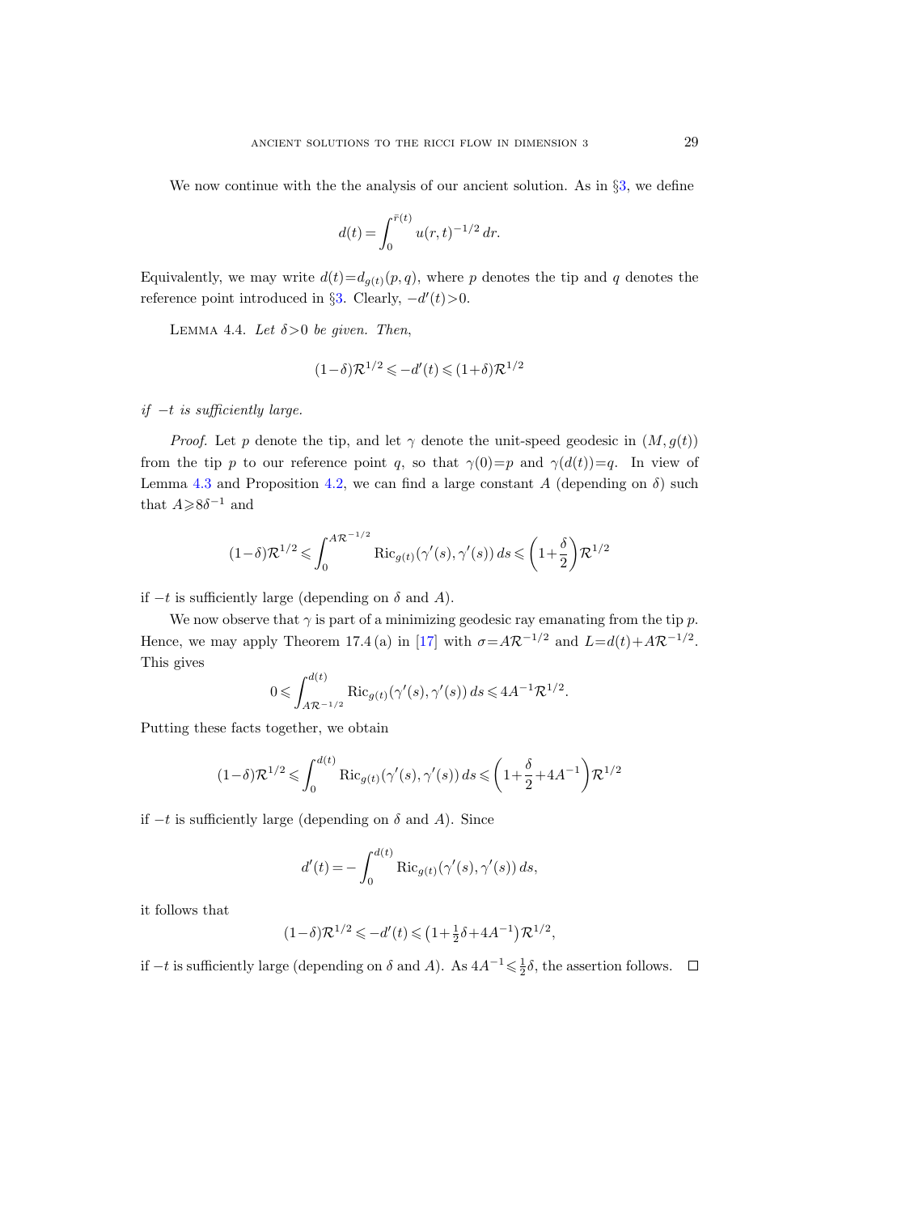We now continue with the the analysis of our ancient solution. As in §3, we define

$$d(t) = \int_0^{\bar{r}(t)} u(r,t)^{-1/2}\, dr.$$

Equivalently, we may write $d(t)=d_{g(t)}(p,q)$, where $p$ denotes the tip and $q$ denotes the reference point introduced in §3. Clearly, $-d'(t)>0$.

LEMMA 4.4. *Let $\delta>0$ be given. Then,*

$$(1-\delta)\mathcal{R}^{1/2} \leqslant -d'(t) \leqslant (1+\delta)\mathcal{R}^{1/2}$$

*if $-t$ is sufficiently large.*

*Proof.* Let $p$ denote the tip, and let $\gamma$ denote the unit-speed geodesic in $(M,g(t))$ from the tip $p$ to our reference point $q$, so that $\gamma(0)=p$ and $\gamma(d(t))=q$. In view of Lemma 4.3 and Proposition 4.2, we can find a large constant $A$ (depending on $\delta$) such that $A\geqslant 8\delta^{-1}$ and

$$(1-\delta)\mathcal{R}^{1/2} \leqslant \int_0^{A\mathcal{R}^{-1/2}} \mathrm{Ric}_{g(t)}(\gamma'(s),\gamma'(s))\, ds \leqslant \left(1+\frac{\delta}{2}\right)\mathcal{R}^{1/2}$$

if $-t$ is sufficiently large (depending on $\delta$ and $A$).

We now observe that $\gamma$ is part of a minimizing geodesic ray emanating from the tip $p$. Hence, we may apply Theorem 17.4 (a) in [17] with $\sigma=A\mathcal{R}^{-1/2}$ and $L=d(t)+A\mathcal{R}^{-1/2}$. This gives

$$0 \leqslant \int_{A\mathcal{R}^{-1/2}}^{d(t)} \mathrm{Ric}_{g(t)}(\gamma'(s),\gamma'(s))\, ds \leqslant 4A^{-1}\mathcal{R}^{1/2}.$$

Putting these facts together, we obtain

$$(1-\delta)\mathcal{R}^{1/2} \leqslant \int_0^{d(t)} \mathrm{Ric}_{g(t)}(\gamma'(s),\gamma'(s))\, ds \leqslant \left(1+\frac{\delta}{2}+4A^{-1}\right)\mathcal{R}^{1/2}$$

if $-t$ is sufficiently large (depending on $\delta$ and $A$). Since

$$d'(t) = -\int_0^{d(t)} \mathrm{Ric}_{g(t)}(\gamma'(s),\gamma'(s))\, ds,$$

it follows that

$$(1-\delta)\mathcal{R}^{1/2} \leqslant -d'(t) \leqslant \left(1+\tfrac{1}{2}\delta+4A^{-1}\right)\mathcal{R}^{1/2},$$

if $-t$ is sufficiently large (depending on $\delta$ and $A$). As $4A^{-1}\leqslant\frac{1}{2}\delta$, the assertion follows. □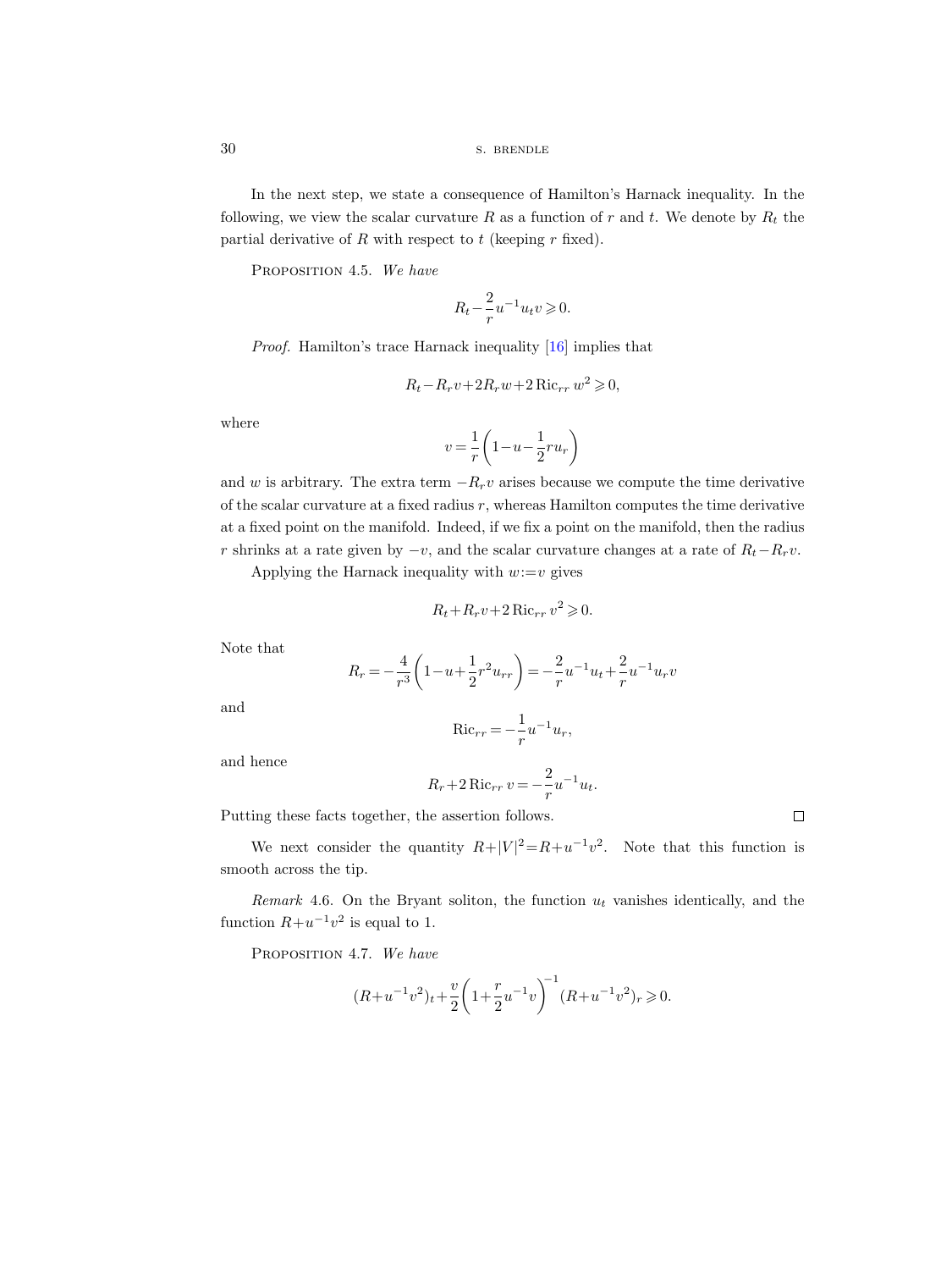In the next step, we state a consequence of Hamilton's Harnack inequality. In the following, we view the scalar curvature $R$ as a function of $r$ and $t$. We denote by $R_t$ the partial derivative of $R$ with respect to $t$ (keeping $r$ fixed).

PROPOSITION 4.5. *We have*

$$R_t - \frac{2}{r} u^{-1} u_t v \geqslant 0.$$

*Proof.* Hamilton's trace Harnack inequality [16] implies that

$$R_t - R_r v + 2 R_r w + 2 \operatorname{Ric}_{rr} w^2 \geqslant 0,$$

where

$$v = \frac{1}{r}\left(1 - u - \frac{1}{2} r u_r\right)$$

and $w$ is arbitrary. The extra term $-R_r v$ arises because we compute the time derivative of the scalar curvature at a fixed radius $r$, whereas Hamilton computes the time derivative at a fixed point on the manifold. Indeed, if we fix a point on the manifold, then the radius $r$ shrinks at a rate given by $-v$, and the scalar curvature changes at a rate of $R_t - R_r v$.

Applying the Harnack inequality with $w := v$ gives

$$R_t + R_r v + 2 \operatorname{Ric}_{rr} v^2 \geqslant 0.$$

Note that

$$R_r = -\frac{4}{r^3}\left(1 - u + \frac{1}{2} r^2 u_{rr}\right) = -\frac{2}{r} u^{-1} u_t + \frac{2}{r} u^{-1} u_r v$$

and

$$\operatorname{Ric}_{rr} = -\frac{1}{r} u^{-1} u_r,$$

and hence

$$R_r + 2 \operatorname{Ric}_{rr} v = -\frac{2}{r} u^{-1} u_t.$$

Putting these facts together, the assertion follows. $\square$

We next consider the quantity $R + |V|^2 = R + u^{-1} v^2$. Note that this function is smooth across the tip.

*Remark* 4.6. On the Bryant soliton, the function $u_t$ vanishes identically, and the function $R + u^{-1} v^2$ is equal to 1.

PROPOSITION 4.7. *We have*

$$(R + u^{-1} v^2)_t + \frac{v}{2}\left(1 + \frac{r}{2} u^{-1} v\right)^{-1} (R + u^{-1} v^2)_r \geqslant 0.$$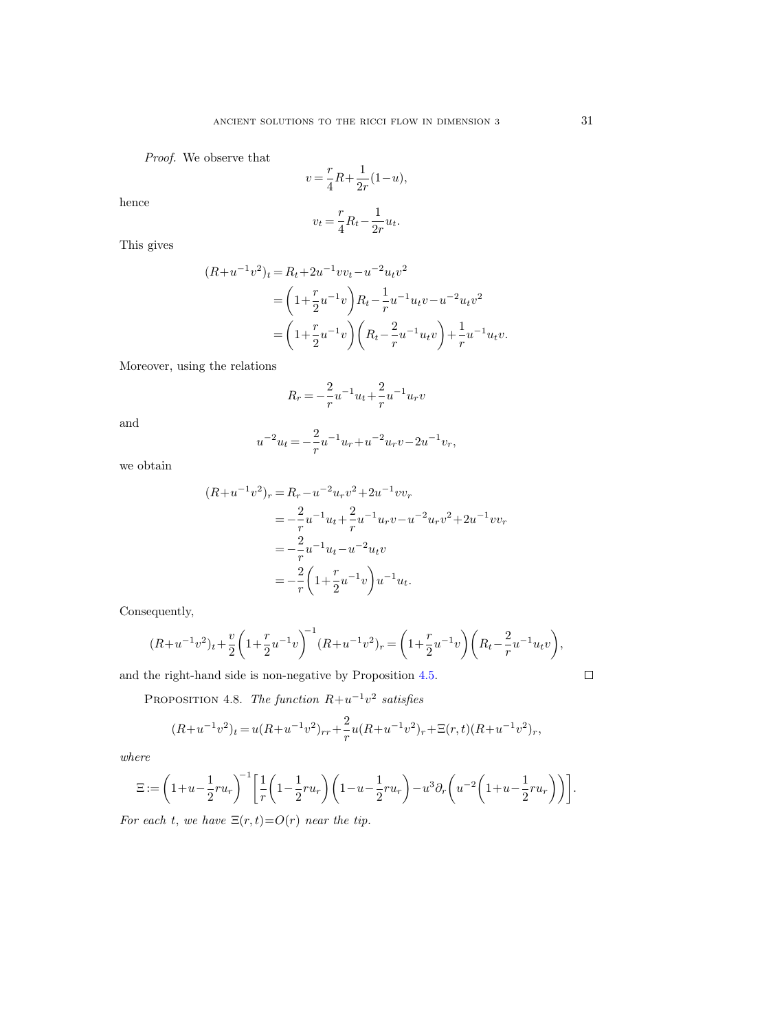*Proof.* We observe that

$$v = \frac{r}{4}R + \frac{1}{2r}(1-u),$$

hence

$$v_t = \frac{r}{4}R_t - \frac{1}{2r}u_t.$$

This gives

$$\begin{aligned}
(R+u^{-1}v^2)_t &= R_t + 2u^{-1}vv_t - u^{-2}u_t v^2 \\
&= \left(1+\frac{r}{2}u^{-1}v\right)R_t - \frac{1}{r}u^{-1}u_t v - u^{-2}u_t v^2 \\
&= \left(1+\frac{r}{2}u^{-1}v\right)\left(R_t - \frac{2}{r}u^{-1}u_t v\right) + \frac{1}{r}u^{-1}u_t v.
\end{aligned}$$

Moreover, using the relations

$$R_r = -\frac{2}{r}u^{-1}u_t + \frac{2}{r}u^{-1}u_r v$$

and

$$u^{-2}u_t = -\frac{2}{r}u^{-1}u_r + u^{-2}u_r v - 2u^{-1}v_r,$$

we obtain

$$\begin{aligned}
(R+u^{-1}v^2)_r &= R_r - u^{-2}u_r v^2 + 2u^{-1}vv_r \\
&= -\frac{2}{r}u^{-1}u_t + \frac{2}{r}u^{-1}u_r v - u^{-2}u_r v^2 + 2u^{-1}vv_r \\
&= -\frac{2}{r}u^{-1}u_t - u^{-2}u_t v \\
&= -\frac{2}{r}\left(1+\frac{r}{2}u^{-1}v\right)u^{-1}u_t.
\end{aligned}$$

Consequently,

$$(R+u^{-1}v^2)_t + \frac{v}{2}\left(1+\frac{r}{2}u^{-1}v\right)^{-1}(R+u^{-1}v^2)_r = \left(1+\frac{r}{2}u^{-1}v\right)\left(R_t - \frac{2}{r}u^{-1}u_t v\right),$$

and the right-hand side is non-negative by Proposition 4.5. □

PROPOSITION 4.8. *The function $R+u^{-1}v^2$ satisfies*

$$(R+u^{-1}v^2)_t = u(R+u^{-1}v^2)_{rr} + \frac{2}{r}u(R+u^{-1}v^2)_r + \Xi(r,t)(R+u^{-1}v^2)_r,$$

*where*

$$\Xi := \left(1+u-\frac{1}{2}ru_r\right)^{-1}\left[\frac{1}{r}\left(1-\frac{1}{2}ru_r\right)\left(1-u-\frac{1}{2}ru_r\right) - u^3\partial_r\left(u^{-2}\left(1+u-\frac{1}{2}ru_r\right)\right)\right].$$

*For each $t$, we have $\Xi(r,t) = O(r)$ near the tip.*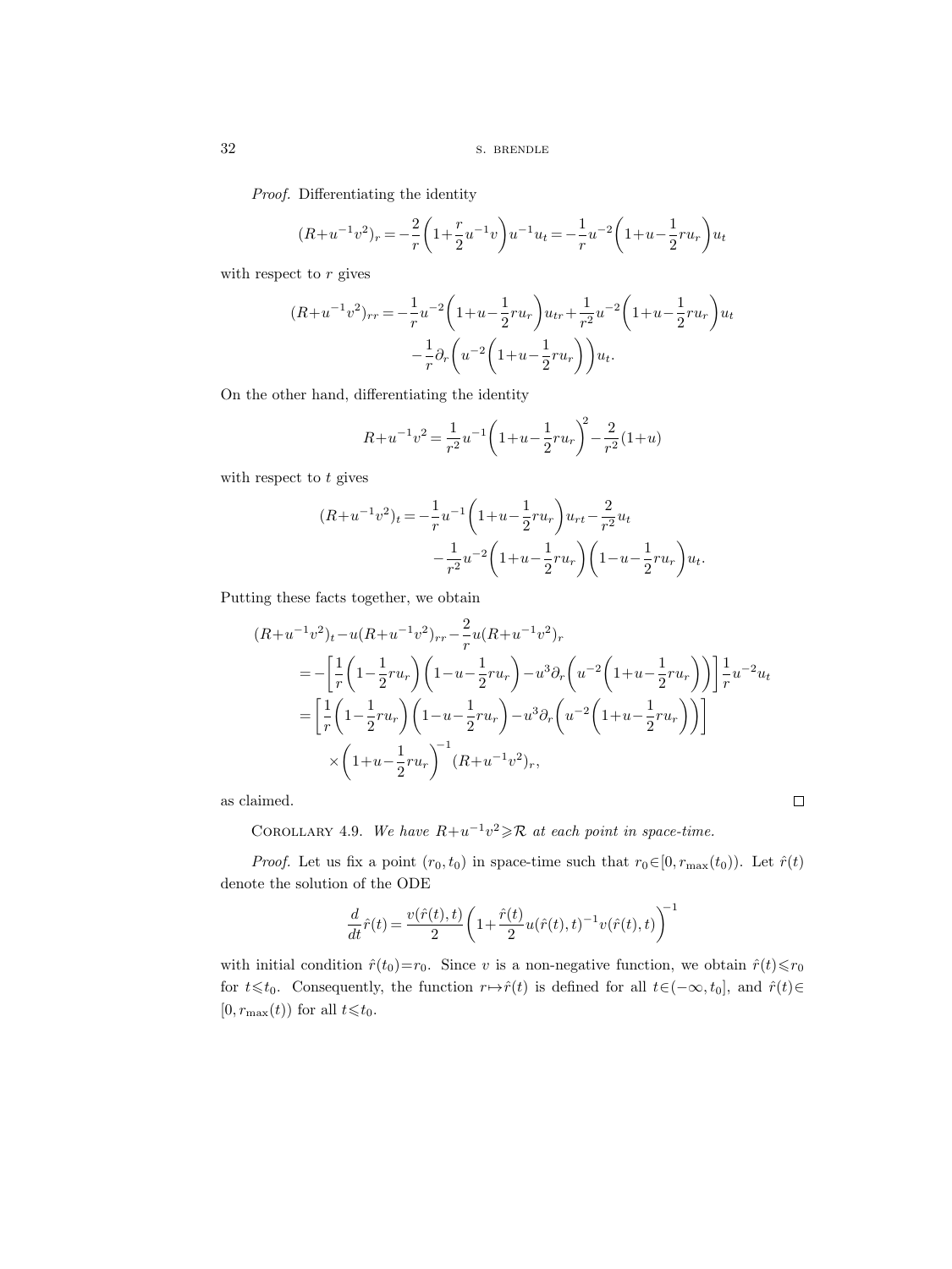*Proof.* Differentiating the identity

$$(R+u^{-1}v^2)_r = -\frac{2}{r}\bigg(1+\frac{r}{2}u^{-1}v\bigg)u^{-1}u_t = -\frac{1}{r}u^{-2}\bigg(1+u-\frac{1}{2}ru_r\bigg)u_t$$

with respect to $r$ gives

$$\begin{aligned}(R+u^{-1}v^2)_{rr} = &-\frac{1}{r}u^{-2}\bigg(1+u-\frac{1}{2}ru_r\bigg)u_{tr}+\frac{1}{r^2}u^{-2}\bigg(1+u-\frac{1}{2}ru_r\bigg)u_t\\ &-\frac{1}{r}\partial_r\bigg(u^{-2}\bigg(1+u-\frac{1}{2}ru_r\bigg)\bigg)u_t.\end{aligned}$$

On the other hand, differentiating the identity

$$R+u^{-1}v^2 = \frac{1}{r^2}u^{-1}\bigg(1+u-\frac{1}{2}ru_r\bigg)^2-\frac{2}{r^2}(1+u)$$

with respect to $t$ gives

$$\begin{aligned}(R+u^{-1}v^2)_t = &-\frac{1}{r}u^{-1}\bigg(1+u-\frac{1}{2}ru_r\bigg)u_{rt}-\frac{2}{r^2}u_t\\ &-\frac{1}{r^2}u^{-2}\bigg(1+u-\frac{1}{2}ru_r\bigg)\bigg(1-u-\frac{1}{2}ru_r\bigg)u_t.\end{aligned}$$

Putting these facts together, we obtain

$$\begin{aligned}&(R+u^{-1}v^2)_t-u(R+u^{-1}v^2)_{rr}-\frac{2}{r}u(R+u^{-1}v^2)_r\\ &\quad= -\bigg[\frac{1}{r}\bigg(1-\frac{1}{2}ru_r\bigg)\bigg(1-u-\frac{1}{2}ru_r\bigg)-u^3\partial_r\bigg(u^{-2}\bigg(1+u-\frac{1}{2}ru_r\bigg)\bigg)\bigg]\frac{1}{r}u^{-2}u_t\\ &\quad= \bigg[\frac{1}{r}\bigg(1-\frac{1}{2}ru_r\bigg)\bigg(1-u-\frac{1}{2}ru_r\bigg)-u^3\partial_r\bigg(u^{-2}\bigg(1+u-\frac{1}{2}ru_r\bigg)\bigg)\bigg]\\ &\qquad\times\bigg(1+u-\frac{1}{2}ru_r\bigg)^{-1}(R+u^{-1}v^2)_r,\end{aligned}$$

as claimed. □

Corollary 4.9. *We have $R+u^{-1}v^2 \geqslant \mathcal{R}$ at each point in space-time.*

*Proof.* Let us fix a point $(r_0,t_0)$ in space-time such that $r_0\in[0,r_{\max}(t_0))$. Let $\hat{r}(t)$ denote the solution of the ODE

$$\frac{d}{dt}\hat{r}(t) = \frac{v(\hat{r}(t),t)}{2}\bigg(1+\frac{\hat{r}(t)}{2}u(\hat{r}(t),t)^{-1}v(\hat{r}(t),t)\bigg)^{-1}$$

with initial condition $\hat{r}(t_0)=r_0$. Since $v$ is a non-negative function, we obtain $\hat{r}(t)\leqslant r_0$ for $t\leqslant t_0$. Consequently, the function $r\mapsto\hat{r}(t)$ is defined for all $t\in(-\infty,t_0]$, and $\hat{r}(t)\in[0,r_{\max}(t))$ for all $t\leqslant t_0$.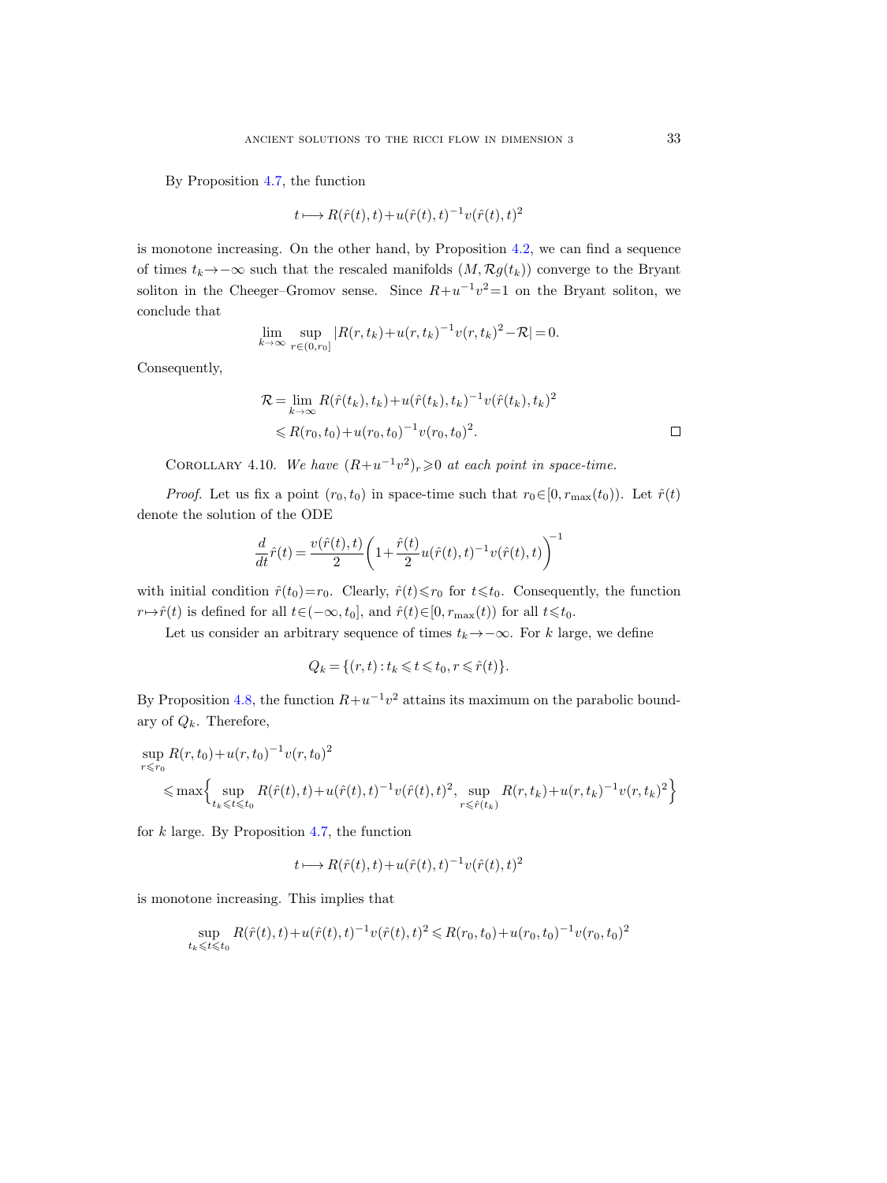By Proposition 4.7, the function

$$t \longmapsto R(\hat{r}(t),t)+u(\hat{r}(t),t)^{-1}v(\hat{r}(t),t)^2$$

is monotone increasing. On the other hand, by Proposition 4.2, we can find a sequence of times $t_k \to -\infty$ such that the rescaled manifolds $(M, \mathcal{R}g(t_k))$ converge to the Bryant soliton in the Cheeger–Gromov sense. Since $R+u^{-1}v^2=1$ on the Bryant soliton, we conclude that

$$\lim_{k\to\infty} \sup_{r\in(0,r_0]} |R(r,t_k)+u(r,t_k)^{-1}v(r,t_k)^2-\mathcal{R}|=0.$$

Consequently,

$$\begin{aligned}\mathcal{R} &= \lim_{k\to\infty} R(\hat{r}(t_k),t_k)+u(\hat{r}(t_k),t_k)^{-1}v(\hat{r}(t_k),t_k)^2 \\ &\leqslant R(r_0,t_0)+u(r_0,t_0)^{-1}v(r_0,t_0)^2.\end{aligned}$$

□

Corollary 4.10. *We have $(R+u^{-1}v^2)_r \geqslant 0$ at each point in space-time.*

*Proof.* Let us fix a point $(r_0,t_0)$ in space-time such that $r_0 \in [0, r_{\max}(t_0))$. Let $\hat{r}(t)$ denote the solution of the ODE

$$\frac{d}{dt}\hat{r}(t) = \frac{v(\hat{r}(t),t)}{2}\left(1+\frac{\hat{r}(t)}{2}u(\hat{r}(t),t)^{-1}v(\hat{r}(t),t)\right)^{-1}$$

with initial condition $\hat{r}(t_0)=r_0$. Clearly, $\hat{r}(t) \leqslant r_0$ for $t \leqslant t_0$. Consequently, the function $r \mapsto \hat{r}(t)$ is defined for all $t \in (-\infty, t_0]$, and $\hat{r}(t) \in [0, r_{\max}(t))$ for all $t \leqslant t_0$.

Let us consider an arbitrary sequence of times $t_k \to -\infty$. For $k$ large, we define

$$Q_k = \{(r,t) : t_k \leqslant t \leqslant t_0, r \leqslant \hat{r}(t)\}.$$

By Proposition 4.8, the function $R+u^{-1}v^2$ attains its maximum on the parabolic boundary of $Q_k$. Therefore,

$$\begin{aligned}&\sup_{r\leqslant r_0} R(r,t_0)+u(r,t_0)^{-1}v(r,t_0)^2 \\ &\quad\leqslant \max\Big\{\sup_{t_k\leqslant t\leqslant t_0} R(\hat{r}(t),t)+u(\hat{r}(t),t)^{-1}v(\hat{r}(t),t)^2, \sup_{r\leqslant \hat{r}(t_k)} R(r,t_k)+u(r,t_k)^{-1}v(r,t_k)^2\Big\}\end{aligned}$$

for $k$ large. By Proposition 4.7, the function

$$t \longmapsto R(\hat{r}(t),t)+u(\hat{r}(t),t)^{-1}v(\hat{r}(t),t)^2$$

is monotone increasing. This implies that

$$\sup_{t_k\leqslant t\leqslant t_0} R(\hat{r}(t),t)+u(\hat{r}(t),t)^{-1}v(\hat{r}(t),t)^2 \leqslant R(r_0,t_0)+u(r_0,t_0)^{-1}v(r_0,t_0)^2$$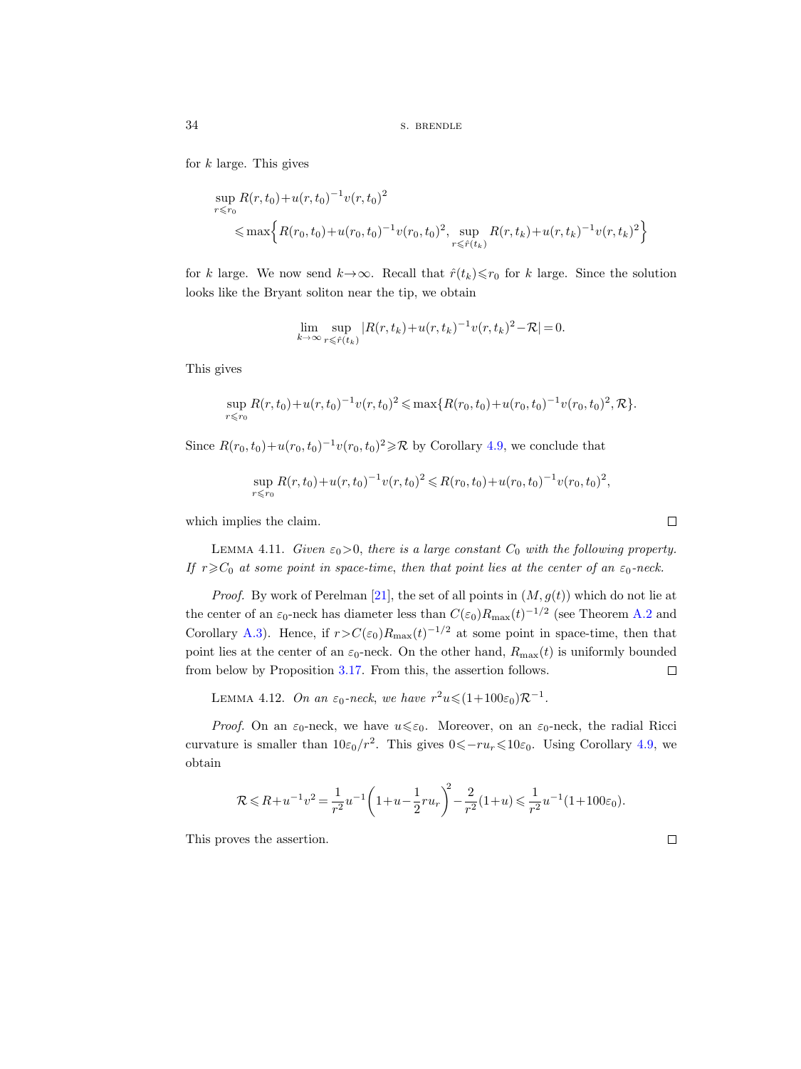for $k$ large. This gives

$$\sup_{r \leqslant r_0} R(r,t_0) + u(r,t_0)^{-1} v(r,t_0)^2 \leqslant \max\Big\{R(r_0,t_0) + u(r_0,t_0)^{-1} v(r_0,t_0)^2, \sup_{r \leqslant \hat{r}(t_k)} R(r,t_k) + u(r,t_k)^{-1} v(r,t_k)^2\Big\}$$

for $k$ large. We now send $k \to \infty$. Recall that $\hat{r}(t_k) \leqslant r_0$ for $k$ large. Since the solution looks like the Bryant soliton near the tip, we obtain

$$\lim_{k \to \infty} \sup_{r \leqslant \hat{r}(t_k)} |R(r,t_k) + u(r,t_k)^{-1} v(r,t_k)^2 - \mathcal{R}| = 0.$$

This gives

$$\sup_{r \leqslant r_0} R(r,t_0) + u(r,t_0)^{-1} v(r,t_0)^2 \leqslant \max\{R(r_0,t_0) + u(r_0,t_0)^{-1} v(r_0,t_0)^2, \mathcal{R}\}.$$

Since $R(r_0,t_0) + u(r_0,t_0)^{-1} v(r_0,t_0)^2 \geqslant \mathcal{R}$ by Corollary 4.9, we conclude that

$$\sup_{r \leqslant r_0} R(r,t_0) + u(r,t_0)^{-1} v(r,t_0)^2 \leqslant R(r_0,t_0) + u(r_0,t_0)^{-1} v(r_0,t_0)^2,$$

which implies the claim. □

LEMMA 4.11. *Given $\varepsilon_0 > 0$, there is a large constant $C_0$ with the following property. If $r \geqslant C_0$ at some point in space-time, then that point lies at the center of an $\varepsilon_0$-neck.*

*Proof.* By work of Perelman [21], the set of all points in $(M, g(t))$ which do not lie at the center of an $\varepsilon_0$-neck has diameter less than $C(\varepsilon_0) R_{\max}(t)^{-1/2}$ (see Theorem A.2 and Corollary A.3). Hence, if $r > C(\varepsilon_0) R_{\max}(t)^{-1/2}$ at some point in space-time, then that point lies at the center of an $\varepsilon_0$-neck. On the other hand, $R_{\max}(t)$ is uniformly bounded from below by Proposition 3.17. From this, the assertion follows. □

LEMMA 4.12. *On an $\varepsilon_0$-neck, we have $r^2 u \leqslant (1 + 100\varepsilon_0) \mathcal{R}^{-1}$.*

*Proof.* On an $\varepsilon_0$-neck, we have $u \leqslant \varepsilon_0$. Moreover, on an $\varepsilon_0$-neck, the radial Ricci curvature is smaller than $10\varepsilon_0/r^2$. This gives $0 \leqslant -r u_r \leqslant 10\varepsilon_0$. Using Corollary 4.9, we obtain

$$\mathcal{R} \leqslant R + u^{-1} v^2 = \frac{1}{r^2} u^{-1} \left(1 + u - \frac{1}{2} r u_r\right)^2 - \frac{2}{r^2}(1+u) \leqslant \frac{1}{r^2} u^{-1} (1 + 100\varepsilon_0).$$

This proves the assertion. □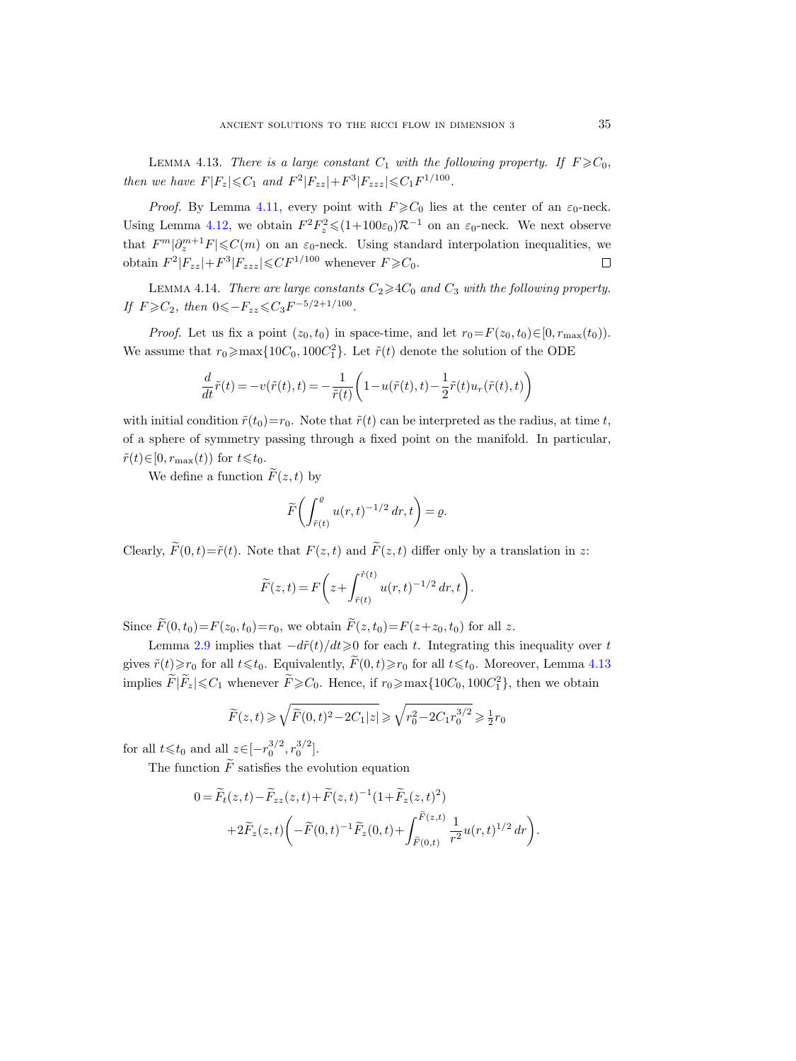LEMMA 4.13. *There is a large constant $C_1$ with the following property. If $F \geqslant C_0$, then we have $F|F_z| \leqslant C_1$ and $F^2|F_{zz}| + F^3|F_{zzz}| \leqslant C_1 F^{1/100}$.*

*Proof.* By Lemma 4.11, every point with $F \geqslant C_0$ lies at the center of an $\varepsilon_0$-neck. Using Lemma 4.12, we obtain $F^2 F_z^2 \leqslant (1+100\varepsilon_0)\mathcal{R}^{-1}$ on an $\varepsilon_0$-neck. We next observe that $F^m|\partial_z^{m+1} F| \leqslant C(m)$ on an $\varepsilon_0$-neck. Using standard interpolation inequalities, we obtain $F^2|F_{zz}| + F^3|F_{zzz}| \leqslant C F^{1/100}$ whenever $F \geqslant C_0$. $\square$

LEMMA 4.14. *There are large constants $C_2 \geqslant 4C_0$ and $C_3$ with the following property. If $F \geqslant C_2$, then $0 \leqslant -F_{zz} \leqslant C_3 F^{-5/2+1/100}$.*

*Proof.* Let us fix a point $(z_0, t_0)$ in space-time, and let $r_0 = F(z_0, t_0) \in [0, r_{\max}(t_0))$. We assume that $r_0 \geqslant \max\{10C_0, 100C_1^2\}$. Let $\tilde{r}(t)$ denote the solution of the ODE

$$\frac{d}{dt}\tilde{r}(t) = -v(\tilde{r}(t), t) = -\frac{1}{\tilde{r}(t)}\left(1 - u(\tilde{r}(t), t) - \frac{1}{2}\tilde{r}(t) u_r(\tilde{r}(t), t)\right)$$

with initial condition $\tilde{r}(t_0) = r_0$. Note that $\tilde{r}(t)$ can be interpreted as the radius, at time $t$, of a sphere of symmetry passing through a fixed point on the manifold. In particular, $\tilde{r}(t) \in [0, r_{\max}(t))$ for $t \leqslant t_0$.

We define a function $\widetilde{F}(z, t)$ by

$$\widetilde{F}\left(\int_{\tilde{r}(t)}^{\varrho} u(r,t)^{-1/2}\, dr, t\right) = \varrho.$$

Clearly, $\widetilde{F}(0, t) = \tilde{r}(t)$. Note that $F(z, t)$ and $\widetilde{F}(z, t)$ differ only by a translation in $z$:

$$\widetilde{F}(z, t) = F\left(z + \int_{\bar{r}(t)}^{\tilde{r}(t)} u(r,t)^{-1/2}\, dr, t\right).$$

Since $\widetilde{F}(0, t_0) = F(z_0, t_0) = r_0$, we obtain $\widetilde{F}(z, t_0) = F(z + z_0, t_0)$ for all $z$.

Lemma 2.9 implies that $-d\tilde{r}(t)/dt \geqslant 0$ for each $t$. Integrating this inequality over $t$ gives $\tilde{r}(t) \geqslant r_0$ for all $t \leqslant t_0$. Equivalently, $\widetilde{F}(0, t) \geqslant r_0$ for all $t \leqslant t_0$. Moreover, Lemma 4.13 implies $\widetilde{F}|\widetilde{F}_z| \leqslant C_1$ whenever $\widetilde{F} \geqslant C_0$. Hence, if $r_0 \geqslant \max\{10C_0, 100C_1^2\}$, then we obtain

$$\widetilde{F}(z, t) \geqslant \sqrt{\widetilde{F}(0, t)^2 - 2C_1|z|} \geqslant \sqrt{r_0^2 - 2C_1 r_0^{3/2}} \geqslant \tfrac{1}{2} r_0$$

for all $t \leqslant t_0$ and all $z \in [-r_0^{3/2}, r_0^{3/2}]$.

The function $\widetilde{F}$ satisfies the evolution equation

$$\begin{aligned} 0 = {} & \widetilde{F}_t(z, t) - \widetilde{F}_{zz}(z, t) + \widetilde{F}(z, t)^{-1}(1 + \widetilde{F}_z(z, t)^2) \\ & + 2\widetilde{F}_z(z, t)\left(-\widetilde{F}(0, t)^{-1}\widetilde{F}_z(0, t) + \int_{\widetilde{F}(0,t)}^{\widetilde{F}(z,t)} \frac{1}{r^2} u(r,t)^{1/2}\, dr\right). \end{aligned}$$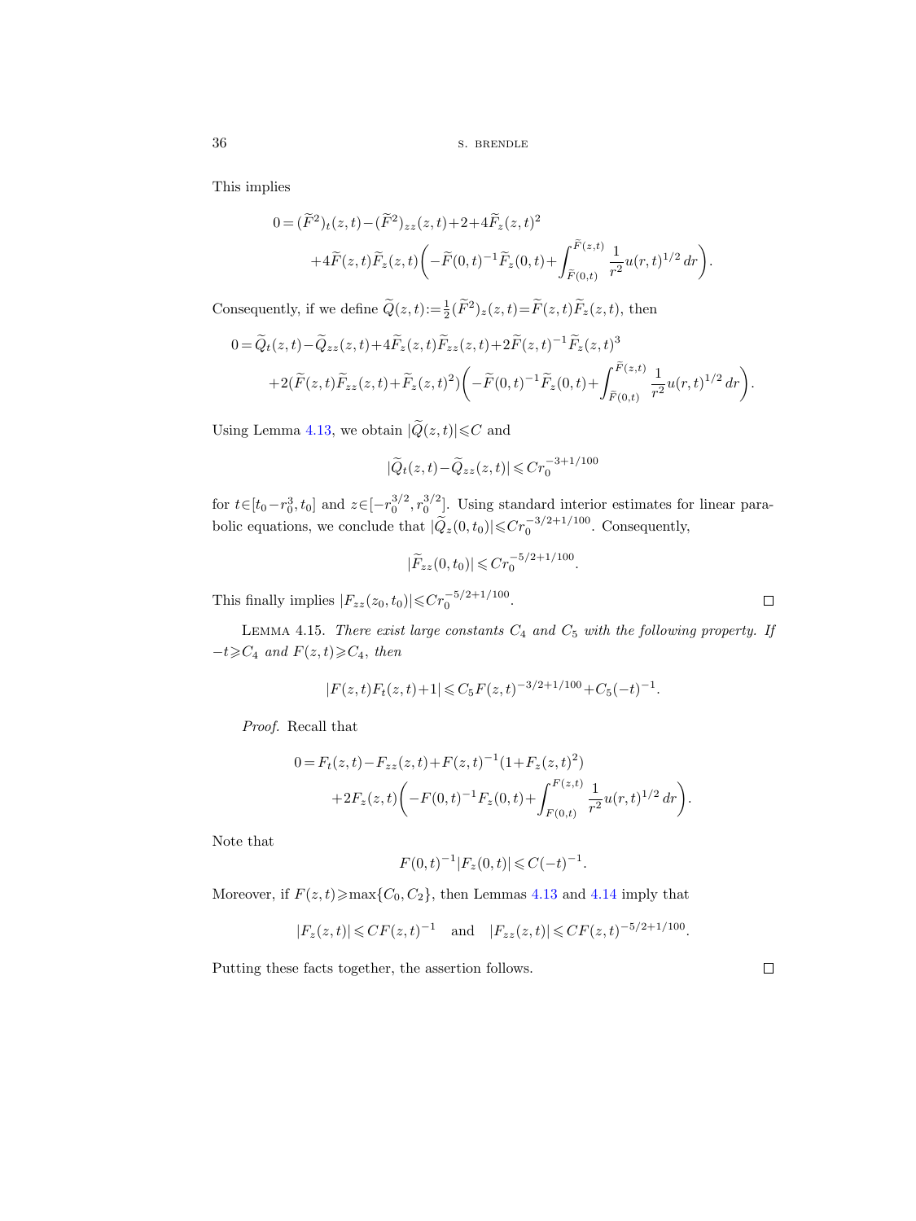This implies

$$0=(\widetilde{F}^2)_t(z,t)-(\widetilde{F}^2)_{zz}(z,t)+2+4\widetilde{F}_z(z,t)^2 \\ +4\widetilde{F}(z,t)\widetilde{F}_z(z,t)\biggl(-\widetilde{F}(0,t)^{-1}\widetilde{F}_z(0,t)+\int_{\widetilde{F}(0,t)}^{\widetilde{F}(z,t)}\frac{1}{r^2}u(r,t)^{1/2}\,dr\biggr).$$

Consequently, if we define $\widetilde{Q}(z,t):=\frac{1}{2}(\widetilde{F}^2)_z(z,t)=\widetilde{F}(z,t)\widetilde{F}_z(z,t)$, then

$$0=\widetilde{Q}_t(z,t)-\widetilde{Q}_{zz}(z,t)+4\widetilde{F}_z(z,t)\widetilde{F}_{zz}(z,t)+2\widetilde{F}(z,t)^{-1}\widetilde{F}_z(z,t)^3 \\ +2(\widetilde{F}(z,t)\widetilde{F}_{zz}(z,t)+\widetilde{F}_z(z,t)^2)\biggl(-\widetilde{F}(0,t)^{-1}\widetilde{F}_z(0,t)+\int_{\widetilde{F}(0,t)}^{\widetilde{F}(z,t)}\frac{1}{r^2}u(r,t)^{1/2}\,dr\biggr).$$

Using Lemma 4.13, we obtain $|\widetilde{Q}(z,t)|\leqslant C$ and

$$|\widetilde{Q}_t(z,t)-\widetilde{Q}_{zz}(z,t)|\leqslant Cr_0^{-3+1/100}$$

for $t\in[t_0-r_0^3,t_0]$ and $z\in[-r_0^{3/2},r_0^{3/2}]$. Using standard interior estimates for linear parabolic equations, we conclude that $|\widetilde{Q}_z(0,t_0)|\leqslant Cr_0^{-3/2+1/100}$. Consequently,

$$|\widetilde{F}_{zz}(0,t_0)|\leqslant Cr_0^{-5/2+1/100}.$$

This finally implies $|F_{zz}(z_0,t_0)|\leqslant Cr_0^{-5/2+1/100}$. ∎

Lemma 4.15. *There exist large constants $C_4$ and $C_5$ with the following property. If $-t\geqslant C_4$ and $F(z,t)\geqslant C_4$, then*

$$|F(z,t)F_t(z,t)+1|\leqslant C_5F(z,t)^{-3/2+1/100}+C_5(-t)^{-1}.$$

*Proof.* Recall that

$$0=F_t(z,t)-F_{zz}(z,t)+F(z,t)^{-1}(1+F_z(z,t)^2) \\ +2F_z(z,t)\biggl(-F(0,t)^{-1}F_z(0,t)+\int_{F(0,t)}^{F(z,t)}\frac{1}{r^2}u(r,t)^{1/2}\,dr\biggr).$$

Note that

$$F(0,t)^{-1}|F_z(0,t)|\leqslant C(-t)^{-1}.$$

Moreover, if $F(z,t)\geqslant\max\{C_0,C_2\}$, then Lemmas 4.13 and 4.14 imply that

$$|F_z(z,t)|\leqslant CF(z,t)^{-1}\quad\text{and}\quad|F_{zz}(z,t)|\leqslant CF(z,t)^{-5/2+1/100}.$$

Putting these facts together, the assertion follows. ∎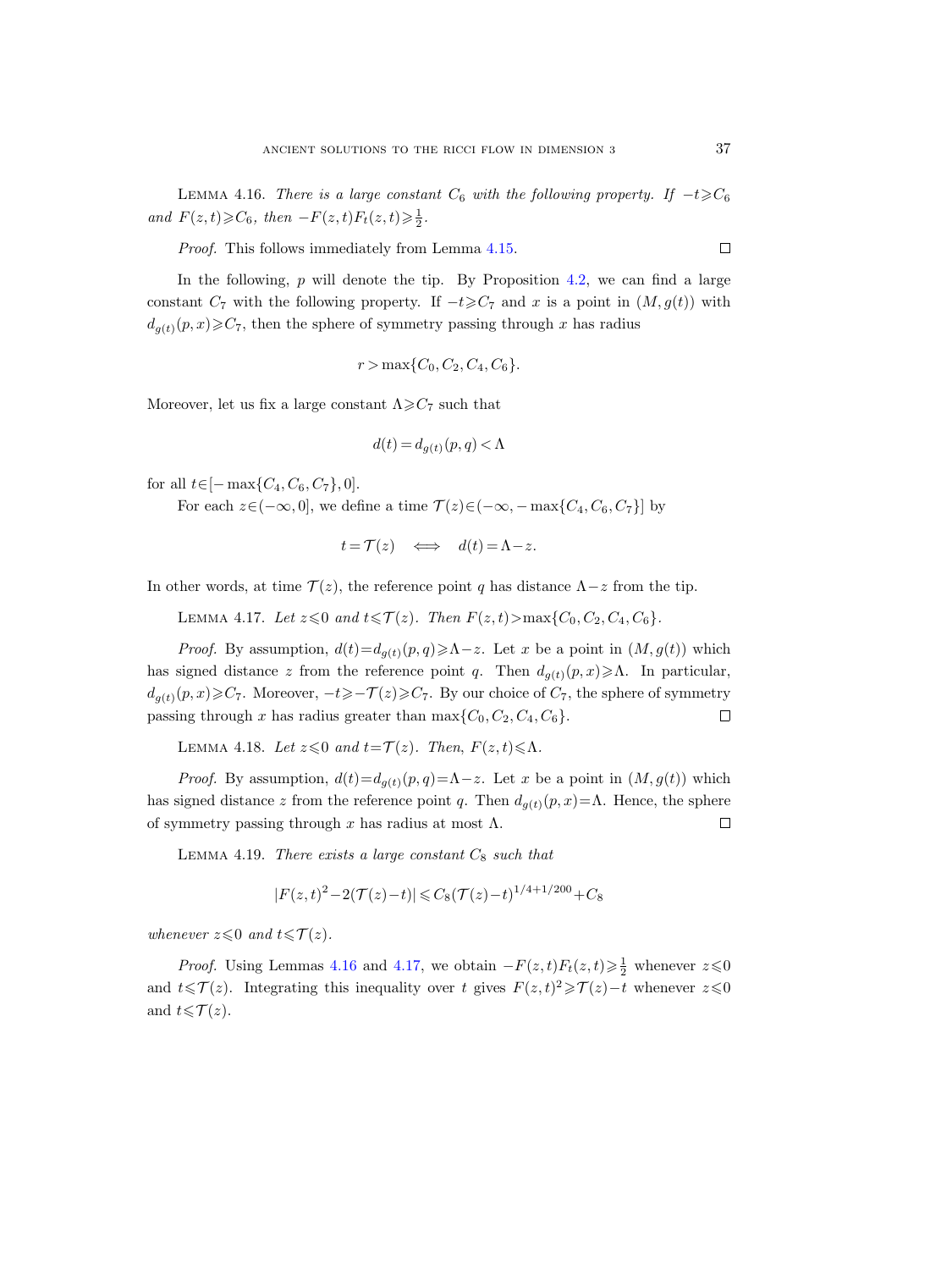LEMMA 4.16. *There is a large constant $C_6$ with the following property. If $-t \geqslant C_6$ and $F(z,t) \geqslant C_6$, then $-F(z,t)F_t(z,t) \geqslant \frac{1}{2}$.*

*Proof.* This follows immediately from Lemma 4.15. $\square$

In the following, $p$ will denote the tip. By Proposition 4.2, we can find a large constant $C_7$ with the following property. If $-t \geqslant C_7$ and $x$ is a point in $(M, g(t))$ with $d_{g(t)}(p,x) \geqslant C_7$, then the sphere of symmetry passing through $x$ has radius

$$r > \max\{C_0, C_2, C_4, C_6\}.$$

Moreover, let us fix a large constant $\Lambda \geqslant C_7$ such that

$$d(t) = d_{g(t)}(p,q) < \Lambda$$

for all $t \in [-\max\{C_4, C_6, C_7\}, 0]$.

For each $z \in (-\infty, 0]$, we define a time $\mathcal{T}(z) \in (-\infty, -\max\{C_4, C_6, C_7\}]$ by

$$t = \mathcal{T}(z) \iff d(t) = \Lambda - z.$$

In other words, at time $\mathcal{T}(z)$, the reference point $q$ has distance $\Lambda - z$ from the tip.

LEMMA 4.17. *Let $z \leqslant 0$ and $t \leqslant \mathcal{T}(z)$. Then $F(z,t) > \max\{C_0, C_2, C_4, C_6\}$.*

*Proof.* By assumption, $d(t) = d_{g(t)}(p,q) \geqslant \Lambda - z$. Let $x$ be a point in $(M, g(t))$ which has signed distance $z$ from the reference point $q$. Then $d_{g(t)}(p,x) \geqslant \Lambda$. In particular, $d_{g(t)}(p,x) \geqslant C_7$. Moreover, $-t \geqslant -\mathcal{T}(z) \geqslant C_7$. By our choice of $C_7$, the sphere of symmetry passing through $x$ has radius greater than $\max\{C_0, C_2, C_4, C_6\}$. $\square$

LEMMA 4.18. *Let $z \leqslant 0$ and $t = \mathcal{T}(z)$. Then, $F(z,t) \leqslant \Lambda$.*

*Proof.* By assumption, $d(t) = d_{g(t)}(p,q) = \Lambda - z$. Let $x$ be a point in $(M, g(t))$ which has signed distance $z$ from the reference point $q$. Then $d_{g(t)}(p,x) = \Lambda$. Hence, the sphere of symmetry passing through $x$ has radius at most $\Lambda$. $\square$

LEMMA 4.19. *There exists a large constant $C_8$ such that*

$$|F(z,t)^2 - 2(\mathcal{T}(z) - t)| \leqslant C_8(\mathcal{T}(z) - t)^{1/4 + 1/200} + C_8$$

*whenever $z \leqslant 0$ and $t \leqslant \mathcal{T}(z)$.*

*Proof.* Using Lemmas 4.16 and 4.17, we obtain $-F(z,t)F_t(z,t) \geqslant \frac{1}{2}$ whenever $z \leqslant 0$ and $t \leqslant \mathcal{T}(z)$. Integrating this inequality over $t$ gives $F(z,t)^2 \geqslant \mathcal{T}(z) - t$ whenever $z \leqslant 0$ and $t \leqslant \mathcal{T}(z)$.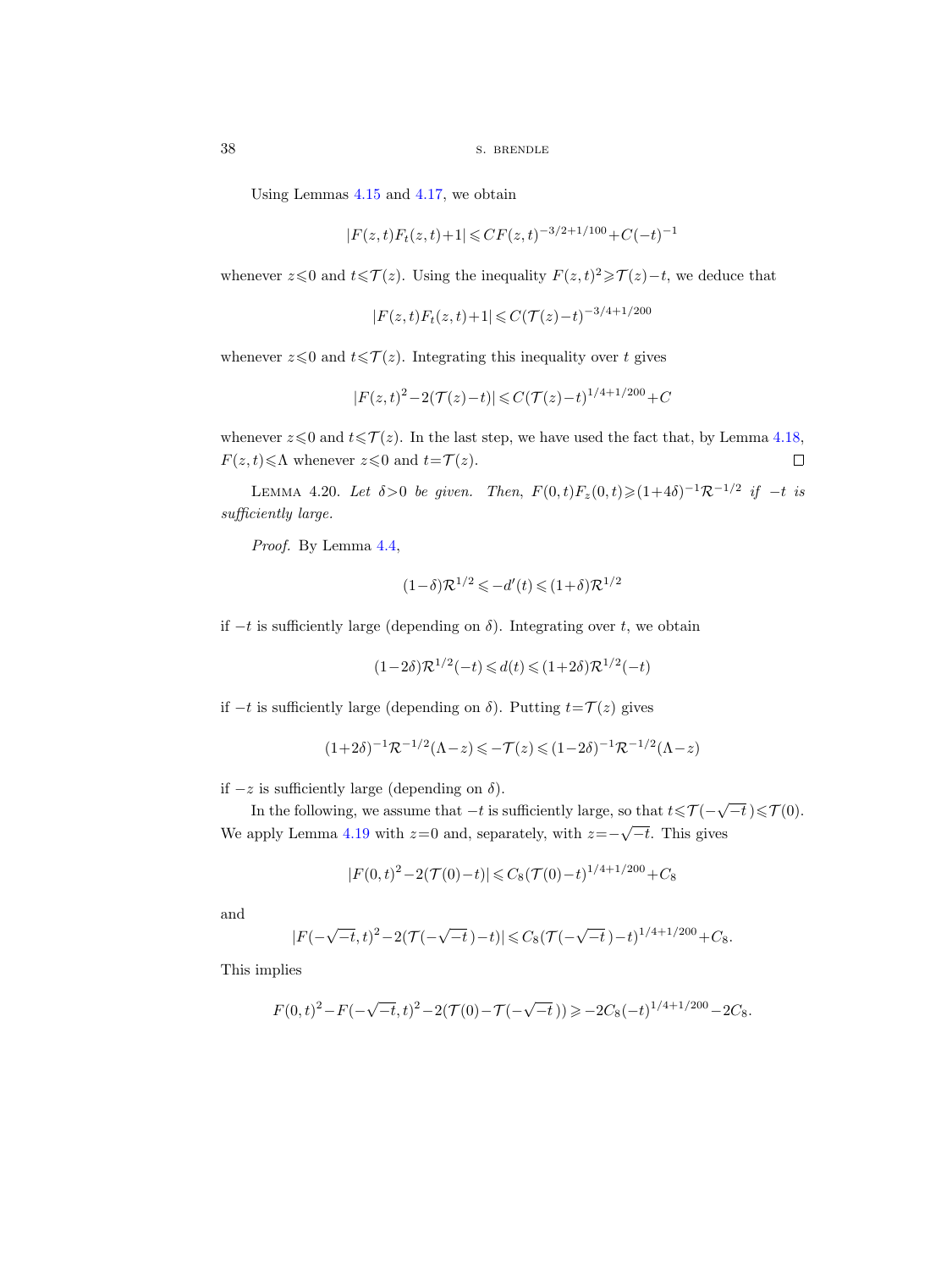Using Lemmas 4.15 and 4.17, we obtain

$$|F(z,t)F_t(z,t)+1| \leqslant CF(z,t)^{-3/2+1/100}+C(-t)^{-1}$$

whenever $z \leqslant 0$ and $t \leqslant \mathcal{T}(z)$. Using the inequality $F(z,t)^2 \geqslant \mathcal{T}(z)-t$, we deduce that

$$|F(z,t)F_t(z,t)+1| \leqslant C(\mathcal{T}(z)-t)^{-3/4+1/200}$$

whenever $z \leqslant 0$ and $t \leqslant \mathcal{T}(z)$. Integrating this inequality over $t$ gives

$$|F(z,t)^2-2(\mathcal{T}(z)-t)| \leqslant C(\mathcal{T}(z)-t)^{1/4+1/200}+C$$

whenever $z \leqslant 0$ and $t \leqslant \mathcal{T}(z)$. In the last step, we have used the fact that, by Lemma 4.18, $F(z,t) \leqslant \Lambda$ whenever $z \leqslant 0$ and $t = \mathcal{T}(z)$. ∎

Lemma 4.20. *Let $\delta > 0$ be given. Then, $F(0,t)F_z(0,t) \geqslant (1+4\delta)^{-1}\mathcal{R}^{-1/2}$ if $-t$ is sufficiently large.*

*Proof.* By Lemma 4.4,

$$(1-\delta)\mathcal{R}^{1/2} \leqslant -d'(t) \leqslant (1+\delta)\mathcal{R}^{1/2}$$

if $-t$ is sufficiently large (depending on $\delta$). Integrating over $t$, we obtain

$$(1-2\delta)\mathcal{R}^{1/2}(-t) \leqslant d(t) \leqslant (1+2\delta)\mathcal{R}^{1/2}(-t)$$

if $-t$ is sufficiently large (depending on $\delta$). Putting $t = \mathcal{T}(z)$ gives

$$(1+2\delta)^{-1}\mathcal{R}^{-1/2}(\Lambda - z) \leqslant -\mathcal{T}(z) \leqslant (1-2\delta)^{-1}\mathcal{R}^{-1/2}(\Lambda - z)$$

if $-z$ is sufficiently large (depending on $\delta$).

In the following, we assume that $-t$ is sufficiently large, so that $t \leqslant \mathcal{T}(-\sqrt{-t}\,) \leqslant \mathcal{T}(0)$. We apply Lemma 4.19 with $z=0$ and, separately, with $z=-\sqrt{-t}$. This gives

$$|F(0,t)^2-2(\mathcal{T}(0)-t)| \leqslant C_8(\mathcal{T}(0)-t)^{1/4+1/200}+C_8$$

and

$$|F(-\sqrt{-t},t)^2-2(\mathcal{T}(-\sqrt{-t}\,)-t)| \leqslant C_8(\mathcal{T}(-\sqrt{-t}\,)-t)^{1/4+1/200}+C_8.$$

This implies

$$F(0,t)^2-F(-\sqrt{-t},t)^2-2(\mathcal{T}(0)-\mathcal{T}(-\sqrt{-t}\,)) \geqslant -2C_8(-t)^{1/4+1/200}-2C_8.$$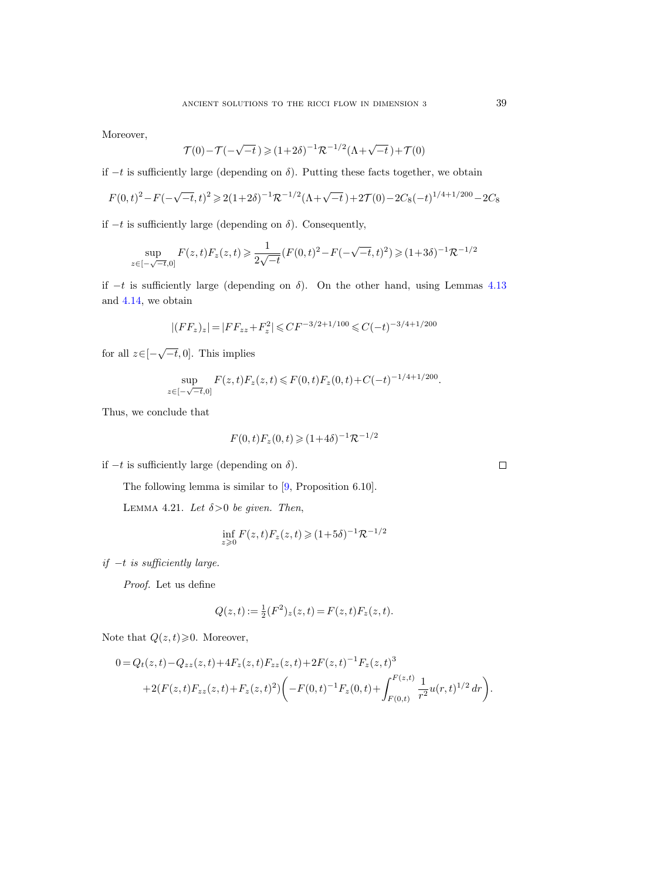Moreover,

$$\mathcal{T}(0)-\mathcal{T}(-\sqrt{-t}\,)\geqslant(1+2\delta)^{-1}\mathcal{R}^{-1/2}(\Lambda+\sqrt{-t}\,)+\mathcal{T}(0)$$

if $-t$ is sufficiently large (depending on $\delta$). Putting these facts together, we obtain

$$F(0,t)^2-F(-\sqrt{-t},t)^2\geqslant 2(1+2\delta)^{-1}\mathcal{R}^{-1/2}(\Lambda+\sqrt{-t}\,)+2\mathcal{T}(0)-2C_8(-t)^{1/4+1/200}-2C_8$$

if $-t$ is sufficiently large (depending on $\delta$). Consequently,

$$\sup_{z\in[-\sqrt{-t},0]} F(z,t)F_z(z,t)\geqslant\frac{1}{2\sqrt{-t}}(F(0,t)^2-F(-\sqrt{-t},t)^2)\geqslant(1+3\delta)^{-1}\mathcal{R}^{-1/2}$$

if $-t$ is sufficiently large (depending on $\delta$). On the other hand, using Lemmas 4.13 and 4.14, we obtain

$$|(FF_z)_z|=|FF_{zz}+F_z^2|\leqslant CF^{-3/2+1/100}\leqslant C(-t)^{-3/4+1/200}$$

for all $z\in[-\sqrt{-t},0]$. This implies

$$\sup_{z\in[-\sqrt{-t},0]} F(z,t)F_z(z,t)\leqslant F(0,t)F_z(0,t)+C(-t)^{-1/4+1/200}.$$

Thus, we conclude that

$$F(0,t)F_z(0,t)\geqslant(1+4\delta)^{-1}\mathcal{R}^{-1/2}$$

if $-t$ is sufficiently large (depending on $\delta$). ∎

The following lemma is similar to [9, Proposition 6.10].

Lemma 4.21. *Let $\delta>0$ be given. Then,*

$$\inf_{z\geqslant 0} F(z,t)F_z(z,t)\geqslant(1+5\delta)^{-1}\mathcal{R}^{-1/2}$$

*if $-t$ is sufficiently large.*

*Proof.* Let us define

$$Q(z,t):=\tfrac{1}{2}(F^2)_z(z,t)=F(z,t)F_z(z,t).$$

Note that $Q(z,t)\geqslant 0$. Moreover,

$$\begin{aligned}0=Q_t(z,t)-Q_{zz}(z,t)&+4F_z(z,t)F_{zz}(z,t)+2F(z,t)^{-1}F_z(z,t)^3\\&+2(F(z,t)F_{zz}(z,t)+F_z(z,t)^2)\bigg(-F(0,t)^{-1}F_z(0,t)+\int_{F(0,t)}^{F(z,t)}\frac{1}{r^2}u(r,t)^{1/2}\,dr\bigg).\end{aligned}$$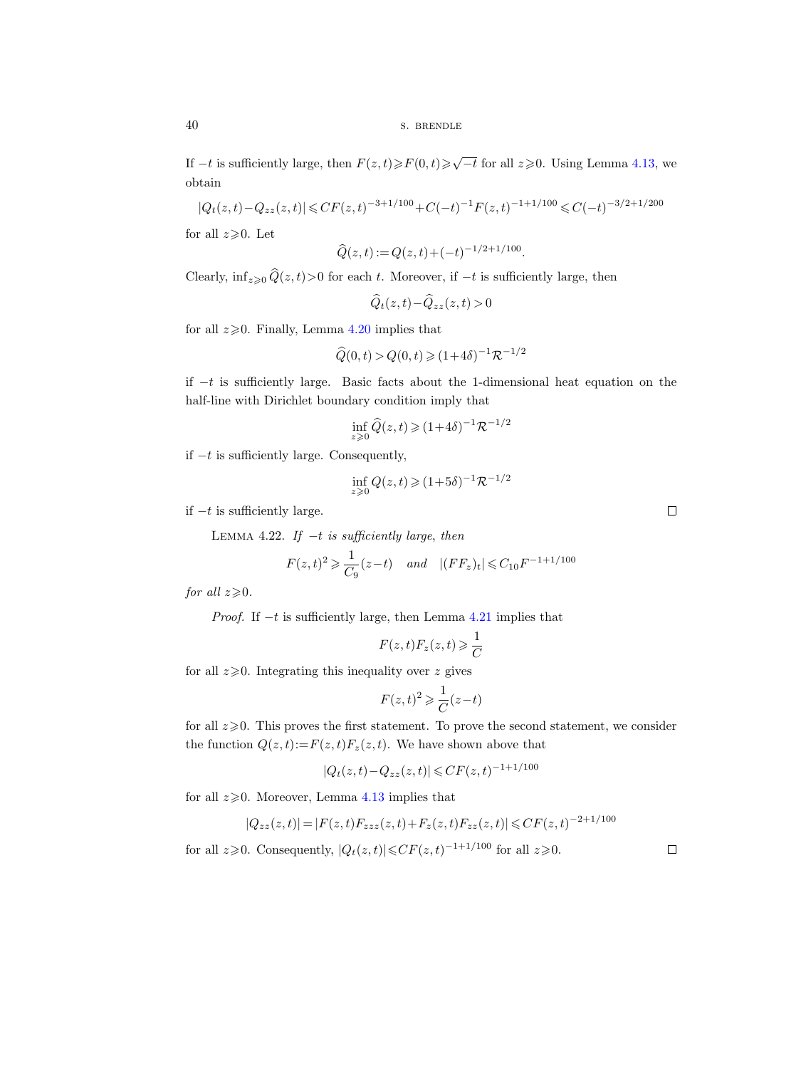If $-t$ is sufficiently large, then $F(z,t) \geqslant F(0,t) \geqslant \sqrt{-t}$ for all $z \geqslant 0$. Using Lemma 4.13, we obtain

$$|Q_t(z,t) - Q_{zz}(z,t)| \leqslant CF(z,t)^{-3+1/100} + C(-t)^{-1} F(z,t)^{-1+1/100} \leqslant C(-t)^{-3/2+1/200}$$

for all $z \geqslant 0$. Let

$$\widehat{Q}(z,t) := Q(z,t) + (-t)^{-1/2+1/100}.$$

Clearly, $\inf_{z \geqslant 0} \widehat{Q}(z,t) > 0$ for each $t$. Moreover, if $-t$ is sufficiently large, then

$$\widehat{Q}_t(z,t) - \widehat{Q}_{zz}(z,t) > 0$$

for all $z \geqslant 0$. Finally, Lemma 4.20 implies that

$$\widehat{Q}(0,t) > Q(0,t) \geqslant (1+4\delta)^{-1} \mathcal{R}^{-1/2}$$

if $-t$ is sufficiently large. Basic facts about the 1-dimensional heat equation on the half-line with Dirichlet boundary condition imply that

$$\inf_{z \geqslant 0} \widehat{Q}(z,t) \geqslant (1+4\delta)^{-1} \mathcal{R}^{-1/2}$$

if $-t$ is sufficiently large. Consequently,

$$\inf_{z \geqslant 0} Q(z,t) \geqslant (1+5\delta)^{-1} \mathcal{R}^{-1/2}$$

if $-t$ is sufficiently large. □

Lemma 4.22. *If $-t$ is sufficiently large, then*

$$F(z,t)^2 \geqslant \frac{1}{C_9}(z-t) \quad \textit{and} \quad |(FF_z)_t| \leqslant C_{10} F^{-1+1/100}$$

*for all $z \geqslant 0$.*

*Proof.* If $-t$ is sufficiently large, then Lemma 4.21 implies that

$$F(z,t) F_z(z,t) \geqslant \frac{1}{C}$$

for all $z \geqslant 0$. Integrating this inequality over $z$ gives

$$F(z,t)^2 \geqslant \frac{1}{C}(z-t)$$

for all $z \geqslant 0$. This proves the first statement. To prove the second statement, we consider the function $Q(z,t) := F(z,t) F_z(z,t)$. We have shown above that

$$|Q_t(z,t) - Q_{zz}(z,t)| \leqslant CF(z,t)^{-1+1/100}$$

for all $z \geqslant 0$. Moreover, Lemma 4.13 implies that

$$|Q_{zz}(z,t)| = |F(z,t) F_{zzz}(z,t) + F_z(z,t) F_{zz}(z,t)| \leqslant CF(z,t)^{-2+1/100}$$

for all $z \geqslant 0$. Consequently, $|Q_t(z,t)| \leqslant CF(z,t)^{-1+1/100}$ for all $z \geqslant 0$. □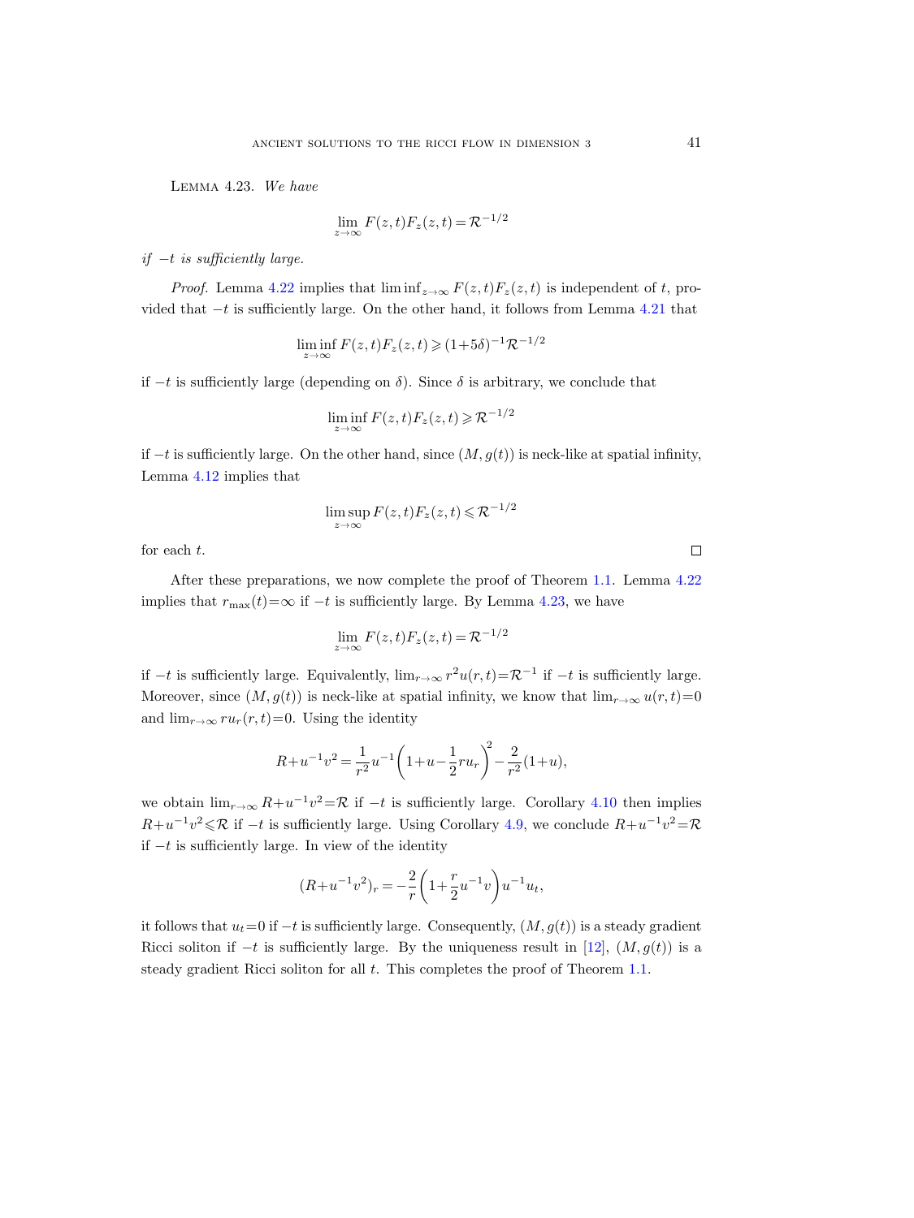**Lemma 4.23.** *We have*

$$\lim_{z\to\infty} F(z,t)F_z(z,t) = \mathcal{R}^{-1/2}$$

*if $-t$ is sufficiently large.*

*Proof.* Lemma 4.22 implies that $\liminf_{z\to\infty} F(z,t)F_z(z,t)$ is independent of $t$, provided that $-t$ is sufficiently large. On the other hand, it follows from Lemma 4.21 that

$$\liminf_{z\to\infty} F(z,t)F_z(z,t) \geqslant (1+5\delta)^{-1}\mathcal{R}^{-1/2}$$

if $-t$ is sufficiently large (depending on $\delta$). Since $\delta$ is arbitrary, we conclude that

$$\liminf_{z\to\infty} F(z,t)F_z(z,t) \geqslant \mathcal{R}^{-1/2}$$

if $-t$ is sufficiently large. On the other hand, since $(M, g(t))$ is neck-like at spatial infinity, Lemma 4.12 implies that

$$\limsup_{z\to\infty} F(z,t)F_z(z,t) \leqslant \mathcal{R}^{-1/2}$$

for each $t$. $\square$

After these preparations, we now complete the proof of Theorem 1.1. Lemma 4.22 implies that $r_{\max}(t)=\infty$ if $-t$ is sufficiently large. By Lemma 4.23, we have

$$\lim_{z\to\infty} F(z,t)F_z(z,t) = \mathcal{R}^{-1/2}$$

if $-t$ is sufficiently large. Equivalently, $\lim_{r\to\infty} r^2 u(r,t)=\mathcal{R}^{-1}$ if $-t$ is sufficiently large. Moreover, since $(M, g(t))$ is neck-like at spatial infinity, we know that $\lim_{r\to\infty} u(r,t)=0$ and $\lim_{r\to\infty} r u_r(r,t)=0$. Using the identity

$$R+u^{-1}v^2 = \frac{1}{r^2}u^{-1}\left(1+u-\frac{1}{2}r u_r\right)^2 - \frac{2}{r^2}(1+u),$$

we obtain $\lim_{r\to\infty} R+u^{-1}v^2=\mathcal{R}$ if $-t$ is sufficiently large. Corollary 4.10 then implies $R+u^{-1}v^2 \leqslant \mathcal{R}$ if $-t$ is sufficiently large. Using Corollary 4.9, we conclude $R+u^{-1}v^2=\mathcal{R}$ if $-t$ is sufficiently large. In view of the identity

$$(R+u^{-1}v^2)_r = -\frac{2}{r}\left(1+\frac{r}{2}u^{-1}v\right)u^{-1}u_t,$$

it follows that $u_t=0$ if $-t$ is sufficiently large. Consequently, $(M, g(t))$ is a steady gradient Ricci soliton if $-t$ is sufficiently large. By the uniqueness result in [12], $(M, g(t))$ is a steady gradient Ricci soliton for all $t$. This completes the proof of Theorem 1.1.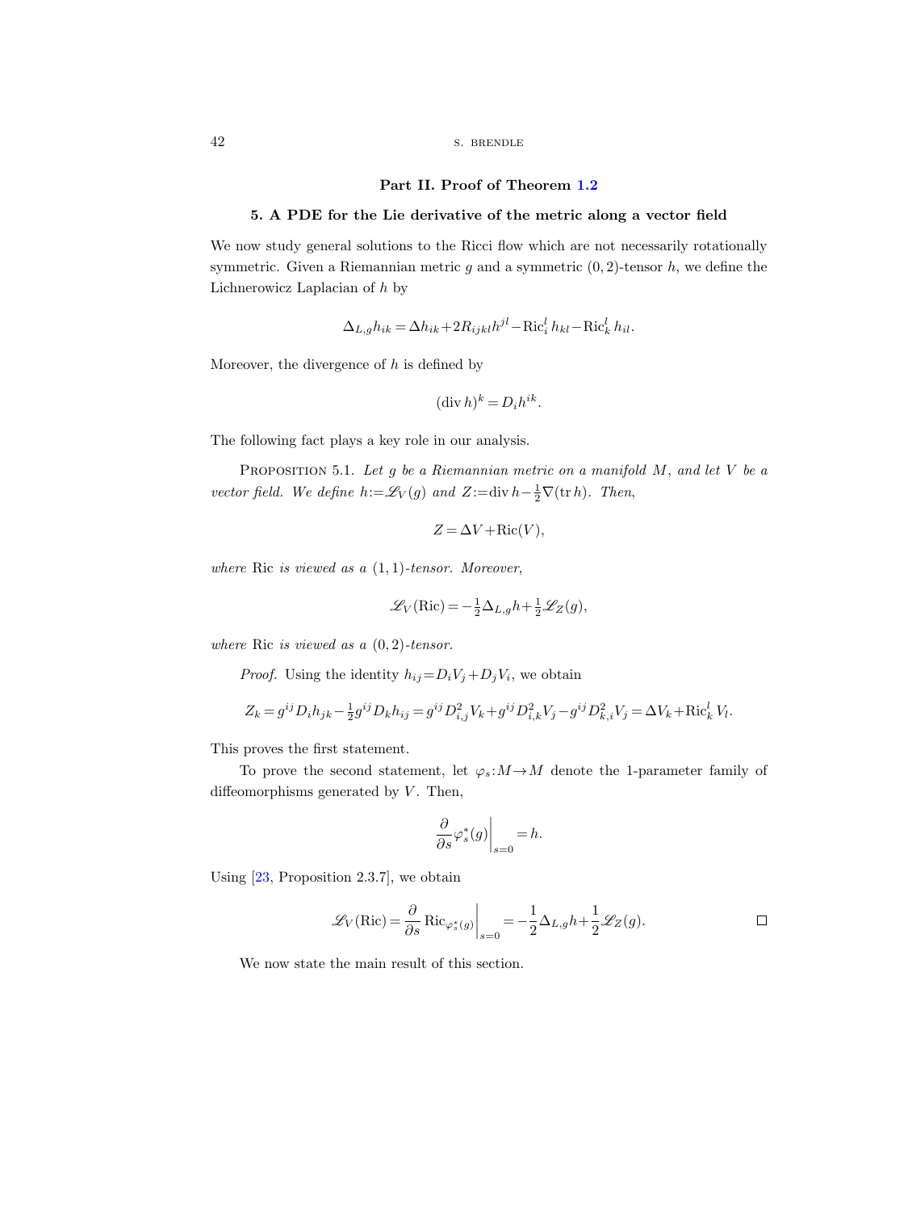## Part II. Proof of Theorem 1.2

### 5. A PDE for the Lie derivative of the metric along a vector field

We now study general solutions to the Ricci flow which are not necessarily rotationally symmetric. Given a Riemannian metric $g$ and a symmetric $(0,2)$-tensor $h$, we define the Lichnerowicz Laplacian of $h$ by

$$\Delta_{L,g} h_{ik} = \Delta h_{ik} + 2 R_{ijkl} h^{jl} - \mathrm{Ric}_i^l \, h_{kl} - \mathrm{Ric}_k^l \, h_{il}.$$

Moreover, the divergence of $h$ is defined by

$$(\operatorname{div} h)^k = D_i h^{ik}.$$

The following fact plays a key role in our analysis.

Proposition 5.1. *Let $g$ be a Riemannian metric on a manifold $M$, and let $V$ be a vector field. We define $h := \mathscr{L}_V(g)$ and $Z := \operatorname{div} h - \frac{1}{2} \nabla(\operatorname{tr} h)$. Then,*

$$Z = \Delta V + \mathrm{Ric}(V),$$

*where* Ric *is viewed as a $(1,1)$-tensor. Moreover,*

$$\mathscr{L}_V(\mathrm{Ric}) = -\tfrac{1}{2} \Delta_{L,g} h + \tfrac{1}{2} \mathscr{L}_Z(g),$$

*where* Ric *is viewed as a $(0,2)$-tensor.*

*Proof.* Using the identity $h_{ij} = D_i V_j + D_j V_i$, we obtain

$$Z_k = g^{ij} D_i h_{jk} - \tfrac{1}{2} g^{ij} D_k h_{ij} = g^{ij} D^2_{i,j} V_k + g^{ij} D^2_{i,k} V_j - g^{ij} D^2_{k,i} V_j = \Delta V_k + \mathrm{Ric}_k^l \, V_l.$$

This proves the first statement.

To prove the second statement, let $\varphi_s : M \to M$ denote the 1-parameter family of diffeomorphisms generated by $V$. Then,

$$\frac{\partial}{\partial s} \varphi_s^*(g) \bigg|_{s=0} = h.$$

Using [23, Proposition 2.3.7], we obtain

$$\mathscr{L}_V(\mathrm{Ric}) = \frac{\partial}{\partial s} \mathrm{Ric}_{\varphi_s^*(g)} \bigg|_{s=0} = -\frac{1}{2} \Delta_{L,g} h + \frac{1}{2} \mathscr{L}_Z(g). \qquad \square$$

We now state the main result of this section.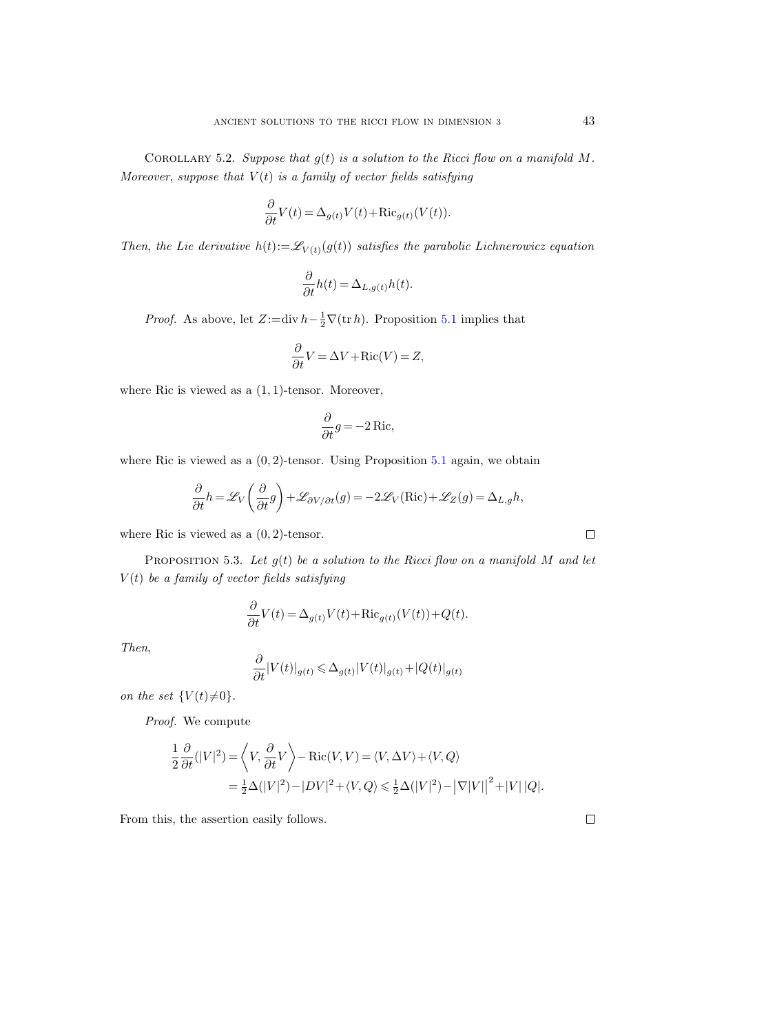Corollary 5.2. *Suppose that $g(t)$ is a solution to the Ricci flow on a manifold $M$. Moreover, suppose that $V(t)$ is a family of vector fields satisfying*

$$\frac{\partial}{\partial t}V(t) = \Delta_{g(t)}V(t) + \mathrm{Ric}_{g(t)}(V(t)).$$

*Then, the Lie derivative $h(t) := \mathscr{L}_{V(t)}(g(t))$ satisfies the parabolic Lichnerowicz equation*

$$\frac{\partial}{\partial t}h(t) = \Delta_{L,g(t)}h(t).$$

*Proof.* As above, let $Z := \operatorname{div} h - \frac{1}{2}\nabla(\operatorname{tr} h)$. Proposition 5.1 implies that

$$\frac{\partial}{\partial t}V = \Delta V + \mathrm{Ric}(V) = Z,$$

where Ric is viewed as a $(1,1)$-tensor. Moreover,

$$\frac{\partial}{\partial t}g = -2\,\mathrm{Ric},$$

where Ric is viewed as a $(0,2)$-tensor. Using Proposition 5.1 again, we obtain

$$\frac{\partial}{\partial t}h = \mathscr{L}_V\left(\frac{\partial}{\partial t}g\right) + \mathscr{L}_{\partial V/\partial t}(g) = -2\mathscr{L}_V(\mathrm{Ric}) + \mathscr{L}_Z(g) = \Delta_{L,g}h,$$

where Ric is viewed as a $(0,2)$-tensor. $\square$

Proposition 5.3. *Let $g(t)$ be a solution to the Ricci flow on a manifold $M$ and let $V(t)$ be a family of vector fields satisfying*

$$\frac{\partial}{\partial t}V(t) = \Delta_{g(t)}V(t) + \mathrm{Ric}_{g(t)}(V(t)) + Q(t).$$

*Then,*

$$\frac{\partial}{\partial t}|V(t)|_{g(t)} \leqslant \Delta_{g(t)}|V(t)|_{g(t)} + |Q(t)|_{g(t)}$$

*on the set $\{V(t) \neq 0\}$.*

*Proof.* We compute

$$\begin{aligned}
\frac{1}{2}\frac{\partial}{\partial t}(|V|^2) &= \left\langle V, \frac{\partial}{\partial t}V\right\rangle - \mathrm{Ric}(V,V) = \langle V, \Delta V\rangle + \langle V, Q\rangle \\
&= \tfrac{1}{2}\Delta(|V|^2) - |DV|^2 + \langle V, Q\rangle \leqslant \tfrac{1}{2}\Delta(|V|^2) - \left|\nabla|V|\right|^2 + |V|\,|Q|.
\end{aligned}$$

From this, the assertion easily follows. $\square$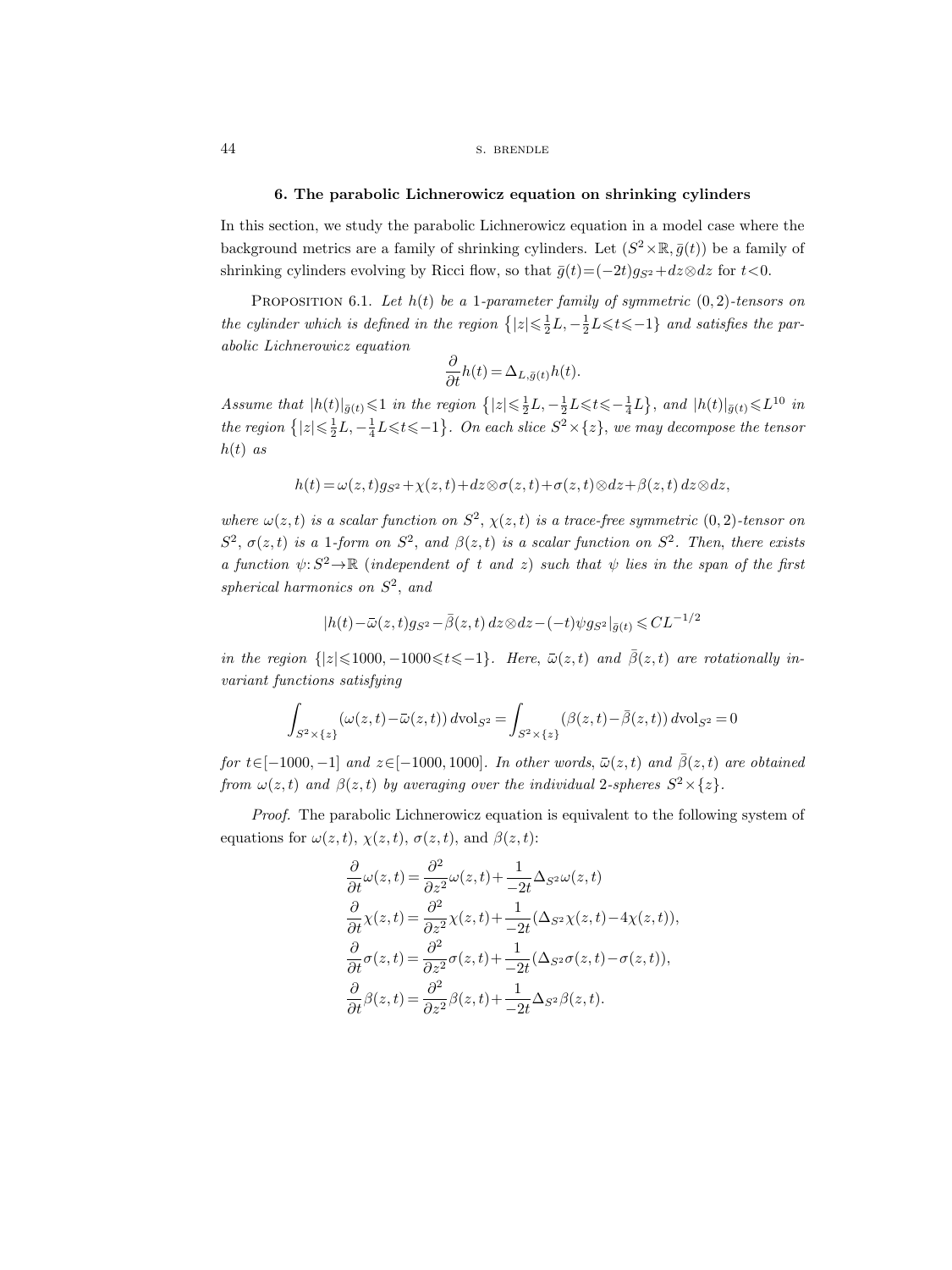## 6. The parabolic Lichnerowicz equation on shrinking cylinders

In this section, we study the parabolic Lichnerowicz equation in a model case where the background metrics are a family of shrinking cylinders. Let $(S^2\times\mathbb{R},\bar g(t))$ be a family of shrinking cylinders evolving by Ricci flow, so that $\bar g(t)=(-2t)g_{S^2}+dz\otimes dz$ for $t<0$.

Proposition 6.1. *Let $h(t)$ be a 1-parameter family of symmetric $(0,2)$-tensors on the cylinder which is defined in the region $\left\{|z|\leqslant\frac{1}{2}L,-\frac{1}{2}L\leqslant t\leqslant -1\right\}$ and satisfies the parabolic Lichnerowicz equation*

$$\frac{\partial}{\partial t}h(t)=\Delta_{L,\bar g(t)}h(t).$$

*Assume that $|h(t)|_{\bar g(t)}\leqslant 1$ in the region $\left\{|z|\leqslant\frac{1}{2}L,-\frac{1}{2}L\leqslant t\leqslant-\frac{1}{4}L\right\}$, and $|h(t)|_{\bar g(t)}\leqslant L^{10}$ in the region $\left\{|z|\leqslant\frac{1}{2}L,-\frac{1}{4}L\leqslant t\leqslant -1\right\}$. On each slice $S^2\times\{z\}$, we may decompose the tensor $h(t)$ as*

$$h(t)=\omega(z,t)g_{S^2}+\chi(z,t)+dz\otimes\sigma(z,t)+\sigma(z,t)\otimes dz+\beta(z,t)\,dz\otimes dz,$$

*where $\omega(z,t)$ is a scalar function on $S^2$, $\chi(z,t)$ is a trace-free symmetric $(0,2)$-tensor on $S^2$, $\sigma(z,t)$ is a 1-form on $S^2$, and $\beta(z,t)$ is a scalar function on $S^2$. Then, there exists a function $\psi\colon S^2\to\mathbb{R}$ (independent of $t$ and $z$) such that $\psi$ lies in the span of the first spherical harmonics on $S^2$, and*

$$|h(t)-\bar\omega(z,t)g_{S^2}-\bar\beta(z,t)\,dz\otimes dz-(-t)\psi g_{S^2}|_{\bar g(t)}\leqslant CL^{-1/2}$$

*in the region $\{|z|\leqslant 1000,-1000\leqslant t\leqslant -1\}$. Here, $\bar\omega(z,t)$ and $\bar\beta(z,t)$ are rotationally invariant functions satisfying*

$$\int_{S^2\times\{z\}}(\omega(z,t)-\bar\omega(z,t))\,d\mathrm{vol}_{S^2}=\int_{S^2\times\{z\}}(\beta(z,t)-\bar\beta(z,t))\,d\mathrm{vol}_{S^2}=0$$

*for $t\in[-1000,-1]$ and $z\in[-1000,1000]$. In other words, $\bar\omega(z,t)$ and $\bar\beta(z,t)$ are obtained from $\omega(z,t)$ and $\beta(z,t)$ by averaging over the individual 2-spheres $S^2\times\{z\}$.*

*Proof.* The parabolic Lichnerowicz equation is equivalent to the following system of equations for $\omega(z,t)$, $\chi(z,t)$, $\sigma(z,t)$, and $\beta(z,t)$:

$$\begin{aligned}
\frac{\partial}{\partial t}\omega(z,t)&=\frac{\partial^2}{\partial z^2}\omega(z,t)+\frac{1}{-2t}\Delta_{S^2}\omega(z,t)\\
\frac{\partial}{\partial t}\chi(z,t)&=\frac{\partial^2}{\partial z^2}\chi(z,t)+\frac{1}{-2t}(\Delta_{S^2}\chi(z,t)-4\chi(z,t)),\\
\frac{\partial}{\partial t}\sigma(z,t)&=\frac{\partial^2}{\partial z^2}\sigma(z,t)+\frac{1}{-2t}(\Delta_{S^2}\sigma(z,t)-\sigma(z,t)),\\
\frac{\partial}{\partial t}\beta(z,t)&=\frac{\partial^2}{\partial z^2}\beta(z,t)+\frac{1}{-2t}\Delta_{S^2}\beta(z,t).
\end{aligned}$$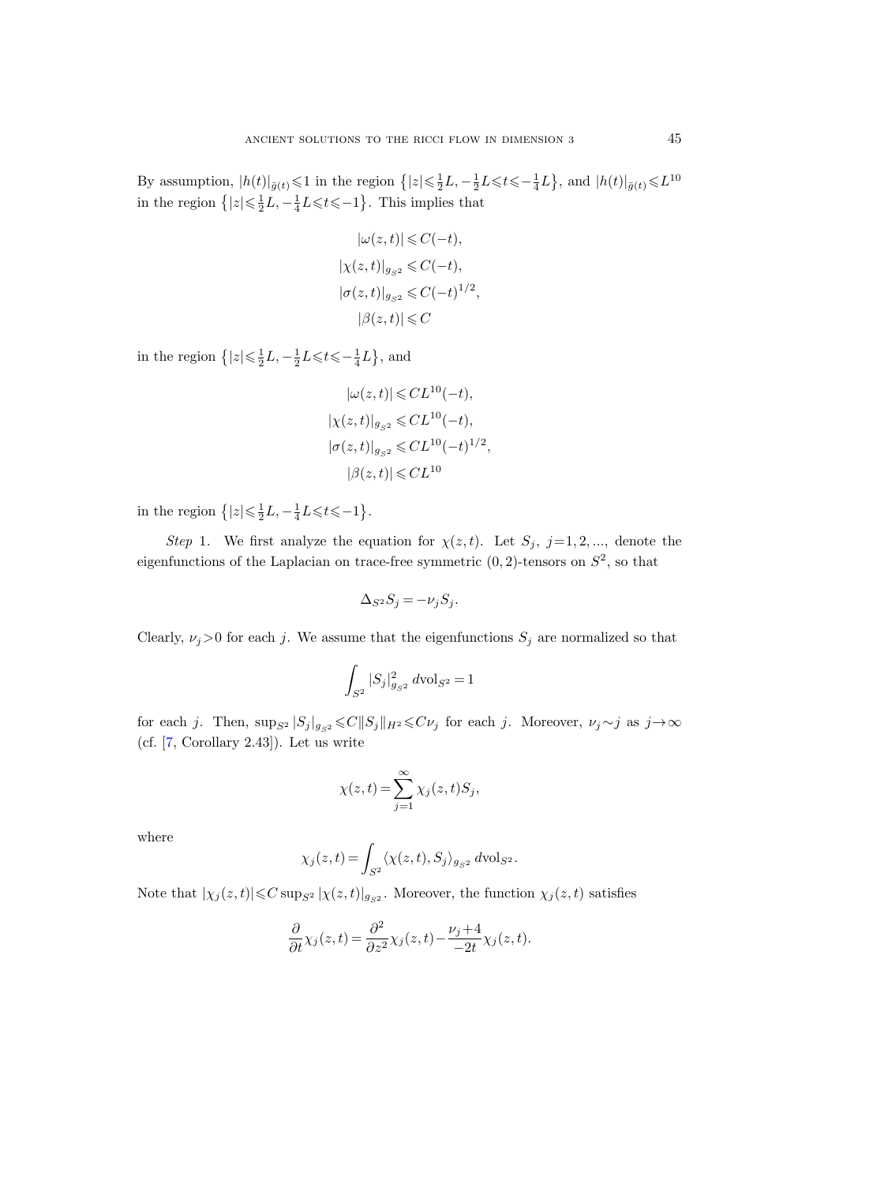By assumption, $|h(t)|_{\bar{g}(t)} \leqslant 1$ in the region $\left\{|z| \leqslant \frac{1}{2}L, -\frac{1}{2}L \leqslant t \leqslant -\frac{1}{4}L\right\}$, and $|h(t)|_{\bar{g}(t)} \leqslant L^{10}$ in the region $\left\{|z| \leqslant \frac{1}{2}L, -\frac{1}{4}L \leqslant t \leqslant -1\right\}$. This implies that

$$
\begin{aligned}
|\omega(z,t)| &\leqslant C(-t), \\
|\chi(z,t)|_{g_{S^2}} &\leqslant C(-t), \\
|\sigma(z,t)|_{g_{S^2}} &\leqslant C(-t)^{1/2}, \\
|\beta(z,t)| &\leqslant C
\end{aligned}
$$

in the region $\left\{|z| \leqslant \frac{1}{2}L, -\frac{1}{2}L \leqslant t \leqslant -\frac{1}{4}L\right\}$, and

$$
\begin{aligned}
|\omega(z,t)| &\leqslant CL^{10}(-t), \\
|\chi(z,t)|_{g_{S^2}} &\leqslant CL^{10}(-t), \\
|\sigma(z,t)|_{g_{S^2}} &\leqslant CL^{10}(-t)^{1/2}, \\
|\beta(z,t)| &\leqslant CL^{10}
\end{aligned}
$$

in the region $\left\{|z| \leqslant \frac{1}{2}L, -\frac{1}{4}L \leqslant t \leqslant -1\right\}$.

*Step* 1. We first analyze the equation for $\chi(z,t)$. Let $S_j$, $j=1,2,...$, denote the eigenfunctions of the Laplacian on trace-free symmetric $(0,2)$-tensors on $S^2$, so that

$$
\Delta_{S^2} S_j = -\nu_j S_j.
$$

Clearly, $\nu_j > 0$ for each $j$. We assume that the eigenfunctions $S_j$ are normalized so that

$$
\int_{S^2} |S_j|^2_{g_{S^2}} \, d\mathrm{vol}_{S^2} = 1
$$

for each $j$. Then, $\sup_{S^2} |S_j|_{g_{S^2}} \leqslant C\|S_j\|_{H^2} \leqslant C\nu_j$ for each $j$. Moreover, $\nu_j \sim j$ as $j \to \infty$ (cf. [7, Corollary 2.43]). Let us write

$$
\chi(z,t) = \sum_{j=1}^{\infty} \chi_j(z,t) S_j,
$$

where

$$
\chi_j(z,t) = \int_{S^2} \langle \chi(z,t), S_j \rangle_{g_{S^2}} \, d\mathrm{vol}_{S^2}.
$$

Note that $|\chi_j(z,t)| \leqslant C \sup_{S^2} |\chi(z,t)|_{g_{S^2}}$. Moreover, the function $\chi_j(z,t)$ satisfies

$$
\frac{\partial}{\partial t}\chi_j(z,t) = \frac{\partial^2}{\partial z^2}\chi_j(z,t) - \frac{\nu_j + 4}{-2t}\chi_j(z,t).
$$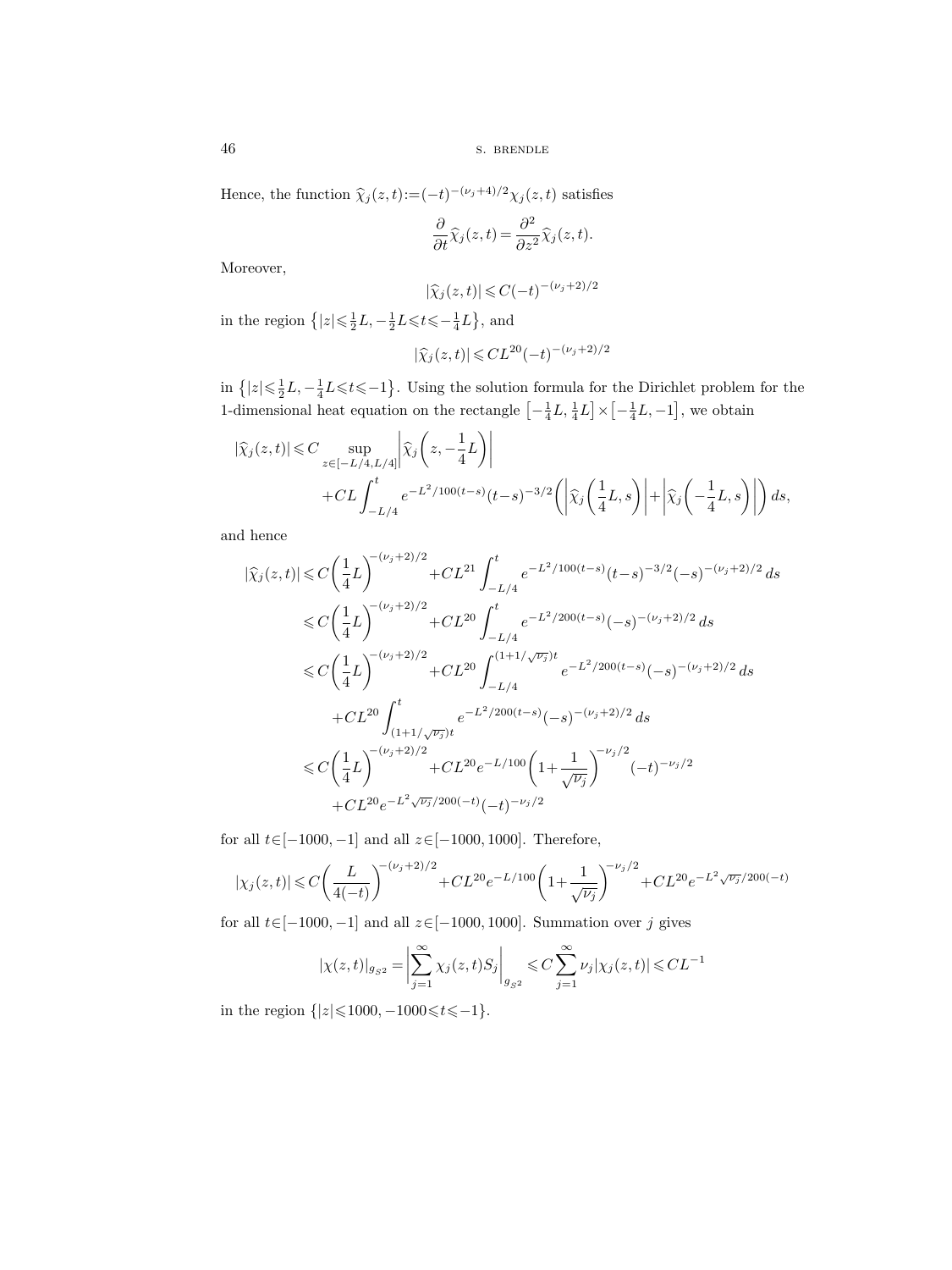Hence, the function $\widehat{\chi}_j(z,t) := (-t)^{-(\nu_j+4)/2}\chi_j(z,t)$ satisfies

$$\frac{\partial}{\partial t}\widehat{\chi}_j(z,t) = \frac{\partial^2}{\partial z^2}\widehat{\chi}_j(z,t).$$

Moreover,

$$|\widehat{\chi}_j(z,t)| \leqslant C(-t)^{-(\nu_j+2)/2}$$

in the region $\left\{|z| \leqslant \frac{1}{2}L, -\frac{1}{2}L \leqslant t \leqslant -\frac{1}{4}L\right\}$, and

$$|\widehat{\chi}_j(z,t)| \leqslant CL^{20}(-t)^{-(\nu_j+2)/2}$$

in $\left\{|z| \leqslant \frac{1}{2}L, -\frac{1}{4}L \leqslant t \leqslant -1\right\}$. Using the solution formula for the Dirichlet problem for the 1-dimensional heat equation on the rectangle $\left[-\frac{1}{4}L, \frac{1}{4}L\right] \times \left[-\frac{1}{4}L, -1\right]$, we obtain

$$\begin{aligned}
|\widehat{\chi}_j(z,t)| \leqslant{} & C \sup_{z \in [-L/4, L/4]} \left|\widehat{\chi}_j\left(z, -\frac{1}{4}L\right)\right| \\
& + CL\int_{-L/4}^{t} e^{-L^2/100(t-s)}(t-s)^{-3/2}\left(\left|\widehat{\chi}_j\left(\frac{1}{4}L, s\right)\right| + \left|\widehat{\chi}_j\left(-\frac{1}{4}L, s\right)\right|\right) ds,
\end{aligned}$$

and hence

$$\begin{aligned}
|\widehat{\chi}_j(z,t)| &\leqslant C\left(\frac{1}{4}L\right)^{-(\nu_j+2)/2} + CL^{21}\int_{-L/4}^{t} e^{-L^2/100(t-s)}(t-s)^{-3/2}(-s)^{-(\nu_j+2)/2}\, ds \\
&\leqslant C\left(\frac{1}{4}L\right)^{-(\nu_j+2)/2} + CL^{20}\int_{-L/4}^{t} e^{-L^2/200(t-s)}(-s)^{-(\nu_j+2)/2}\, ds \\
&\leqslant C\left(\frac{1}{4}L\right)^{-(\nu_j+2)/2} + CL^{20}\int_{-L/4}^{(1+1/\sqrt{\nu_j})t} e^{-L^2/200(t-s)}(-s)^{-(\nu_j+2)/2}\, ds \\
&\quad + CL^{20}\int_{(1+1/\sqrt{\nu_j})t}^{t} e^{-L^2/200(t-s)}(-s)^{-(\nu_j+2)/2}\, ds \\
&\leqslant C\left(\frac{1}{4}L\right)^{-(\nu_j+2)/2} + CL^{20}e^{-L/100}\left(1+\frac{1}{\sqrt{\nu_j}}\right)^{-\nu_j/2}(-t)^{-\nu_j/2} \\
&\quad + CL^{20}e^{-L^2\sqrt{\nu_j}/200(-t)}(-t)^{-\nu_j/2}
\end{aligned}$$

for all $t \in [-1000, -1]$ and all $z \in [-1000, 1000]$. Therefore,

$$|\chi_j(z,t)| \leqslant C\left(\frac{L}{4(-t)}\right)^{-(\nu_j+2)/2} + CL^{20}e^{-L/100}\left(1+\frac{1}{\sqrt{\nu_j}}\right)^{-\nu_j/2} + CL^{20}e^{-L^2\sqrt{\nu_j}/200(-t)}$$

for all $t \in [-1000, -1]$ and all $z \in [-1000, 1000]$. Summation over $j$ gives

$$|\chi(z,t)|_{g_{S^2}} = \left|\sum_{j=1}^{\infty} \chi_j(z,t) S_j\right|_{g_{S^2}} \leqslant C\sum_{j=1}^{\infty} \nu_j |\chi_j(z,t)| \leqslant CL^{-1}$$

in the region $\{|z| \leqslant 1000, -1000 \leqslant t \leqslant -1\}$.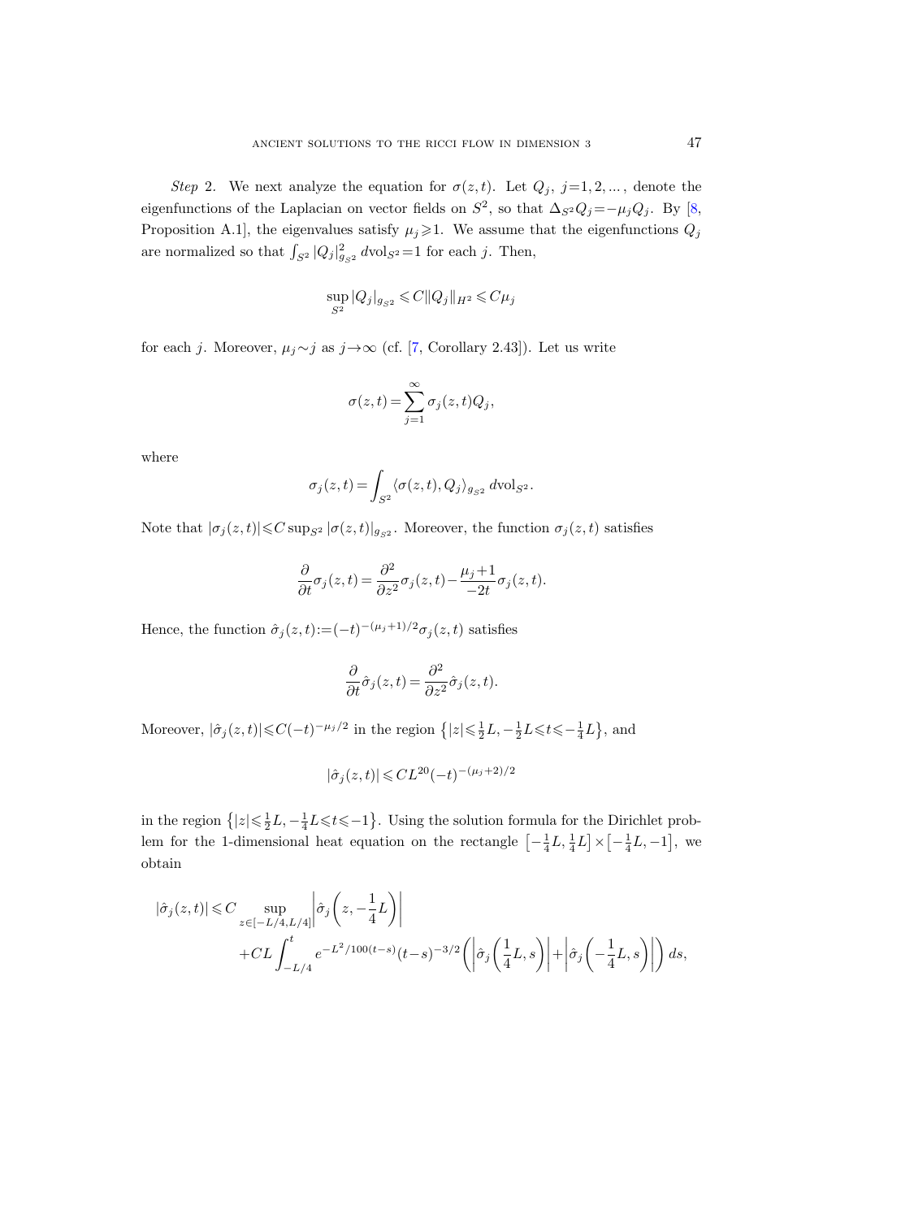*Step* 2. We next analyze the equation for $\sigma(z,t)$. Let $Q_j$, $j=1,2,\dots$, denote the eigenfunctions of the Laplacian on vector fields on $S^2$, so that $\Delta_{S^2}Q_j=-\mu_j Q_j$. By [8, Proposition A.1], the eigenvalues satisfy $\mu_j\geqslant 1$. We assume that the eigenfunctions $Q_j$ are normalized so that $\int_{S^2}|Q_j|^2_{g_{S^2}}\,d\mathrm{vol}_{S^2}=1$ for each $j$. Then,

$$\sup_{S^2}|Q_j|_{g_{S^2}}\leqslant C\|Q_j\|_{H^2}\leqslant C\mu_j$$

for each $j$. Moreover, $\mu_j\sim j$ as $j\to\infty$ (cf. [7, Corollary 2.43]). Let us write

$$\sigma(z,t)=\sum_{j=1}^{\infty}\sigma_j(z,t)Q_j,$$

where

$$\sigma_j(z,t)=\int_{S^2}\langle\sigma(z,t),Q_j\rangle_{g_{S^2}}\,d\mathrm{vol}_{S^2}.$$

Note that $|\sigma_j(z,t)|\leqslant C\sup_{S^2}|\sigma(z,t)|_{g_{S^2}}$. Moreover, the function $\sigma_j(z,t)$ satisfies

$$\frac{\partial}{\partial t}\sigma_j(z,t)=\frac{\partial^2}{\partial z^2}\sigma_j(z,t)-\frac{\mu_j+1}{-2t}\sigma_j(z,t).$$

Hence, the function $\hat{\sigma}_j(z,t):=(-t)^{-(\mu_j+1)/2}\sigma_j(z,t)$ satisfies

$$\frac{\partial}{\partial t}\hat{\sigma}_j(z,t)=\frac{\partial^2}{\partial z^2}\hat{\sigma}_j(z,t).$$

Moreover, $|\hat{\sigma}_j(z,t)|\leqslant C(-t)^{-\mu_j/2}$ in the region $\left\{|z|\leqslant\frac{1}{2}L,-\frac{1}{2}L\leqslant t\leqslant-\frac{1}{4}L\right\}$, and

$$|\hat{\sigma}_j(z,t)|\leqslant CL^{20}(-t)^{-(\mu_j+2)/2}$$

in the region $\left\{|z|\leqslant\frac{1}{2}L,-\frac{1}{4}L\leqslant t\leqslant-1\right\}$. Using the solution formula for the Dirichlet problem for the 1-dimensional heat equation on the rectangle $\left[-\frac{1}{4}L,\frac{1}{4}L\right]\times\left[-\frac{1}{4}L,-1\right]$, we obtain

$$\begin{aligned}|\hat{\sigma}_j(z,t)|\leqslant C&\sup_{z\in[-L/4,L/4]}\left|\hat{\sigma}_j\left(z,-\frac{1}{4}L\right)\right|\\&+CL\int_{-L/4}^{t}e^{-L^2/100(t-s)}(t-s)^{-3/2}\left(\left|\hat{\sigma}_j\left(\frac{1}{4}L,s\right)\right|+\left|\hat{\sigma}_j\left(-\frac{1}{4}L,s\right)\right|\right)ds,\end{aligned}$$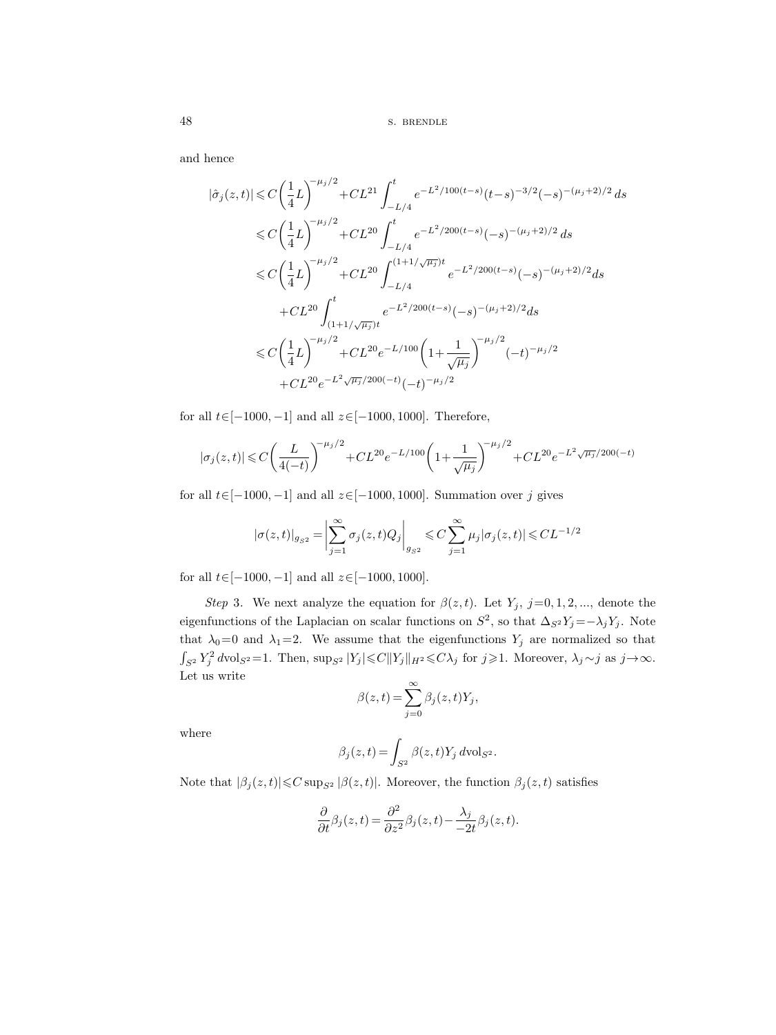and hence

$$
\begin{aligned}
|\hat{\sigma}_j(z,t)| &\leqslant C\left(\frac{1}{4}L\right)^{-\mu_j/2} + CL^{21}\int_{-L/4}^{t} e^{-L^2/100(t-s)}(t-s)^{-3/2}(-s)^{-(\mu_j+2)/2}\,ds \\
&\leqslant C\left(\frac{1}{4}L\right)^{-\mu_j/2} + CL^{20}\int_{-L/4}^{t} e^{-L^2/200(t-s)}(-s)^{-(\mu_j+2)/2}\,ds \\
&\leqslant C\left(\frac{1}{4}L\right)^{-\mu_j/2} + CL^{20}\int_{-L/4}^{(1+1/\sqrt{\mu_j})t} e^{-L^2/200(t-s)}(-s)^{-(\mu_j+2)/2}ds \\
&\quad + CL^{20}\int_{(1+1/\sqrt{\mu_j})t}^{t} e^{-L^2/200(t-s)}(-s)^{-(\mu_j+2)/2}ds \\
&\leqslant C\left(\frac{1}{4}L\right)^{-\mu_j/2} + CL^{20}e^{-L/100}\left(1+\frac{1}{\sqrt{\mu_j}}\right)^{-\mu_j/2}(-t)^{-\mu_j/2} \\
&\quad + CL^{20}e^{-L^2\sqrt{\mu_j}/200(-t)}(-t)^{-\mu_j/2}
\end{aligned}
$$

for all $t\in[-1000,-1]$ and all $z\in[-1000,1000]$. Therefore,

$$
|\sigma_j(z,t)| \leqslant C\left(\frac{L}{4(-t)}\right)^{-\mu_j/2} + CL^{20}e^{-L/100}\left(1+\frac{1}{\sqrt{\mu_j}}\right)^{-\mu_j/2} + CL^{20}e^{-L^2\sqrt{\mu_j}/200(-t)}
$$

for all $t\in[-1000,-1]$ and all $z\in[-1000,1000]$. Summation over $j$ gives

$$
|\sigma(z,t)|_{g_{S^2}} = \left|\sum_{j=1}^{\infty}\sigma_j(z,t)Q_j\right|_{g_{S^2}} \leqslant C\sum_{j=1}^{\infty}\mu_j|\sigma_j(z,t)| \leqslant CL^{-1/2}
$$

for all $t\in[-1000,-1]$ and all $z\in[-1000,1000]$.

*Step* 3. We next analyze the equation for $\beta(z,t)$. Let $Y_j$, $j=0,1,2,...$, denote the eigenfunctions of the Laplacian on scalar functions on $S^2$, so that $\Delta_{S^2}Y_j=-\lambda_jY_j$. Note that $\lambda_0=0$ and $\lambda_1=2$. We assume that the eigenfunctions $Y_j$ are normalized so that $\int_{S^2}Y_j^2\,d\mathrm{vol}_{S^2}=1$. Then, $\sup_{S^2}|Y_j|\leqslant C\|Y_j\|_{H^2}\leqslant C\lambda_j$ for $j\geqslant 1$. Moreover, $\lambda_j\sim j$ as $j\to\infty$. Let us write

$$
\beta(z,t) = \sum_{j=0}^{\infty}\beta_j(z,t)Y_j,
$$

where

$$
\beta_j(z,t) = \int_{S^2}\beta(z,t)Y_j\,d\mathrm{vol}_{S^2}.
$$

Note that $|\beta_j(z,t)|\leqslant C\sup_{S^2}|\beta(z,t)|$. Moreover, the function $\beta_j(z,t)$ satisfies

$$
\frac{\partial}{\partial t}\beta_j(z,t) = \frac{\partial^2}{\partial z^2}\beta_j(z,t) - \frac{\lambda_j}{-2t}\beta_j(z,t).
$$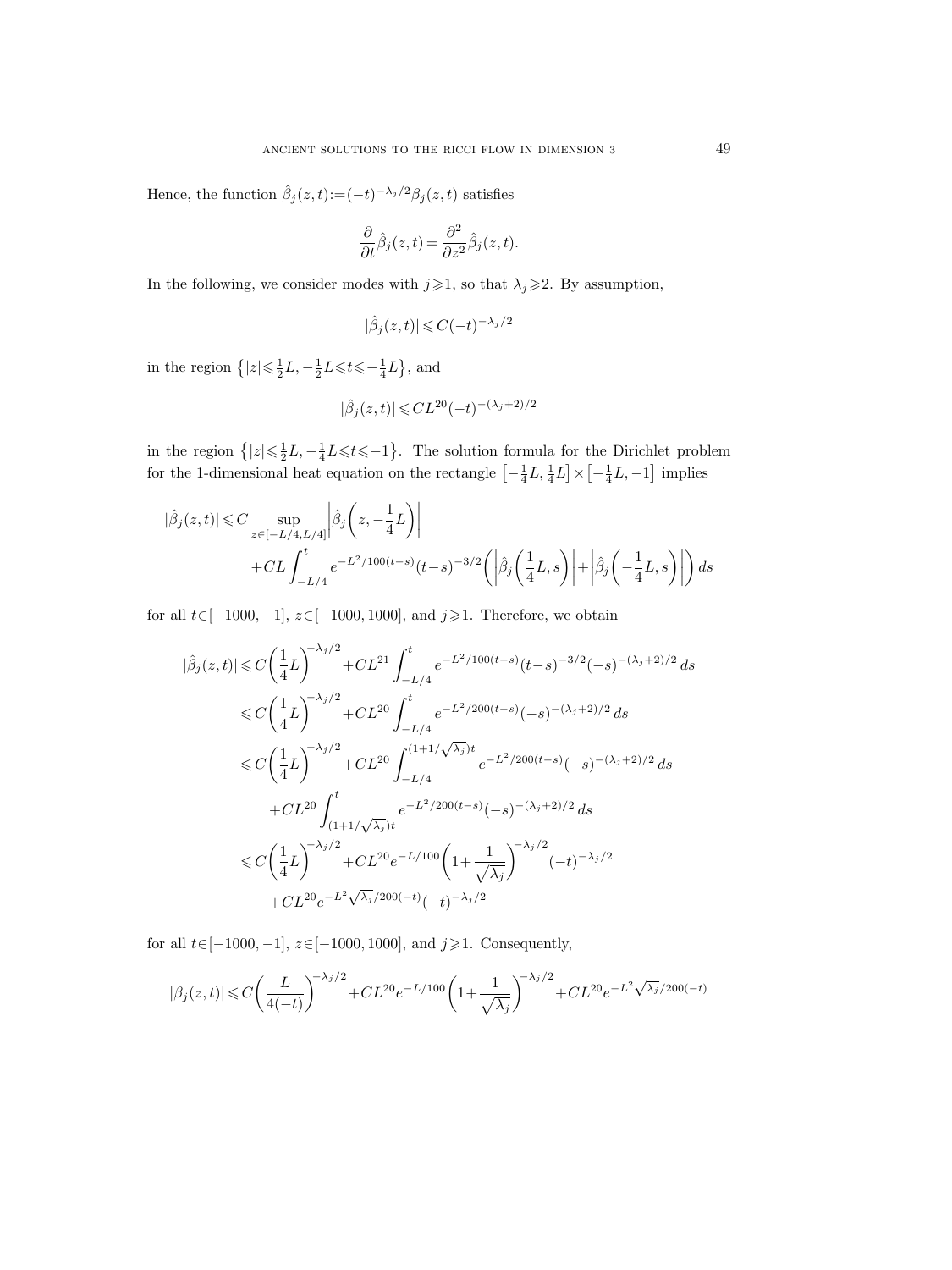Hence, the function $\hat{\beta}_j(z,t):=(-t)^{-\lambda_j/2}\beta_j(z,t)$ satisfies

$$\frac{\partial}{\partial t}\hat{\beta}_j(z,t)=\frac{\partial^2}{\partial z^2}\hat{\beta}_j(z,t).$$

In the following, we consider modes with $j\geqslant 1$, so that $\lambda_j\geqslant 2$. By assumption,

$$|\hat{\beta}_j(z,t)|\leqslant C(-t)^{-\lambda_j/2}$$

in the region $\left\{|z|\leqslant \frac{1}{2}L, -\frac{1}{2}L\leqslant t\leqslant -\frac{1}{4}L\right\}$, and

$$|\hat{\beta}_j(z,t)|\leqslant CL^{20}(-t)^{-(\lambda_j+2)/2}$$

in the region $\left\{|z|\leqslant \frac{1}{2}L, -\frac{1}{4}L\leqslant t\leqslant -1\right\}$. The solution formula for the Dirichlet problem for the 1-dimensional heat equation on the rectangle $\left[-\frac{1}{4}L, \frac{1}{4}L\right]\times\left[-\frac{1}{4}L, -1\right]$ implies

$$\begin{aligned}|\hat{\beta}_j(z,t)|\leqslant{}& C\sup_{z\in[-L/4,L/4]}\left|\hat{\beta}_j\left(z,-\frac{1}{4}L\right)\right|\\&+CL\int_{-L/4}^{t}e^{-L^2/100(t-s)}(t-s)^{-3/2}\left(\left|\hat{\beta}_j\left(\frac{1}{4}L,s\right)\right|+\left|\hat{\beta}_j\left(-\frac{1}{4}L,s\right)\right|\right)ds\end{aligned}$$

for all $t\in[-1000,-1]$, $z\in[-1000,1000]$, and $j\geqslant 1$. Therefore, we obtain

$$\begin{aligned}|\hat{\beta}_j(z,t)|&\leqslant C\left(\frac{1}{4}L\right)^{-\lambda_j/2}+CL^{21}\int_{-L/4}^{t}e^{-L^2/100(t-s)}(t-s)^{-3/2}(-s)^{-(\lambda_j+2)/2}\,ds\\&\leqslant C\left(\frac{1}{4}L\right)^{-\lambda_j/2}+CL^{20}\int_{-L/4}^{t}e^{-L^2/200(t-s)}(-s)^{-(\lambda_j+2)/2}\,ds\\&\leqslant C\left(\frac{1}{4}L\right)^{-\lambda_j/2}+CL^{20}\int_{-L/4}^{(1+1/\sqrt{\lambda_j})t}e^{-L^2/200(t-s)}(-s)^{-(\lambda_j+2)/2}\,ds\\&\quad+CL^{20}\int_{(1+1/\sqrt{\lambda_j})t}^{t}e^{-L^2/200(t-s)}(-s)^{-(\lambda_j+2)/2}\,ds\\&\leqslant C\left(\frac{1}{4}L\right)^{-\lambda_j/2}+CL^{20}e^{-L/100}\left(1+\frac{1}{\sqrt{\lambda_j}}\right)^{-\lambda_j/2}(-t)^{-\lambda_j/2}\\&\quad+CL^{20}e^{-L^2\sqrt{\lambda_j}/200(-t)}(-t)^{-\lambda_j/2}\end{aligned}$$

for all $t\in[-1000,-1]$, $z\in[-1000,1000]$, and $j\geqslant 1$. Consequently,

$$|\beta_j(z,t)|\leqslant C\left(\frac{L}{4(-t)}\right)^{-\lambda_j/2}+CL^{20}e^{-L/100}\left(1+\frac{1}{\sqrt{\lambda_j}}\right)^{-\lambda_j/2}+CL^{20}e^{-L^2\sqrt{\lambda_j}/200(-t)}$$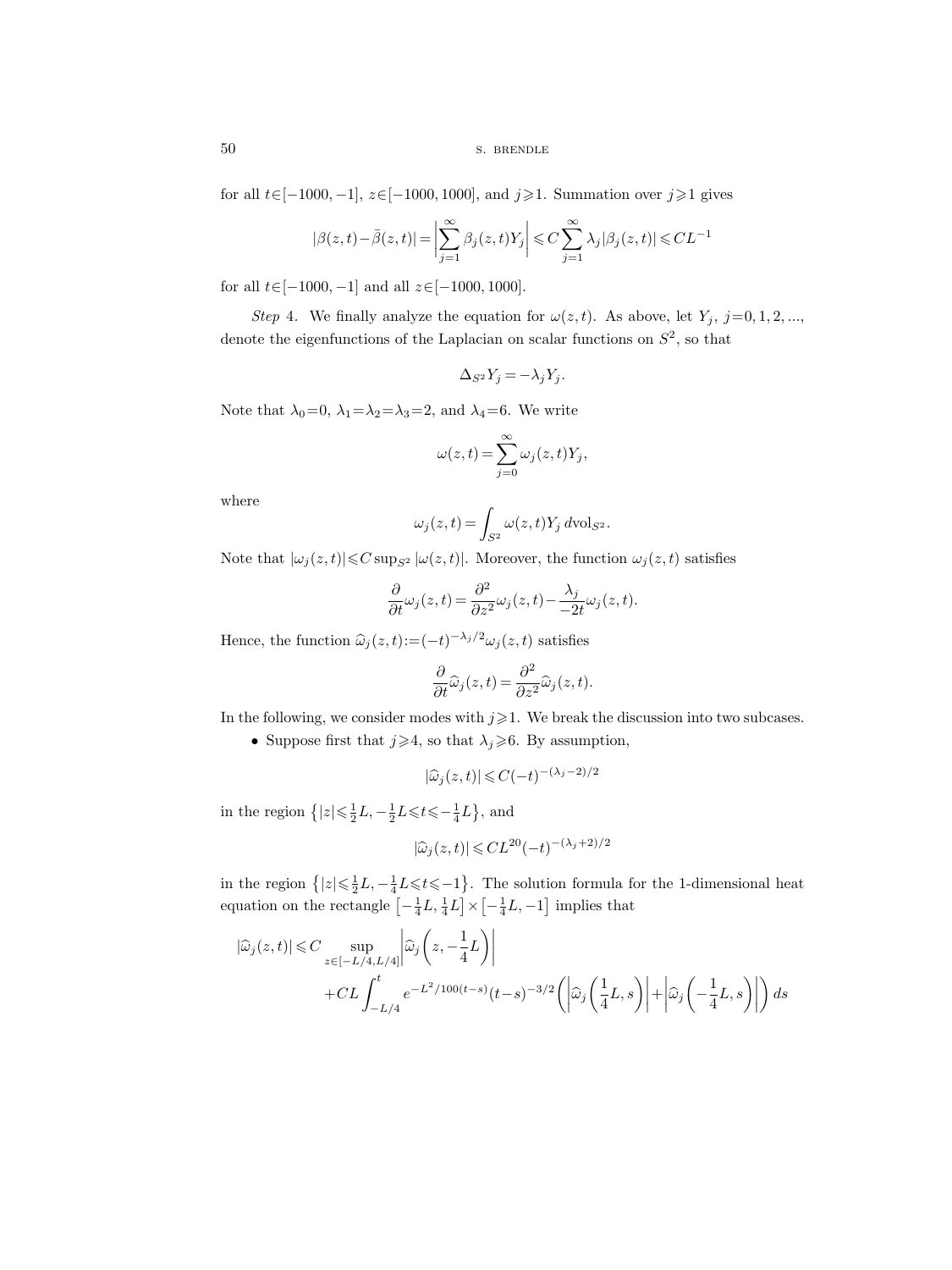for all $t\in[-1000,-1]$, $z\in[-1000,1000]$, and $j\geqslant 1$. Summation over $j\geqslant 1$ gives

$$|\beta(z,t)-\bar{\beta}(z,t)|=\left|\sum_{j=1}^{\infty}\beta_j(z,t)Y_j\right|\leqslant C\sum_{j=1}^{\infty}\lambda_j|\beta_j(z,t)|\leqslant CL^{-1}$$

for all $t\in[-1000,-1]$ and all $z\in[-1000,1000]$.

*Step* 4. We finally analyze the equation for $\omega(z,t)$. As above, let $Y_j$, $j=0,1,2,...$, denote the eigenfunctions of the Laplacian on scalar functions on $S^2$, so that

$$\Delta_{S^2}Y_j=-\lambda_j Y_j.$$

Note that $\lambda_0=0$, $\lambda_1=\lambda_2=\lambda_3=2$, and $\lambda_4=6$. We write

$$\omega(z,t)=\sum_{j=0}^{\infty}\omega_j(z,t)Y_j,$$

where

$$\omega_j(z,t)=\int_{S^2}\omega(z,t)Y_j\,d\mathrm{vol}_{S^2}.$$

Note that $|\omega_j(z,t)|\leqslant C\sup_{S^2}|\omega(z,t)|$. Moreover, the function $\omega_j(z,t)$ satisfies

$$\frac{\partial}{\partial t}\omega_j(z,t)=\frac{\partial^2}{\partial z^2}\omega_j(z,t)-\frac{\lambda_j}{-2t}\omega_j(z,t).$$

Hence, the function $\widehat{\omega}_j(z,t):=(-t)^{-\lambda_j/2}\omega_j(z,t)$ satisfies

$$\frac{\partial}{\partial t}\widehat{\omega}_j(z,t)=\frac{\partial^2}{\partial z^2}\widehat{\omega}_j(z,t).$$

In the following, we consider modes with $j\geqslant 1$. We break the discussion into two subcases.

- Suppose first that $j\geqslant 4$, so that $\lambda_j\geqslant 6$. By assumption,

$$|\widehat{\omega}_j(z,t)|\leqslant C(-t)^{-(\lambda_j-2)/2}$$

in the region $\left\{|z|\leqslant\frac{1}{2}L,-\frac{1}{2}L\leqslant t\leqslant-\frac{1}{4}L\right\}$, and

$$|\widehat{\omega}_j(z,t)|\leqslant CL^{20}(-t)^{-(\lambda_j+2)/2}$$

in the region $\left\{|z|\leqslant\frac{1}{2}L,-\frac{1}{4}L\leqslant t\leqslant-1\right\}$. The solution formula for the 1-dimensional heat equation on the rectangle $\left[-\frac{1}{4}L,\frac{1}{4}L\right]\times\left[-\frac{1}{4}L,-1\right]$ implies that

$$\begin{aligned}|\widehat{\omega}_j(z,t)|\leqslant{}& C\sup_{z\in[-L/4,L/4]}\left|\widehat{\omega}_j\left(z,-\frac{1}{4}L\right)\right|\\&+CL\int_{-L/4}^{t}e^{-L^2/100(t-s)}(t-s)^{-3/2}\left(\left|\widehat{\omega}_j\left(\frac{1}{4}L,s\right)\right|+\left|\widehat{\omega}_j\left(-\frac{1}{4}L,s\right)\right|\right)ds\end{aligned}$$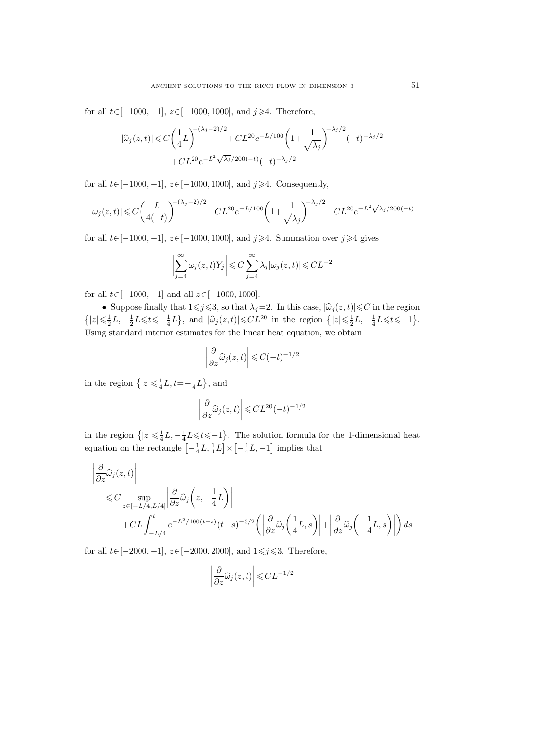for all $t\in[-1000,-1]$, $z\in[-1000,1000]$, and $j\geqslant 4$. Therefore,

$$|\widehat{\omega}_j(z,t)| \leqslant C\bigg(\frac{1}{4}L\bigg)^{-(\lambda_j-2)/2} + CL^{20}e^{-L/100}\bigg(1+\frac{1}{\sqrt{\lambda_j}}\bigg)^{-\lambda_j/2}(-t)^{-\lambda_j/2} + CL^{20}e^{-L^2\sqrt{\lambda_j}/200(-t)}(-t)^{-\lambda_j/2}$$

for all $t\in[-1000,-1]$, $z\in[-1000,1000]$, and $j\geqslant 4$. Consequently,

$$|\omega_j(z,t)| \leqslant C\bigg(\frac{L}{4(-t)}\bigg)^{-(\lambda_j-2)/2} + CL^{20}e^{-L/100}\bigg(1+\frac{1}{\sqrt{\lambda_j}}\bigg)^{-\lambda_j/2} + CL^{20}e^{-L^2\sqrt{\lambda_j}/200(-t)}$$

for all $t\in[-1000,-1]$, $z\in[-1000,1000]$, and $j\geqslant 4$. Summation over $j\geqslant 4$ gives

$$\bigg|\sum_{j=4}^{\infty}\omega_j(z,t)Y_j\bigg| \leqslant C\sum_{j=4}^{\infty}\lambda_j|\omega_j(z,t)| \leqslant CL^{-2}$$

for all $t\in[-1000,-1]$ and all $z\in[-1000,1000]$.

- Suppose finally that $1\leqslant j\leqslant 3$, so that $\lambda_j=2$. In this case, $|\widehat{\omega}_j(z,t)|\leqslant C$ in the region $\big\{|z|\leqslant\frac{1}{2}L, -\frac{1}{2}L\leqslant t\leqslant -\frac{1}{4}L\big\}$, and $|\widehat{\omega}_j(z,t)|\leqslant CL^{20}$ in the region $\big\{|z|\leqslant\frac{1}{2}L, -\frac{1}{4}L\leqslant t\leqslant -1\big\}$. Using standard interior estimates for the linear heat equation, we obtain

$$\bigg|\frac{\partial}{\partial z}\widehat{\omega}_j(z,t)\bigg| \leqslant C(-t)^{-1/2}$$

in the region $\big\{|z|\leqslant\frac{1}{4}L, t=-\frac{1}{4}L\big\}$, and

$$\bigg|\frac{\partial}{\partial z}\widehat{\omega}_j(z,t)\bigg| \leqslant CL^{20}(-t)^{-1/2}$$

in the region $\big\{|z|\leqslant\frac{1}{4}L, -\frac{1}{4}L\leqslant t\leqslant -1\big\}$. The solution formula for the 1-dimensional heat equation on the rectangle $\big[-\frac{1}{4}L,\frac{1}{4}L\big]\times\big[-\frac{1}{4}L,-1\big]$ implies that

$$\begin{aligned}
\bigg|\frac{\partial}{\partial z}\widehat{\omega}_j(z,t)\bigg| &\leqslant C\sup_{z\in[-L/4,L/4]}\bigg|\frac{\partial}{\partial z}\widehat{\omega}_j\bigg(z,-\frac{1}{4}L\bigg)\bigg| \\
&\quad + CL\int_{-L/4}^{t} e^{-L^2/100(t-s)}(t-s)^{-3/2}\bigg(\bigg|\frac{\partial}{\partial z}\widehat{\omega}_j\bigg(\frac{1}{4}L,s\bigg)\bigg| + \bigg|\frac{\partial}{\partial z}\widehat{\omega}_j\bigg(-\frac{1}{4}L,s\bigg)\bigg|\bigg)\,ds
\end{aligned}$$

for all $t\in[-2000,-1]$, $z\in[-2000,2000]$, and $1\leqslant j\leqslant 3$. Therefore,

$$\bigg|\frac{\partial}{\partial z}\widehat{\omega}_j(z,t)\bigg| \leqslant CL^{-1/2}$$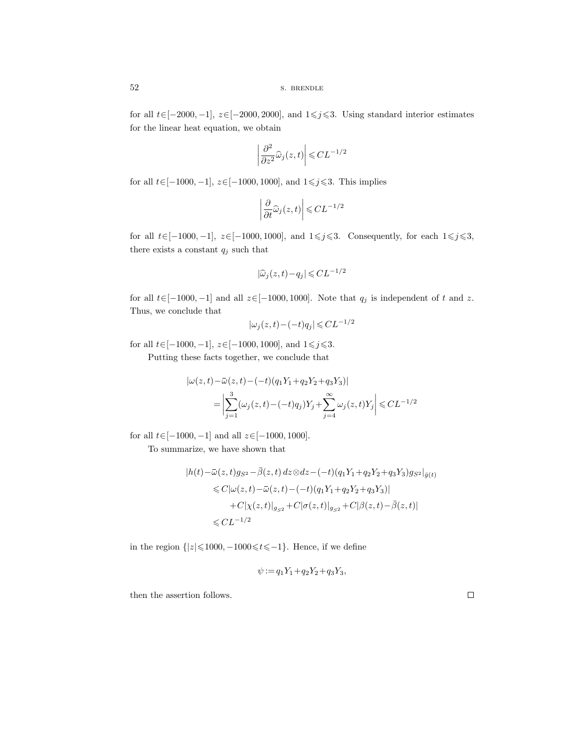for all $t \in [-2000, -1]$, $z \in [-2000, 2000]$, and $1 \leqslant j \leqslant 3$. Using standard interior estimates for the linear heat equation, we obtain

$$\left| \frac{\partial^2}{\partial z^2} \widehat{\omega}_j(z,t) \right| \leqslant CL^{-1/2}$$

for all $t \in [-1000, -1]$, $z \in [-1000, 1000]$, and $1 \leqslant j \leqslant 3$. This implies

$$\left| \frac{\partial}{\partial t} \widehat{\omega}_j(z,t) \right| \leqslant CL^{-1/2}$$

for all $t \in [-1000, -1]$, $z \in [-1000, 1000]$, and $1 \leqslant j \leqslant 3$. Consequently, for each $1 \leqslant j \leqslant 3$, there exists a constant $q_j$ such that

$$|\widehat{\omega}_j(z,t) - q_j| \leqslant CL^{-1/2}$$

for all $t \in [-1000, -1]$ and all $z \in [-1000, 1000]$. Note that $q_j$ is independent of $t$ and $z$. Thus, we conclude that

$$|\omega_j(z,t) - (-t) q_j| \leqslant CL^{-1/2}$$

for all $t \in [-1000, -1]$, $z \in [-1000, 1000]$, and $1 \leqslant j \leqslant 3$.

Putting these facts together, we conclude that

$$\begin{aligned}
&|\omega(z,t) - \bar{\omega}(z,t) - (-t)(q_1 Y_1 + q_2 Y_2 + q_3 Y_3)| \\
&\quad = \left| \sum_{j=1}^{3} (\omega_j(z,t) - (-t) q_j) Y_j + \sum_{j=4}^{\infty} \omega_j(z,t) Y_j \right| \leqslant CL^{-1/2}
\end{aligned}$$

for all $t \in [-1000, -1]$ and all $z \in [-1000, 1000]$.

To summarize, we have shown that

$$\begin{aligned}
&|h(t) - \bar{\omega}(z,t) g_{S^2} - \bar{\beta}(z,t)\, dz \otimes dz - (-t)(q_1 Y_1 + q_2 Y_2 + q_3 Y_3) g_{S^2}|_{\bar{g}(t)} \\
&\quad \leqslant C|\omega(z,t) - \bar{\omega}(z,t) - (-t)(q_1 Y_1 + q_2 Y_2 + q_3 Y_3)| \\
&\qquad + C|\chi(z,t)|_{g_{S^2}} + C|\sigma(z,t)|_{g_{S^2}} + C|\beta(z,t) - \bar{\beta}(z,t)| \\
&\quad \leqslant CL^{-1/2}
\end{aligned}$$

in the region $\{|z| \leqslant 1000, -1000 \leqslant t \leqslant -1\}$. Hence, if we define

$$\psi := q_1 Y_1 + q_2 Y_2 + q_3 Y_3,$$

then the assertion follows. $\square$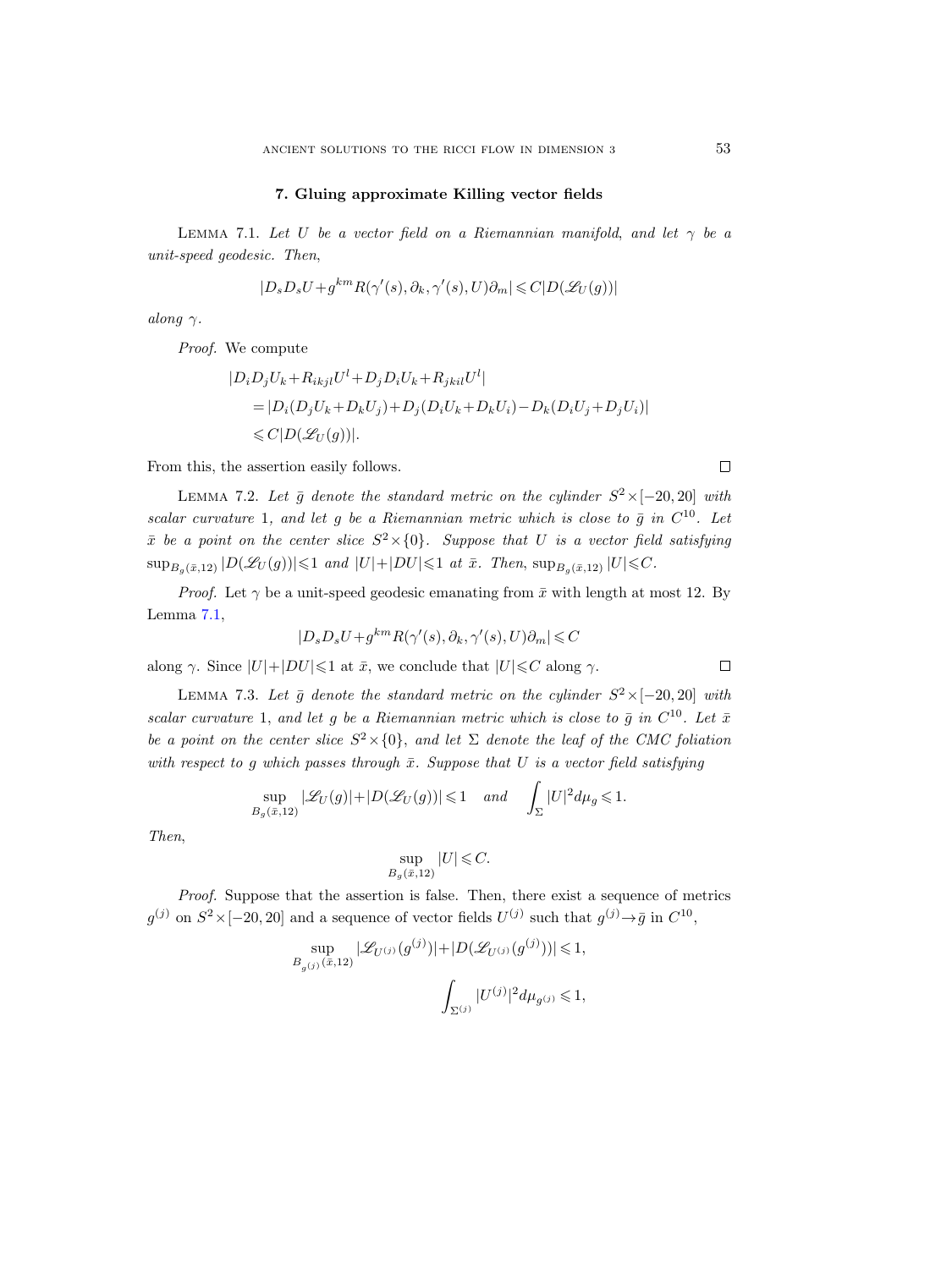## 7. Gluing approximate Killing vector fields

Lemma 7.1. *Let $U$ be a vector field on a Riemannian manifold, and let $\gamma$ be a unit-speed geodesic. Then,*

$$|D_s D_s U + g^{km} R(\gamma'(s), \partial_k, \gamma'(s), U)\partial_m| \leqslant C|D(\mathscr{L}_U(g))|$$

*along $\gamma$.*

*Proof.* We compute

$$\begin{aligned}
&|D_i D_j U_k + R_{ikjl} U^l + D_j D_i U_k + R_{jkil} U^l| \\
&\quad = |D_i(D_j U_k + D_k U_j) + D_j(D_i U_k + D_k U_i) - D_k(D_i U_j + D_j U_i)| \\
&\quad \leqslant C|D(\mathscr{L}_U(g))|.
\end{aligned}$$

From this, the assertion easily follows. □

Lemma 7.2. *Let $\bar{g}$ denote the standard metric on the cylinder $S^2 \times [-20, 20]$ with scalar curvature 1, and let $g$ be a Riemannian metric which is close to $\bar{g}$ in $C^{10}$. Let $\bar{x}$ be a point on the center slice $S^2 \times \{0\}$. Suppose that $U$ is a vector field satisfying $\sup_{B_g(\bar{x},12)} |D(\mathscr{L}_U(g))| \leqslant 1$ and $|U| + |DU| \leqslant 1$ at $\bar{x}$. Then, $\sup_{B_g(\bar{x},12)} |U| \leqslant C$.*

*Proof.* Let $\gamma$ be a unit-speed geodesic emanating from $\bar{x}$ with length at most 12. By Lemma 7.1,

$$|D_s D_s U + g^{km} R(\gamma'(s), \partial_k, \gamma'(s), U)\partial_m| \leqslant C$$

along $\gamma$. Since $|U| + |DU| \leqslant 1$ at $\bar{x}$, we conclude that $|U| \leqslant C$ along $\gamma$. □

Lemma 7.3. *Let $\bar{g}$ denote the standard metric on the cylinder $S^2 \times [-20, 20]$ with scalar curvature 1, and let $g$ be a Riemannian metric which is close to $\bar{g}$ in $C^{10}$. Let $\bar{x}$ be a point on the center slice $S^2 \times \{0\}$, and let $\Sigma$ denote the leaf of the CMC foliation with respect to $g$ which passes through $\bar{x}$. Suppose that $U$ is a vector field satisfying*

$$\sup_{B_g(\bar{x},12)} |\mathscr{L}_U(g)| + |D(\mathscr{L}_U(g))| \leqslant 1 \quad \text{and} \quad \int_\Sigma |U|^2 d\mu_g \leqslant 1.$$

*Then,*

$$\sup_{B_g(\bar{x},12)} |U| \leqslant C.$$

*Proof.* Suppose that the assertion is false. Then, there exist a sequence of metrics $g^{(j)}$ on $S^2 \times [-20, 20]$ and a sequence of vector fields $U^{(j)}$ such that $g^{(j)} \to \bar{g}$ in $C^{10}$,

$$\sup_{B_{g^{(j)}}(\bar{x},12)} |\mathscr{L}_{U^{(j)}}(g^{(j)})| + |D(\mathscr{L}_{U^{(j)}}(g^{(j)}))| \leqslant 1,$$

$$\int_{\Sigma^{(j)}} |U^{(j)}|^2 d\mu_{g^{(j)}} \leqslant 1,$$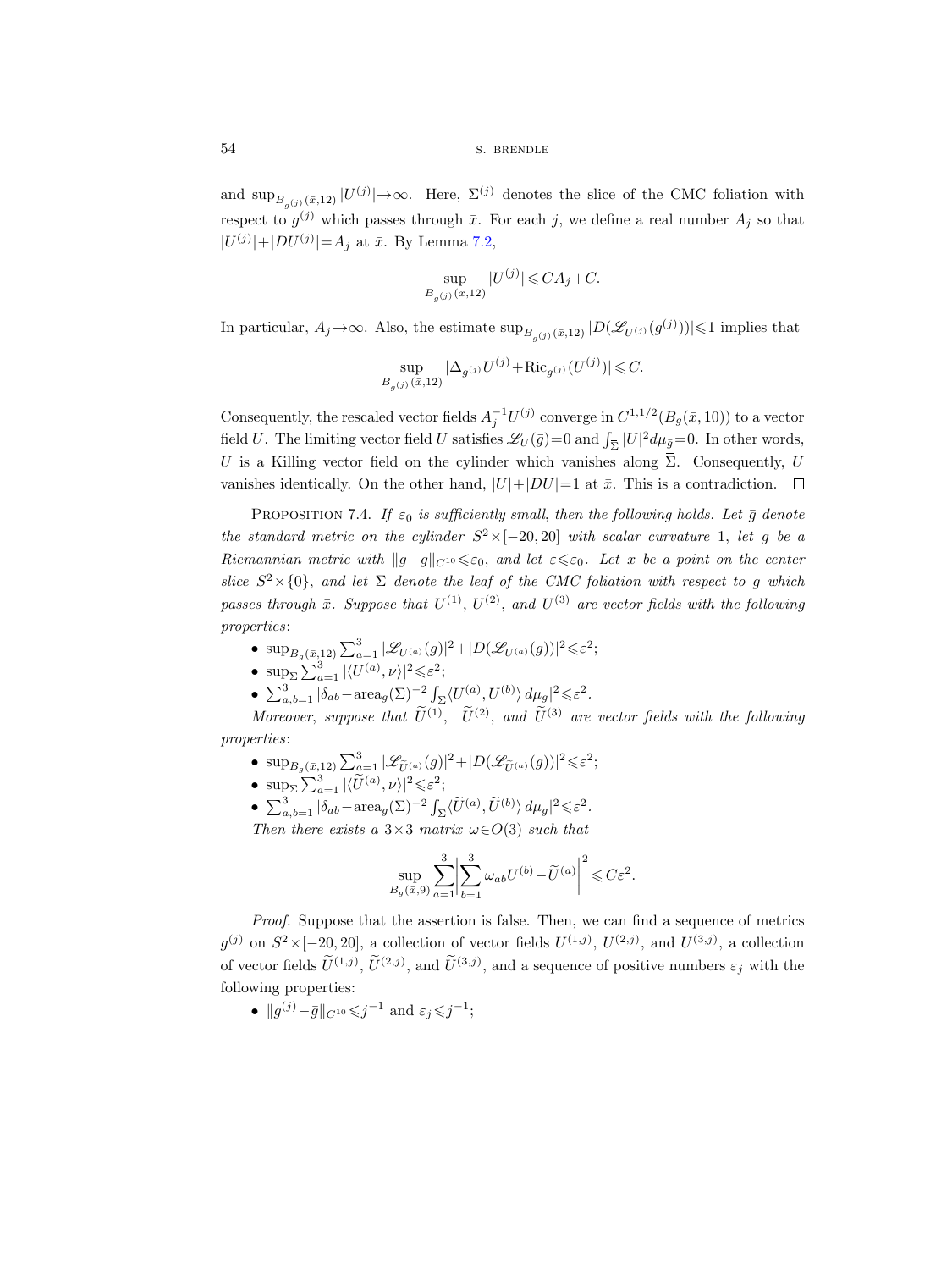and $\sup_{B_{g^{(j)}}(\bar{x},12)} |U^{(j)}| \to \infty$. Here, $\Sigma^{(j)}$ denotes the slice of the CMC foliation with respect to $g^{(j)}$ which passes through $\bar{x}$. For each $j$, we define a real number $A_j$ so that $|U^{(j)}| + |DU^{(j)}| = A_j$ at $\bar{x}$. By Lemma 7.2,

$$\sup_{B_{g^{(j)}}(\bar{x},12)} |U^{(j)}| \leqslant CA_j + C.$$

In particular, $A_j \to \infty$. Also, the estimate $\sup_{B_{g^{(j)}}(\bar{x},12)} |D(\mathscr{L}_{U^{(j)}}(g^{(j)}))| \leqslant 1$ implies that

$$\sup_{B_{g^{(j)}}(\bar{x},12)} |\Delta_{g^{(j)}} U^{(j)} + \mathrm{Ric}_{g^{(j)}}(U^{(j)})| \leqslant C.$$

Consequently, the rescaled vector fields $A_j^{-1} U^{(j)}$ converge in $C^{1,1/2}(B_{\bar{g}}(\bar{x},10))$ to a vector field $U$. The limiting vector field $U$ satisfies $\mathscr{L}_U(\bar{g}) = 0$ and $\int_{\bar{\Sigma}} |U|^2 d\mu_{\bar{g}} = 0$. In other words, $U$ is a Killing vector field on the cylinder which vanishes along $\bar{\Sigma}$. Consequently, $U$ vanishes identically. On the other hand, $|U| + |DU| = 1$ at $\bar{x}$. This is a contradiction. $\square$

PROPOSITION 7.4. *If $\varepsilon_0$ is sufficiently small, then the following holds. Let $\bar{g}$ denote the standard metric on the cylinder $S^2 \times [-20,20]$ with scalar curvature 1, let $g$ be a Riemannian metric with $\|g - \bar{g}\|_{C^{10}} \leqslant \varepsilon_0$, and let $\varepsilon \leqslant \varepsilon_0$. Let $\bar{x}$ be a point on the center slice $S^2 \times \{0\}$, and let $\Sigma$ denote the leaf of the CMC foliation with respect to $g$ which passes through $\bar{x}$. Suppose that $U^{(1)}$, $U^{(2)}$, and $U^{(3)}$ are vector fields with the following properties*:

- $\sup_{B_g(\bar{x},12)} \sum_{a=1}^3 |\mathscr{L}_{U^{(a)}}(g)|^2 + |D(\mathscr{L}_{U^{(a)}}(g))|^2 \leqslant \varepsilon^2$;
- $\sup_\Sigma \sum_{a=1}^3 |\langle U^{(a)}, \nu \rangle|^2 \leqslant \varepsilon^2$;
- $\sum_{a,b=1}^3 |\delta_{ab} - \mathrm{area}_g(\Sigma)^{-2} \int_\Sigma \langle U^{(a)}, U^{(b)} \rangle \, d\mu_g|^2 \leqslant \varepsilon^2$.

*Moreover, suppose that $\widetilde{U}^{(1)}$, $\widetilde{U}^{(2)}$, and $\widetilde{U}^{(3)}$ are vector fields with the following properties*:

- $\sup_{B_g(\bar{x},12)} \sum_{a=1}^3 |\mathscr{L}_{\widetilde{U}^{(a)}}(g)|^2 + |D(\mathscr{L}_{\widetilde{U}^{(a)}}(g))|^2 \leqslant \varepsilon^2$;
- $\sup_\Sigma \sum_{a=1}^3 |\langle \widetilde{U}^{(a)}, \nu \rangle|^2 \leqslant \varepsilon^2$;
- $\sum_{a,b=1}^3 |\delta_{ab} - \mathrm{area}_g(\Sigma)^{-2} \int_\Sigma \langle \widetilde{U}^{(a)}, \widetilde{U}^{(b)} \rangle \, d\mu_g|^2 \leqslant \varepsilon^2$.

*Then there exists a $3\times 3$ matrix $\omega \in O(3)$ such that*

$$\sup_{B_g(\bar{x},9)} \sum_{a=1}^3 \left| \sum_{b=1}^3 \omega_{ab} U^{(b)} - \widetilde{U}^{(a)} \right|^2 \leqslant C\varepsilon^2.$$

*Proof.* Suppose that the assertion is false. Then, we can find a sequence of metrics $g^{(j)}$ on $S^2 \times [-20,20]$, a collection of vector fields $U^{(1,j)}$, $U^{(2,j)}$, and $U^{(3,j)}$, a collection of vector fields $\widetilde{U}^{(1,j)}$, $\widetilde{U}^{(2,j)}$, and $\widetilde{U}^{(3,j)}$, and a sequence of positive numbers $\varepsilon_j$ with the following properties:

- $\|g^{(j)} - \bar{g}\|_{C^{10}} \leqslant j^{-1}$ and $\varepsilon_j \leqslant j^{-1}$;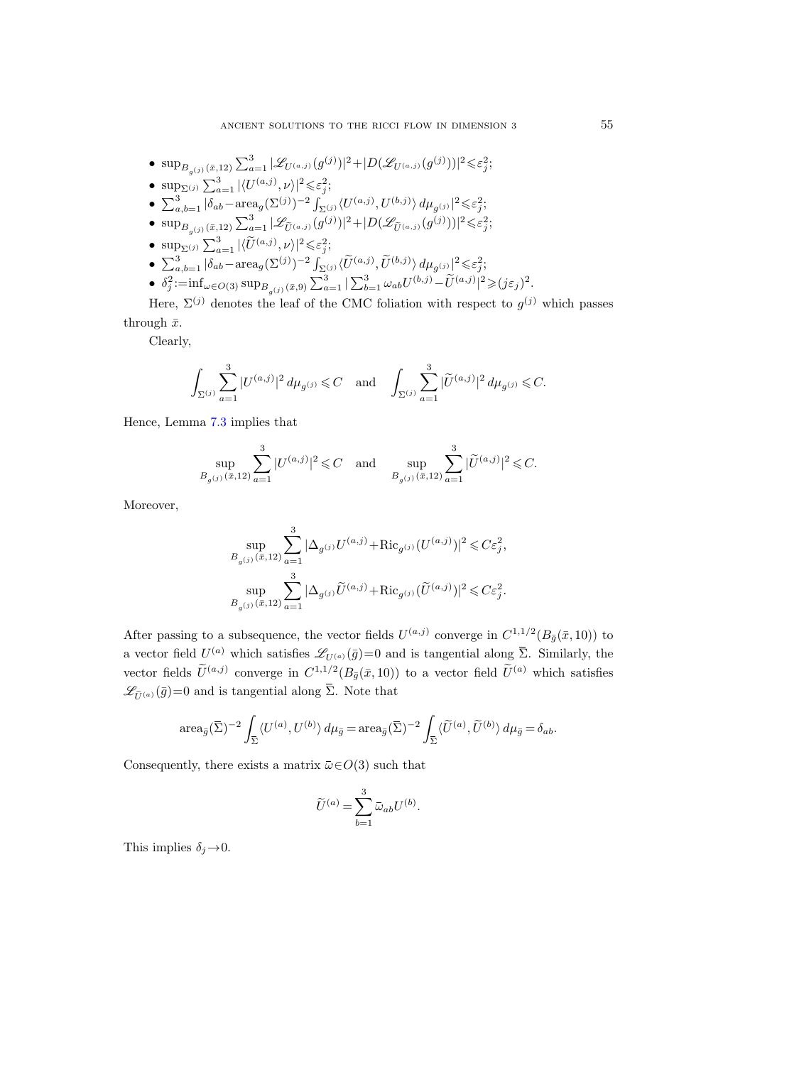- $\sup_{B_{g^{(j)}}(\bar{x},12)} \sum_{a=1}^3 |\mathscr{L}_{U^{(a,j)}}(g^{(j)})|^2 + |D(\mathscr{L}_{U^{(a,j)}}(g^{(j)}))|^2 \leqslant \varepsilon_j^2$;
- $\sup_{\Sigma^{(j)}} \sum_{a=1}^3 |\langle U^{(a,j)}, \nu\rangle|^2 \leqslant \varepsilon_j^2$;
- $\sum_{a,b=1}^3 |\delta_{ab} - \text{area}_g(\Sigma^{(j)})^{-2} \int_{\Sigma^{(j)}} \langle U^{(a,j)}, U^{(b,j)}\rangle \, d\mu_{g^{(j)}}|^2 \leqslant \varepsilon_j^2$;
- $\sup_{B_{g^{(j)}}(\bar{x},12)} \sum_{a=1}^3 |\mathscr{L}_{\widetilde{U}^{(a,j)}}(g^{(j)})|^2 + |D(\mathscr{L}_{\widetilde{U}^{(a,j)}}(g^{(j)}))|^2 \leqslant \varepsilon_j^2$;
- $\sup_{\Sigma^{(j)}} \sum_{a=1}^3 |\langle \widetilde{U}^{(a,j)}, \nu\rangle|^2 \leqslant \varepsilon_j^2$;
- $\sum_{a,b=1}^3 |\delta_{ab} - \text{area}_g(\Sigma^{(j)})^{-2} \int_{\Sigma^{(j)}} \langle \widetilde{U}^{(a,j)}, \widetilde{U}^{(b,j)}\rangle \, d\mu_{g^{(j)}}|^2 \leqslant \varepsilon_j^2$;
- $\delta_j^2 := \inf_{\omega \in O(3)} \sup_{B_{g^{(j)}}(\bar{x},9)} \sum_{a=1}^3 |\sum_{b=1}^3 \omega_{ab} U^{(b,j)} - \widetilde{U}^{(a,j)}|^2 \geqslant (j\varepsilon_j)^2$.

Here, $\Sigma^{(j)}$ denotes the leaf of the CMC foliation with respect to $g^{(j)}$ which passes through $\bar{x}$.

Clearly,

$$\int_{\Sigma^{(j)}} \sum_{a=1}^3 |U^{(a,j)}|^2 \, d\mu_{g^{(j)}} \leqslant C \quad \text{and} \quad \int_{\Sigma^{(j)}} \sum_{a=1}^3 |\widetilde{U}^{(a,j)}|^2 \, d\mu_{g^{(j)}} \leqslant C.$$

Hence, Lemma 7.3 implies that

$$\sup_{B_{g^{(j)}}(\bar{x},12)} \sum_{a=1}^3 |U^{(a,j)}|^2 \leqslant C \quad \text{and} \quad \sup_{B_{g^{(j)}}(\bar{x},12)} \sum_{a=1}^3 |\widetilde{U}^{(a,j)}|^2 \leqslant C.$$

Moreover,

$$\sup_{B_{g^{(j)}}(\bar{x},12)} \sum_{a=1}^3 |\Delta_{g^{(j)}} U^{(a,j)} + \text{Ric}_{g^{(j)}}(U^{(a,j)})|^2 \leqslant C\varepsilon_j^2,$$
$$\sup_{B_{g^{(j)}}(\bar{x},12)} \sum_{a=1}^3 |\Delta_{g^{(j)}} \widetilde{U}^{(a,j)} + \text{Ric}_{g^{(j)}}(\widetilde{U}^{(a,j)})|^2 \leqslant C\varepsilon_j^2.$$

After passing to a subsequence, the vector fields $U^{(a,j)}$ converge in $C^{1,1/2}(B_{\bar{g}}(\bar{x},10))$ to a vector field $U^{(a)}$ which satisfies $\mathscr{L}_{U^{(a)}}(\bar{g})=0$ and is tangential along $\bar{\Sigma}$. Similarly, the vector fields $\widetilde{U}^{(a,j)}$ converge in $C^{1,1/2}(B_{\bar{g}}(\bar{x},10))$ to a vector field $\widetilde{U}^{(a)}$ which satisfies $\mathscr{L}_{\widetilde{U}^{(a)}}(\bar{g})=0$ and is tangential along $\bar{\Sigma}$. Note that

$$\text{area}_{\bar{g}}(\bar{\Sigma})^{-2} \int_{\bar{\Sigma}} \langle U^{(a)}, U^{(b)}\rangle \, d\mu_{\bar{g}} = \text{area}_{\bar{g}}(\bar{\Sigma})^{-2} \int_{\bar{\Sigma}} \langle \widetilde{U}^{(a)}, \widetilde{U}^{(b)}\rangle \, d\mu_{\bar{g}} = \delta_{ab}.$$

Consequently, there exists a matrix $\bar{\omega} \in O(3)$ such that

$$\widetilde{U}^{(a)} = \sum_{b=1}^3 \bar{\omega}_{ab} U^{(b)}.$$

This implies $\delta_j \to 0$.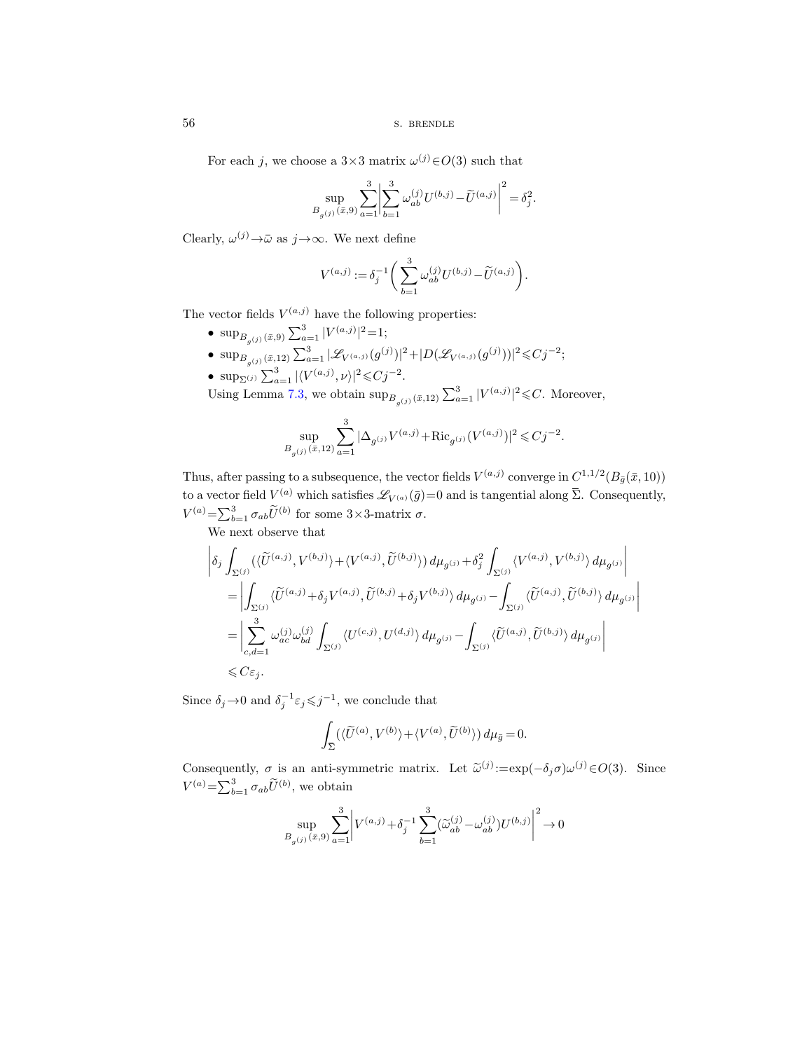For each $j$, we choose a $3\times 3$ matrix $\omega^{(j)} \in O(3)$ such that

$$\sup_{B_{g^{(j)}}(\bar{x},9)} \sum_{a=1}^{3} \bigg| \sum_{b=1}^{3} \omega_{ab}^{(j)} U^{(b,j)} - \widetilde{U}^{(a,j)} \bigg|^2 = \delta_j^2.$$

Clearly, $\omega^{(j)} \to \bar{\omega}$ as $j \to \infty$. We next define

$$V^{(a,j)} := \delta_j^{-1} \bigg( \sum_{b=1}^{3} \omega_{ab}^{(j)} U^{(b,j)} - \widetilde{U}^{(a,j)} \bigg).$$

The vector fields $V^{(a,j)}$ have the following properties:

- $\sup_{B_{g^{(j)}}(\bar{x},9)} \sum_{a=1}^{3} |V^{(a,j)}|^2 = 1$;
- $\sup_{B_{g^{(j)}}(\bar{x},12)} \sum_{a=1}^{3} |\mathscr{L}_{V^{(a,j)}}(g^{(j)})|^2 + |D(\mathscr{L}_{V^{(a,j)}}(g^{(j)}))|^2 \leqslant Cj^{-2}$;
- $\sup_{\Sigma^{(j)}} \sum_{a=1}^{3} |\langle V^{(a,j)}, \nu \rangle|^2 \leqslant Cj^{-2}$.

Using Lemma 7.3, we obtain $\sup_{B_{g^{(j)}}(\bar{x},12)} \sum_{a=1}^{3} |V^{(a,j)}|^2 \leqslant C$. Moreover,

$$\sup_{B_{g^{(j)}}(\bar{x},12)} \sum_{a=1}^{3} |\Delta_{g^{(j)}} V^{(a,j)} + \mathrm{Ric}_{g^{(j)}}(V^{(a,j)})|^2 \leqslant Cj^{-2}.$$

Thus, after passing to a subsequence, the vector fields $V^{(a,j)}$ converge in $C^{1,1/2}(B_{\bar{g}}(\bar{x},10))$ to a vector field $V^{(a)}$ which satisfies $\mathscr{L}_{V^{(a)}}(\bar{g}) = 0$ and is tangential along $\overline{\Sigma}$. Consequently, $V^{(a)} = \sum_{b=1}^{3} \sigma_{ab} \widetilde{U}^{(b)}$ for some $3\times 3$-matrix $\sigma$.

We next observe that

$$\begin{aligned}
&\bigg| \delta_j \int_{\Sigma^{(j)}} (\langle \widetilde{U}^{(a,j)}, V^{(b,j)} \rangle + \langle V^{(a,j)}, \widetilde{U}^{(b,j)} \rangle) \, d\mu_{g^{(j)}} + \delta_j^2 \int_{\Sigma^{(j)}} \langle V^{(a,j)}, V^{(b,j)} \rangle \, d\mu_{g^{(j)}} \bigg| \\
&\quad = \bigg| \int_{\Sigma^{(j)}} \langle \widetilde{U}^{(a,j)} + \delta_j V^{(a,j)}, \widetilde{U}^{(b,j)} + \delta_j V^{(b,j)} \rangle \, d\mu_{g^{(j)}} - \int_{\Sigma^{(j)}} \langle \widetilde{U}^{(a,j)}, \widetilde{U}^{(b,j)} \rangle \, d\mu_{g^{(j)}} \bigg| \\
&\quad = \bigg| \sum_{c,d=1}^{3} \omega_{ac}^{(j)} \omega_{bd}^{(j)} \int_{\Sigma^{(j)}} \langle U^{(c,j)}, U^{(d,j)} \rangle \, d\mu_{g^{(j)}} - \int_{\Sigma^{(j)}} \langle \widetilde{U}^{(a,j)}, \widetilde{U}^{(b,j)} \rangle \, d\mu_{g^{(j)}} \bigg| \\
&\quad \leqslant C\varepsilon_j.
\end{aligned}$$

Since $\delta_j \to 0$ and $\delta_j^{-1} \varepsilon_j \leqslant j^{-1}$, we conclude that

$$\int_{\overline{\Sigma}} (\langle \widetilde{U}^{(a)}, V^{(b)} \rangle + \langle V^{(a)}, \widetilde{U}^{(b)} \rangle) \, d\mu_{\bar{g}} = 0.$$

Consequently, $\sigma$ is an anti-symmetric matrix. Let $\widetilde{\omega}^{(j)} := \exp(-\delta_j \sigma) \omega^{(j)} \in O(3)$. Since $V^{(a)} = \sum_{b=1}^{3} \sigma_{ab} \widetilde{U}^{(b)}$, we obtain

$$\sup_{B_{g^{(j)}}(\bar{x},9)} \sum_{a=1}^{3} \bigg| V^{(a,j)} + \delta_j^{-1} \sum_{b=1}^{3} (\widetilde{\omega}_{ab}^{(j)} - \omega_{ab}^{(j)}) U^{(b,j)} \bigg|^2 \to 0$$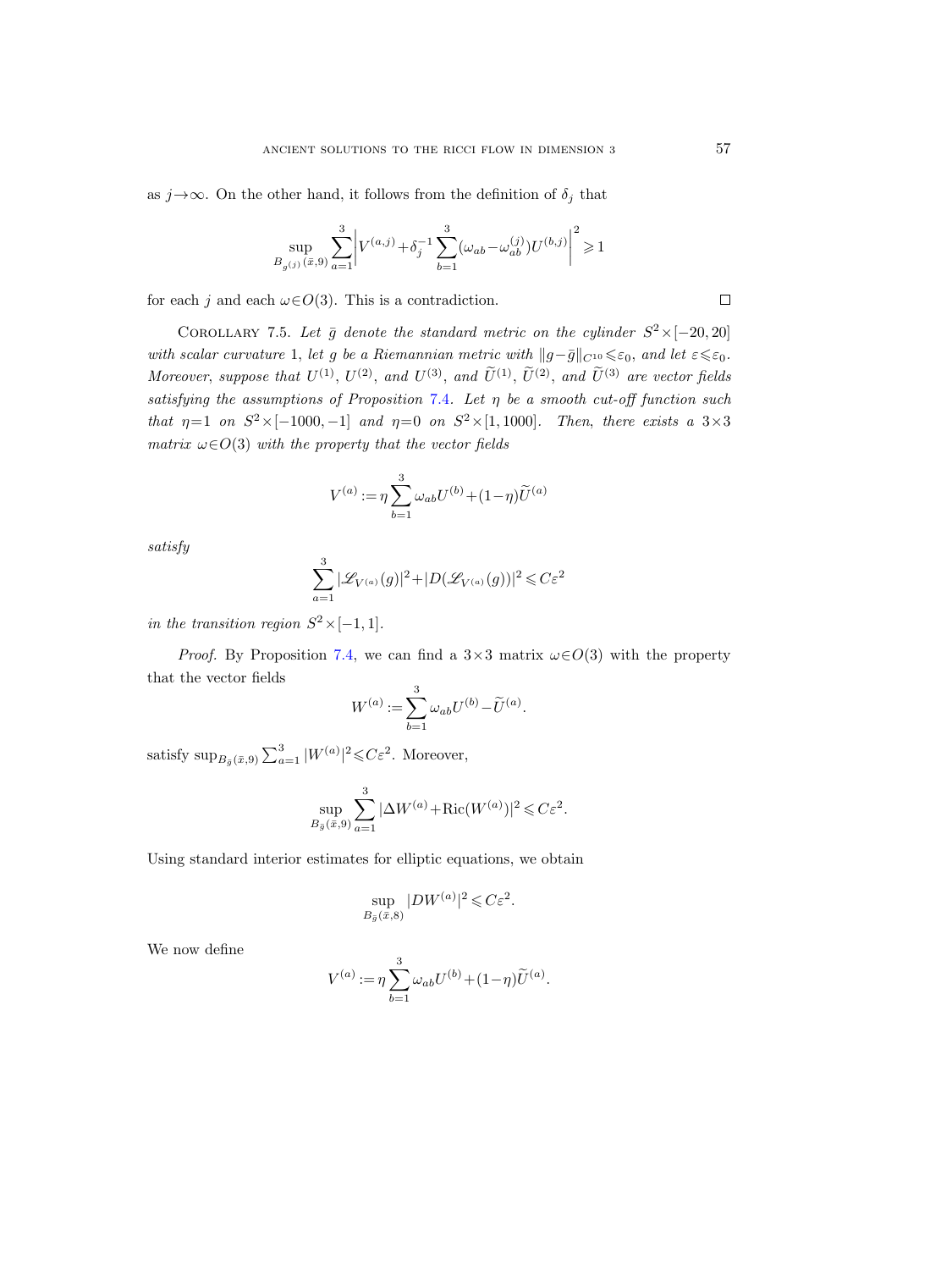as $j \to \infty$. On the other hand, it follows from the definition of $\delta_j$ that

$$\sup_{B_{g^{(j)}}(\bar{x},9)} \sum_{a=1}^{3} \bigg| V^{(a,j)} + \delta_j^{-1} \sum_{b=1}^{3} (\omega_{ab} - \omega_{ab}^{(j)}) U^{(b,j)} \bigg|^2 \geqslant 1$$

for each $j$ and each $\omega \in O(3)$. This is a contradiction. $\square$

Corollary 7.5. *Let $\bar{g}$ denote the standard metric on the cylinder $S^2 \times [-20, 20]$ with scalar curvature 1, let $g$ be a Riemannian metric with $\|g - \bar{g}\|_{C^{10}} \leqslant \varepsilon_0$, and let $\varepsilon \leqslant \varepsilon_0$. Moreover, suppose that $U^{(1)}$, $U^{(2)}$, and $U^{(3)}$, and $\widetilde{U}^{(1)}$, $\widetilde{U}^{(2)}$, and $\widetilde{U}^{(3)}$ are vector fields satisfying the assumptions of Proposition 7.4. Let $\eta$ be a smooth cut-off function such that $\eta = 1$ on $S^2 \times [-1000, -1]$ and $\eta = 0$ on $S^2 \times [1, 1000]$. Then, there exists a $3 \times 3$ matrix $\omega \in O(3)$ with the property that the vector fields*

$$V^{(a)} := \eta \sum_{b=1}^{3} \omega_{ab} U^{(b)} + (1 - \eta) \widetilde{U}^{(a)}$$

*satisfy*

$$\sum_{a=1}^{3} |\mathscr{L}_{V^{(a)}}(g)|^2 + |D(\mathscr{L}_{V^{(a)}}(g))|^2 \leqslant C\varepsilon^2$$

*in the transition region $S^2 \times [-1, 1]$.*

*Proof.* By Proposition 7.4, we can find a $3 \times 3$ matrix $\omega \in O(3)$ with the property that the vector fields

$$W^{(a)} := \sum_{b=1}^{3} \omega_{ab} U^{(b)} - \widetilde{U}^{(a)}.$$

satisfy $\sup_{B_{\bar{g}}(\bar{x},9)} \sum_{a=1}^{3} |W^{(a)}|^2 \leqslant C\varepsilon^2$. Moreover,

$$\sup_{B_{\bar{g}}(\bar{x},9)} \sum_{a=1}^{3} |\Delta W^{(a)} + \mathrm{Ric}(W^{(a)})|^2 \leqslant C\varepsilon^2.$$

Using standard interior estimates for elliptic equations, we obtain

$$\sup_{B_{\bar{g}}(\bar{x},8)} |DW^{(a)}|^2 \leqslant C\varepsilon^2.$$

We now define

$$V^{(a)} := \eta \sum_{b=1}^{3} \omega_{ab} U^{(b)} + (1 - \eta) \widetilde{U}^{(a)}.$$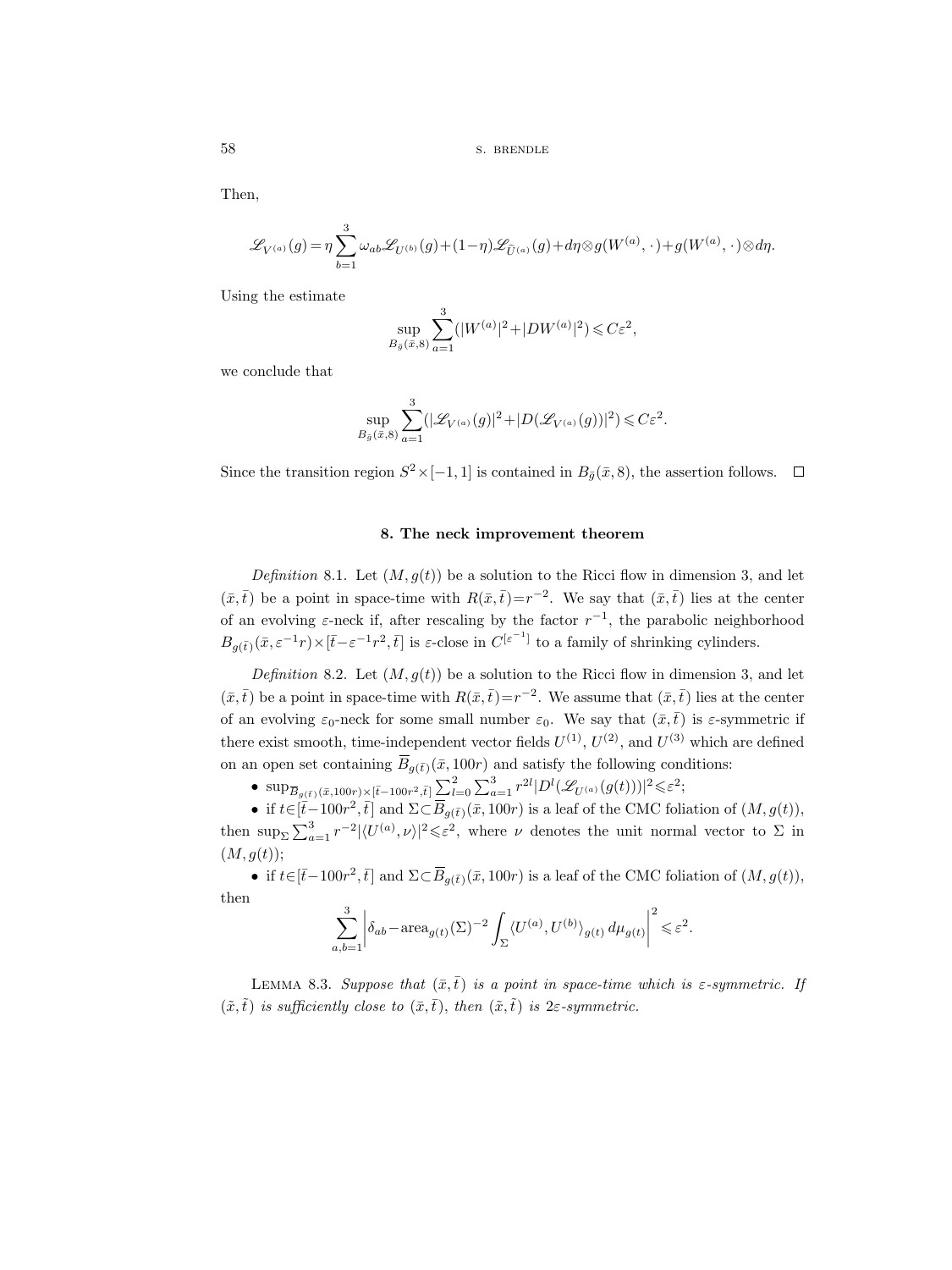Then,

$$\mathscr{L}_{V^{(a)}}(g) = \eta \sum_{b=1}^{3} \omega_{ab} \mathscr{L}_{U^{(b)}}(g) + (1-\eta) \mathscr{L}_{\tilde{U}^{(a)}}(g) + d\eta \otimes g(W^{(a)}, \cdot) + g(W^{(a)}, \cdot) \otimes d\eta.$$

Using the estimate

$$\sup_{B_{\bar{g}}(\bar{x},8)} \sum_{a=1}^{3} (|W^{(a)}|^2 + |DW^{(a)}|^2) \leqslant C\varepsilon^2,$$

we conclude that

$$\sup_{B_{\bar{g}}(\bar{x},8)} \sum_{a=1}^{3} (|\mathscr{L}_{V^{(a)}}(g)|^2 + |D(\mathscr{L}_{V^{(a)}}(g))|^2) \leqslant C\varepsilon^2.$$

Since the transition region $S^2 \times [-1,1]$ is contained in $B_{\bar{g}}(\bar{x},8)$, the assertion follows. $\square$

## 8. The neck improvement theorem

*Definition* 8.1. Let $(M, g(t))$ be a solution to the Ricci flow in dimension 3, and let $(\bar{x}, \bar{t})$ be a point in space-time with $R(\bar{x}, \bar{t}) = r^{-2}$. We say that $(\bar{x}, \bar{t})$ lies at the center of an evolving $\varepsilon$-neck if, after rescaling by the factor $r^{-1}$, the parabolic neighborhood $B_{g(\bar{t})}(\bar{x}, \varepsilon^{-1} r) \times [\bar{t} - \varepsilon^{-1} r^2, \bar{t}]$ is $\varepsilon$-close in $C^{[\varepsilon^{-1}]}$ to a family of shrinking cylinders.

*Definition* 8.2. Let $(M, g(t))$ be a solution to the Ricci flow in dimension 3, and let $(\bar{x}, \bar{t})$ be a point in space-time with $R(\bar{x}, \bar{t}) = r^{-2}$. We assume that $(\bar{x}, \bar{t})$ lies at the center of an evolving $\varepsilon_0$-neck for some small number $\varepsilon_0$. We say that $(\bar{x}, \bar{t})$ is $\varepsilon$-symmetric if there exist smooth, time-independent vector fields $U^{(1)}$, $U^{(2)}$, and $U^{(3)}$ which are defined on an open set containing $\overline{B}_{g(\bar{t})}(\bar{x}, 100r)$ and satisfy the following conditions:

- $\sup_{\overline{B}_{g(\bar{t})}(\bar{x},100r) \times [\bar{t}-100r^2, \bar{t}]} \sum_{l=0}^{2} \sum_{a=1}^{3} r^{2l} |D^l(\mathscr{L}_{U^{(a)}}(g(t)))|^2 \leqslant \varepsilon^2$;
- if $t \in [\bar{t} - 100r^2, \bar{t}]$ and $\Sigma \subset \overline{B}_{g(\bar{t})}(\bar{x}, 100r)$ is a leaf of the CMC foliation of $(M, g(t))$, then $\sup_{\Sigma} \sum_{a=1}^{3} r^{-2} |\langle U^{(a)}, \nu \rangle|^2 \leqslant \varepsilon^2$, where $\nu$ denotes the unit normal vector to $\Sigma$ in $(M, g(t))$;
- if $t \in [\bar{t} - 100r^2, \bar{t}]$ and $\Sigma \subset \overline{B}_{g(\bar{t})}(\bar{x}, 100r)$ is a leaf of the CMC foliation of $(M, g(t))$, then

$$\sum_{a,b=1}^{3} \left| \delta_{ab} - \operatorname{area}_{g(t)}(\Sigma)^{-2} \int_{\Sigma} \langle U^{(a)}, U^{(b)} \rangle_{g(t)} \, d\mu_{g(t)} \right|^2 \leqslant \varepsilon^2.$$

LEMMA 8.3. *Suppose that $(\bar{x}, \bar{t})$ is a point in space-time which is $\varepsilon$-symmetric. If $(\tilde{x}, \tilde{t})$ is sufficiently close to $(\bar{x}, \bar{t})$, then $(\tilde{x}, \tilde{t})$ is $2\varepsilon$-symmetric.*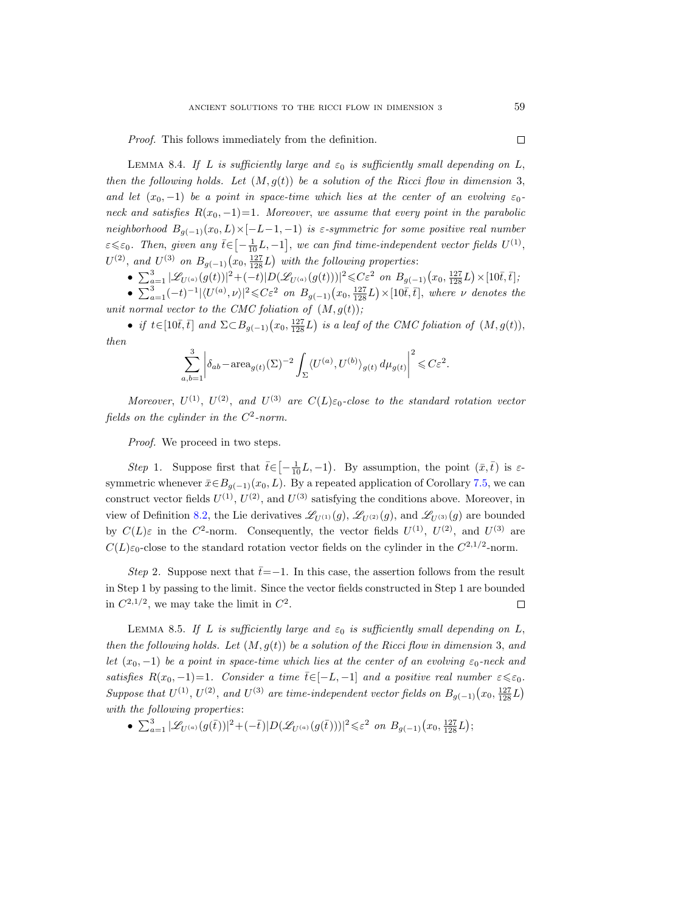*Proof.* This follows immediately from the definition. $\square$

LEMMA 8.4. *If $L$ is sufficiently large and $\varepsilon_0$ is sufficiently small depending on $L$, then the following holds. Let $(M, g(t))$ be a solution of the Ricci flow in dimension 3, and let $(x_0, -1)$ be a point in space-time which lies at the center of an evolving $\varepsilon_0$-neck and satisfies $R(x_0,-1)=1$. Moreover, we assume that every point in the parabolic neighborhood $B_{g(-1)}(x_0, L)\times[-L-1,-1)$ is $\varepsilon$-symmetric for some positive real number $\varepsilon\leqslant\varepsilon_0$. Then, given any $\bar{t}\in\left[-\frac{1}{10}L,-1\right]$, we can find time-independent vector fields $U^{(1)}$, $U^{(2)}$, and $U^{(3)}$ on $B_{g(-1)}\left(x_0,\frac{127}{128}L\right)$ with the following properties*:

- $\sum_{a=1}^{3}|\mathscr{L}_{U^{(a)}}(g(t))|^2+(-t)|D(\mathscr{L}_{U^{(a)}}(g(t)))|^2\leqslant C\varepsilon^2$ *on* $B_{g(-1)}\left(x_0,\frac{127}{128}L\right)\times[10\bar{t},\bar{t}]$;
- $\sum_{a=1}^{3}(-t)^{-1}|\langle U^{(a)},\nu\rangle|^2\leqslant C\varepsilon^2$ *on* $B_{g(-1)}\left(x_0,\frac{127}{128}L\right)\times[10\bar{t},\bar{t}]$, *where $\nu$ denotes the unit normal vector to the CMC foliation of $(M,g(t))$*;
- *if $t\in[10\bar{t},\bar{t}]$ and $\Sigma\subset B_{g(-1)}\left(x_0,\frac{127}{128}L\right)$ is a leaf of the CMC foliation of $(M,g(t))$, then*

$$\sum_{a,b=1}^{3}\left|\delta_{ab}-\operatorname{area}_{g(t)}(\Sigma)^{-2}\int_{\Sigma}\langle U^{(a)},U^{(b)}\rangle_{g(t)}\,d\mu_{g(t)}\right|^2\leqslant C\varepsilon^2.$$

*Moreover, $U^{(1)}$, $U^{(2)}$, and $U^{(3)}$ are $C(L)\varepsilon_0$-close to the standard rotation vector fields on the cylinder in the $C^2$-norm.*

*Proof.* We proceed in two steps.

*Step* 1. Suppose first that $\bar{t}\in\left[-\frac{1}{10}L,-1\right)$. By assumption, the point $(\bar{x},\bar{t})$ is $\varepsilon$-symmetric whenever $\bar{x}\in B_{g(-1)}(x_0,L)$. By a repeated application of Corollary 7.5, we can construct vector fields $U^{(1)}$, $U^{(2)}$, and $U^{(3)}$ satisfying the conditions above. Moreover, in view of Definition 8.2, the Lie derivatives $\mathscr{L}_{U^{(1)}}(g)$, $\mathscr{L}_{U^{(2)}}(g)$, and $\mathscr{L}_{U^{(3)}}(g)$ are bounded by $C(L)\varepsilon$ in the $C^2$-norm. Consequently, the vector fields $U^{(1)}$, $U^{(2)}$, and $U^{(3)}$ are $C(L)\varepsilon_0$-close to the standard rotation vector fields on the cylinder in the $C^{2,1/2}$-norm.

*Step* 2. Suppose next that $\bar{t}=-1$. In this case, the assertion follows from the result in Step 1 by passing to the limit. Since the vector fields constructed in Step 1 are bounded in $C^{2,1/2}$, we may take the limit in $C^2$. $\square$

LEMMA 8.5. *If $L$ is sufficiently large and $\varepsilon_0$ is sufficiently small depending on $L$, then the following holds. Let $(M,g(t))$ be a solution of the Ricci flow in dimension 3, and let $(x_0,-1)$ be a point in space-time which lies at the center of an evolving $\varepsilon_0$-neck and satisfies $R(x_0,-1)=1$. Consider a time $\bar{t}\in[-L,-1]$ and a positive real number $\varepsilon\leqslant\varepsilon_0$. Suppose that $U^{(1)}$, $U^{(2)}$, and $U^{(3)}$ are time-independent vector fields on $B_{g(-1)}\left(x_0,\frac{127}{128}L\right)$ with the following properties*:

- $\sum_{a=1}^{3}|\mathscr{L}_{U^{(a)}}(g(\bar{t}))|^2+(-\bar{t})|D(\mathscr{L}_{U^{(a)}}(g(\bar{t})))|^2\leqslant\varepsilon^2$ *on* $B_{g(-1)}\left(x_0,\frac{127}{128}L\right)$;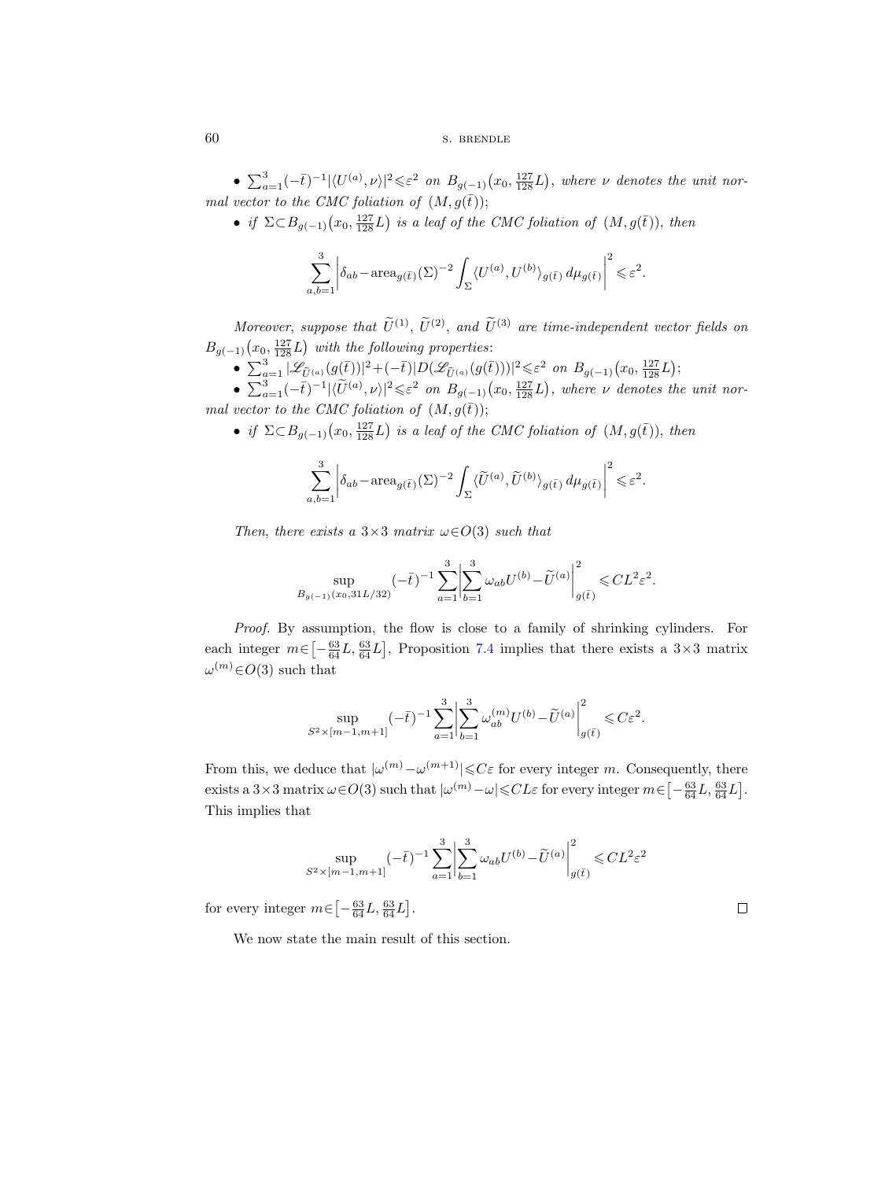- $\sum_{a=1}^3 (-\bar{t})^{-1} |\langle U^{(a)}, \nu\rangle|^2 \leqslant \varepsilon^2$ *on* $B_{g(-1)}\big(x_0, \frac{127}{128}L\big)$, *where* $\nu$ *denotes the unit normal vector to the CMC foliation of* $(M, g(\bar{t}))$;
- *if* $\Sigma \subset B_{g(-1)}\big(x_0, \frac{127}{128}L\big)$ *is a leaf of the CMC foliation of* $(M, g(\bar{t}))$, *then*

$$\sum_{a,b=1}^3 \bigg| \delta_{ab} - \operatorname{area}_{g(\bar{t})}(\Sigma)^{-2} \int_\Sigma \langle U^{(a)}, U^{(b)}\rangle_{g(\bar{t})}\, d\mu_{g(\bar{t})} \bigg|^2 \leqslant \varepsilon^2.$$

*Moreover, suppose that* $\widetilde{U}^{(1)}$, $\widetilde{U}^{(2)}$, *and* $\widetilde{U}^{(3)}$ *are time-independent vector fields on* $B_{g(-1)}\big(x_0, \frac{127}{128}L\big)$ *with the following properties*:

- $\sum_{a=1}^3 |\mathscr{L}_{\widetilde{U}^{(a)}}(g(\bar{t}))|^2 + (-\bar{t})|D(\mathscr{L}_{\widetilde{U}^{(a)}}(g(\bar{t})))|^2 \leqslant \varepsilon^2$ *on* $B_{g(-1)}\big(x_0, \frac{127}{128}L\big)$;
- $\sum_{a=1}^3 (-\bar{t})^{-1} |\langle \widetilde{U}^{(a)}, \nu\rangle|^2 \leqslant \varepsilon^2$ *on* $B_{g(-1)}\big(x_0, \frac{127}{128}L\big)$, *where* $\nu$ *denotes the unit normal vector to the CMC foliation of* $(M, g(\bar{t}))$;
- *if* $\Sigma \subset B_{g(-1)}\big(x_0, \frac{127}{128}L\big)$ *is a leaf of the CMC foliation of* $(M, g(\bar{t}))$, *then*

$$\sum_{a,b=1}^3 \bigg| \delta_{ab} - \operatorname{area}_{g(\bar{t})}(\Sigma)^{-2} \int_\Sigma \langle \widetilde{U}^{(a)}, \widetilde{U}^{(b)}\rangle_{g(\bar{t})}\, d\mu_{g(\bar{t})} \bigg|^2 \leqslant \varepsilon^2.$$

*Then, there exists a* $3\times 3$ *matrix* $\omega \in O(3)$ *such that*

$$\sup_{B_{g(-1)}(x_0, 31L/32)} (-\bar{t})^{-1} \sum_{a=1}^3 \bigg| \sum_{b=1}^3 \omega_{ab} U^{(b)} - \widetilde{U}^{(a)} \bigg|_{g(\bar{t})}^2 \leqslant CL^2 \varepsilon^2.$$

*Proof.* By assumption, the flow is close to a family of shrinking cylinders. For each integer $m \in \big[-\frac{63}{64}L, \frac{63}{64}L\big]$, Proposition 7.4 implies that there exists a $3\times 3$ matrix $\omega^{(m)} \in O(3)$ such that

$$\sup_{S^2 \times [m-1, m+1]} (-\bar{t})^{-1} \sum_{a=1}^3 \bigg| \sum_{b=1}^3 \omega_{ab}^{(m)} U^{(b)} - \widetilde{U}^{(a)} \bigg|_{g(\bar{t})}^2 \leqslant C\varepsilon^2.$$

From this, we deduce that $|\omega^{(m)} - \omega^{(m+1)}| \leqslant C\varepsilon$ for every integer $m$. Consequently, there exists a $3\times 3$ matrix $\omega \in O(3)$ such that $|\omega^{(m)} - \omega| \leqslant CL\varepsilon$ for every integer $m \in \big[-\frac{63}{64}L, \frac{63}{64}L\big]$. This implies that

$$\sup_{S^2 \times [m-1, m+1]} (-\bar{t})^{-1} \sum_{a=1}^3 \bigg| \sum_{b=1}^3 \omega_{ab} U^{(b)} - \widetilde{U}^{(a)} \bigg|_{g(\bar{t})}^2 \leqslant CL^2 \varepsilon^2$$

for every integer $m \in \big[-\frac{63}{64}L, \frac{63}{64}L\big]$. □

We now state the main result of this section.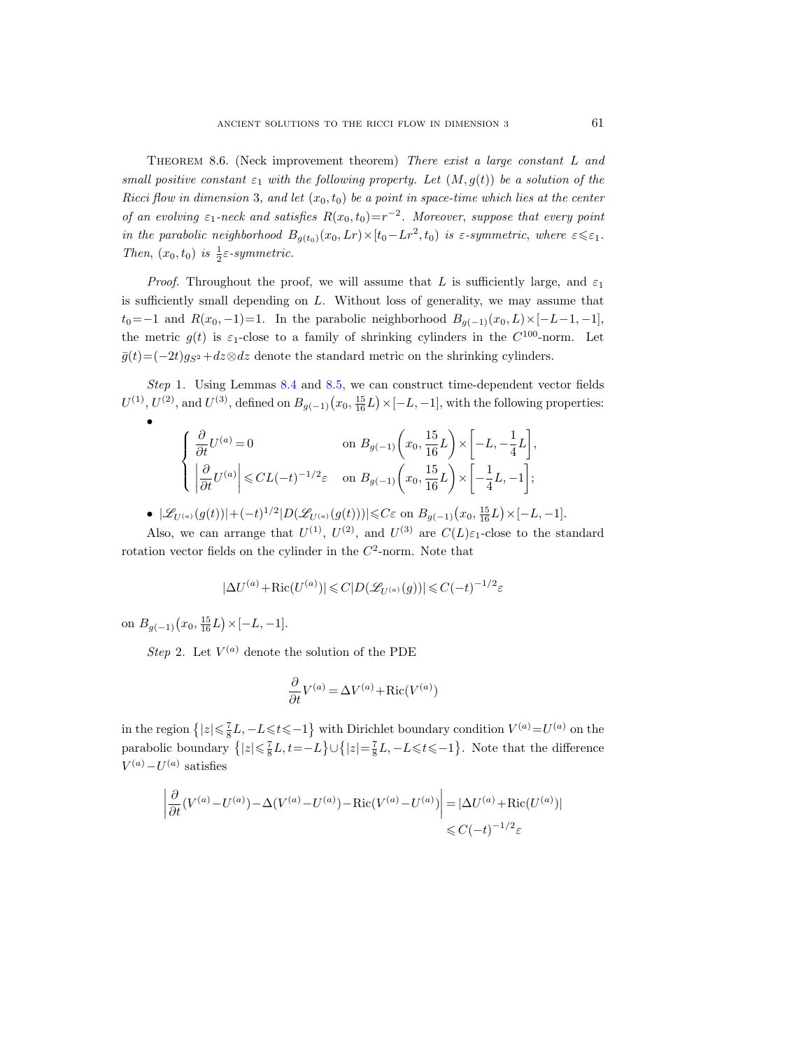**Theorem 8.6.** (Neck improvement theorem) *There exist a large constant $L$ and small positive constant $\varepsilon_1$ with the following property. Let $(M, g(t))$ be a solution of the Ricci flow in dimension 3, and let $(x_0, t_0)$ be a point in space-time which lies at the center of an evolving $\varepsilon_1$-neck and satisfies $R(x_0, t_0) = r^{-2}$. Moreover, suppose that every point in the parabolic neighborhood $B_{g(t_0)}(x_0, Lr) \times [t_0 - Lr^2, t_0)$ is $\varepsilon$-symmetric, where $\varepsilon \leqslant \varepsilon_1$. Then, $(x_0, t_0)$ is $\frac{1}{2}\varepsilon$-symmetric.*

*Proof.* Throughout the proof, we will assume that $L$ is sufficiently large, and $\varepsilon_1$ is sufficiently small depending on $L$. Without loss of generality, we may assume that $t_0 = -1$ and $R(x_0, -1) = 1$. In the parabolic neighborhood $B_{g(-1)}(x_0, L) \times [-L-1, -1]$, the metric $g(t)$ is $\varepsilon_1$-close to a family of shrinking cylinders in the $C^{100}$-norm. Let $\bar{g}(t) = (-2t) g_{S^2} + dz \otimes dz$ denote the standard metric on the shrinking cylinders.

*Step* 1. Using Lemmas 8.4 and 8.5, we can construct time-dependent vector fields $U^{(1)}$, $U^{(2)}$, and $U^{(3)}$, defined on $B_{g(-1)}\big(x_0, \frac{15}{16}L\big) \times [-L, -1]$, with the following properties:

- $$\begin{cases} \dfrac{\partial}{\partial t} U^{(a)} = 0 & \text{on } B_{g(-1)}\left(x_0, \dfrac{15}{16}L\right) \times \left[-L, -\dfrac{1}{4}L\right], \\[2ex] \left|\dfrac{\partial}{\partial t} U^{(a)}\right| \leqslant CL(-t)^{-1/2}\varepsilon & \text{on } B_{g(-1)}\left(x_0, \dfrac{15}{16}L\right) \times \left[-\dfrac{1}{4}L, -1\right]; \end{cases}$$

- $|\mathscr{L}_{U^{(a)}}(g(t))| + (-t)^{1/2} |D(\mathscr{L}_{U^{(a)}}(g(t)))| \leqslant C\varepsilon$ on $B_{g(-1)}\big(x_0, \frac{15}{16}L\big) \times [-L, -1]$.

Also, we can arrange that $U^{(1)}$, $U^{(2)}$, and $U^{(3)}$ are $C(L)\varepsilon_1$-close to the standard rotation vector fields on the cylinder in the $C^2$-norm. Note that

$$|\Delta U^{(a)} + \mathrm{Ric}(U^{(a)})| \leqslant C |D(\mathscr{L}_{U^{(a)}}(g))| \leqslant C(-t)^{-1/2}\varepsilon$$

on $B_{g(-1)}\big(x_0, \frac{15}{16}L\big) \times [-L, -1]$.

*Step* 2. Let $V^{(a)}$ denote the solution of the PDE

$$\frac{\partial}{\partial t} V^{(a)} = \Delta V^{(a)} + \mathrm{Ric}(V^{(a)})$$

in the region $\big\{|z| \leqslant \frac{7}{8}L, -L \leqslant t \leqslant -1\big\}$ with Dirichlet boundary condition $V^{(a)} = U^{(a)}$ on the parabolic boundary $\big\{|z| \leqslant \frac{7}{8}L, t = -L\big\} \cup \big\{|z| = \frac{7}{8}L, -L \leqslant t \leqslant -1\big\}$. Note that the difference $V^{(a)} - U^{(a)}$ satisfies

$$\begin{aligned} \left|\frac{\partial}{\partial t}(V^{(a)} - U^{(a)}) - \Delta(V^{(a)} - U^{(a)}) - \mathrm{Ric}(V^{(a)} - U^{(a)})\right| &= |\Delta U^{(a)} + \mathrm{Ric}(U^{(a)})| \\ &\leqslant C(-t)^{-1/2}\varepsilon \end{aligned}$$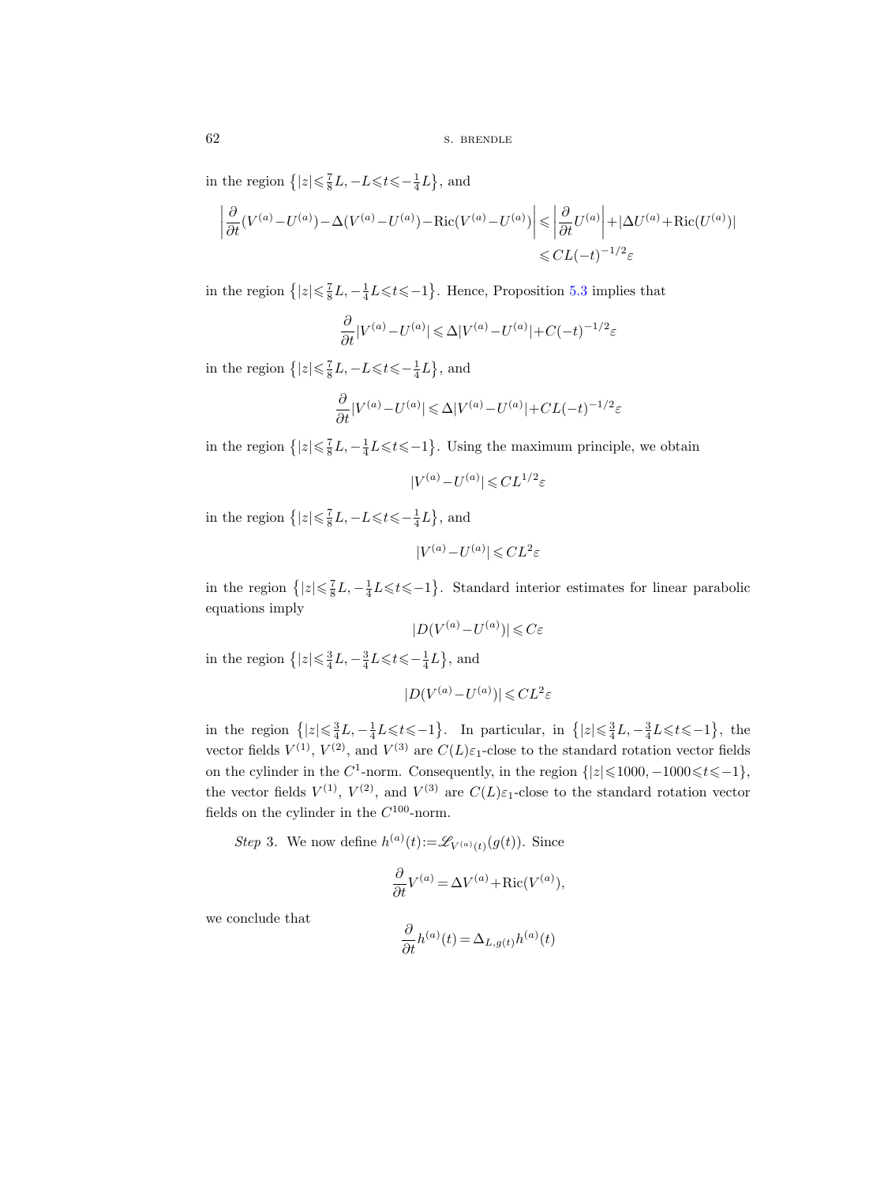in the region $\left\{|z|\leqslant\frac{7}{8}L, -L\leqslant t\leqslant -\frac{1}{4}L\right\}$, and

$$\left|\frac{\partial}{\partial t}(V^{(a)}-U^{(a)})-\Delta(V^{(a)}-U^{(a)})-\mathrm{Ric}(V^{(a)}-U^{(a)})\right| \leqslant \left|\frac{\partial}{\partial t}U^{(a)}\right|+|\Delta U^{(a)}+\mathrm{Ric}(U^{(a)})| \leqslant CL(-t)^{-1/2}\varepsilon$$

in the region $\left\{|z|\leqslant\frac{7}{8}L, -\frac{1}{4}L\leqslant t\leqslant -1\right\}$. Hence, Proposition 5.3 implies that

$$\frac{\partial}{\partial t}|V^{(a)}-U^{(a)}| \leqslant \Delta|V^{(a)}-U^{(a)}|+C(-t)^{-1/2}\varepsilon$$

in the region $\left\{|z|\leqslant\frac{7}{8}L, -L\leqslant t\leqslant -\frac{1}{4}L\right\}$, and

$$\frac{\partial}{\partial t}|V^{(a)}-U^{(a)}| \leqslant \Delta|V^{(a)}-U^{(a)}|+CL(-t)^{-1/2}\varepsilon$$

in the region $\left\{|z|\leqslant\frac{7}{8}L, -\frac{1}{4}L\leqslant t\leqslant -1\right\}$. Using the maximum principle, we obtain

$$|V^{(a)}-U^{(a)}| \leqslant CL^{1/2}\varepsilon$$

in the region $\left\{|z|\leqslant\frac{7}{8}L, -L\leqslant t\leqslant -\frac{1}{4}L\right\}$, and

$$|V^{(a)}-U^{(a)}| \leqslant CL^{2}\varepsilon$$

in the region $\left\{|z|\leqslant\frac{7}{8}L, -\frac{1}{4}L\leqslant t\leqslant -1\right\}$. Standard interior estimates for linear parabolic equations imply

$$|D(V^{(a)}-U^{(a)})| \leqslant C\varepsilon$$

in the region $\left\{|z|\leqslant\frac{3}{4}L, -\frac{3}{4}L\leqslant t\leqslant -\frac{1}{4}L\right\}$, and

$$|D(V^{(a)}-U^{(a)})| \leqslant CL^{2}\varepsilon$$

in the region $\left\{|z|\leqslant\frac{3}{4}L, -\frac{1}{4}L\leqslant t\leqslant -1\right\}$. In particular, in $\left\{|z|\leqslant\frac{3}{4}L, -\frac{3}{4}L\leqslant t\leqslant -1\right\}$, the vector fields $V^{(1)}$, $V^{(2)}$, and $V^{(3)}$ are $C(L)\varepsilon_1$-close to the standard rotation vector fields on the cylinder in the $C^1$-norm. Consequently, in the region $\{|z|\leqslant 1000, -1000\leqslant t\leqslant -1\}$, the vector fields $V^{(1)}$, $V^{(2)}$, and $V^{(3)}$ are $C(L)\varepsilon_1$-close to the standard rotation vector fields on the cylinder in the $C^{100}$-norm.

*Step* 3. We now define $h^{(a)}(t):=\mathscr{L}_{V^{(a)}(t)}(g(t))$. Since

$$\frac{\partial}{\partial t}V^{(a)} = \Delta V^{(a)}+\mathrm{Ric}(V^{(a)}),$$

we conclude that

$$\frac{\partial}{\partial t}h^{(a)}(t) = \Delta_{L,g(t)}h^{(a)}(t)$$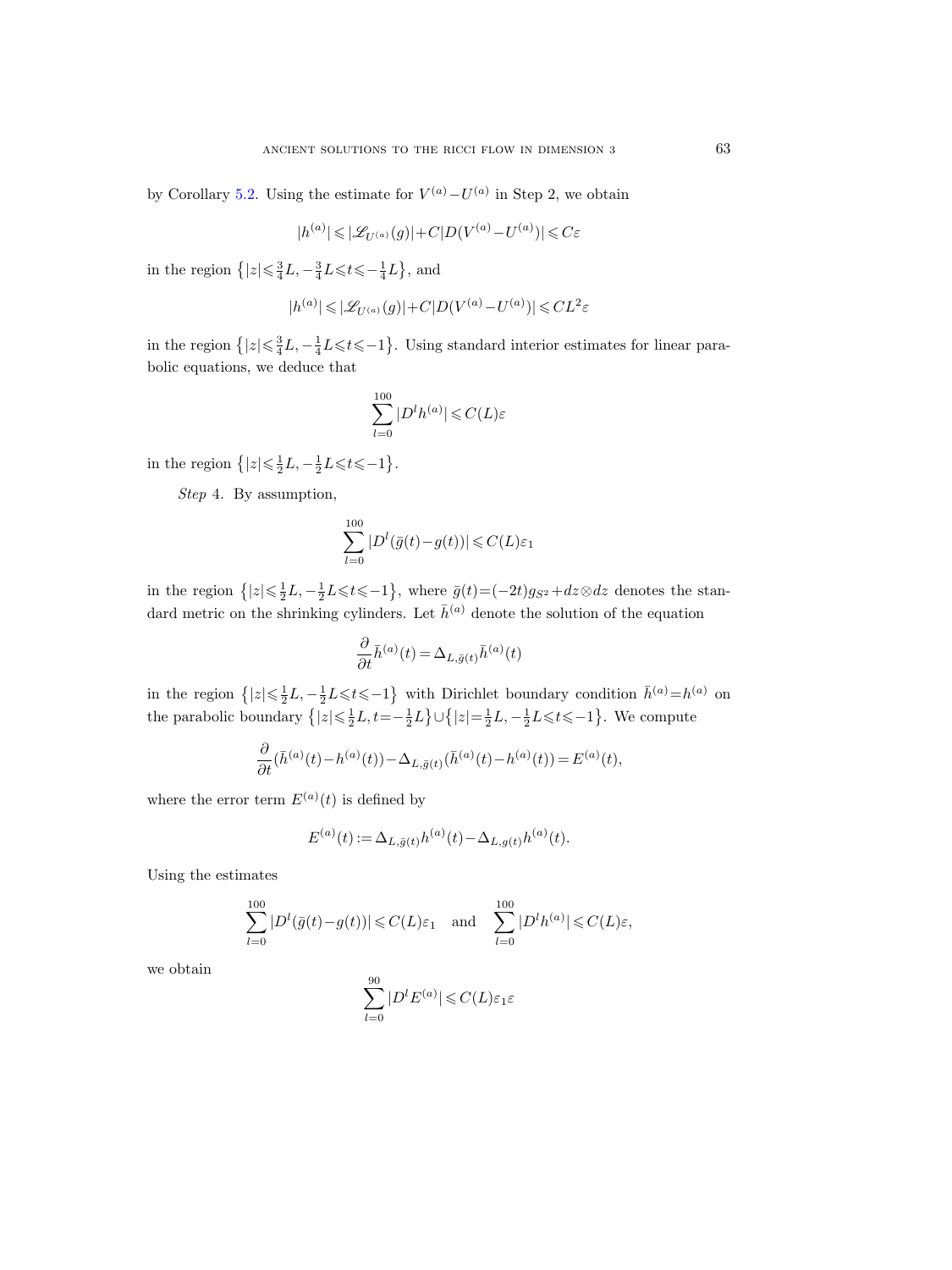by Corollary 5.2. Using the estimate for $V^{(a)}-U^{(a)}$ in Step 2, we obtain

$$|h^{(a)}| \leqslant |\mathscr{L}_{U^{(a)}}(g)| + C|D(V^{(a)}-U^{(a)})| \leqslant C\varepsilon$$

in the region $\left\{|z| \leqslant \frac{3}{4}L, -\frac{3}{4}L \leqslant t \leqslant -\frac{1}{4}L\right\}$, and

$$|h^{(a)}| \leqslant |\mathscr{L}_{U^{(a)}}(g)| + C|D(V^{(a)}-U^{(a)})| \leqslant CL^2\varepsilon$$

in the region $\left\{|z| \leqslant \frac{3}{4}L, -\frac{1}{4}L \leqslant t \leqslant -1\right\}$. Using standard interior estimates for linear parabolic equations, we deduce that

$$\sum_{l=0}^{100} |D^l h^{(a)}| \leqslant C(L)\varepsilon$$

in the region $\left\{|z| \leqslant \frac{1}{2}L, -\frac{1}{2}L \leqslant t \leqslant -1\right\}$.

*Step* 4. By assumption,

$$\sum_{l=0}^{100} |D^l(\bar{g}(t)-g(t))| \leqslant C(L)\varepsilon_1$$

in the region $\left\{|z| \leqslant \frac{1}{2}L, -\frac{1}{2}L \leqslant t \leqslant -1\right\}$, where $\bar{g}(t) = (-2t)g_{S^2} + dz \otimes dz$ denotes the standard metric on the shrinking cylinders. Let $\bar{h}^{(a)}$ denote the solution of the equation

$$\frac{\partial}{\partial t}\bar{h}^{(a)}(t) = \Delta_{L,\bar{g}(t)}\bar{h}^{(a)}(t)$$

in the region $\left\{|z| \leqslant \frac{1}{2}L, -\frac{1}{2}L \leqslant t \leqslant -1\right\}$ with Dirichlet boundary condition $\bar{h}^{(a)} = h^{(a)}$ on the parabolic boundary $\left\{|z| \leqslant \frac{1}{2}L, t = -\frac{1}{2}L\right\} \cup \left\{|z| = \frac{1}{2}L, -\frac{1}{2}L \leqslant t \leqslant -1\right\}$. We compute

$$\frac{\partial}{\partial t}(\bar{h}^{(a)}(t) - h^{(a)}(t)) - \Delta_{L,\bar{g}(t)}(\bar{h}^{(a)}(t) - h^{(a)}(t)) = E^{(a)}(t),$$

where the error term $E^{(a)}(t)$ is defined by

$$E^{(a)}(t) := \Delta_{L,\bar{g}(t)}h^{(a)}(t) - \Delta_{L,g(t)}h^{(a)}(t).$$

Using the estimates

$$\sum_{l=0}^{100} |D^l(\bar{g}(t)-g(t))| \leqslant C(L)\varepsilon_1 \quad \text{and} \quad \sum_{l=0}^{100} |D^l h^{(a)}| \leqslant C(L)\varepsilon,$$

we obtain

$$\sum_{l=0}^{90} |D^l E^{(a)}| \leqslant C(L)\varepsilon_1\varepsilon$$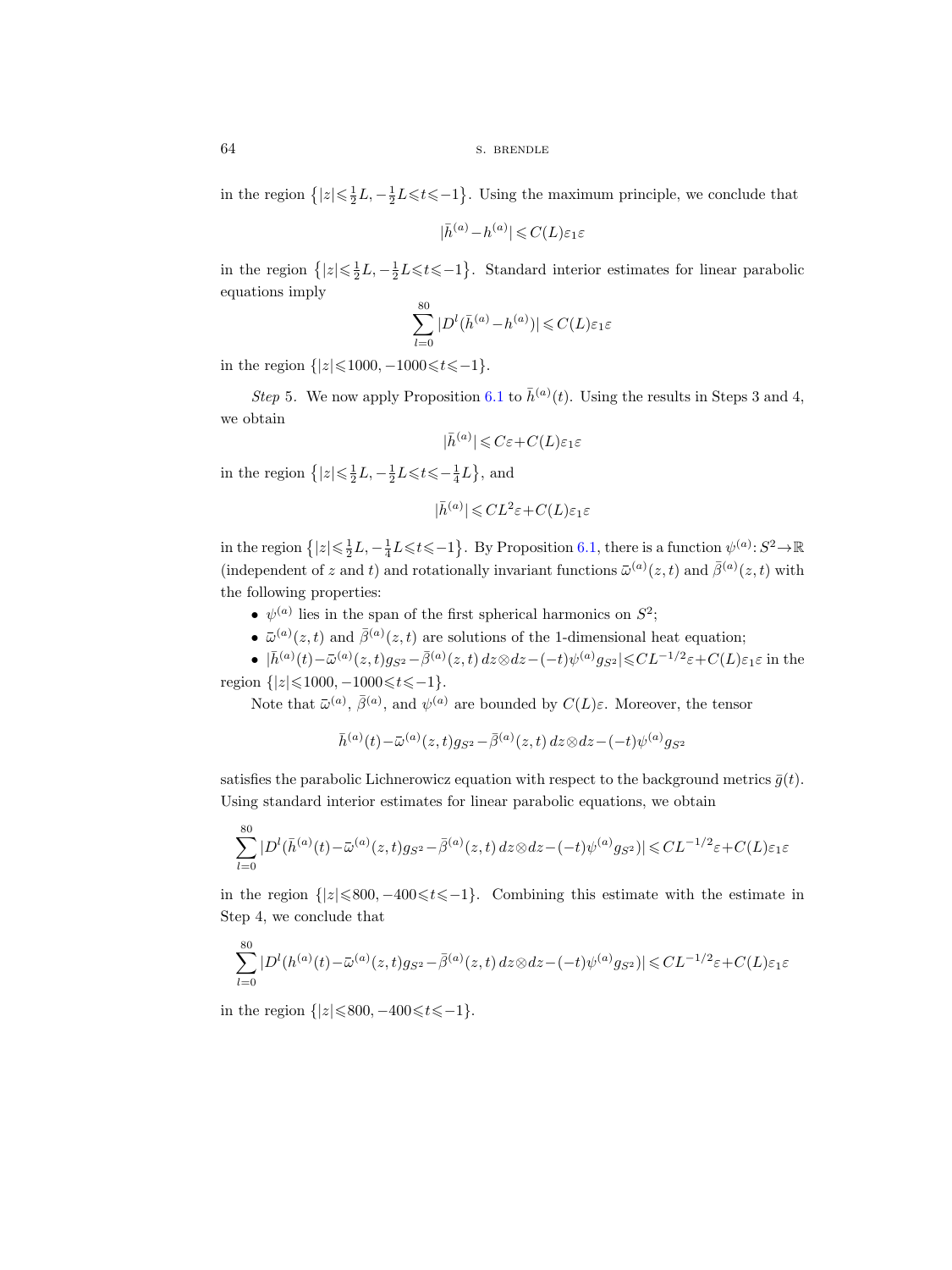in the region $\{|z| \leqslant \frac{1}{2}L, -\frac{1}{2}L \leqslant t \leqslant -1\}$. Using the maximum principle, we conclude that

$$|\bar{h}^{(a)} - h^{(a)}| \leqslant C(L)\varepsilon_1 \varepsilon$$

in the region $\{|z| \leqslant \frac{1}{2}L, -\frac{1}{2}L \leqslant t \leqslant -1\}$. Standard interior estimates for linear parabolic equations imply

$$\sum_{l=0}^{80} |D^l(\bar{h}^{(a)} - h^{(a)})| \leqslant C(L)\varepsilon_1 \varepsilon$$

in the region $\{|z| \leqslant 1000, -1000 \leqslant t \leqslant -1\}$.

*Step* 5. We now apply Proposition 6.1 to $\bar{h}^{(a)}(t)$. Using the results in Steps 3 and 4, we obtain

$$|\bar{h}^{(a)}| \leqslant C\varepsilon + C(L)\varepsilon_1 \varepsilon$$

in the region $\{|z| \leqslant \frac{1}{2}L, -\frac{1}{2}L \leqslant t \leqslant -\frac{1}{4}L\}$, and

$$|\bar{h}^{(a)}| \leqslant CL^2 \varepsilon + C(L)\varepsilon_1 \varepsilon$$

in the region $\{|z| \leqslant \frac{1}{2}L, -\frac{1}{4}L \leqslant t \leqslant -1\}$. By Proposition 6.1, there is a function $\psi^{(a)}: S^2 \to \mathbb{R}$ (independent of $z$ and $t$) and rotationally invariant functions $\bar{\omega}^{(a)}(z,t)$ and $\bar{\beta}^{(a)}(z,t)$ with the following properties:

- $\psi^{(a)}$ lies in the span of the first spherical harmonics on $S^2$;
- $\bar{\omega}^{(a)}(z,t)$ and $\bar{\beta}^{(a)}(z,t)$ are solutions of the 1-dimensional heat equation;
- $|\bar{h}^{(a)}(t) - \bar{\omega}^{(a)}(z,t) g_{S^2} - \bar{\beta}^{(a)}(z,t)\, dz \otimes dz - (-t)\psi^{(a)} g_{S^2}| \leqslant CL^{-1/2}\varepsilon + C(L)\varepsilon_1 \varepsilon$ in the region $\{|z| \leqslant 1000, -1000 \leqslant t \leqslant -1\}$.

Note that $\bar{\omega}^{(a)}$, $\bar{\beta}^{(a)}$, and $\psi^{(a)}$ are bounded by $C(L)\varepsilon$. Moreover, the tensor

$$\bar{h}^{(a)}(t) - \bar{\omega}^{(a)}(z,t) g_{S^2} - \bar{\beta}^{(a)}(z,t)\, dz \otimes dz - (-t)\psi^{(a)} g_{S^2}$$

satisfies the parabolic Lichnerowicz equation with respect to the background metrics $\bar{g}(t)$. Using standard interior estimates for linear parabolic equations, we obtain

$$\sum_{l=0}^{80} |D^l(\bar{h}^{(a)}(t) - \bar{\omega}^{(a)}(z,t) g_{S^2} - \bar{\beta}^{(a)}(z,t)\, dz \otimes dz - (-t)\psi^{(a)} g_{S^2})| \leqslant CL^{-1/2}\varepsilon + C(L)\varepsilon_1 \varepsilon$$

in the region $\{|z| \leqslant 800, -400 \leqslant t \leqslant -1\}$. Combining this estimate with the estimate in Step 4, we conclude that

$$\sum_{l=0}^{80} |D^l(h^{(a)}(t) - \bar{\omega}^{(a)}(z,t) g_{S^2} - \bar{\beta}^{(a)}(z,t)\, dz \otimes dz - (-t)\psi^{(a)} g_{S^2})| \leqslant CL^{-1/2}\varepsilon + C(L)\varepsilon_1 \varepsilon$$

in the region $\{|z| \leqslant 800, -400 \leqslant t \leqslant -1\}$.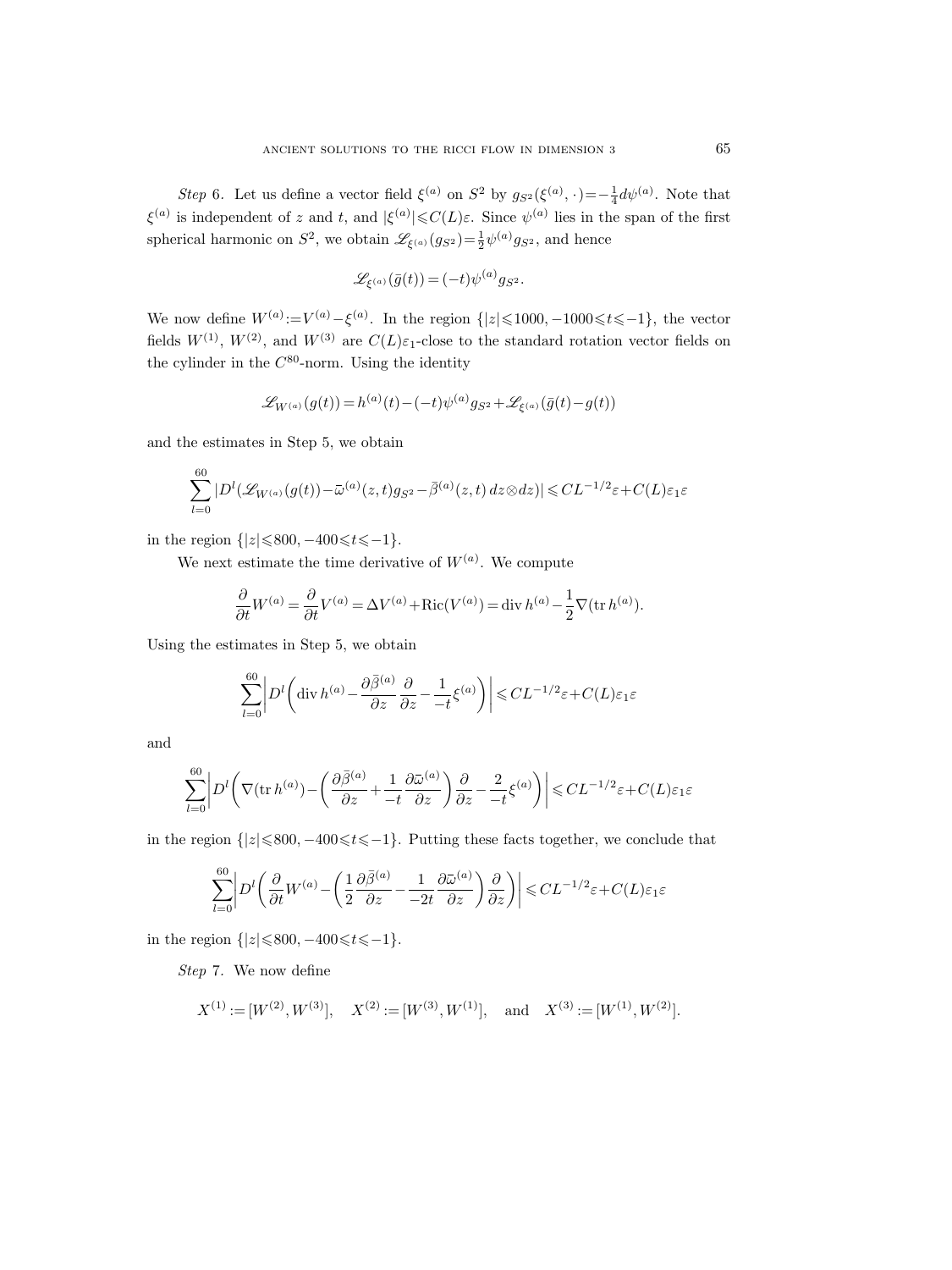*Step* 6. Let us define a vector field $\xi^{(a)}$ on $S^2$ by $g_{S^2}(\xi^{(a)},\cdot)=-\frac{1}{4}d\psi^{(a)}$. Note that $\xi^{(a)}$ is independent of $z$ and $t$, and $|\xi^{(a)}|\leqslant C(L)\varepsilon$. Since $\psi^{(a)}$ lies in the span of the first spherical harmonic on $S^2$, we obtain $\mathscr{L}_{\xi^{(a)}}(g_{S^2})=\frac{1}{2}\psi^{(a)}g_{S^2}$, and hence

$$\mathscr{L}_{\xi^{(a)}}(\bar{g}(t))=(-t)\psi^{(a)}g_{S^2}.$$

We now define $W^{(a)}:=V^{(a)}-\xi^{(a)}$. In the region $\{|z|\leqslant 1000, -1000\leqslant t\leqslant -1\}$, the vector fields $W^{(1)}$, $W^{(2)}$, and $W^{(3)}$ are $C(L)\varepsilon_1$-close to the standard rotation vector fields on the cylinder in the $C^{80}$-norm. Using the identity

$$\mathscr{L}_{W^{(a)}}(g(t))=h^{(a)}(t)-(-t)\psi^{(a)}g_{S^2}+\mathscr{L}_{\xi^{(a)}}(\bar{g}(t)-g(t))$$

and the estimates in Step 5, we obtain

$$\sum_{l=0}^{60}|D^l(\mathscr{L}_{W^{(a)}}(g(t))-\bar{\omega}^{(a)}(z,t)g_{S^2}-\bar{\beta}^{(a)}(z,t)\,dz\otimes dz)|\leqslant CL^{-1/2}\varepsilon+C(L)\varepsilon_1\varepsilon$$

in the region $\{|z|\leqslant 800, -400\leqslant t\leqslant -1\}$.

We next estimate the time derivative of $W^{(a)}$. We compute

$$\frac{\partial}{\partial t}W^{(a)}=\frac{\partial}{\partial t}V^{(a)}=\Delta V^{(a)}+\mathrm{Ric}(V^{(a)})=\operatorname{div}h^{(a)}-\frac{1}{2}\nabla(\operatorname{tr}h^{(a)}).$$

Using the estimates in Step 5, we obtain

$$\sum_{l=0}^{60}\left|D^l\left(\operatorname{div}h^{(a)}-\frac{\partial\bar{\beta}^{(a)}}{\partial z}\frac{\partial}{\partial z}-\frac{1}{-t}\xi^{(a)}\right)\right|\leqslant CL^{-1/2}\varepsilon+C(L)\varepsilon_1\varepsilon$$

and

$$\sum_{l=0}^{60}\left|D^l\left(\nabla(\operatorname{tr}h^{(a)})-\left(\frac{\partial\bar{\beta}^{(a)}}{\partial z}+\frac{1}{-t}\frac{\partial\bar{\omega}^{(a)}}{\partial z}\right)\frac{\partial}{\partial z}-\frac{2}{-t}\xi^{(a)}\right)\right|\leqslant CL^{-1/2}\varepsilon+C(L)\varepsilon_1\varepsilon$$

in the region $\{|z|\leqslant 800, -400\leqslant t\leqslant -1\}$. Putting these facts together, we conclude that

$$\sum_{l=0}^{60}\left|D^l\left(\frac{\partial}{\partial t}W^{(a)}-\left(\frac{1}{2}\frac{\partial\bar{\beta}^{(a)}}{\partial z}-\frac{1}{-2t}\frac{\partial\bar{\omega}^{(a)}}{\partial z}\right)\frac{\partial}{\partial z}\right)\right|\leqslant CL^{-1/2}\varepsilon+C(L)\varepsilon_1\varepsilon$$

in the region $\{|z|\leqslant 800, -400\leqslant t\leqslant -1\}$.

*Step* 7. We now define

$$X^{(1)}:=[W^{(2)},W^{(3)}],\quad X^{(2)}:=[W^{(3)},W^{(1)}],\quad\text{and}\quad X^{(3)}:=[W^{(1)},W^{(2)}].$$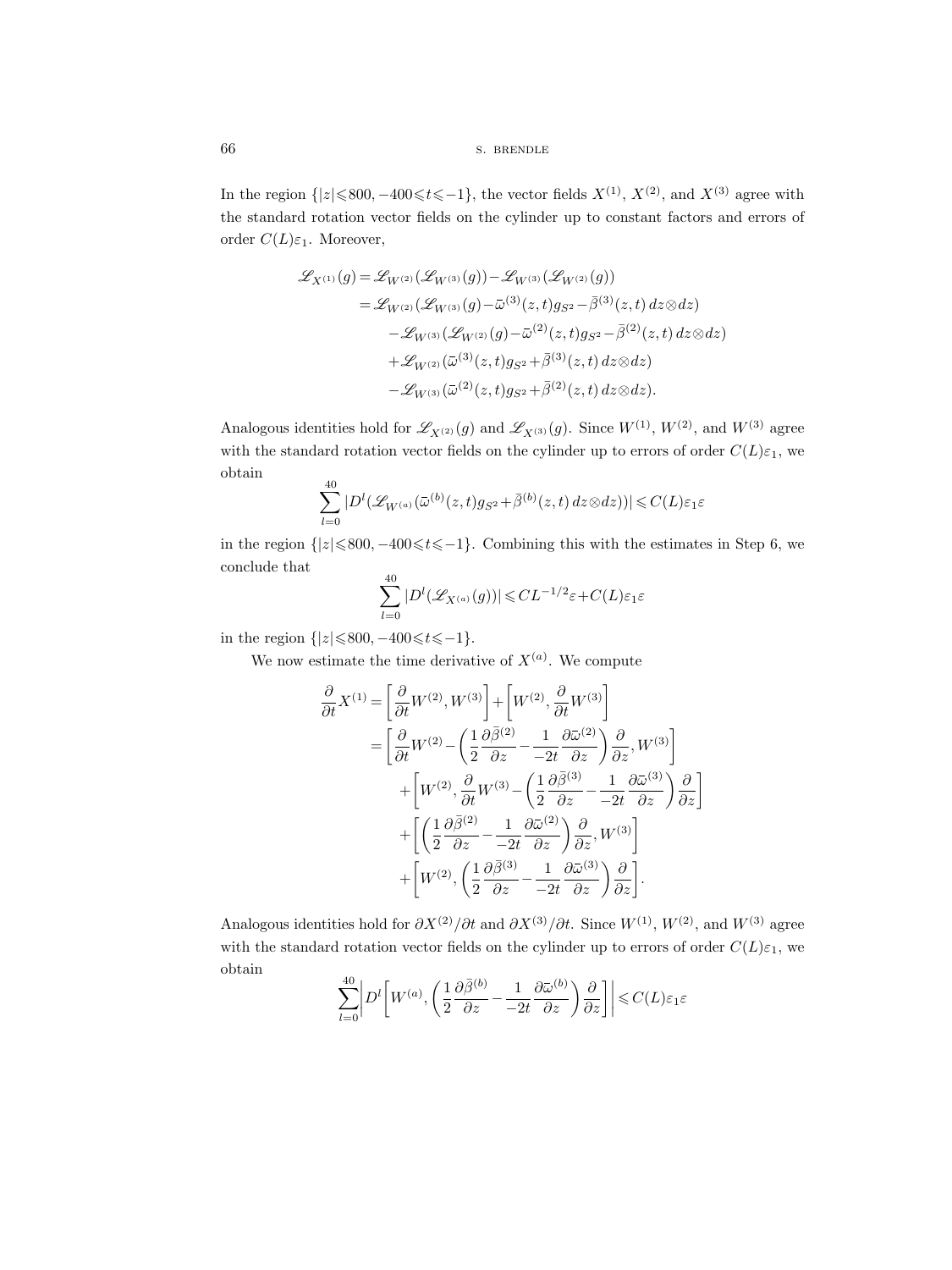In the region $\{|z| \leqslant 800, -400 \leqslant t \leqslant -1\}$, the vector fields $X^{(1)}$, $X^{(2)}$, and $X^{(3)}$ agree with the standard rotation vector fields on the cylinder up to constant factors and errors of order $C(L)\varepsilon_1$. Moreover,

$$
\begin{aligned}
\mathscr{L}_{X^{(1)}}(g) &= \mathscr{L}_{W^{(2)}}(\mathscr{L}_{W^{(3)}}(g)) - \mathscr{L}_{W^{(3)}}(\mathscr{L}_{W^{(2)}}(g)) \\
&= \mathscr{L}_{W^{(2)}}(\mathscr{L}_{W^{(3)}}(g) - \bar{\omega}^{(3)}(z,t) g_{S^2} - \bar{\beta}^{(3)}(z,t)\, dz \otimes dz) \\
&\quad - \mathscr{L}_{W^{(3)}}(\mathscr{L}_{W^{(2)}}(g) - \bar{\omega}^{(2)}(z,t) g_{S^2} - \bar{\beta}^{(2)}(z,t)\, dz \otimes dz) \\
&\quad + \mathscr{L}_{W^{(2)}}(\bar{\omega}^{(3)}(z,t) g_{S^2} + \bar{\beta}^{(3)}(z,t)\, dz \otimes dz) \\
&\quad - \mathscr{L}_{W^{(3)}}(\bar{\omega}^{(2)}(z,t) g_{S^2} + \bar{\beta}^{(2)}(z,t)\, dz \otimes dz).
\end{aligned}
$$

Analogous identities hold for $\mathscr{L}_{X^{(2)}}(g)$ and $\mathscr{L}_{X^{(3)}}(g)$. Since $W^{(1)}$, $W^{(2)}$, and $W^{(3)}$ agree with the standard rotation vector fields on the cylinder up to errors of order $C(L)\varepsilon_1$, we obtain

$$
\sum_{l=0}^{40} |D^l(\mathscr{L}_{W^{(a)}}(\bar{\omega}^{(b)}(z,t) g_{S^2} + \bar{\beta}^{(b)}(z,t)\, dz \otimes dz))| \leqslant C(L)\varepsilon_1 \varepsilon
$$

in the region $\{|z| \leqslant 800, -400 \leqslant t \leqslant -1\}$. Combining this with the estimates in Step 6, we conclude that

$$
\sum_{l=0}^{40} |D^l(\mathscr{L}_{X^{(a)}}(g))| \leqslant C L^{-1/2} \varepsilon + C(L)\varepsilon_1 \varepsilon
$$

in the region $\{|z| \leqslant 800, -400 \leqslant t \leqslant -1\}$.

We now estimate the time derivative of $X^{(a)}$. We compute

$$
\begin{aligned}
\frac{\partial}{\partial t} X^{(1)} &= \left[ \frac{\partial}{\partial t} W^{(2)}, W^{(3)} \right] + \left[ W^{(2)}, \frac{\partial}{\partial t} W^{(3)} \right] \\
&= \left[ \frac{\partial}{\partial t} W^{(2)} - \left( \frac{1}{2} \frac{\partial \bar{\beta}^{(2)}}{\partial z} - \frac{1}{-2t} \frac{\partial \bar{\omega}^{(2)}}{\partial z} \right) \frac{\partial}{\partial z}, W^{(3)} \right] \\
&\quad + \left[ W^{(2)}, \frac{\partial}{\partial t} W^{(3)} - \left( \frac{1}{2} \frac{\partial \bar{\beta}^{(3)}}{\partial z} - \frac{1}{-2t} \frac{\partial \bar{\omega}^{(3)}}{\partial z} \right) \frac{\partial}{\partial z} \right] \\
&\quad + \left[ \left( \frac{1}{2} \frac{\partial \bar{\beta}^{(2)}}{\partial z} - \frac{1}{-2t} \frac{\partial \bar{\omega}^{(2)}}{\partial z} \right) \frac{\partial}{\partial z}, W^{(3)} \right] \\
&\quad + \left[ W^{(2)}, \left( \frac{1}{2} \frac{\partial \bar{\beta}^{(3)}}{\partial z} - \frac{1}{-2t} \frac{\partial \bar{\omega}^{(3)}}{\partial z} \right) \frac{\partial}{\partial z} \right].
\end{aligned}
$$

Analogous identities hold for $\partial X^{(2)}/\partial t$ and $\partial X^{(3)}/\partial t$. Since $W^{(1)}$, $W^{(2)}$, and $W^{(3)}$ agree with the standard rotation vector fields on the cylinder up to errors of order $C(L)\varepsilon_1$, we obtain

$$
\sum_{l=0}^{40} \left| D^l \left[ W^{(a)}, \left( \frac{1}{2} \frac{\partial \bar{\beta}^{(b)}}{\partial z} - \frac{1}{-2t} \frac{\partial \bar{\omega}^{(b)}}{\partial z} \right) \frac{\partial}{\partial z} \right] \right| \leqslant C(L)\varepsilon_1 \varepsilon
$$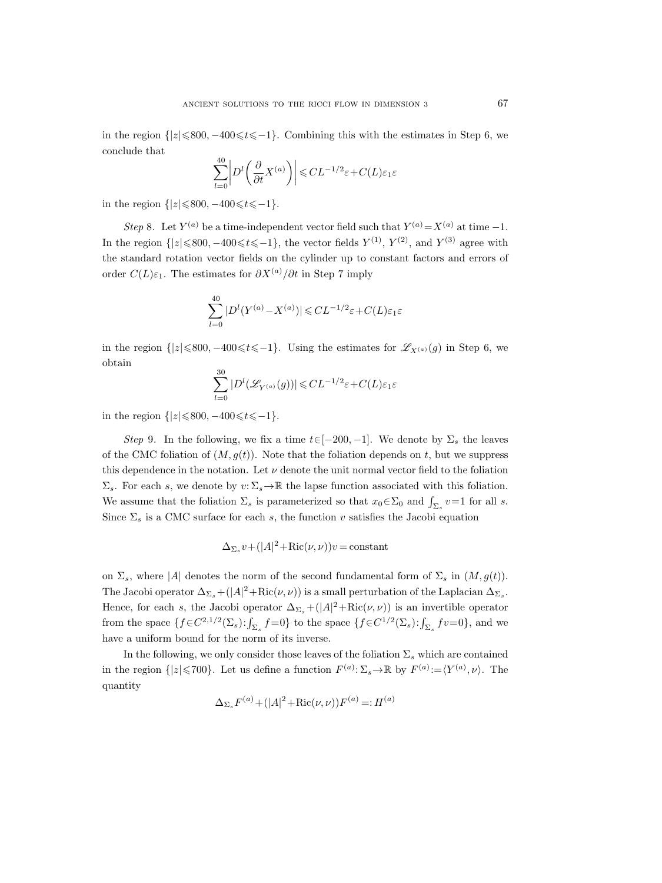in the region $\{|z|\leqslant 800, -400\leqslant t\leqslant -1\}$. Combining this with the estimates in Step 6, we conclude that

$$\sum_{l=0}^{40}\left|D^l\left(\frac{\partial}{\partial t}X^{(a)}\right)\right|\leqslant CL^{-1/2}\varepsilon+C(L)\varepsilon_1\varepsilon$$

in the region $\{|z|\leqslant 800, -400\leqslant t\leqslant -1\}$.

*Step* 8. Let $Y^{(a)}$ be a time-independent vector field such that $Y^{(a)}=X^{(a)}$ at time $-1$. In the region $\{|z|\leqslant 800, -400\leqslant t\leqslant -1\}$, the vector fields $Y^{(1)}$, $Y^{(2)}$, and $Y^{(3)}$ agree with the standard rotation vector fields on the cylinder up to constant factors and errors of order $C(L)\varepsilon_1$. The estimates for $\partial X^{(a)}/\partial t$ in Step 7 imply

$$\sum_{l=0}^{40}|D^l(Y^{(a)}-X^{(a)})|\leqslant CL^{-1/2}\varepsilon+C(L)\varepsilon_1\varepsilon$$

in the region $\{|z|\leqslant 800, -400\leqslant t\leqslant -1\}$. Using the estimates for $\mathscr{L}_{X^{(a)}}(g)$ in Step 6, we obtain

$$\sum_{l=0}^{30}|D^l(\mathscr{L}_{Y^{(a)}}(g))|\leqslant CL^{-1/2}\varepsilon+C(L)\varepsilon_1\varepsilon$$

in the region $\{|z|\leqslant 800, -400\leqslant t\leqslant -1\}$.

*Step* 9. In the following, we fix a time $t\in[-200,-1]$. We denote by $\Sigma_s$ the leaves of the CMC foliation of $(M,g(t))$. Note that the foliation depends on $t$, but we suppress this dependence in the notation. Let $\nu$ denote the unit normal vector field to the foliation $\Sigma_s$. For each $s$, we denote by $v:\Sigma_s\to\mathbb{R}$ the lapse function associated with this foliation. We assume that the foliation $\Sigma_s$ is parameterized so that $x_0\in\Sigma_0$ and $\int_{\Sigma_s}v=1$ for all $s$. Since $\Sigma_s$ is a CMC surface for each $s$, the function $v$ satisfies the Jacobi equation

$$\Delta_{\Sigma_s}v+(|A|^2+\mathrm{Ric}(\nu,\nu))v=\text{constant}$$

on $\Sigma_s$, where $|A|$ denotes the norm of the second fundamental form of $\Sigma_s$ in $(M,g(t))$. The Jacobi operator $\Delta_{\Sigma_s}+(|A|^2+\mathrm{Ric}(\nu,\nu))$ is a small perturbation of the Laplacian $\Delta_{\Sigma_s}$. Hence, for each $s$, the Jacobi operator $\Delta_{\Sigma_s}+(|A|^2+\mathrm{Ric}(\nu,\nu))$ is an invertible operator from the space $\{f\in C^{2,1/2}(\Sigma_s):\int_{\Sigma_s}f=0\}$ to the space $\{f\in C^{1/2}(\Sigma_s):\int_{\Sigma_s}fv=0\}$, and we have a uniform bound for the norm of its inverse.

In the following, we only consider those leaves of the foliation $\Sigma_s$ which are contained in the region $\{|z|\leqslant 700\}$. Let us define a function $F^{(a)}:\Sigma_s\to\mathbb{R}$ by $F^{(a)}:=\langle Y^{(a)},\nu\rangle$. The quantity

$$\Delta_{\Sigma_s}F^{(a)}+(|A|^2+\mathrm{Ric}(\nu,\nu))F^{(a)}=:H^{(a)}$$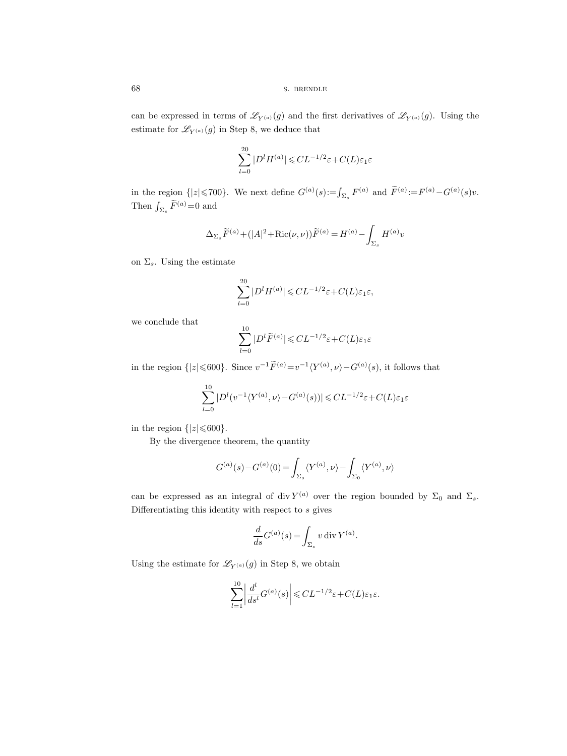can be expressed in terms of $\mathscr{L}_{Y^{(a)}}(g)$ and the first derivatives of $\mathscr{L}_{Y^{(a)}}(g)$. Using the estimate for $\mathscr{L}_{Y^{(a)}}(g)$ in Step 8, we deduce that

$$\sum_{l=0}^{20} |D^l H^{(a)}| \leqslant CL^{-1/2}\varepsilon + C(L)\varepsilon_1\varepsilon$$

in the region $\{|z|\leqslant 700\}$. We next define $G^{(a)}(s) := \int_{\Sigma_s} F^{(a)}$ and $\widetilde{F}^{(a)} := F^{(a)} - G^{(a)}(s)v$. Then $\int_{\Sigma_s} \widetilde{F}^{(a)} = 0$ and

$$\Delta_{\Sigma_s} \widetilde{F}^{(a)} + (|A|^2 + \mathrm{Ric}(\nu,\nu))\widetilde{F}^{(a)} = H^{(a)} - \int_{\Sigma_s} H^{(a)} v$$

on $\Sigma_s$. Using the estimate

$$\sum_{l=0}^{20} |D^l H^{(a)}| \leqslant CL^{-1/2}\varepsilon + C(L)\varepsilon_1\varepsilon,$$

we conclude that

$$\sum_{l=0}^{10} |D^l \widetilde{F}^{(a)}| \leqslant CL^{-1/2}\varepsilon + C(L)\varepsilon_1\varepsilon$$

in the region $\{|z|\leqslant 600\}$. Since $v^{-1}\widetilde{F}^{(a)} = v^{-1}\langle Y^{(a)},\nu\rangle - G^{(a)}(s)$, it follows that

$$\sum_{l=0}^{10} |D^l (v^{-1}\langle Y^{(a)},\nu\rangle - G^{(a)}(s))| \leqslant CL^{-1/2}\varepsilon + C(L)\varepsilon_1\varepsilon$$

in the region $\{|z|\leqslant 600\}$.

By the divergence theorem, the quantity

$$G^{(a)}(s) - G^{(a)}(0) = \int_{\Sigma_s} \langle Y^{(a)},\nu\rangle - \int_{\Sigma_0} \langle Y^{(a)},\nu\rangle$$

can be expressed as an integral of $\operatorname{div} Y^{(a)}$ over the region bounded by $\Sigma_0$ and $\Sigma_s$. Differentiating this identity with respect to $s$ gives

$$\frac{d}{ds} G^{(a)}(s) = \int_{\Sigma_s} v \operatorname{div} Y^{(a)}.$$

Using the estimate for $\mathscr{L}_{Y^{(a)}}(g)$ in Step 8, we obtain

$$\sum_{l=1}^{10} \left| \frac{d^l}{ds^l} G^{(a)}(s) \right| \leqslant CL^{-1/2}\varepsilon + C(L)\varepsilon_1\varepsilon.$$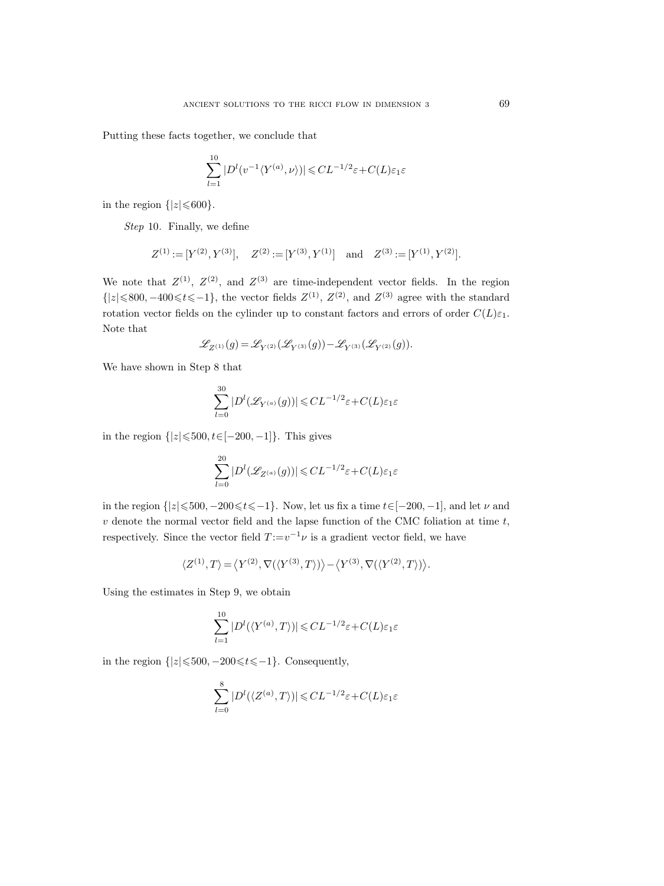Putting these facts together, we conclude that

$$\sum_{l=1}^{10} |D^l(v^{-1}\langle Y^{(a)}, \nu\rangle)| \leqslant CL^{-1/2}\varepsilon + C(L)\varepsilon_1\varepsilon$$

in the region $\{|z|\leqslant 600\}$.

*Step* 10. Finally, we define

$$Z^{(1)} := [Y^{(2)}, Y^{(3)}], \quad Z^{(2)} := [Y^{(3)}, Y^{(1)}] \quad \text{and} \quad Z^{(3)} := [Y^{(1)}, Y^{(2)}].$$

We note that $Z^{(1)}$, $Z^{(2)}$, and $Z^{(3)}$ are time-independent vector fields. In the region $\{|z|\leqslant 800, -400\leqslant t\leqslant -1\}$, the vector fields $Z^{(1)}$, $Z^{(2)}$, and $Z^{(3)}$ agree with the standard rotation vector fields on the cylinder up to constant factors and errors of order $C(L)\varepsilon_1$. Note that

$$\mathscr{L}_{Z^{(1)}}(g) = \mathscr{L}_{Y^{(2)}}(\mathscr{L}_{Y^{(3)}}(g)) - \mathscr{L}_{Y^{(3)}}(\mathscr{L}_{Y^{(2)}}(g)).$$

We have shown in Step 8 that

$$\sum_{l=0}^{30} |D^l(\mathscr{L}_{Y^{(a)}}(g))| \leqslant CL^{-1/2}\varepsilon + C(L)\varepsilon_1\varepsilon$$

in the region $\{|z|\leqslant 500, t\in[-200,-1]\}$. This gives

$$\sum_{l=0}^{20} |D^l(\mathscr{L}_{Z^{(a)}}(g))| \leqslant CL^{-1/2}\varepsilon + C(L)\varepsilon_1\varepsilon$$

in the region $\{|z|\leqslant 500, -200\leqslant t\leqslant -1\}$. Now, let us fix a time $t\in[-200,-1]$, and let $\nu$ and $v$ denote the normal vector field and the lapse function of the CMC foliation at time $t$, respectively. Since the vector field $T:=v^{-1}\nu$ is a gradient vector field, we have

$$\langle Z^{(1)}, T\rangle = \big\langle Y^{(2)}, \nabla(\langle Y^{(3)}, T\rangle)\big\rangle - \big\langle Y^{(3)}, \nabla(\langle Y^{(2)}, T\rangle)\big\rangle.$$

Using the estimates in Step 9, we obtain

$$\sum_{l=1}^{10} |D^l(\langle Y^{(a)}, T\rangle)| \leqslant CL^{-1/2}\varepsilon + C(L)\varepsilon_1\varepsilon$$

in the region $\{|z|\leqslant 500, -200\leqslant t\leqslant -1\}$. Consequently,

$$\sum_{l=0}^{8} |D^l(\langle Z^{(a)}, T\rangle)| \leqslant CL^{-1/2}\varepsilon + C(L)\varepsilon_1\varepsilon$$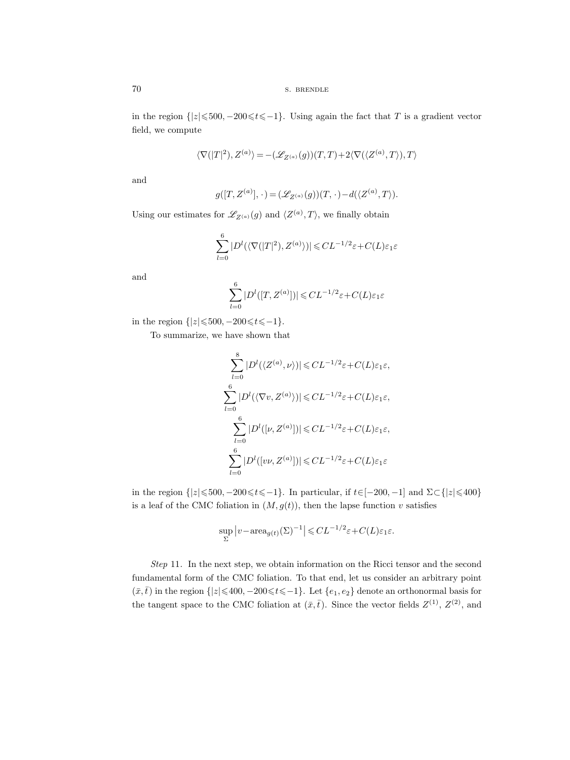in the region $\{|z|\leqslant 500, -200\leqslant t\leqslant -1\}$. Using again the fact that $T$ is a gradient vector field, we compute

$$\langle \nabla(|T|^2), Z^{(a)}\rangle = -(\mathscr{L}_{Z^{(a)}}(g))(T,T) + 2\langle \nabla(\langle Z^{(a)}, T\rangle), T\rangle$$

and

$$g([T, Z^{(a)}], \cdot\,) = (\mathscr{L}_{Z^{(a)}}(g))(T, \cdot\,) - d(\langle Z^{(a)}, T\rangle).$$

Using our estimates for $\mathscr{L}_{Z^{(a)}}(g)$ and $\langle Z^{(a)}, T\rangle$, we finally obtain

$$\sum_{l=0}^{6} |D^l(\langle \nabla(|T|^2), Z^{(a)}\rangle)| \leqslant CL^{-1/2}\varepsilon + C(L)\varepsilon_1\varepsilon$$

and

$$\sum_{l=0}^{6} |D^l([T, Z^{(a)}])| \leqslant CL^{-1/2}\varepsilon + C(L)\varepsilon_1\varepsilon$$

in the region $\{|z|\leqslant 500, -200\leqslant t\leqslant -1\}$.

To summarize, we have shown that

$$\begin{aligned}
\sum_{l=0}^{8} |D^l(\langle Z^{(a)}, \nu\rangle)| &\leqslant CL^{-1/2}\varepsilon + C(L)\varepsilon_1\varepsilon, \\
\sum_{l=0}^{6} |D^l(\langle \nabla v, Z^{(a)}\rangle)| &\leqslant CL^{-1/2}\varepsilon + C(L)\varepsilon_1\varepsilon, \\
\sum_{l=0}^{6} |D^l([\nu, Z^{(a)}])| &\leqslant CL^{-1/2}\varepsilon + C(L)\varepsilon_1\varepsilon, \\
\sum_{l=0}^{6} |D^l([v\nu, Z^{(a)}])| &\leqslant CL^{-1/2}\varepsilon + C(L)\varepsilon_1\varepsilon
\end{aligned}$$

in the region $\{|z|\leqslant 500, -200\leqslant t\leqslant -1\}$. In particular, if $t\in[-200,-1]$ and $\Sigma\subset\{|z|\leqslant 400\}$ is a leaf of the CMC foliation in $(M, g(t))$, then the lapse function $v$ satisfies

$$\sup_{\Sigma} \left| v - \operatorname{area}_{g(t)}(\Sigma)^{-1} \right| \leqslant CL^{-1/2}\varepsilon + C(L)\varepsilon_1\varepsilon.$$

*Step* 11. In the next step, we obtain information on the Ricci tensor and the second fundamental form of the CMC foliation. To that end, let us consider an arbitrary point $(\bar{x}, \bar{t})$ in the region $\{|z|\leqslant 400, -200\leqslant t\leqslant -1\}$. Let $\{e_1, e_2\}$ denote an orthonormal basis for the tangent space to the CMC foliation at $(\bar{x}, \bar{t})$. Since the vector fields $Z^{(1)}$, $Z^{(2)}$, and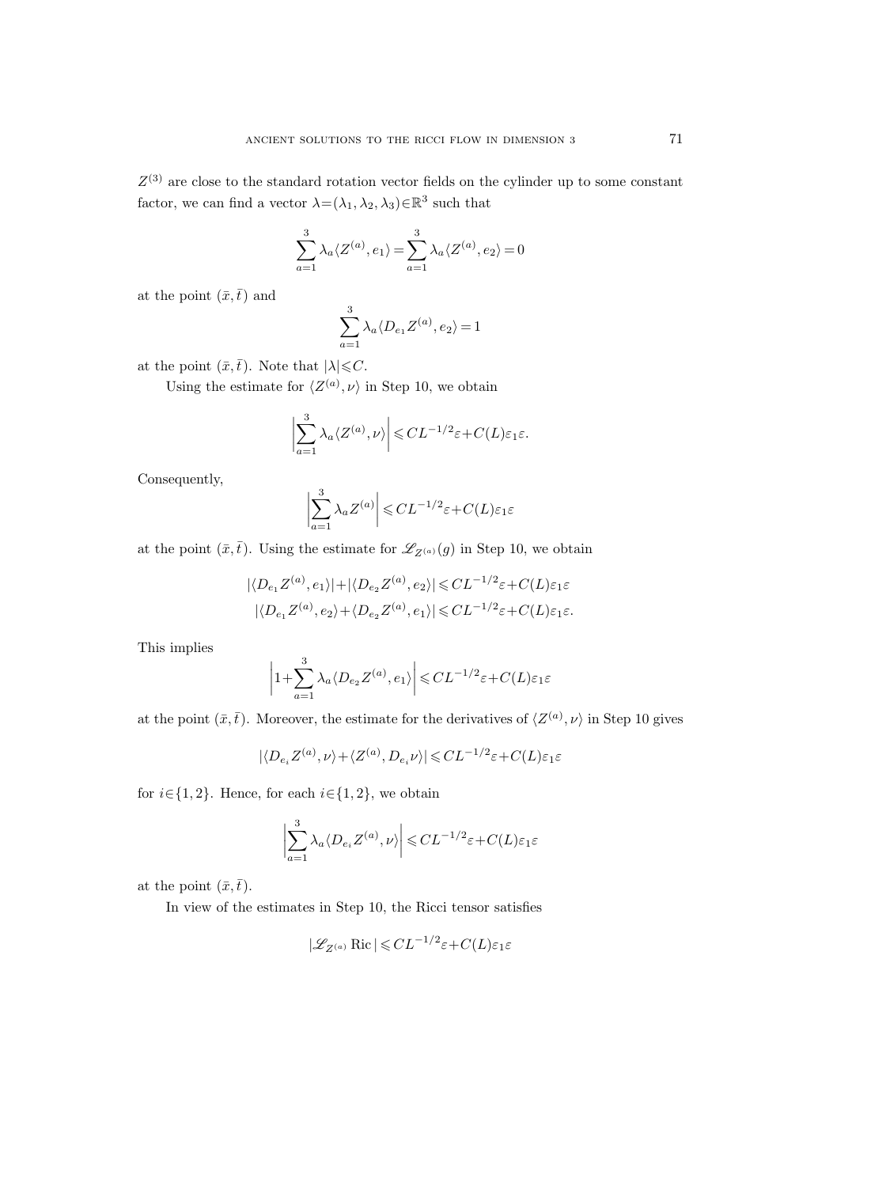$Z^{(3)}$ are close to the standard rotation vector fields on the cylinder up to some constant factor, we can find a vector $\lambda=(\lambda_1,\lambda_2,\lambda_3)\in\mathbb{R}^3$ such that

$$\sum_{a=1}^{3} \lambda_a \langle Z^{(a)}, e_1\rangle = \sum_{a=1}^{3} \lambda_a \langle Z^{(a)}, e_2\rangle = 0$$

at the point $(\bar{x},\bar{t})$ and

$$\sum_{a=1}^{3} \lambda_a \langle D_{e_1} Z^{(a)}, e_2\rangle = 1$$

at the point $(\bar{x},\bar{t})$. Note that $|\lambda|\leqslant C$.

Using the estimate for $\langle Z^{(a)},\nu\rangle$ in Step 10, we obtain

$$\left|\sum_{a=1}^{3} \lambda_a \langle Z^{(a)}, \nu\rangle\right| \leqslant CL^{-1/2}\varepsilon + C(L)\varepsilon_1\varepsilon.$$

Consequently,

$$\left|\sum_{a=1}^{3} \lambda_a Z^{(a)}\right| \leqslant CL^{-1/2}\varepsilon + C(L)\varepsilon_1\varepsilon$$

at the point $(\bar{x},\bar{t})$. Using the estimate for $\mathscr{L}_{Z^{(a)}}(g)$ in Step 10, we obtain

$$|\langle D_{e_1} Z^{(a)}, e_1\rangle| + |\langle D_{e_2} Z^{(a)}, e_2\rangle| \leqslant CL^{-1/2}\varepsilon + C(L)\varepsilon_1\varepsilon$$
$$|\langle D_{e_1} Z^{(a)}, e_2\rangle + \langle D_{e_2} Z^{(a)}, e_1\rangle| \leqslant CL^{-1/2}\varepsilon + C(L)\varepsilon_1\varepsilon.$$

This implies

$$\left|1+\sum_{a=1}^{3} \lambda_a \langle D_{e_2} Z^{(a)}, e_1\rangle\right| \leqslant CL^{-1/2}\varepsilon + C(L)\varepsilon_1\varepsilon$$

at the point $(\bar{x},\bar{t})$. Moreover, the estimate for the derivatives of $\langle Z^{(a)},\nu\rangle$ in Step 10 gives

$$|\langle D_{e_i} Z^{(a)}, \nu\rangle + \langle Z^{(a)}, D_{e_i}\nu\rangle| \leqslant CL^{-1/2}\varepsilon + C(L)\varepsilon_1\varepsilon$$

for $i\in\{1,2\}$. Hence, for each $i\in\{1,2\}$, we obtain

$$\left|\sum_{a=1}^{3} \lambda_a \langle D_{e_i} Z^{(a)}, \nu\rangle\right| \leqslant CL^{-1/2}\varepsilon + C(L)\varepsilon_1\varepsilon$$

at the point $(\bar{x},\bar{t})$.

In view of the estimates in Step 10, the Ricci tensor satisfies

$$|\mathscr{L}_{Z^{(a)}} \operatorname{Ric}| \leqslant CL^{-1/2}\varepsilon + C(L)\varepsilon_1\varepsilon$$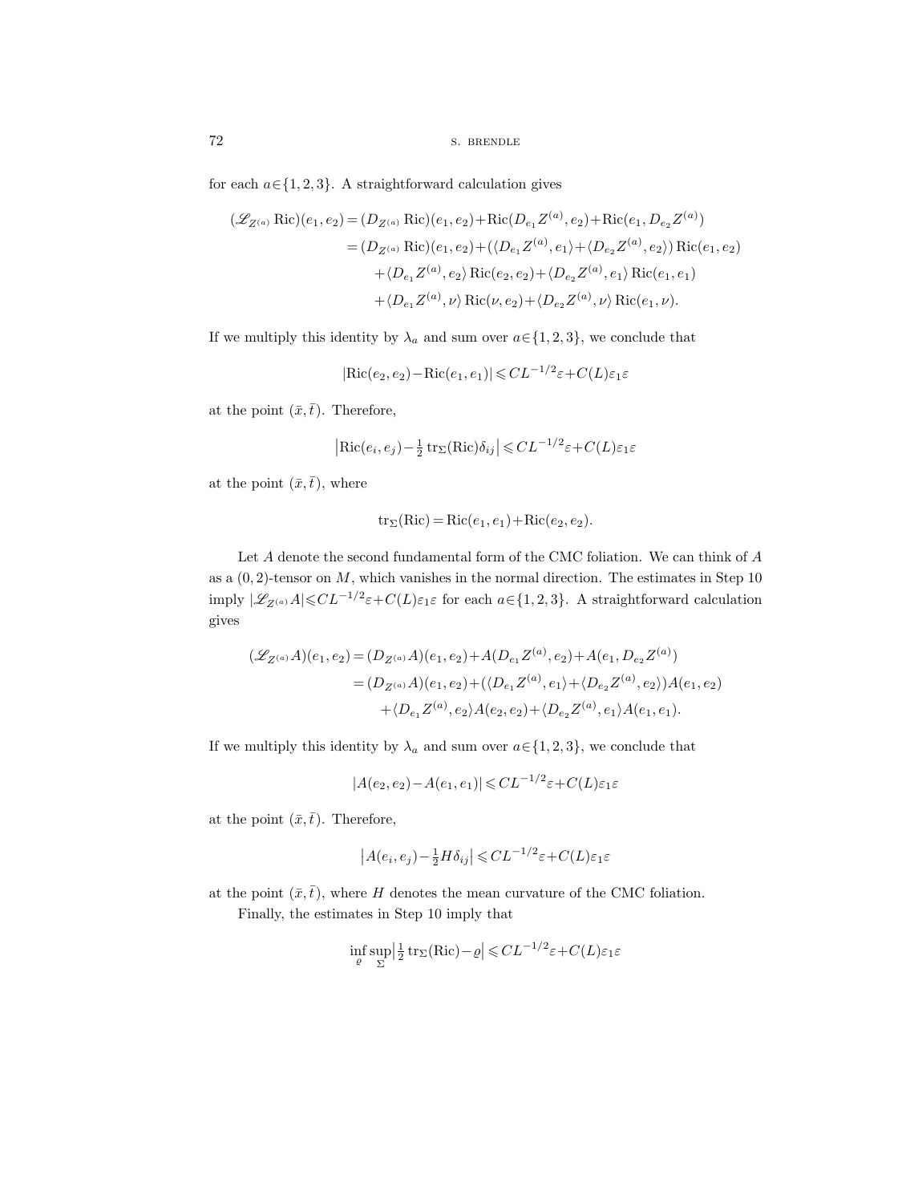for each $a \in \{1,2,3\}$. A straightforward calculation gives

$$
\begin{aligned}
(\mathscr{L}_{Z^{(a)}} \operatorname{Ric})(e_1, e_2) &= (D_{Z^{(a)}} \operatorname{Ric})(e_1, e_2) + \operatorname{Ric}(D_{e_1} Z^{(a)}, e_2) + \operatorname{Ric}(e_1, D_{e_2} Z^{(a)}) \\
&= (D_{Z^{(a)}} \operatorname{Ric})(e_1, e_2) + (\langle D_{e_1} Z^{(a)}, e_1 \rangle + \langle D_{e_2} Z^{(a)}, e_2 \rangle) \operatorname{Ric}(e_1, e_2) \\
&\quad + \langle D_{e_1} Z^{(a)}, e_2 \rangle \operatorname{Ric}(e_2, e_2) + \langle D_{e_2} Z^{(a)}, e_1 \rangle \operatorname{Ric}(e_1, e_1) \\
&\quad + \langle D_{e_1} Z^{(a)}, \nu \rangle \operatorname{Ric}(\nu, e_2) + \langle D_{e_2} Z^{(a)}, \nu \rangle \operatorname{Ric}(e_1, \nu).
\end{aligned}
$$

If we multiply this identity by $\lambda_a$ and sum over $a \in \{1,2,3\}$, we conclude that

$$
|\operatorname{Ric}(e_2, e_2) - \operatorname{Ric}(e_1, e_1)| \leqslant C L^{-1/2} \varepsilon + C(L) \varepsilon_1 \varepsilon
$$

at the point $(\bar{x}, \bar{t})$. Therefore,

$$
\left| \operatorname{Ric}(e_i, e_j) - \tfrac{1}{2} \operatorname{tr}_\Sigma(\operatorname{Ric}) \delta_{ij} \right| \leqslant C L^{-1/2} \varepsilon + C(L) \varepsilon_1 \varepsilon
$$

at the point $(\bar{x}, \bar{t})$, where

$$
\operatorname{tr}_\Sigma(\operatorname{Ric}) = \operatorname{Ric}(e_1, e_1) + \operatorname{Ric}(e_2, e_2).
$$

Let $A$ denote the second fundamental form of the CMC foliation. We can think of $A$ as a $(0,2)$-tensor on $M$, which vanishes in the normal direction. The estimates in Step 10 imply $|\mathscr{L}_{Z^{(a)}} A| \leqslant C L^{-1/2} \varepsilon + C(L) \varepsilon_1 \varepsilon$ for each $a \in \{1,2,3\}$. A straightforward calculation gives

$$
\begin{aligned}
(\mathscr{L}_{Z^{(a)}} A)(e_1, e_2) &= (D_{Z^{(a)}} A)(e_1, e_2) + A(D_{e_1} Z^{(a)}, e_2) + A(e_1, D_{e_2} Z^{(a)}) \\
&= (D_{Z^{(a)}} A)(e_1, e_2) + (\langle D_{e_1} Z^{(a)}, e_1 \rangle + \langle D_{e_2} Z^{(a)}, e_2 \rangle) A(e_1, e_2) \\
&\quad + \langle D_{e_1} Z^{(a)}, e_2 \rangle A(e_2, e_2) + \langle D_{e_2} Z^{(a)}, e_1 \rangle A(e_1, e_1).
\end{aligned}
$$

If we multiply this identity by $\lambda_a$ and sum over $a \in \{1,2,3\}$, we conclude that

$$
|A(e_2, e_2) - A(e_1, e_1)| \leqslant C L^{-1/2} \varepsilon + C(L) \varepsilon_1 \varepsilon
$$

at the point $(\bar{x}, \bar{t})$. Therefore,

$$
\left| A(e_i, e_j) - \tfrac{1}{2} H \delta_{ij} \right| \leqslant C L^{-1/2} \varepsilon + C(L) \varepsilon_1 \varepsilon
$$

at the point $(\bar{x}, \bar{t})$, where $H$ denotes the mean curvature of the CMC foliation.

Finally, the estimates in Step 10 imply that

$$
\inf_{\varrho} \sup_{\Sigma} \left| \tfrac{1}{2} \operatorname{tr}_\Sigma(\operatorname{Ric}) - \varrho \right| \leqslant C L^{-1/2} \varepsilon + C(L) \varepsilon_1 \varepsilon
$$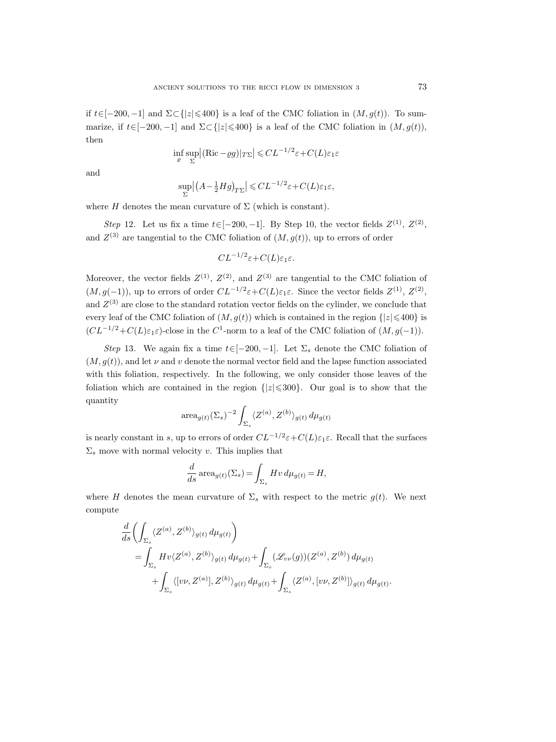if $t\in[-200,-1]$ and $\Sigma\subset\{|z|\leqslant 400\}$ is a leaf of the CMC foliation in $(M,g(t))$. To summarize, if $t\in[-200,-1]$ and $\Sigma\subset\{|z|\leqslant 400\}$ is a leaf of the CMC foliation in $(M,g(t))$, then

$$\inf_{\varrho}\sup_{\Sigma}\big|(\mathrm{Ric}-\varrho g)|_{T\Sigma}\big|\leqslant CL^{-1/2}\varepsilon+C(L)\varepsilon_1\varepsilon$$

and

$$\sup_{\Sigma}\big|\big(A-\tfrac{1}{2}Hg\big)_{T\Sigma}\big|\leqslant CL^{-1/2}\varepsilon+C(L)\varepsilon_1\varepsilon,$$

where $H$ denotes the mean curvature of $\Sigma$ (which is constant).

*Step* 12. Let us fix a time $t\in[-200,-1]$. By Step 10, the vector fields $Z^{(1)}$, $Z^{(2)}$, and $Z^{(3)}$ are tangential to the CMC foliation of $(M,g(t))$, up to errors of order

$$CL^{-1/2}\varepsilon+C(L)\varepsilon_1\varepsilon.$$

Moreover, the vector fields $Z^{(1)}$, $Z^{(2)}$, and $Z^{(3)}$ are tangential to the CMC foliation of $(M,g(-1))$, up to errors of order $CL^{-1/2}\varepsilon+C(L)\varepsilon_1\varepsilon$. Since the vector fields $Z^{(1)}$, $Z^{(2)}$, and $Z^{(3)}$ are close to the standard rotation vector fields on the cylinder, we conclude that every leaf of the CMC foliation of $(M,g(t))$ which is contained in the region $\{|z|\leqslant 400\}$ is $(CL^{-1/2}+C(L)\varepsilon_1\varepsilon)$-close in the $C^1$-norm to a leaf of the CMC foliation of $(M,g(-1))$.

*Step* 13. We again fix a time $t\in[-200,-1]$. Let $\Sigma_s$ denote the CMC foliation of $(M,g(t))$, and let $\nu$ and $v$ denote the normal vector field and the lapse function associated with this foliation, respectively. In the following, we only consider those leaves of the foliation which are contained in the region $\{|z|\leqslant 300\}$. Our goal is to show that the quantity

$$\mathrm{area}_{g(t)}(\Sigma_s)^{-2}\int_{\Sigma_s}\langle Z^{(a)},Z^{(b)}\rangle_{g(t)}\,d\mu_{g(t)}$$

is nearly constant in $s$, up to errors of order $CL^{-1/2}\varepsilon+C(L)\varepsilon_1\varepsilon$. Recall that the surfaces $\Sigma_s$ move with normal velocity $v$. This implies that

$$\frac{d}{ds}\,\mathrm{area}_{g(t)}(\Sigma_s)=\int_{\Sigma_s}Hv\,d\mu_{g(t)}=H,$$

where $H$ denotes the mean curvature of $\Sigma_s$ with respect to the metric $g(t)$. We next compute

$$\begin{aligned}
&\frac{d}{ds}\bigg(\int_{\Sigma_s}\langle Z^{(a)},Z^{(b)}\rangle_{g(t)}\,d\mu_{g(t)}\bigg)\\
&\quad=\int_{\Sigma_s}Hv\langle Z^{(a)},Z^{(b)}\rangle_{g(t)}\,d\mu_{g(t)}+\int_{\Sigma_s}(\mathscr{L}_{v\nu}(g))(Z^{(a)},Z^{(b)})\,d\mu_{g(t)}\\
&\qquad+\int_{\Sigma_s}\langle[v\nu,Z^{(a)}],Z^{(b)}\rangle_{g(t)}\,d\mu_{g(t)}+\int_{\Sigma_s}\langle Z^{(a)},[v\nu,Z^{(b)}]\rangle_{g(t)}\,d\mu_{g(t)}.
\end{aligned}$$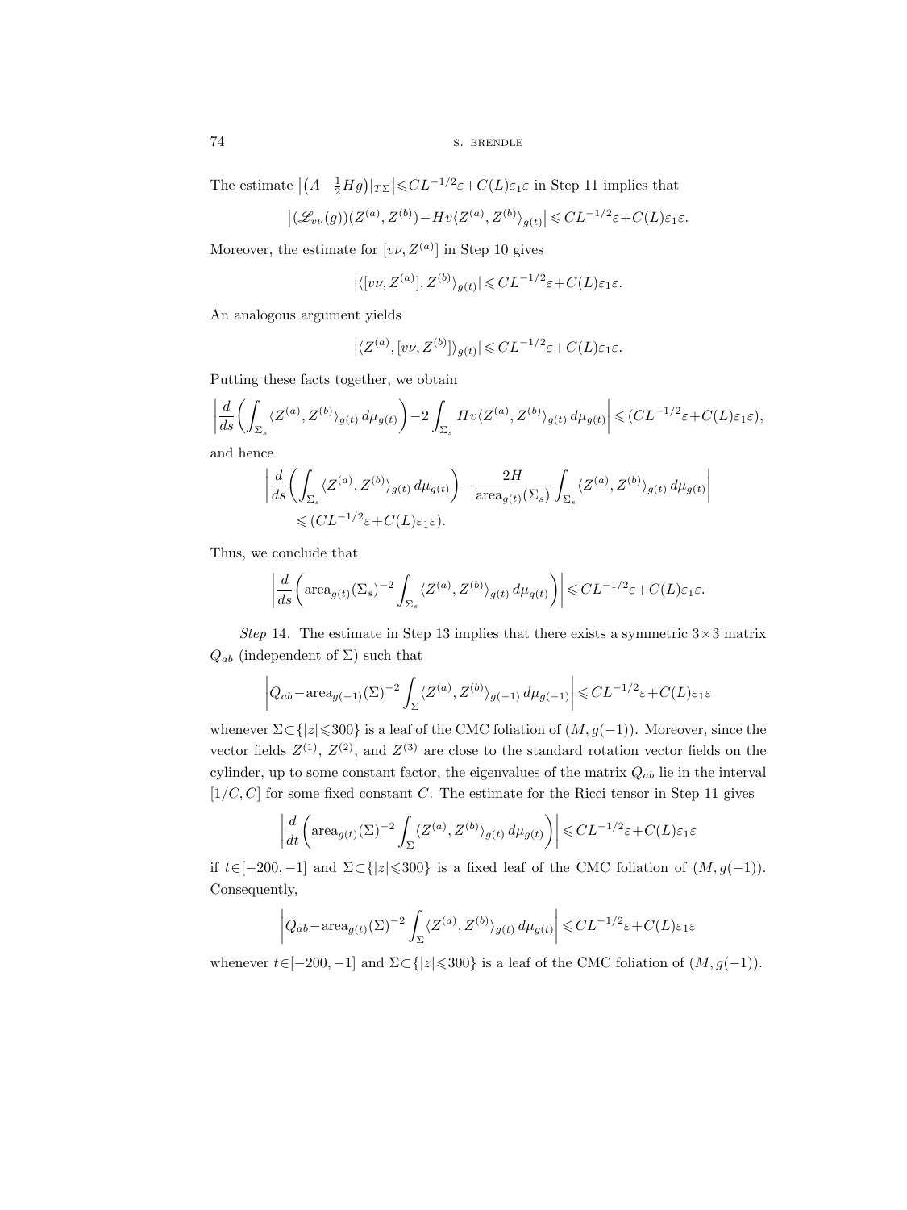The estimate $\big|\big(A-\frac{1}{2}Hg\big)|_{T\Sigma}\big| \leqslant CL^{-1/2}\varepsilon + C(L)\varepsilon_1\varepsilon$ in Step 11 implies that

$$\big|(\mathscr{L}_{v\nu}(g))(Z^{(a)}, Z^{(b)}) - Hv\langle Z^{(a)}, Z^{(b)}\rangle_{g(t)}\big| \leqslant CL^{-1/2}\varepsilon + C(L)\varepsilon_1\varepsilon.$$

Moreover, the estimate for $[v\nu, Z^{(a)}]$ in Step 10 gives

$$|\langle [v\nu, Z^{(a)}], Z^{(b)}\rangle_{g(t)}| \leqslant CL^{-1/2}\varepsilon + C(L)\varepsilon_1\varepsilon.$$

An analogous argument yields

$$|\langle Z^{(a)}, [v\nu, Z^{(b)}]\rangle_{g(t)}| \leqslant CL^{-1/2}\varepsilon + C(L)\varepsilon_1\varepsilon.$$

Putting these facts together, we obtain

$$\left|\frac{d}{ds}\left(\int_{\Sigma_s} \langle Z^{(a)}, Z^{(b)}\rangle_{g(t)}\, d\mu_{g(t)}\right) - 2\int_{\Sigma_s} Hv\langle Z^{(a)}, Z^{(b)}\rangle_{g(t)}\, d\mu_{g(t)}\right| \leqslant (CL^{-1/2}\varepsilon + C(L)\varepsilon_1\varepsilon),$$

and hence

$$\begin{aligned}&\left|\frac{d}{ds}\left(\int_{\Sigma_s} \langle Z^{(a)}, Z^{(b)}\rangle_{g(t)}\, d\mu_{g(t)}\right) - \frac{2H}{\operatorname{area}_{g(t)}(\Sigma_s)}\int_{\Sigma_s} \langle Z^{(a)}, Z^{(b)}\rangle_{g(t)}\, d\mu_{g(t)}\right| \\ &\qquad \leqslant (CL^{-1/2}\varepsilon + C(L)\varepsilon_1\varepsilon).\end{aligned}$$

Thus, we conclude that

$$\left|\frac{d}{ds}\left(\operatorname{area}_{g(t)}(\Sigma_s)^{-2}\int_{\Sigma_s} \langle Z^{(a)}, Z^{(b)}\rangle_{g(t)}\, d\mu_{g(t)}\right)\right| \leqslant CL^{-1/2}\varepsilon + C(L)\varepsilon_1\varepsilon.$$

*Step* 14. The estimate in Step 13 implies that there exists a symmetric $3\times 3$ matrix $Q_{ab}$ (independent of $\Sigma$) such that

$$\left|Q_{ab} - \operatorname{area}_{g(-1)}(\Sigma)^{-2}\int_{\Sigma} \langle Z^{(a)}, Z^{(b)}\rangle_{g(-1)}\, d\mu_{g(-1)}\right| \leqslant CL^{-1/2}\varepsilon + C(L)\varepsilon_1\varepsilon$$

whenever $\Sigma \subset \{|z| \leqslant 300\}$ is a leaf of the CMC foliation of $(M, g(-1))$. Moreover, since the vector fields $Z^{(1)}$, $Z^{(2)}$, and $Z^{(3)}$ are close to the standard rotation vector fields on the cylinder, up to some constant factor, the eigenvalues of the matrix $Q_{ab}$ lie in the interval $[1/C, C]$ for some fixed constant $C$. The estimate for the Ricci tensor in Step 11 gives

$$\left|\frac{d}{dt}\left(\operatorname{area}_{g(t)}(\Sigma)^{-2}\int_{\Sigma} \langle Z^{(a)}, Z^{(b)}\rangle_{g(t)}\, d\mu_{g(t)}\right)\right| \leqslant CL^{-1/2}\varepsilon + C(L)\varepsilon_1\varepsilon$$

if $t\in[-200,-1]$ and $\Sigma \subset \{|z| \leqslant 300\}$ is a fixed leaf of the CMC foliation of $(M, g(-1))$. Consequently,

$$\left|Q_{ab} - \operatorname{area}_{g(t)}(\Sigma)^{-2}\int_{\Sigma} \langle Z^{(a)}, Z^{(b)}\rangle_{g(t)}\, d\mu_{g(t)}\right| \leqslant CL^{-1/2}\varepsilon + C(L)\varepsilon_1\varepsilon$$

whenever $t\in[-200,-1]$ and $\Sigma \subset \{|z| \leqslant 300\}$ is a leaf of the CMC foliation of $(M, g(-1))$.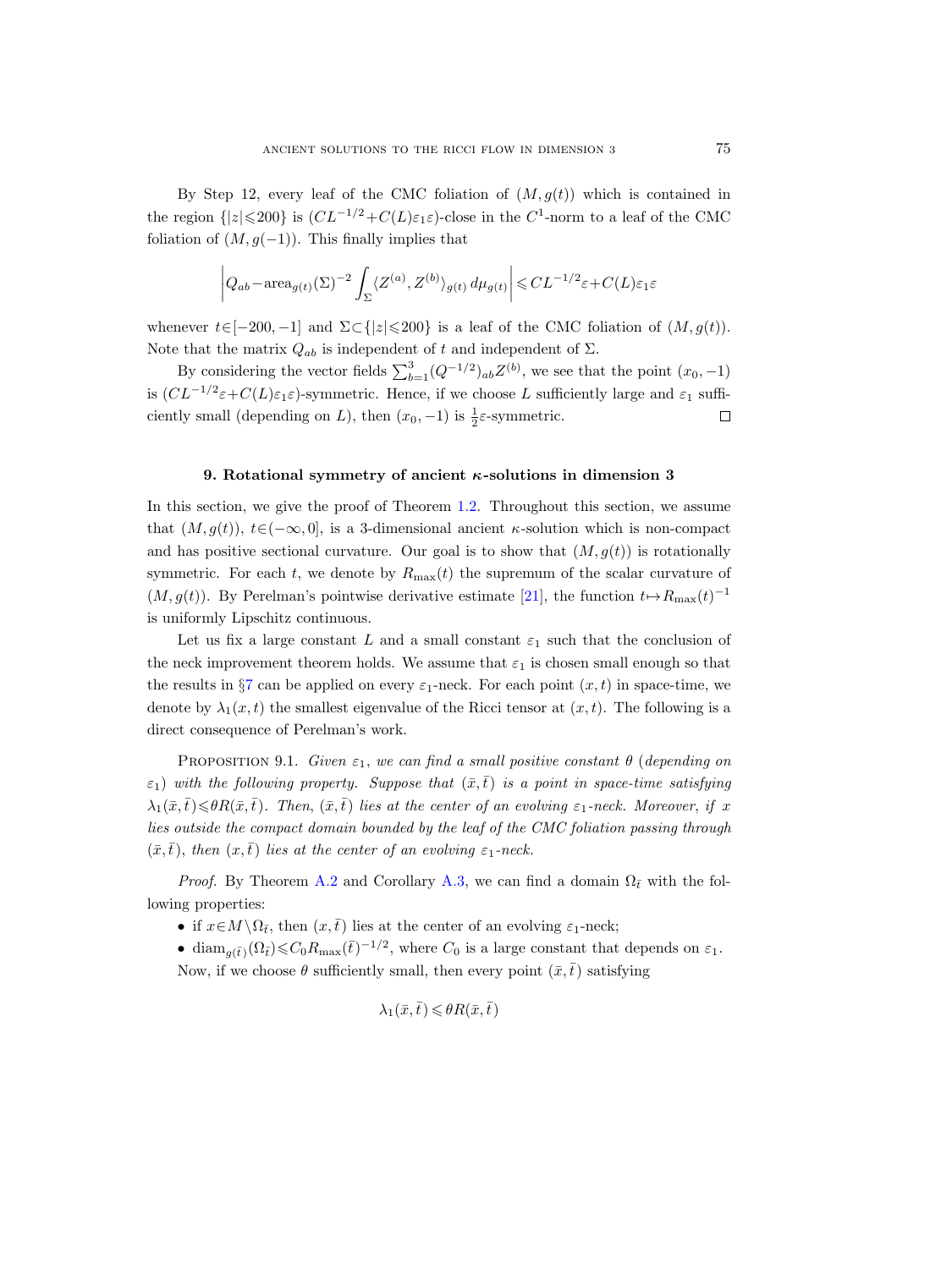By Step 12, every leaf of the CMC foliation of $(M, g(t))$ which is contained in the region $\{|z| \leqslant 200\}$ is $(CL^{-1/2} + C(L)\varepsilon_1\varepsilon)$-close in the $C^1$-norm to a leaf of the CMC foliation of $(M, g(-1))$. This finally implies that

$$\left| Q_{ab} - \text{area}_{g(t)}(\Sigma)^{-2} \int_\Sigma \langle Z^{(a)}, Z^{(b)} \rangle_{g(t)} \, d\mu_{g(t)} \right| \leqslant CL^{-1/2}\varepsilon + C(L)\varepsilon_1\varepsilon$$

whenever $t \in [-200, -1]$ and $\Sigma \subset \{|z| \leqslant 200\}$ is a leaf of the CMC foliation of $(M, g(t))$. Note that the matrix $Q_{ab}$ is independent of $t$ and independent of $\Sigma$.

By considering the vector fields $\sum_{b=1}^3 (Q^{-1/2})_{ab} Z^{(b)}$, we see that the point $(x_0, -1)$ is $(CL^{-1/2}\varepsilon + C(L)\varepsilon_1\varepsilon)$-symmetric. Hence, if we choose $L$ sufficiently large and $\varepsilon_1$ sufficiently small (depending on $L$), then $(x_0, -1)$ is $\frac{1}{2}\varepsilon$-symmetric. □

## 9. Rotational symmetry of ancient $\kappa$-solutions in dimension 3

In this section, we give the proof of Theorem 1.2. Throughout this section, we assume that $(M, g(t))$, $t \in (-\infty, 0]$, is a 3-dimensional ancient $\kappa$-solution which is non-compact and has positive sectional curvature. Our goal is to show that $(M, g(t))$ is rotationally symmetric. For each $t$, we denote by $R_{\max}(t)$ the supremum of the scalar curvature of $(M, g(t))$. By Perelman's pointwise derivative estimate [21], the function $t \mapsto R_{\max}(t)^{-1}$ is uniformly Lipschitz continuous.

Let us fix a large constant $L$ and a small constant $\varepsilon_1$ such that the conclusion of the neck improvement theorem holds. We assume that $\varepsilon_1$ is chosen small enough so that the results in §7 can be applied on every $\varepsilon_1$-neck. For each point $(x, t)$ in space-time, we denote by $\lambda_1(x, t)$ the smallest eigenvalue of the Ricci tensor at $(x, t)$. The following is a direct consequence of Perelman's work.

PROPOSITION 9.1. *Given $\varepsilon_1$, we can find a small positive constant $\theta$ (depending on $\varepsilon_1$) with the following property. Suppose that $(\bar{x}, \bar{t})$ is a point in space-time satisfying $\lambda_1(\bar{x}, \bar{t}) \leqslant \theta R(\bar{x}, \bar{t})$. Then, $(\bar{x}, \bar{t})$ lies at the center of an evolving $\varepsilon_1$-neck. Moreover, if $x$ lies outside the compact domain bounded by the leaf of the CMC foliation passing through $(\bar{x}, \bar{t})$, then $(x, \bar{t})$ lies at the center of an evolving $\varepsilon_1$-neck.*

*Proof.* By Theorem A.2 and Corollary A.3, we can find a domain $\Omega_{\bar{t}}$ with the following properties:

- if $x \in M \setminus \Omega_{\bar{t}}$, then $(x, \bar{t})$ lies at the center of an evolving $\varepsilon_1$-neck;
- $\text{diam}_{g(\bar{t})}(\Omega_{\bar{t}}) \leqslant C_0 R_{\max}(\bar{t})^{-1/2}$, where $C_0$ is a large constant that depends on $\varepsilon_1$.

Now, if we choose $\theta$ sufficiently small, then every point $(\bar{x}, \bar{t})$ satisfying

$$\lambda_1(\bar{x}, \bar{t}) \leqslant \theta R(\bar{x}, \bar{t})$$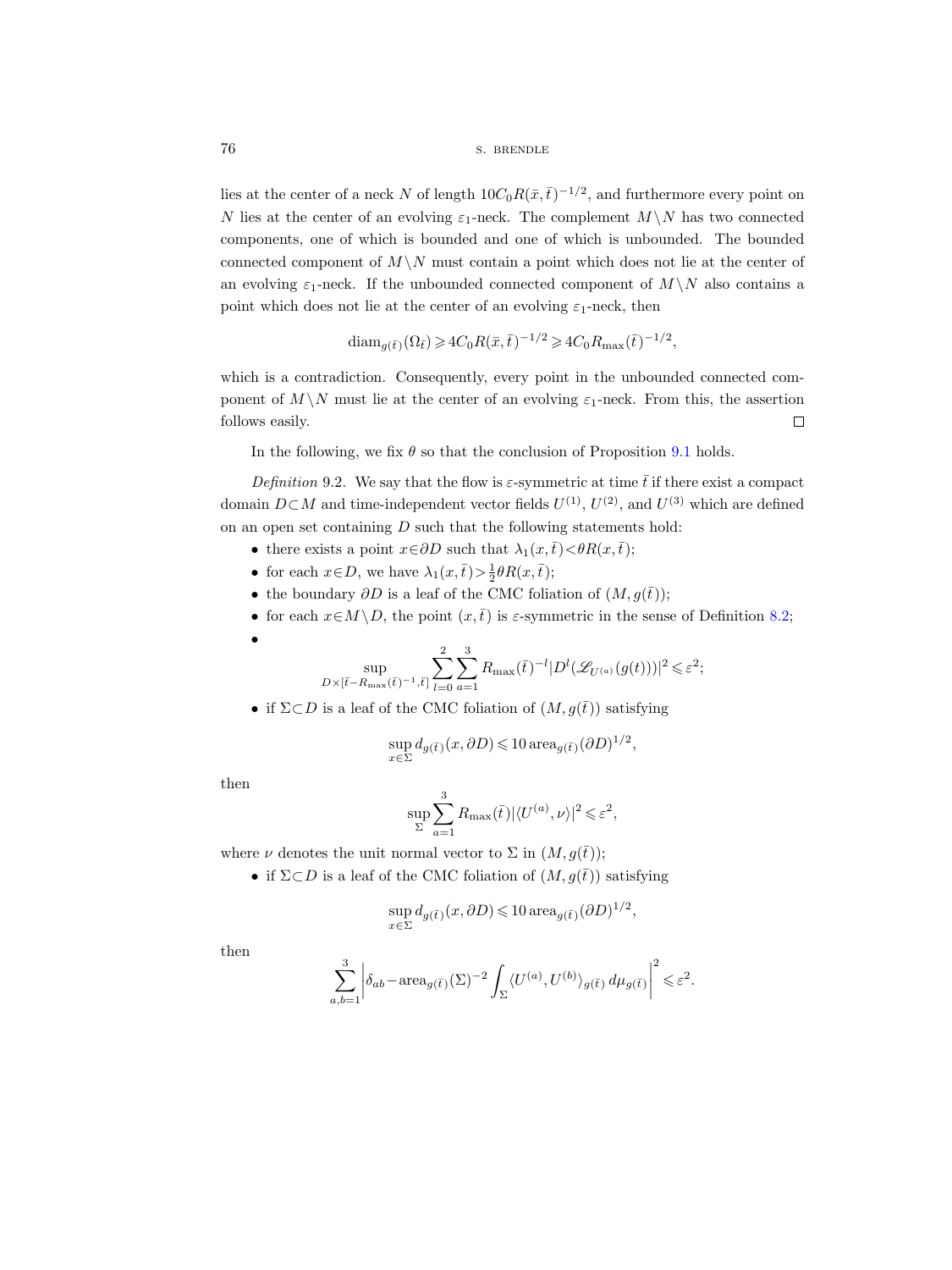lies at the center of a neck $N$ of length $10C_0R(\bar{x},\bar{t})^{-1/2}$, and furthermore every point on $N$ lies at the center of an evolving $\varepsilon_1$-neck. The complement $M\setminus N$ has two connected components, one of which is bounded and one of which is unbounded. The bounded connected component of $M\setminus N$ must contain a point which does not lie at the center of an evolving $\varepsilon_1$-neck. If the unbounded connected component of $M\setminus N$ also contains a point which does not lie at the center of an evolving $\varepsilon_1$-neck, then

$$\operatorname{diam}_{g(\bar{t})}(\Omega_{\bar{t}}) \geqslant 4C_0R(\bar{x},\bar{t})^{-1/2} \geqslant 4C_0R_{\max}(\bar{t})^{-1/2},$$

which is a contradiction. Consequently, every point in the unbounded connected component of $M\setminus N$ must lie at the center of an evolving $\varepsilon_1$-neck. From this, the assertion follows easily. □

In the following, we fix $\theta$ so that the conclusion of Proposition 9.1 holds.

*Definition* 9.2. We say that the flow is $\varepsilon$-symmetric at time $\bar{t}$ if there exist a compact domain $D\subset M$ and time-independent vector fields $U^{(1)}$, $U^{(2)}$, and $U^{(3)}$ which are defined on an open set containing $D$ such that the following statements hold:

- there exists a point $x\in\partial D$ such that $\lambda_1(x,\bar{t})<\theta R(x,\bar{t})$;
- for each $x\in D$, we have $\lambda_1(x,\bar{t})>\frac{1}{2}\theta R(x,\bar{t})$;
- the boundary $\partial D$ is a leaf of the CMC foliation of $(M,g(\bar{t}))$;
- for each $x\in M\setminus D$, the point $(x,\bar{t})$ is $\varepsilon$-symmetric in the sense of Definition 8.2;
- $$\sup_{D\times[\bar{t}-R_{\max}(\bar{t})^{-1},\bar{t}]}\sum_{l=0}^{2}\sum_{a=1}^{3}R_{\max}(\bar{t})^{-l}|D^l(\mathscr{L}_{U^{(a)}}(g(t)))|^2\leqslant\varepsilon^2;$$
- if $\Sigma\subset D$ is a leaf of the CMC foliation of $(M,g(\bar{t}))$ satisfying
$$\sup_{x\in\Sigma}d_{g(\bar{t})}(x,\partial D)\leqslant 10\operatorname{area}_{g(\bar{t})}(\partial D)^{1/2},$$
then
$$\sup_{\Sigma}\sum_{a=1}^{3}R_{\max}(\bar{t})|\langle U^{(a)},\nu\rangle|^2\leqslant\varepsilon^2,$$
where $\nu$ denotes the unit normal vector to $\Sigma$ in $(M,g(\bar{t}))$;
- if $\Sigma\subset D$ is a leaf of the CMC foliation of $(M,g(\bar{t}))$ satisfying
$$\sup_{x\in\Sigma}d_{g(\bar{t})}(x,\partial D)\leqslant 10\operatorname{area}_{g(\bar{t})}(\partial D)^{1/2},$$
then
$$\sum_{a,b=1}^{3}\left|\delta_{ab}-\operatorname{area}_{g(\bar{t})}(\Sigma)^{-2}\int_{\Sigma}\langle U^{(a)},U^{(b)}\rangle_{g(\bar{t})}\,d\mu_{g(\bar{t})}\right|^2\leqslant\varepsilon^2.$$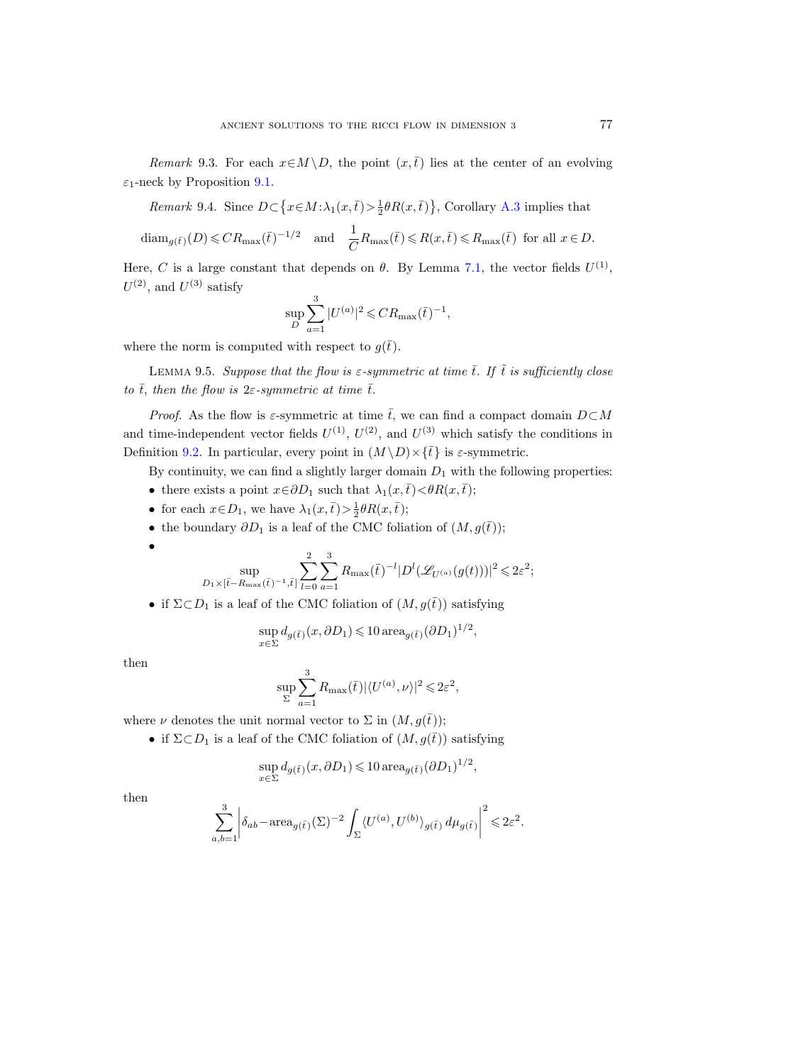*Remark* 9.3. For each $x \in M \setminus D$, the point $(x, \bar{t})$ lies at the center of an evolving $\varepsilon_1$-neck by Proposition 9.1.

*Remark* 9.4. Since $D \subset \{x \in M : \lambda_1(x, \bar{t}) > \frac{1}{2}\theta R(x, \bar{t})\}$, Corollary A.3 implies that

$$\operatorname{diam}_{g(\bar{t})}(D) \leqslant C R_{\max}(\bar{t})^{-1/2} \quad \text{and} \quad \frac{1}{C} R_{\max}(\bar{t}) \leqslant R(x, \bar{t}) \leqslant R_{\max}(\bar{t}) \text{ for all } x \in D.$$

Here, $C$ is a large constant that depends on $\theta$. By Lemma 7.1, the vector fields $U^{(1)}$, $U^{(2)}$, and $U^{(3)}$ satisfy

$$\sup_D \sum_{a=1}^{3} |U^{(a)}|^2 \leqslant C R_{\max}(\bar{t})^{-1},$$

where the norm is computed with respect to $g(\bar{t})$.

Lemma 9.5. *Suppose that the flow is $\varepsilon$-symmetric at time $\bar{t}$. If $\tilde{t}$ is sufficiently close to $\bar{t}$, then the flow is $2\varepsilon$-symmetric at time $\bar{t}$.*

*Proof.* As the flow is $\varepsilon$-symmetric at time $\bar{t}$, we can find a compact domain $D \subset M$ and time-independent vector fields $U^{(1)}$, $U^{(2)}$, and $U^{(3)}$ which satisfy the conditions in Definition 9.2. In particular, every point in $(M \setminus D) \times \{\bar{t}\}$ is $\varepsilon$-symmetric.

By continuity, we can find a slightly larger domain $D_1$ with the following properties:

- there exists a point $x \in \partial D_1$ such that $\lambda_1(x, \bar{t}) < \theta R(x, \bar{t})$;
- for each $x \in D_1$, we have $\lambda_1(x, \bar{t}) > \frac{1}{2}\theta R(x, \bar{t})$;
- the boundary $\partial D_1$ is a leaf of the CMC foliation of $(M, g(\bar{t}))$;
- $$\sup_{D_1 \times [\bar{t} - R_{\max}(\bar{t})^{-1}, \bar{t}]} \sum_{l=0}^{2} \sum_{a=1}^{3} R_{\max}(\bar{t})^{-l} |D^l(\mathscr{L}_{U^{(a)}}(g(t)))|^2 \leqslant 2\varepsilon^2;$$
- if $\Sigma \subset D_1$ is a leaf of the CMC foliation of $(M, g(\bar{t}))$ satisfying
$$\sup_{x \in \Sigma} d_{g(\bar{t})}(x, \partial D_1) \leqslant 10 \operatorname{area}_{g(\bar{t})}(\partial D_1)^{1/2},$$
then
$$\sup_{\Sigma} \sum_{a=1}^{3} R_{\max}(\bar{t}) |\langle U^{(a)}, \nu \rangle|^2 \leqslant 2\varepsilon^2,$$
where $\nu$ denotes the unit normal vector to $\Sigma$ in $(M, g(\bar{t}))$;
- if $\Sigma \subset D_1$ is a leaf of the CMC foliation of $(M, g(\bar{t}))$ satisfying
$$\sup_{x \in \Sigma} d_{g(\bar{t})}(x, \partial D_1) \leqslant 10 \operatorname{area}_{g(\bar{t})}(\partial D_1)^{1/2},$$
then
$$\sum_{a,b=1}^{3} \left| \delta_{ab} - \operatorname{area}_{g(\bar{t})}(\Sigma)^{-2} \int_{\Sigma} \langle U^{(a)}, U^{(b)} \rangle_{g(\bar{t})} \, d\mu_{g(\bar{t})} \right|^2 \leqslant 2\varepsilon^2.$$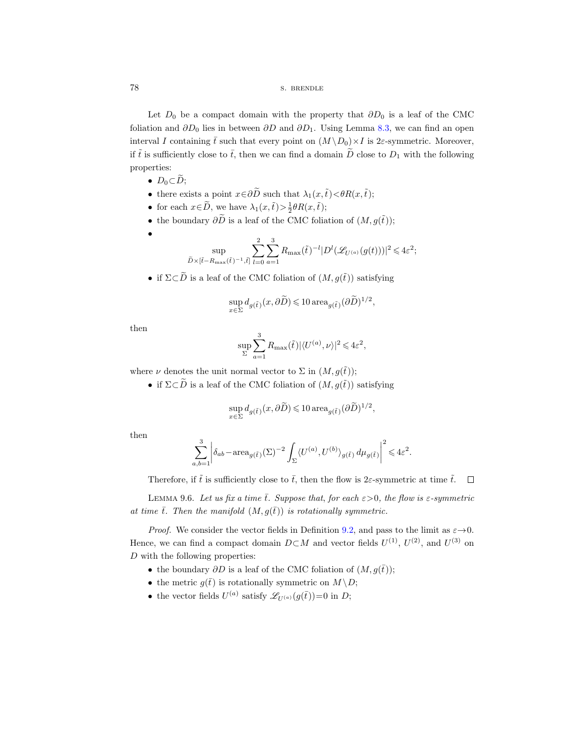Let $D_0$ be a compact domain with the property that $\partial D_0$ is a leaf of the CMC foliation and $\partial D_0$ lies in between $\partial D$ and $\partial D_1$. Using Lemma 8.3, we can find an open interval $I$ containing $\bar{t}$ such that every point on $(M \setminus D_0) \times I$ is $2\varepsilon$-symmetric. Moreover, if $\tilde{t}$ is sufficiently close to $\bar{t}$, then we can find a domain $\widetilde{D}$ close to $D_1$ with the following properties:

- $D_0 \subset \widetilde{D}$;
- there exists a point $x \in \partial \widetilde{D}$ such that $\lambda_1(x, \tilde{t}) < \theta R(x, \tilde{t})$;
- for each $x \in \widetilde{D}$, we have $\lambda_1(x, \tilde{t}) > \frac{1}{2} \theta R(x, \tilde{t})$;
- the boundary $\partial \widetilde{D}$ is a leaf of the CMC foliation of $(M, g(\tilde{t}))$;
- $$\sup_{\widetilde{D} \times [\tilde{t} - R_{\max}(\tilde{t})^{-1}, \tilde{t}]} \sum_{l=0}^{2} \sum_{a=1}^{3} R_{\max}(\tilde{t})^{-l} |D^l (\mathscr{L}_{U^{(a)}}(g(t)))|^2 \leqslant 4\varepsilon^2;$$
- if $\Sigma \subset \widetilde{D}$ is a leaf of the CMC foliation of $(M, g(\tilde{t}))$ satisfying
$$\sup_{x \in \Sigma} d_{g(\tilde{t})}(x, \partial \widetilde{D}) \leqslant 10 \, \mathrm{area}_{g(\tilde{t})}(\partial \widetilde{D})^{1/2},$$
then
$$\sup_{\Sigma} \sum_{a=1}^{3} R_{\max}(\tilde{t}) |\langle U^{(a)}, \nu \rangle|^2 \leqslant 4\varepsilon^2,$$
where $\nu$ denotes the unit normal vector to $\Sigma$ in $(M, g(\tilde{t}))$;
- if $\Sigma \subset \widetilde{D}$ is a leaf of the CMC foliation of $(M, g(\tilde{t}))$ satisfying
$$\sup_{x \in \Sigma} d_{g(\tilde{t})}(x, \partial \widetilde{D}) \leqslant 10 \, \mathrm{area}_{g(\tilde{t})}(\partial \widetilde{D})^{1/2},$$
then
$$\sum_{a,b=1}^{3} \left| \delta_{ab} - \mathrm{area}_{g(\tilde{t})}(\Sigma)^{-2} \int_{\Sigma} \langle U^{(a)}, U^{(b)} \rangle_{g(\tilde{t})} \, d\mu_{g(\tilde{t})} \right|^2 \leqslant 4\varepsilon^2.$$

Therefore, if $\tilde{t}$ is sufficiently close to $\bar{t}$, then the flow is $2\varepsilon$-symmetric at time $\tilde{t}$. □

LEMMA 9.6. *Let us fix a time $\bar{t}$. Suppose that, for each $\varepsilon > 0$, the flow is $\varepsilon$-symmetric at time $\bar{t}$. Then the manifold $(M, g(\bar{t}))$ is rotationally symmetric.*

*Proof.* We consider the vector fields in Definition 9.2, and pass to the limit as $\varepsilon \to 0$. Hence, we can find a compact domain $D \subset M$ and vector fields $U^{(1)}$, $U^{(2)}$, and $U^{(3)}$ on $D$ with the following properties:

- the boundary $\partial D$ is a leaf of the CMC foliation of $(M, g(\bar{t}))$;
- the metric $g(\bar{t})$ is rotationally symmetric on $M \setminus D$;
- the vector fields $U^{(a)}$ satisfy $\mathscr{L}_{U^{(a)}}(g(\bar{t})) = 0$ in $D$;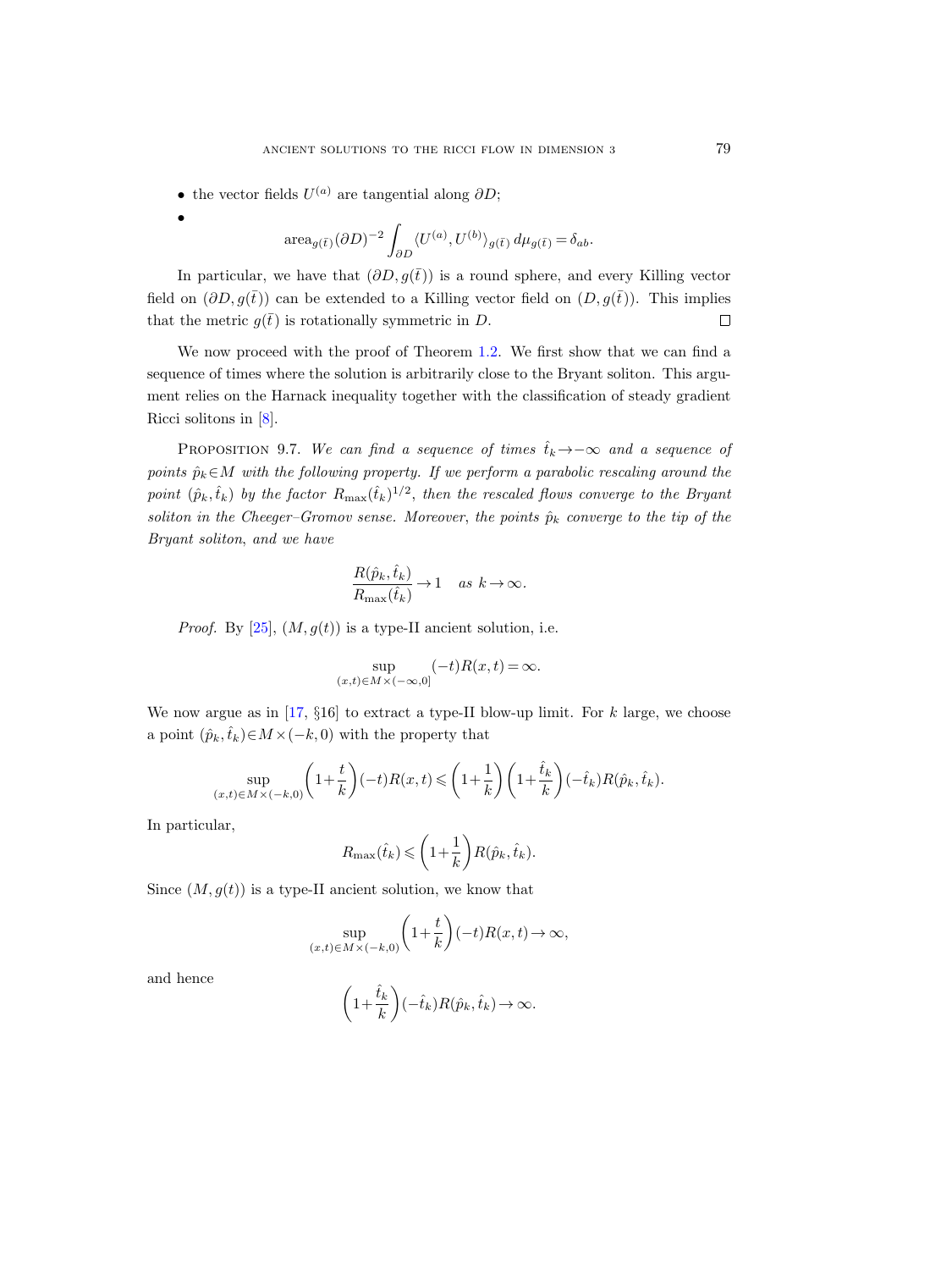- the vector fields $U^{(a)}$ are tangential along $\partial D$;
- $$\operatorname{area}_{g(\bar{t})}(\partial D)^{-2} \int_{\partial D} \langle U^{(a)}, U^{(b)} \rangle_{g(\bar{t})} \, d\mu_{g(\bar{t})} = \delta_{ab}.$$

In particular, we have that $(\partial D, g(\bar{t}))$ is a round sphere, and every Killing vector field on $(\partial D, g(\bar{t}))$ can be extended to a Killing vector field on $(D, g(\bar{t}))$. This implies that the metric $g(\bar{t})$ is rotationally symmetric in $D$. □

We now proceed with the proof of Theorem 1.2. We first show that we can find a sequence of times where the solution is arbitrarily close to the Bryant soliton. This argument relies on the Harnack inequality together with the classification of steady gradient Ricci solitons in [8].

Proposition 9.7. *We can find a sequence of times $\hat{t}_k \to -\infty$ and a sequence of points $\hat{p}_k \in M$ with the following property. If we perform a parabolic rescaling around the point $(\hat{p}_k, \hat{t}_k)$ by the factor $R_{\max}(\hat{t}_k)^{1/2}$, then the rescaled flows converge to the Bryant soliton in the Cheeger–Gromov sense. Moreover, the points $\hat{p}_k$ converge to the tip of the Bryant soliton, and we have*

$$\frac{R(\hat{p}_k, \hat{t}_k)}{R_{\max}(\hat{t}_k)} \to 1 \quad \textit{as } k \to \infty.$$

*Proof.* By [25], $(M, g(t))$ is a type-II ancient solution, i.e.

$$\sup_{(x,t) \in M \times (-\infty, 0]} (-t) R(x,t) = \infty.$$

We now argue as in [17, §16] to extract a type-II blow-up limit. For $k$ large, we choose a point $(\hat{p}_k, \hat{t}_k) \in M \times (-k, 0)$ with the property that

$$\sup_{(x,t) \in M \times (-k,0)} \left(1 + \frac{t}{k}\right)(-t) R(x,t) \leqslant \left(1 + \frac{1}{k}\right)\left(1 + \frac{\hat{t}_k}{k}\right)(-\hat{t}_k) R(\hat{p}_k, \hat{t}_k).$$

In particular,

$$R_{\max}(\hat{t}_k) \leqslant \left(1 + \frac{1}{k}\right) R(\hat{p}_k, \hat{t}_k).$$

Since $(M, g(t))$ is a type-II ancient solution, we know that

$$\sup_{(x,t) \in M \times (-k,0)} \left(1 + \frac{t}{k}\right)(-t) R(x,t) \to \infty,$$

and hence

$$\left(1 + \frac{\hat{t}_k}{k}\right)(-\hat{t}_k) R(\hat{p}_k, \hat{t}_k) \to \infty.$$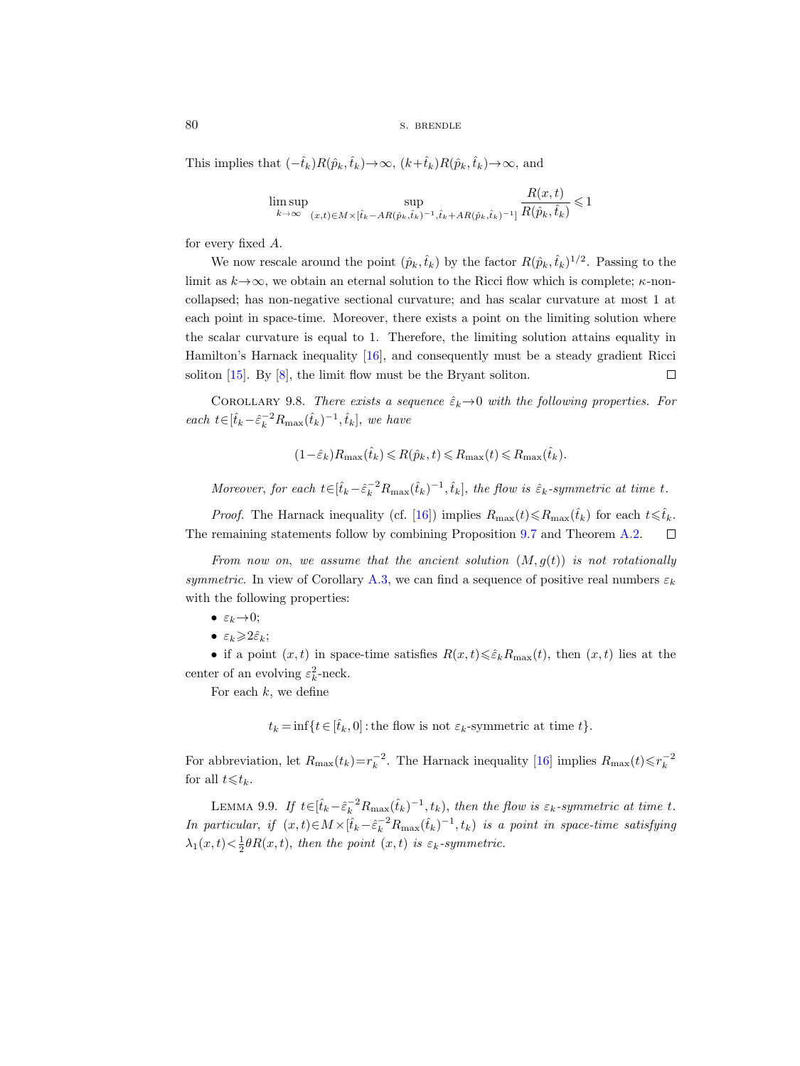This implies that $(-\hat{t}_k)R(\hat{p}_k,\hat{t}_k)\to\infty$, $(k+\hat{t}_k)R(\hat{p}_k,\hat{t}_k)\to\infty$, and

$$\limsup_{k\to\infty} \sup_{(x,t)\in M\times[\hat{t}_k-AR(\hat{p}_k,\hat{t}_k)^{-1},\hat{t}_k+AR(\hat{p}_k,\hat{t}_k)^{-1}]} \frac{R(x,t)}{R(\hat{p}_k,\hat{t}_k)} \leqslant 1$$

for every fixed $A$.

We now rescale around the point $(\hat{p}_k,\hat{t}_k)$ by the factor $R(\hat{p}_k,\hat{t}_k)^{1/2}$. Passing to the limit as $k\to\infty$, we obtain an eternal solution to the Ricci flow which is complete; $\kappa$-non-collapsed; has non-negative sectional curvature; and has scalar curvature at most 1 at each point in space-time. Moreover, there exists a point on the limiting solution where the scalar curvature is equal to 1. Therefore, the limiting solution attains equality in Hamilton's Harnack inequality [16], and consequently must be a steady gradient Ricci soliton [15]. By [8], the limit flow must be the Bryant soliton. □

COROLLARY 9.8. *There exists a sequence $\hat{\varepsilon}_k\to 0$ with the following properties. For each $t\in[\hat{t}_k-\hat{\varepsilon}_k^{-2}R_{\max}(\hat{t}_k)^{-1},\hat{t}_k]$, we have*

$$(1-\hat{\varepsilon}_k)R_{\max}(\hat{t}_k)\leqslant R(\hat{p}_k,t)\leqslant R_{\max}(t)\leqslant R_{\max}(\hat{t}_k).$$

*Moreover, for each $t\in[\hat{t}_k-\hat{\varepsilon}_k^{-2}R_{\max}(\hat{t}_k)^{-1},\hat{t}_k]$, the flow is $\hat{\varepsilon}_k$-symmetric at time $t$.*

*Proof.* The Harnack inequality (cf. [16]) implies $R_{\max}(t)\leqslant R_{\max}(\hat{t}_k)$ for each $t\leqslant\hat{t}_k$. The remaining statements follow by combining Proposition 9.7 and Theorem A.2. □

*From now on, we assume that the ancient solution $(M,g(t))$ is not rotationally symmetric.* In view of Corollary A.3, we can find a sequence of positive real numbers $\varepsilon_k$ with the following properties:

- $\varepsilon_k\to 0$;
- $\varepsilon_k\geqslant 2\hat{\varepsilon}_k$;
- if a point $(x,t)$ in space-time satisfies $R(x,t)\leqslant\hat{\varepsilon}_k R_{\max}(t)$, then $(x,t)$ lies at the center of an evolving $\varepsilon_k^2$-neck.

For each $k$, we define

$$t_k=\inf\{t\in[\hat{t}_k,0]: \text{the flow is not } \varepsilon_k\text{-symmetric at time } t\}.$$

For abbreviation, let $R_{\max}(t_k)=r_k^{-2}$. The Harnack inequality [16] implies $R_{\max}(t)\leqslant r_k^{-2}$ for all $t\leqslant t_k$.

LEMMA 9.9. *If $t\in[\hat{t}_k-\hat{\varepsilon}_k^{-2}R_{\max}(\hat{t}_k)^{-1},t_k)$, then the flow is $\varepsilon_k$-symmetric at time $t$. In particular, if $(x,t)\in M\times[\hat{t}_k-\hat{\varepsilon}_k^{-2}R_{\max}(\hat{t}_k)^{-1},t_k)$ is a point in space-time satisfying $\lambda_1(x,t)<\frac{1}{2}\theta R(x,t)$, then the point $(x,t)$ is $\varepsilon_k$-symmetric.*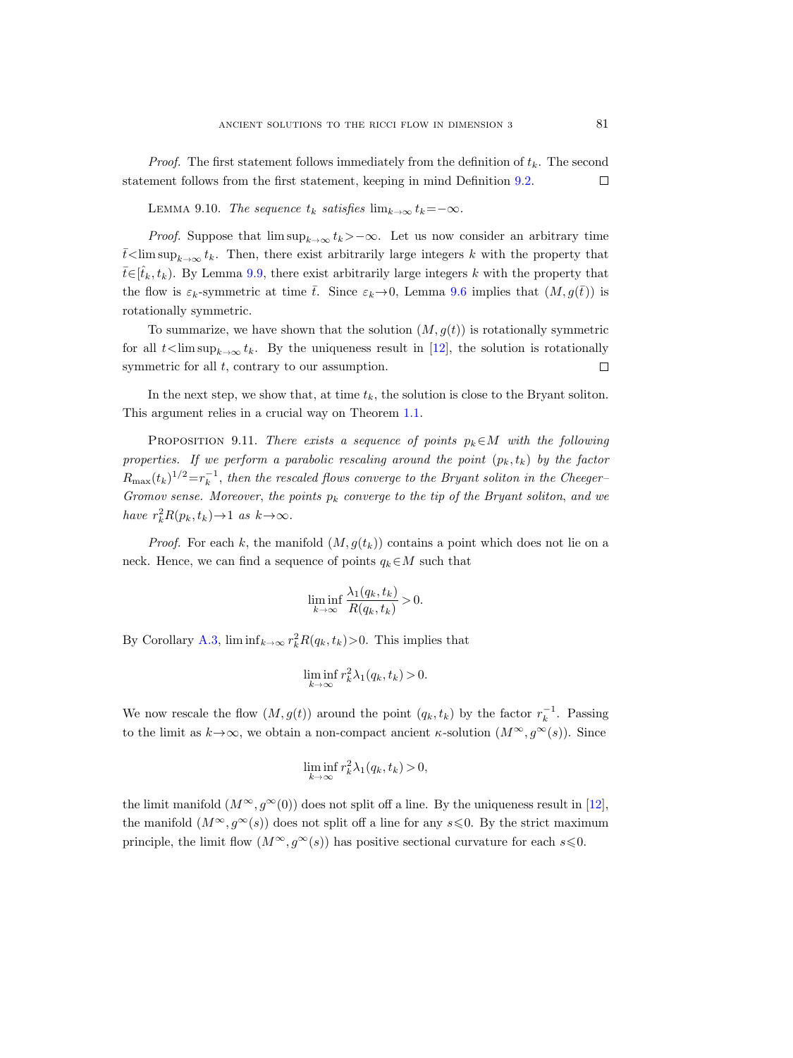*Proof.* The first statement follows immediately from the definition of $t_k$. The second statement follows from the first statement, keeping in mind Definition 9.2. $\square$

LEMMA 9.10. *The sequence $t_k$ satisfies $\lim_{k\to\infty} t_k = -\infty$.*

*Proof.* Suppose that $\limsup_{k\to\infty} t_k > -\infty$. Let us now consider an arbitrary time $\bar{t} < \limsup_{k\to\infty} t_k$. Then, there exist arbitrarily large integers $k$ with the property that $\bar{t} \in [\hat{t}_k, t_k)$. By Lemma 9.9, there exist arbitrarily large integers $k$ with the property that the flow is $\varepsilon_k$-symmetric at time $\bar{t}$. Since $\varepsilon_k \to 0$, Lemma 9.6 implies that $(M, g(\bar{t}))$ is rotationally symmetric.

To summarize, we have shown that the solution $(M, g(t))$ is rotationally symmetric for all $t < \limsup_{k\to\infty} t_k$. By the uniqueness result in [12], the solution is rotationally symmetric for all $t$, contrary to our assumption. $\square$

In the next step, we show that, at time $t_k$, the solution is close to the Bryant soliton. This argument relies in a crucial way on Theorem 1.1.

PROPOSITION 9.11. *There exists a sequence of points $p_k \in M$ with the following properties. If we perform a parabolic rescaling around the point $(p_k, t_k)$ by the factor $R_{\max}(t_k)^{1/2} = r_k^{-1}$, then the rescaled flows converge to the Bryant soliton in the Cheeger–Gromov sense. Moreover, the points $p_k$ converge to the tip of the Bryant soliton, and we have $r_k^2 R(p_k, t_k) \to 1$ as $k \to \infty$.*

*Proof.* For each $k$, the manifold $(M, g(t_k))$ contains a point which does not lie on a neck. Hence, we can find a sequence of points $q_k \in M$ such that

$$\liminf_{k\to\infty} \frac{\lambda_1(q_k, t_k)}{R(q_k, t_k)} > 0.$$

By Corollary A.3, $\liminf_{k\to\infty} r_k^2 R(q_k, t_k) > 0$. This implies that

$$\liminf_{k\to\infty} r_k^2 \lambda_1(q_k, t_k) > 0.$$

We now rescale the flow $(M, g(t))$ around the point $(q_k, t_k)$ by the factor $r_k^{-1}$. Passing to the limit as $k \to \infty$, we obtain a non-compact ancient $\kappa$-solution $(M^\infty, g^\infty(s))$. Since

$$\liminf_{k\to\infty} r_k^2 \lambda_1(q_k, t_k) > 0,$$

the limit manifold $(M^\infty, g^\infty(0))$ does not split off a line. By the uniqueness result in [12], the manifold $(M^\infty, g^\infty(s))$ does not split off a line for any $s \leqslant 0$. By the strict maximum principle, the limit flow $(M^\infty, g^\infty(s))$ has positive sectional curvature for each $s \leqslant 0$.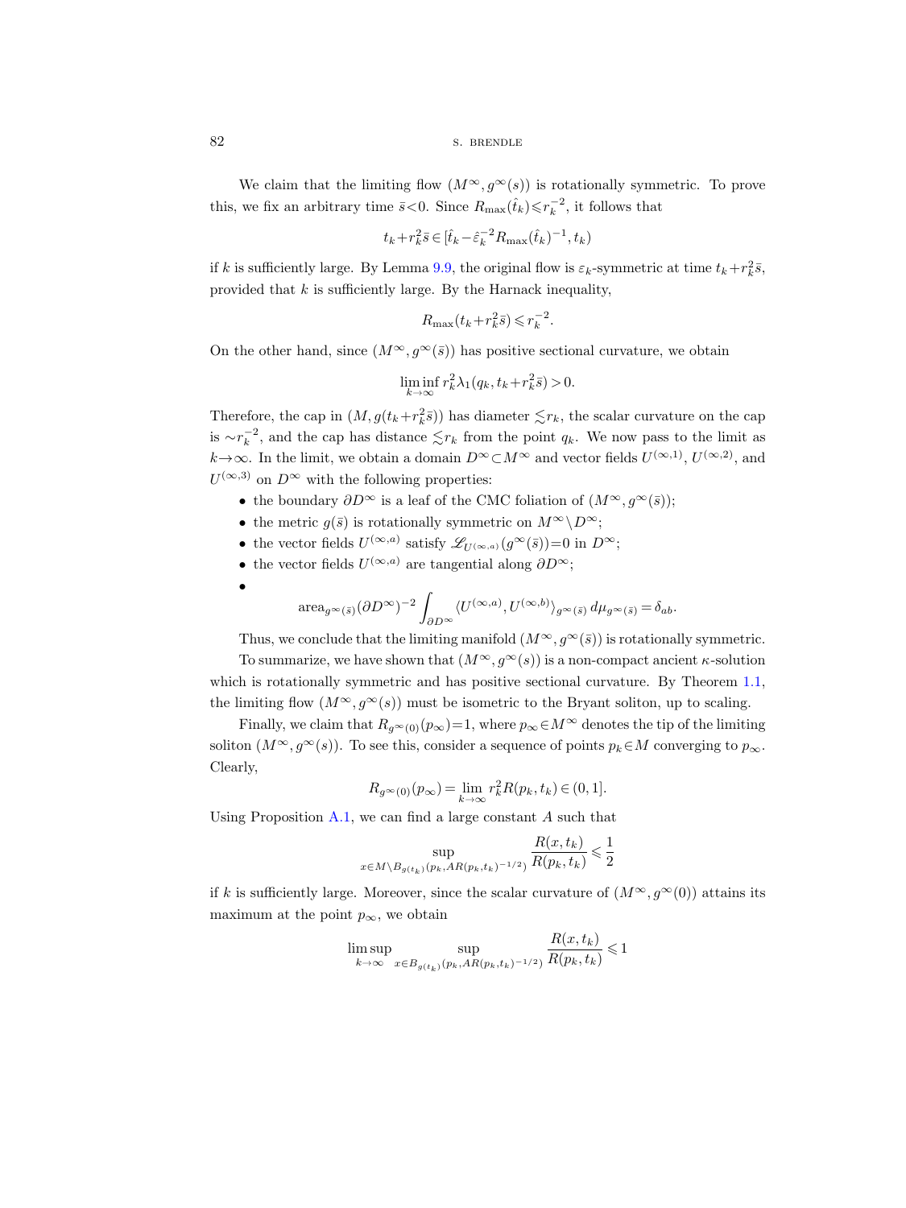We claim that the limiting flow $(M^\infty, g^\infty(s))$ is rotationally symmetric. To prove this, we fix an arbitrary time $\bar{s}<0$. Since $R_{\max}(\hat{t}_k) \leqslant r_k^{-2}$, it follows that

$$t_k + r_k^2 \bar{s} \in [\hat{t}_k - \hat{\varepsilon}_k^{-2} R_{\max}(\hat{t}_k)^{-1}, t_k)$$

if $k$ is sufficiently large. By Lemma 9.9, the original flow is $\varepsilon_k$-symmetric at time $t_k + r_k^2 \bar{s}$, provided that $k$ is sufficiently large. By the Harnack inequality,

$$R_{\max}(t_k + r_k^2 \bar{s}) \leqslant r_k^{-2}.$$

On the other hand, since $(M^\infty, g^\infty(\bar{s}))$ has positive sectional curvature, we obtain

$$\liminf_{k \to \infty} r_k^2 \lambda_1(q_k, t_k + r_k^2 \bar{s}) > 0.$$

Therefore, the cap in $(M, g(t_k + r_k^2 \bar{s}))$ has diameter $\lesssim r_k$, the scalar curvature on the cap is $\sim r_k^{-2}$, and the cap has distance $\lesssim r_k$ from the point $q_k$. We now pass to the limit as $k \to \infty$. In the limit, we obtain a domain $D^\infty \subset M^\infty$ and vector fields $U^{(\infty,1)}$, $U^{(\infty,2)}$, and $U^{(\infty,3)}$ on $D^\infty$ with the following properties:

- the boundary $\partial D^\infty$ is a leaf of the CMC foliation of $(M^\infty, g^\infty(\bar{s}))$;
- the metric $g(\bar{s})$ is rotationally symmetric on $M^\infty \setminus D^\infty$;
- the vector fields $U^{(\infty,a)}$ satisfy $\mathscr{L}_{U^{(\infty,a)}}(g^\infty(\bar{s})) = 0$ in $D^\infty$;
- the vector fields $U^{(\infty,a)}$ are tangential along $\partial D^\infty$;
- $$\operatorname{area}_{g^\infty(\bar{s})}(\partial D^\infty)^{-2} \int_{\partial D^\infty} \langle U^{(\infty,a)}, U^{(\infty,b)} \rangle_{g^\infty(\bar{s})} \, d\mu_{g^\infty(\bar{s})} = \delta_{ab}.$$

Thus, we conclude that the limiting manifold $(M^\infty, g^\infty(\bar{s}))$ is rotationally symmetric.

To summarize, we have shown that $(M^\infty, g^\infty(s))$ is a non-compact ancient $\kappa$-solution which is rotationally symmetric and has positive sectional curvature. By Theorem 1.1, the limiting flow $(M^\infty, g^\infty(s))$ must be isometric to the Bryant soliton, up to scaling.

Finally, we claim that $R_{g^\infty(0)}(p_\infty) = 1$, where $p_\infty \in M^\infty$ denotes the tip of the limiting soliton $(M^\infty, g^\infty(s))$. To see this, consider a sequence of points $p_k \in M$ converging to $p_\infty$. Clearly,

$$R_{g^\infty(0)}(p_\infty) = \lim_{k \to \infty} r_k^2 R(p_k, t_k) \in (0, 1].$$

Using Proposition A.1, we can find a large constant $A$ such that

$$\sup_{x \in M \setminus B_{g(t_k)}(p_k, AR(p_k, t_k)^{-1/2})} \frac{R(x, t_k)}{R(p_k, t_k)} \leqslant \frac{1}{2}$$

if $k$ is sufficiently large. Moreover, since the scalar curvature of $(M^\infty, g^\infty(0))$ attains its maximum at the point $p_\infty$, we obtain

$$\limsup_{k \to \infty} \sup_{x \in B_{g(t_k)}(p_k, AR(p_k, t_k)^{-1/2})} \frac{R(x, t_k)}{R(p_k, t_k)} \leqslant 1$$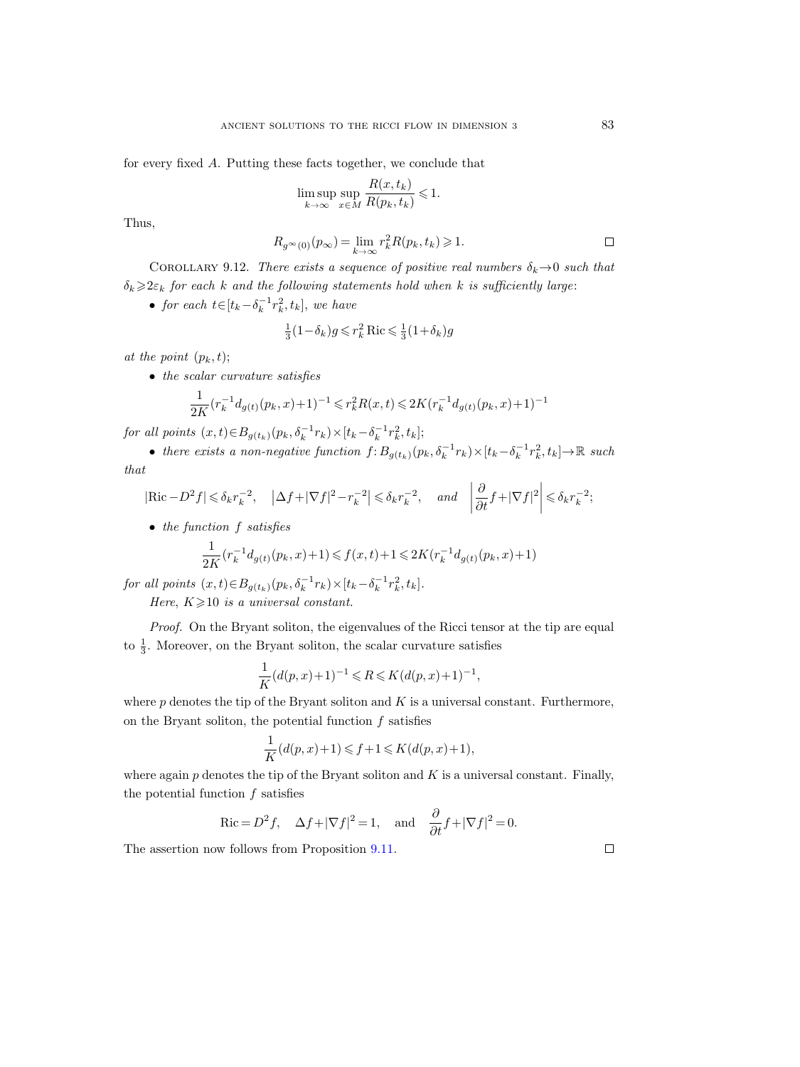for every fixed $A$. Putting these facts together, we conclude that

$$\limsup_{k\to\infty} \sup_{x\in M} \frac{R(x,t_k)}{R(p_k,t_k)} \leqslant 1.$$

Thus,

$$R_{g^\infty(0)}(p_\infty) = \lim_{k\to\infty} r_k^2 R(p_k,t_k) \geqslant 1. \qquad \square$$

Corollary 9.12. *There exists a sequence of positive real numbers $\delta_k \to 0$ such that $\delta_k \geqslant 2\varepsilon_k$ for each $k$ and the following statements hold when $k$ is sufficiently large*:

- *for each $t\in[t_k-\delta_k^{-1}r_k^2, t_k]$, we have*

$$\tfrac{1}{3}(1-\delta_k)g \leqslant r_k^2 \operatorname{Ric} \leqslant \tfrac{1}{3}(1+\delta_k)g$$

*at the point $(p_k,t)$*;

- *the scalar curvature satisfies*

$$\frac{1}{2K}(r_k^{-1}d_{g(t)}(p_k,x)+1)^{-1} \leqslant r_k^2 R(x,t) \leqslant 2K(r_k^{-1}d_{g(t)}(p_k,x)+1)^{-1}$$

*for all points $(x,t)\in B_{g(t_k)}(p_k,\delta_k^{-1}r_k)\times[t_k-\delta_k^{-1}r_k^2, t_k]$*;

- *there exists a non-negative function $f\colon B_{g(t_k)}(p_k,\delta_k^{-1}r_k)\times[t_k-\delta_k^{-1}r_k^2,t_k]\to\mathbb{R}$ such that*

$$|\operatorname{Ric}-D^2 f| \leqslant \delta_k r_k^{-2}, \quad \left|\Delta f+|\nabla f|^2-r_k^{-2}\right| \leqslant \delta_k r_k^{-2}, \quad \text{and} \quad \left|\frac{\partial}{\partial t}f+|\nabla f|^2\right| \leqslant \delta_k r_k^{-2};$$

- *the function $f$ satisfies*

$$\frac{1}{2K}(r_k^{-1}d_{g(t)}(p_k,x)+1) \leqslant f(x,t)+1 \leqslant 2K(r_k^{-1}d_{g(t)}(p_k,x)+1)$$

*for all points $(x,t)\in B_{g(t_k)}(p_k,\delta_k^{-1}r_k)\times[t_k-\delta_k^{-1}r_k^2,t_k]$.*

*Here, $K\geqslant 10$ is a universal constant.*

*Proof.* On the Bryant soliton, the eigenvalues of the Ricci tensor at the tip are equal to $\frac{1}{3}$. Moreover, on the Bryant soliton, the scalar curvature satisfies

$$\frac{1}{K}(d(p,x)+1)^{-1} \leqslant R \leqslant K(d(p,x)+1)^{-1},$$

where $p$ denotes the tip of the Bryant soliton and $K$ is a universal constant. Furthermore, on the Bryant soliton, the potential function $f$ satisfies

$$\frac{1}{K}(d(p,x)+1) \leqslant f+1 \leqslant K(d(p,x)+1),$$

where again $p$ denotes the tip of the Bryant soliton and $K$ is a universal constant. Finally, the potential function $f$ satisfies

$$\operatorname{Ric}=D^2 f, \quad \Delta f+|\nabla f|^2=1, \quad \text{and} \quad \frac{\partial}{\partial t}f+|\nabla f|^2=0.$$

The assertion now follows from Proposition 9.11. $\square$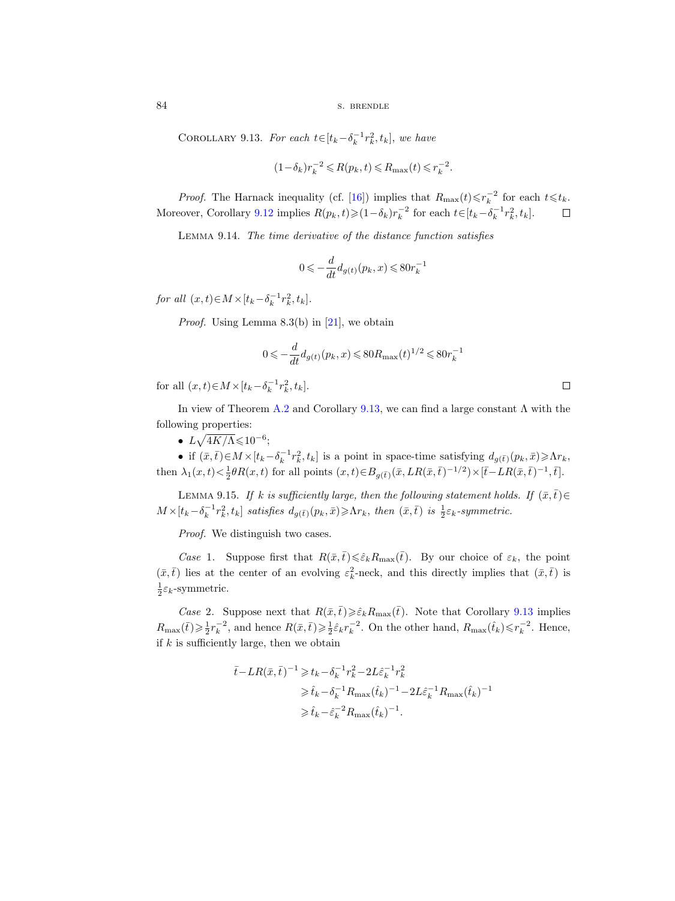Corollary 9.13. *For each $t \in [t_k - \delta_k^{-1} r_k^2, t_k]$, we have*

$$(1-\delta_k) r_k^{-2} \leqslant R(p_k, t) \leqslant R_{\max}(t) \leqslant r_k^{-2}.$$

*Proof.* The Harnack inequality (cf. [16]) implies that $R_{\max}(t) \leqslant r_k^{-2}$ for each $t \leqslant t_k$. Moreover, Corollary 9.12 implies $R(p_k, t) \geqslant (1-\delta_k) r_k^{-2}$ for each $t \in [t_k - \delta_k^{-1} r_k^2, t_k]$. $\square$

Lemma 9.14. *The time derivative of the distance function satisfies*

$$0 \leqslant -\frac{d}{dt} d_{g(t)}(p_k, x) \leqslant 80 r_k^{-1}$$

*for all $(x,t) \in M \times [t_k - \delta_k^{-1} r_k^2, t_k]$.*

*Proof.* Using Lemma 8.3(b) in [21], we obtain

$$0 \leqslant -\frac{d}{dt} d_{g(t)}(p_k, x) \leqslant 80 R_{\max}(t)^{1/2} \leqslant 80 r_k^{-1}$$

for all $(x,t) \in M \times [t_k - \delta_k^{-1} r_k^2, t_k]$. $\square$

In view of Theorem A.2 and Corollary 9.13, we can find a large constant $\Lambda$ with the following properties:

- $L\sqrt{4K/\Lambda} \leqslant 10^{-6}$;
- if $(\bar{x}, \bar{t}) \in M \times [t_k - \delta_k^{-1} r_k^2, t_k]$ is a point in space-time satisfying $d_{g(\bar{t})}(p_k, \bar{x}) \geqslant \Lambda r_k$, then $\lambda_1(x,t) < \frac{1}{2}\theta R(x,t)$ for all points $(x,t) \in B_{g(\bar{t})}(\bar{x}, L R(\bar{x}, \bar{t})^{-1/2}) \times [\bar{t} - L R(\bar{x}, \bar{t})^{-1}, \bar{t}]$.

Lemma 9.15. *If $k$ is sufficiently large, then the following statement holds. If $(\bar{x}, \bar{t}) \in M \times [t_k - \delta_k^{-1} r_k^2, t_k]$ satisfies $d_{g(\bar{t})}(p_k, \bar{x}) \geqslant \Lambda r_k$, then $(\bar{x}, \bar{t})$ is $\frac{1}{2}\varepsilon_k$-symmetric.*

*Proof.* We distinguish two cases.

*Case* 1. Suppose first that $R(\bar{x}, \bar{t}) \leqslant \hat{\varepsilon}_k R_{\max}(\bar{t})$. By our choice of $\varepsilon_k$, the point $(\bar{x}, \bar{t})$ lies at the center of an evolving $\varepsilon_k^2$-neck, and this directly implies that $(\bar{x}, \bar{t})$ is $\frac{1}{2}\varepsilon_k$-symmetric.

*Case* 2. Suppose next that $R(\bar{x}, \bar{t}) \geqslant \hat{\varepsilon}_k R_{\max}(\bar{t})$. Note that Corollary 9.13 implies $R_{\max}(\bar{t}) \geqslant \frac{1}{2} r_k^{-2}$, and hence $R(\bar{x}, \bar{t}) \geqslant \frac{1}{2}\hat{\varepsilon}_k r_k^{-2}$. On the other hand, $R_{\max}(\hat{t}_k) \leqslant r_k^{-2}$. Hence, if $k$ is sufficiently large, then we obtain

$$\begin{aligned}
\bar{t} - L R(\bar{x}, \bar{t})^{-1} &\geqslant t_k - \delta_k^{-1} r_k^2 - 2L\hat{\varepsilon}_k^{-1} r_k^2 \\
&\geqslant \hat{t}_k - \delta_k^{-1} R_{\max}(\hat{t}_k)^{-1} - 2L\hat{\varepsilon}_k^{-1} R_{\max}(\hat{t}_k)^{-1} \\
&\geqslant \hat{t}_k - \hat{\varepsilon}_k^{-2} R_{\max}(\hat{t}_k)^{-1}.
\end{aligned}$$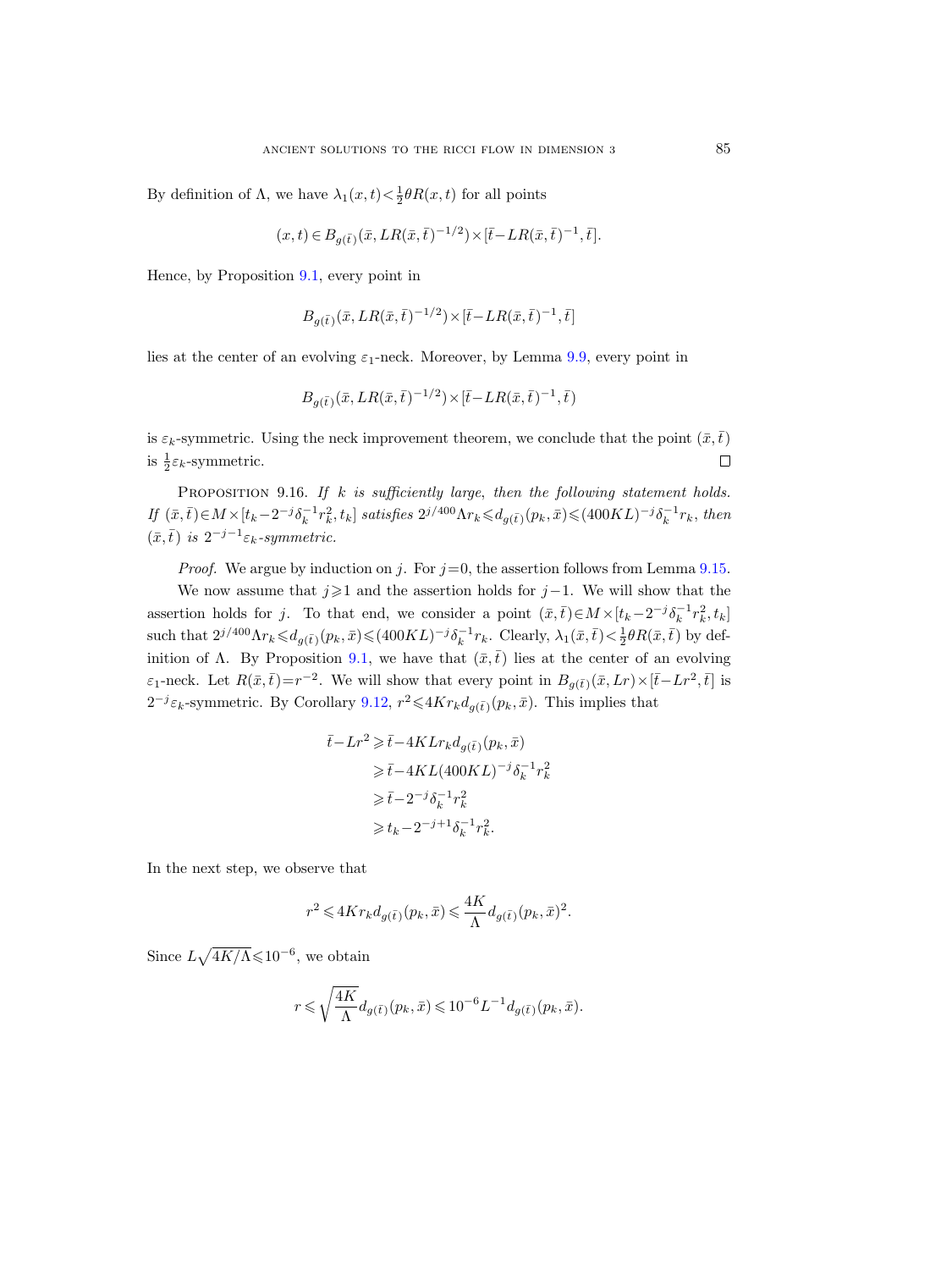By definition of $\Lambda$, we have $\lambda_1(x,t) < \frac{1}{2}\theta R(x,t)$ for all points

$$(x,t) \in B_{g(\bar{t})}(\bar{x}, LR(\bar{x},\bar{t})^{-1/2}) \times [\bar{t} - LR(\bar{x},\bar{t})^{-1}, \bar{t}].$$

Hence, by Proposition 9.1, every point in

$$B_{g(\bar{t})}(\bar{x}, LR(\bar{x},\bar{t})^{-1/2}) \times [\bar{t} - LR(\bar{x},\bar{t})^{-1}, \bar{t}]$$

lies at the center of an evolving $\varepsilon_1$-neck. Moreover, by Lemma 9.9, every point in

$$B_{g(\bar{t})}(\bar{x}, LR(\bar{x},\bar{t})^{-1/2}) \times [\bar{t} - LR(\bar{x},\bar{t})^{-1}, \bar{t})$$

is $\varepsilon_k$-symmetric. Using the neck improvement theorem, we conclude that the point $(\bar{x},\bar{t})$ is $\frac{1}{2}\varepsilon_k$-symmetric. $\square$

Proposition 9.16. *If $k$ is sufficiently large, then the following statement holds. If $(\bar{x},\bar{t}) \in M \times [t_k - 2^{-j}\delta_k^{-1} r_k^2, t_k]$ satisfies $2^{j/400}\Lambda r_k \leqslant d_{g(\bar{t})}(p_k, \bar{x}) \leqslant (400KL)^{-j}\delta_k^{-1} r_k$, then $(\bar{x},\bar{t})$ is $2^{-j-1}\varepsilon_k$-symmetric.*

*Proof.* We argue by induction on $j$. For $j=0$, the assertion follows from Lemma 9.15.

We now assume that $j \geqslant 1$ and the assertion holds for $j-1$. We will show that the assertion holds for $j$. To that end, we consider a point $(\bar{x},\bar{t}) \in M \times [t_k - 2^{-j}\delta_k^{-1} r_k^2, t_k]$ such that $2^{j/400}\Lambda r_k \leqslant d_{g(\bar{t})}(p_k,\bar{x}) \leqslant (400KL)^{-j}\delta_k^{-1} r_k$. Clearly, $\lambda_1(\bar{x},\bar{t}) < \frac{1}{2}\theta R(\bar{x},\bar{t})$ by definition of $\Lambda$. By Proposition 9.1, we have that $(\bar{x},\bar{t})$ lies at the center of an evolving $\varepsilon_1$-neck. Let $R(\bar{x},\bar{t}) = r^{-2}$. We will show that every point in $B_{g(\bar{t})}(\bar{x}, Lr) \times [\bar{t} - Lr^2, \bar{t}]$ is $2^{-j}\varepsilon_k$-symmetric. By Corollary 9.12, $r^2 \leqslant 4Kr_k d_{g(\bar{t})}(p_k,\bar{x})$. This implies that

$$\begin{aligned}
\bar{t} - Lr^2 &\geqslant \bar{t} - 4KLr_k d_{g(\bar{t})}(p_k,\bar{x}) \\
&\geqslant \bar{t} - 4KL(400KL)^{-j}\delta_k^{-1} r_k^2 \\
&\geqslant \bar{t} - 2^{-j}\delta_k^{-1} r_k^2 \\
&\geqslant t_k - 2^{-j+1}\delta_k^{-1} r_k^2.
\end{aligned}$$

In the next step, we observe that

$$r^2 \leqslant 4Kr_k d_{g(\bar{t})}(p_k,\bar{x}) \leqslant \frac{4K}{\Lambda} d_{g(\bar{t})}(p_k,\bar{x})^2.$$

Since $L\sqrt{4K/\Lambda} \leqslant 10^{-6}$, we obtain

$$r \leqslant \sqrt{\frac{4K}{\Lambda}}\, d_{g(\bar{t})}(p_k,\bar{x}) \leqslant 10^{-6} L^{-1} d_{g(\bar{t})}(p_k,\bar{x}).$$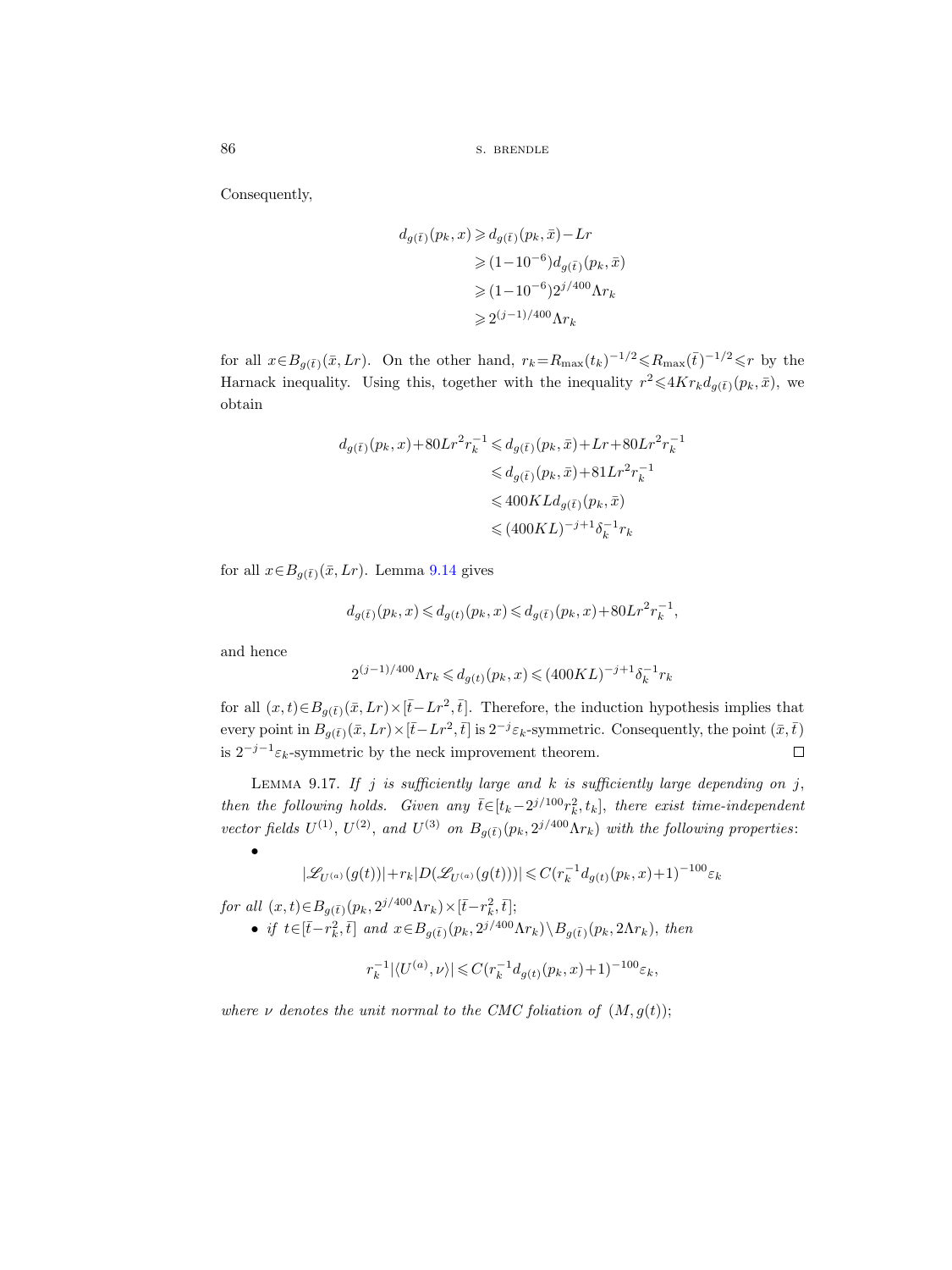Consequently,

$$
\begin{aligned}
d_{g(\bar{t})}(p_k, x) &\geqslant d_{g(\bar{t})}(p_k, \bar{x}) - Lr \\
&\geqslant (1-10^{-6}) d_{g(\bar{t})}(p_k, \bar{x}) \\
&\geqslant (1-10^{-6}) 2^{j/400} \Lambda r_k \\
&\geqslant 2^{(j-1)/400} \Lambda r_k
\end{aligned}
$$

for all $x \in B_{g(\bar{t})}(\bar{x}, Lr)$. On the other hand, $r_k = R_{\max}(t_k)^{-1/2} \leqslant R_{\max}(\bar{t})^{-1/2} \leqslant r$ by the Harnack inequality. Using this, together with the inequality $r^2 \leqslant 4K r_k d_{g(\bar{t})}(p_k, \bar{x})$, we obtain

$$
\begin{aligned}
d_{g(\bar{t})}(p_k, x) + 80Lr^2 r_k^{-1} &\leqslant d_{g(\bar{t})}(p_k, \bar{x}) + Lr + 80Lr^2 r_k^{-1} \\
&\leqslant d_{g(\bar{t})}(p_k, \bar{x}) + 81Lr^2 r_k^{-1} \\
&\leqslant 400KL d_{g(\bar{t})}(p_k, \bar{x}) \\
&\leqslant (400KL)^{-j+1} \delta_k^{-1} r_k
\end{aligned}
$$

for all $x \in B_{g(\bar{t})}(\bar{x}, Lr)$. Lemma 9.14 gives

$$
d_{g(\bar{t})}(p_k, x) \leqslant d_{g(t)}(p_k, x) \leqslant d_{g(\bar{t})}(p_k, x) + 80Lr^2 r_k^{-1},
$$

and hence

$$
2^{(j-1)/400} \Lambda r_k \leqslant d_{g(t)}(p_k, x) \leqslant (400KL)^{-j+1} \delta_k^{-1} r_k
$$

for all $(x,t) \in B_{g(\bar{t})}(\bar{x}, Lr) \times [\bar{t} - Lr^2, \bar{t}]$. Therefore, the induction hypothesis implies that every point in $B_{g(\bar{t})}(\bar{x}, Lr) \times [\bar{t} - Lr^2, \bar{t}]$ is $2^{-j}\varepsilon_k$-symmetric. Consequently, the point $(\bar{x}, \bar{t})$ is $2^{-j-1}\varepsilon_k$-symmetric by the neck improvement theorem. $\square$

Lemma 9.17. *If $j$ is sufficiently large and $k$ is sufficiently large depending on $j$, then the following holds. Given any $\bar{t} \in [t_k - 2^{j/100} r_k^2, t_k]$, there exist time-independent vector fields $U^{(1)}$, $U^{(2)}$, and $U^{(3)}$ on $B_{g(\bar{t})}(p_k, 2^{j/400}\Lambda r_k)$ with the following properties:*

- $$|\mathscr{L}_{U^{(a)}}(g(t))| + r_k |D(\mathscr{L}_{U^{(a)}}(g(t)))| \leqslant C(r_k^{-1} d_{g(t)}(p_k, x) + 1)^{-100} \varepsilon_k$$
  *for all $(x,t) \in B_{g(\bar{t})}(p_k, 2^{j/400}\Lambda r_k) \times [\bar{t} - r_k^2, \bar{t}]$;*
- *if $t \in [\bar{t} - r_k^2, \bar{t}]$ and $x \in B_{g(\bar{t})}(p_k, 2^{j/400}\Lambda r_k) \setminus B_{g(\bar{t})}(p_k, 2\Lambda r_k)$, then*
  $$r_k^{-1} |\langle U^{(a)}, \nu \rangle| \leqslant C(r_k^{-1} d_{g(t)}(p_k, x) + 1)^{-100} \varepsilon_k,$$
  *where $\nu$ denotes the unit normal to the CMC foliation of $(M, g(t))$;*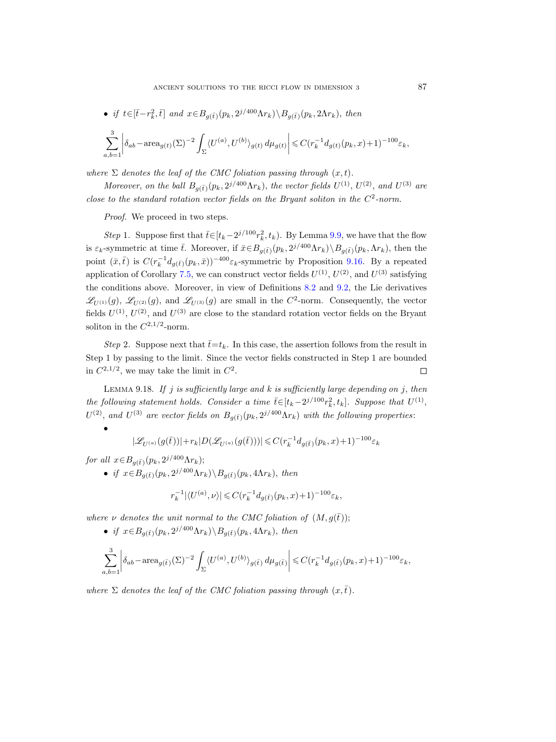- *if* $t\in[\bar{t}-r_k^2,\bar{t}]$ *and* $x\in B_{g(\bar{t})}(p_k,2^{j/400}\Lambda r_k)\setminus B_{g(\bar{t})}(p_k,2\Lambda r_k)$, *then*

$$\sum_{a,b=1}^{3}\left|\delta_{ab}-\operatorname{area}_{g(t)}(\Sigma)^{-2}\int_\Sigma \langle U^{(a)},U^{(b)}\rangle_{g(t)}\,d\mu_{g(t)}\right|\leqslant C(r_k^{-1}d_{g(t)}(p_k,x)+1)^{-100}\varepsilon_k,$$

*where* $\Sigma$ *denotes the leaf of the CMC foliation passing through* $(x,t)$.

*Moreover, on the ball* $B_{g(\bar{t})}(p_k,2^{j/400}\Lambda r_k)$, *the vector fields* $U^{(1)}$, $U^{(2)}$, *and* $U^{(3)}$ *are close to the standard rotation vector fields on the Bryant soliton in the* $C^2$*-norm.*

*Proof.* We proceed in two steps.

*Step* 1. Suppose first that $\bar{t}\in[t_k-2^{j/100}r_k^2,t_k)$. By Lemma 9.9, we have that the flow is $\varepsilon_k$-symmetric at time $\bar{t}$. Moreover, if $\bar{x}\in B_{g(\bar{t})}(p_k,2^{j/400}\Lambda r_k)\setminus B_{g(\bar{t})}(p_k,\Lambda r_k)$, then the point $(\bar{x},\bar{t})$ is $C(r_k^{-1}d_{g(\bar{t})}(p_k,\bar{x}))^{-400}\varepsilon_k$-symmetric by Proposition 9.16. By a repeated application of Corollary 7.5, we can construct vector fields $U^{(1)}$, $U^{(2)}$, and $U^{(3)}$ satisfying the conditions above. Moreover, in view of Definitions 8.2 and 9.2, the Lie derivatives $\mathscr{L}_{U^{(1)}}(g)$, $\mathscr{L}_{U^{(2)}}(g)$, and $\mathscr{L}_{U^{(3)}}(g)$ are small in the $C^2$-norm. Consequently, the vector fields $U^{(1)}$, $U^{(2)}$, and $U^{(3)}$ are close to the standard rotation vector fields on the Bryant soliton in the $C^{2,1/2}$-norm.

*Step* 2. Suppose next that $\bar{t}=t_k$. In this case, the assertion follows from the result in Step 1 by passing to the limit. Since the vector fields constructed in Step 1 are bounded in $C^{2,1/2}$, we may take the limit in $C^2$. □

LEMMA 9.18. *If* $j$ *is sufficiently large and* $k$ *is sufficiently large depending on* $j$, *then the following statement holds. Consider a time* $\bar{t}\in[t_k-2^{j/100}r_k^2,t_k]$. *Suppose that* $U^{(1)}$, $U^{(2)}$, *and* $U^{(3)}$ *are vector fields on* $B_{g(\bar{t})}(p_k,2^{j/400}\Lambda r_k)$ *with the following properties:*

- $$|\mathscr{L}_{U^{(a)}}(g(\bar{t}))|+r_k|D(\mathscr{L}_{U^{(a)}}(g(\bar{t})))|\leqslant C(r_k^{-1}d_{g(\bar{t})}(p_k,x)+1)^{-100}\varepsilon_k$$

*for all* $x\in B_{g(\bar{t})}(p_k,2^{j/400}\Lambda r_k)$;

- *if* $x\in B_{g(\bar{t})}(p_k,2^{j/400}\Lambda r_k)\setminus B_{g(\bar{t})}(p_k,4\Lambda r_k)$, *then*

$$r_k^{-1}|\langle U^{(a)},\nu\rangle|\leqslant C(r_k^{-1}d_{g(\bar{t})}(p_k,x)+1)^{-100}\varepsilon_k,$$

*where* $\nu$ *denotes the unit normal to the CMC foliation of* $(M,g(\bar{t}))$;

- *if* $x\in B_{g(\bar{t})}(p_k,2^{j/400}\Lambda r_k)\setminus B_{g(\bar{t})}(p_k,4\Lambda r_k)$, *then*

$$\sum_{a,b=1}^{3}\left|\delta_{ab}-\operatorname{area}_{g(\bar{t})}(\Sigma)^{-2}\int_\Sigma \langle U^{(a)},U^{(b)}\rangle_{g(\bar{t})}\,d\mu_{g(\bar{t})}\right|\leqslant C(r_k^{-1}d_{g(\bar{t})}(p_k,x)+1)^{-100}\varepsilon_k,$$

*where* $\Sigma$ *denotes the leaf of the CMC foliation passing through* $(x,\bar{t})$.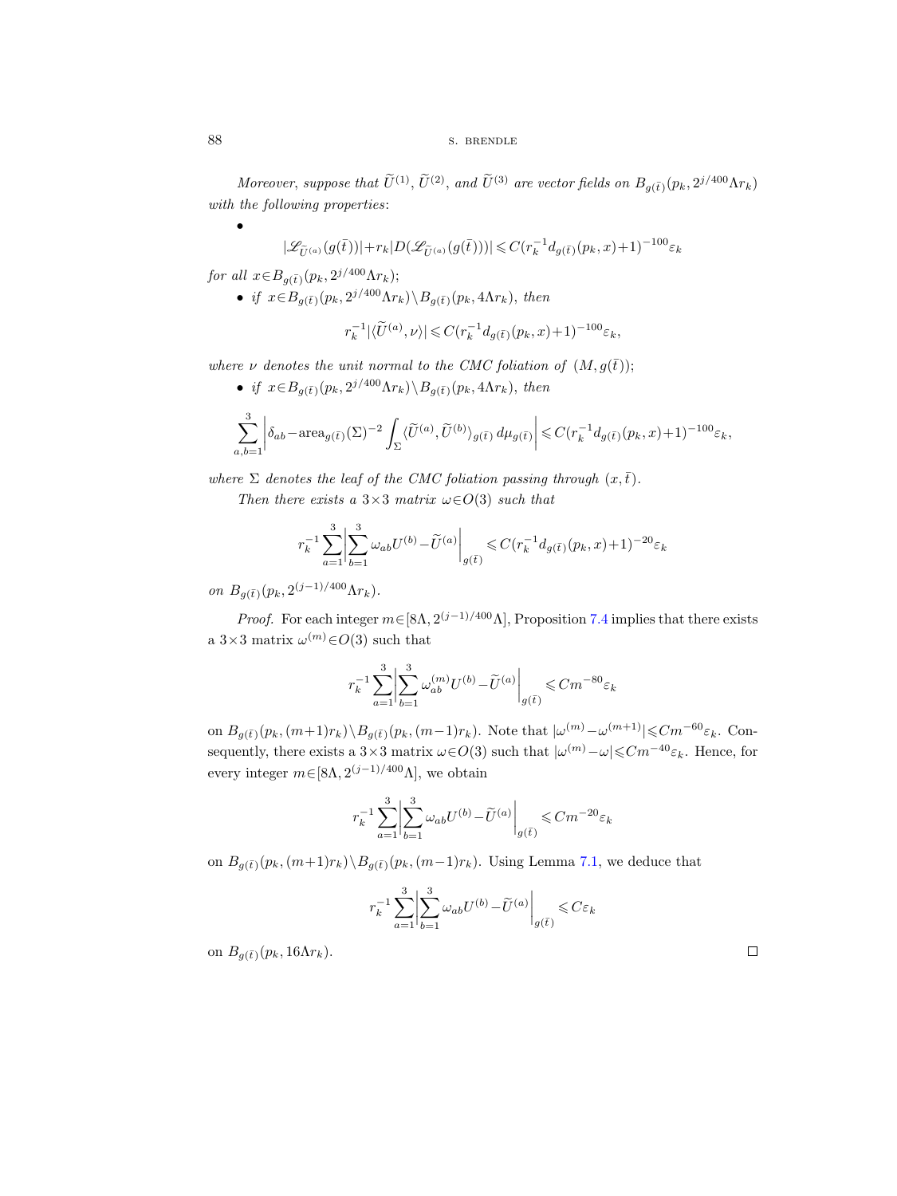*Moreover, suppose that $\widetilde{U}^{(1)}$, $\widetilde{U}^{(2)}$, and $\widetilde{U}^{(3)}$ are vector fields on $B_{g(\bar{t})}(p_k, 2^{j/400}\Lambda r_k)$ with the following properties*:

-
$$|\mathscr{L}_{\widetilde{U}^{(a)}}(g(\bar{t}))| + r_k |D(\mathscr{L}_{\widetilde{U}^{(a)}}(g(\bar{t})))| \leqslant C(r_k^{-1} d_{g(\bar{t})}(p_k, x) + 1)^{-100} \varepsilon_k$$

*for all* $x \in B_{g(\bar{t})}(p_k, 2^{j/400}\Lambda r_k)$;

- *if* $x \in B_{g(\bar{t})}(p_k, 2^{j/400}\Lambda r_k) \setminus B_{g(\bar{t})}(p_k, 4\Lambda r_k)$, *then*

$$r_k^{-1} |\langle \widetilde{U}^{(a)}, \nu \rangle| \leqslant C(r_k^{-1} d_{g(\bar{t})}(p_k, x) + 1)^{-100} \varepsilon_k,$$

*where* $\nu$ *denotes the unit normal to the CMC foliation of* $(M, g(\bar{t}))$;

- *if* $x \in B_{g(\bar{t})}(p_k, 2^{j/400}\Lambda r_k) \setminus B_{g(\bar{t})}(p_k, 4\Lambda r_k)$, *then*

$$\sum_{a,b=1}^{3} \left| \delta_{ab} - \mathrm{area}_{g(\bar{t})}(\Sigma)^{-2} \int_\Sigma \langle \widetilde{U}^{(a)}, \widetilde{U}^{(b)} \rangle_{g(\bar{t})} \, d\mu_{g(\bar{t})} \right| \leqslant C(r_k^{-1} d_{g(\bar{t})}(p_k, x) + 1)^{-100} \varepsilon_k,$$

*where* $\Sigma$ *denotes the leaf of the CMC foliation passing through* $(x, \bar{t})$.

*Then there exists a* $3 \times 3$ *matrix* $\omega \in O(3)$ *such that*

$$r_k^{-1} \sum_{a=1}^{3} \left| \sum_{b=1}^{3} \omega_{ab} U^{(b)} - \widetilde{U}^{(a)} \right|_{g(\bar{t})} \leqslant C(r_k^{-1} d_{g(\bar{t})}(p_k, x) + 1)^{-20} \varepsilon_k$$

*on* $B_{g(\bar{t})}(p_k, 2^{(j-1)/400}\Lambda r_k)$.

*Proof.* For each integer $m \in [8\Lambda, 2^{(j-1)/400}\Lambda]$, Proposition 7.4 implies that there exists a $3 \times 3$ matrix $\omega^{(m)} \in O(3)$ such that

$$r_k^{-1} \sum_{a=1}^{3} \left| \sum_{b=1}^{3} \omega_{ab}^{(m)} U^{(b)} - \widetilde{U}^{(a)} \right|_{g(\bar{t})} \leqslant C m^{-80} \varepsilon_k$$

on $B_{g(\bar{t})}(p_k, (m+1) r_k) \setminus B_{g(\bar{t})}(p_k, (m-1) r_k)$. Note that $|\omega^{(m)} - \omega^{(m+1)}| \leqslant C m^{-60} \varepsilon_k$. Consequently, there exists a $3 \times 3$ matrix $\omega \in O(3)$ such that $|\omega^{(m)} - \omega| \leqslant C m^{-40} \varepsilon_k$. Hence, for every integer $m \in [8\Lambda, 2^{(j-1)/400}\Lambda]$, we obtain

$$r_k^{-1} \sum_{a=1}^{3} \left| \sum_{b=1}^{3} \omega_{ab} U^{(b)} - \widetilde{U}^{(a)} \right|_{g(\bar{t})} \leqslant C m^{-20} \varepsilon_k$$

on $B_{g(\bar{t})}(p_k, (m+1) r_k) \setminus B_{g(\bar{t})}(p_k, (m-1) r_k)$. Using Lemma 7.1, we deduce that

$$r_k^{-1} \sum_{a=1}^{3} \left| \sum_{b=1}^{3} \omega_{ab} U^{(b)} - \widetilde{U}^{(a)} \right|_{g(\bar{t})} \leqslant C \varepsilon_k$$

on $B_{g(\bar{t})}(p_k, 16\Lambda r_k)$. □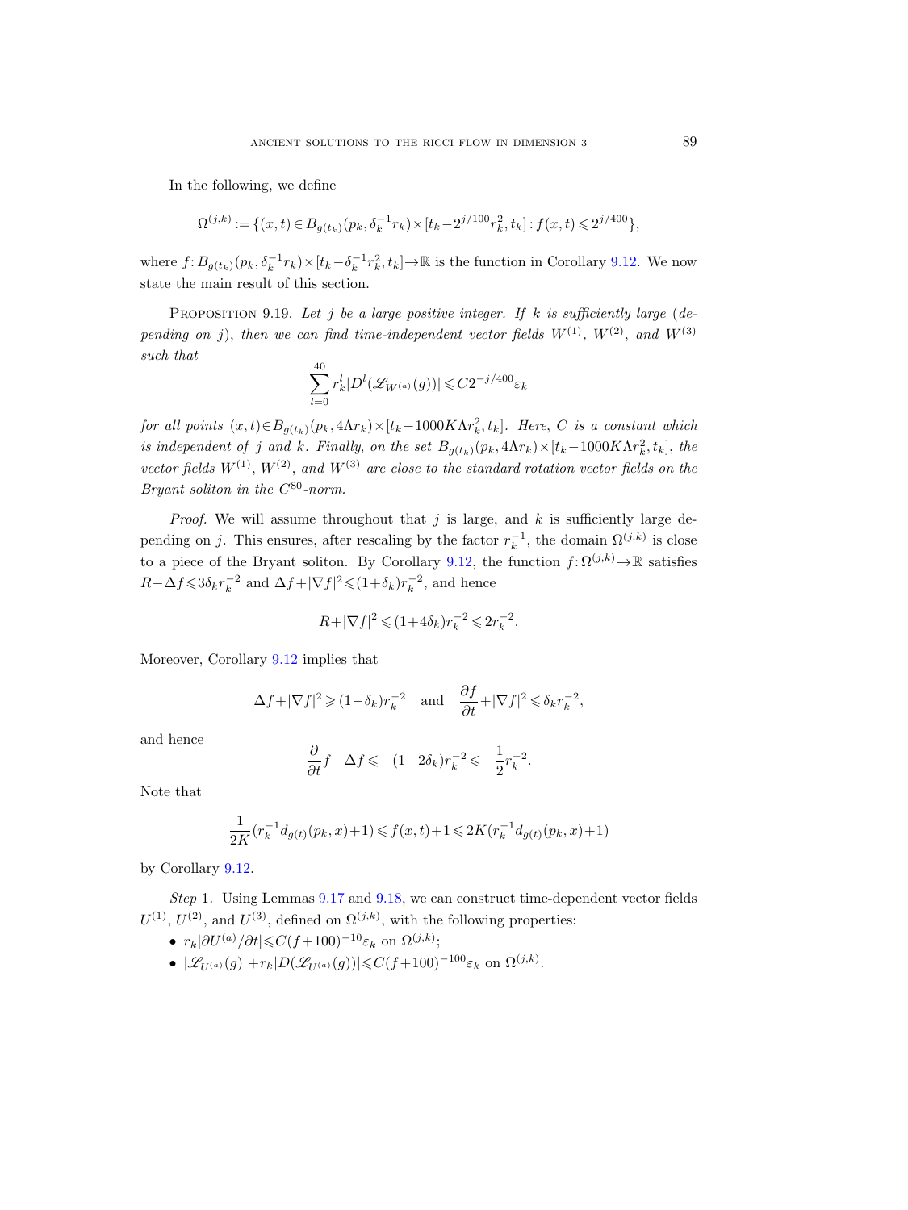In the following, we define

$$\Omega^{(j,k)} := \{(x,t) \in B_{g(t_k)}(p_k, \delta_k^{-1} r_k) \times [t_k - 2^{j/100} r_k^2, t_k] : f(x,t) \leqslant 2^{j/400}\},$$

where $f\colon B_{g(t_k)}(p_k, \delta_k^{-1} r_k) \times [t_k - \delta_k^{-1} r_k^2, t_k] \to \mathbb{R}$ is the function in Corollary 9.12. We now state the main result of this section.

Proposition 9.19. *Let $j$ be a large positive integer. If $k$ is sufficiently large (depending on $j$), then we can find time-independent vector fields $W^{(1)}$, $W^{(2)}$, and $W^{(3)}$ such that*

$$\sum_{l=0}^{40} r_k^l |D^l(\mathscr{L}_{W^{(a)}}(g))| \leqslant C 2^{-j/400} \varepsilon_k$$

*for all points $(x,t) \in B_{g(t_k)}(p_k, 4\Lambda r_k) \times [t_k - 1000 K \Lambda r_k^2, t_k]$. Here, $C$ is a constant which is independent of $j$ and $k$. Finally, on the set $B_{g(t_k)}(p_k, 4\Lambda r_k) \times [t_k - 1000 K \Lambda r_k^2, t_k]$, the vector fields $W^{(1)}$, $W^{(2)}$, and $W^{(3)}$ are close to the standard rotation vector fields on the Bryant soliton in the $C^{80}$-norm.*

*Proof.* We will assume throughout that $j$ is large, and $k$ is sufficiently large depending on $j$. This ensures, after rescaling by the factor $r_k^{-1}$, the domain $\Omega^{(j,k)}$ is close to a piece of the Bryant soliton. By Corollary 9.12, the function $f\colon \Omega^{(j,k)} \to \mathbb{R}$ satisfies $R - \Delta f \leqslant 3\delta_k r_k^{-2}$ and $\Delta f + |\nabla f|^2 \leqslant (1+\delta_k) r_k^{-2}$, and hence

$$R + |\nabla f|^2 \leqslant (1 + 4\delta_k) r_k^{-2} \leqslant 2 r_k^{-2}.$$

Moreover, Corollary 9.12 implies that

$$\Delta f + |\nabla f|^2 \geqslant (1 - \delta_k) r_k^{-2} \quad \text{and} \quad \frac{\partial f}{\partial t} + |\nabla f|^2 \leqslant \delta_k r_k^{-2},$$

and hence

$$\frac{\partial}{\partial t} f - \Delta f \leqslant -(1 - 2\delta_k) r_k^{-2} \leqslant -\frac{1}{2} r_k^{-2}.$$

Note that

$$\frac{1}{2K}(r_k^{-1} d_{g(t)}(p_k, x) + 1) \leqslant f(x,t) + 1 \leqslant 2K(r_k^{-1} d_{g(t)}(p_k, x) + 1)$$

by Corollary 9.12.

*Step* 1. Using Lemmas 9.17 and 9.18, we can construct time-dependent vector fields $U^{(1)}$, $U^{(2)}$, and $U^{(3)}$, defined on $\Omega^{(j,k)}$, with the following properties:

- $r_k |\partial U^{(a)} / \partial t| \leqslant C (f + 100)^{-10} \varepsilon_k$ on $\Omega^{(j,k)}$;
- $|\mathscr{L}_{U^{(a)}}(g)| + r_k |D(\mathscr{L}_{U^{(a)}}(g))| \leqslant C (f + 100)^{-100} \varepsilon_k$ on $\Omega^{(j,k)}$.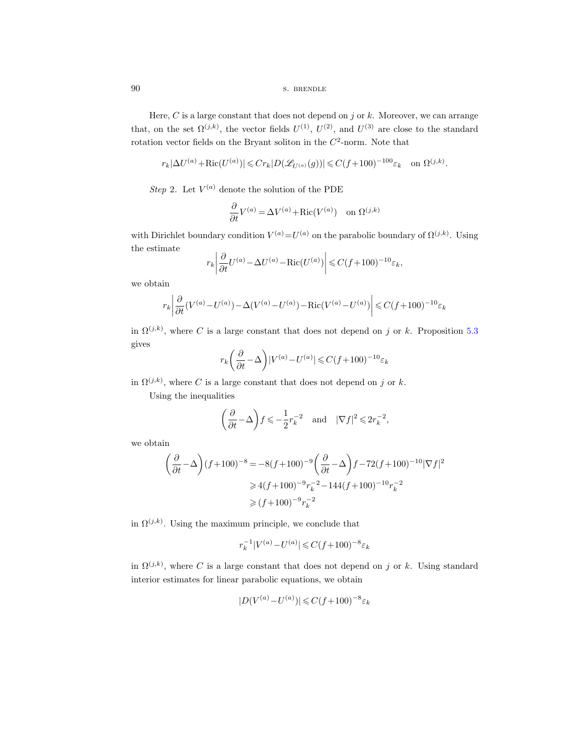Here, $C$ is a large constant that does not depend on $j$ or $k$. Moreover, we can arrange that, on the set $\Omega^{(j,k)}$, the vector fields $U^{(1)}$, $U^{(2)}$, and $U^{(3)}$ are close to the standard rotation vector fields on the Bryant soliton in the $C^2$-norm. Note that

$$r_k|\Delta U^{(a)}+\mathrm{Ric}(U^{(a)})| \leqslant C r_k |D(\mathscr{L}_{U^{(a)}}(g))| \leqslant C(f+100)^{-100}\varepsilon_k \quad \text{on } \Omega^{(j,k)}.$$

*Step* 2. Let $V^{(a)}$ denote the solution of the PDE

$$\frac{\partial}{\partial t}V^{(a)} = \Delta V^{(a)}+\mathrm{Ric}(V^{(a)}) \quad \text{on } \Omega^{(j,k)}$$

with Dirichlet boundary condition $V^{(a)}=U^{(a)}$ on the parabolic boundary of $\Omega^{(j,k)}$. Using the estimate

$$r_k\left|\frac{\partial}{\partial t}U^{(a)}-\Delta U^{(a)}-\mathrm{Ric}(U^{(a)})\right| \leqslant C(f+100)^{-10}\varepsilon_k,$$

we obtain

$$r_k\left|\frac{\partial}{\partial t}(V^{(a)}-U^{(a)})-\Delta(V^{(a)}-U^{(a)})-\mathrm{Ric}(V^{(a)}-U^{(a)})\right| \leqslant C(f+100)^{-10}\varepsilon_k$$

in $\Omega^{(j,k)}$, where $C$ is a large constant that does not depend on $j$ or $k$. Proposition 5.3 gives

$$r_k\left(\frac{\partial}{\partial t}-\Delta\right)|V^{(a)}-U^{(a)}| \leqslant C(f+100)^{-10}\varepsilon_k$$

in $\Omega^{(j,k)}$, where $C$ is a large constant that does not depend on $j$ or $k$.

Using the inequalities

$$\left(\frac{\partial}{\partial t}-\Delta\right)f \leqslant -\frac{1}{2}r_k^{-2} \quad \text{and} \quad |\nabla f|^2 \leqslant 2r_k^{-2},$$

we obtain

$$\begin{aligned}
\left(\frac{\partial}{\partial t}-\Delta\right)(f+100)^{-8} &= -8(f+100)^{-9}\left(\frac{\partial}{\partial t}-\Delta\right)f - 72(f+100)^{-10}|\nabla f|^2 \\
&\geqslant 4(f+100)^{-9}r_k^{-2} - 144(f+100)^{-10}r_k^{-2} \\
&\geqslant (f+100)^{-9}r_k^{-2}
\end{aligned}$$

in $\Omega^{(j,k)}$. Using the maximum principle, we conclude that

$$r_k^{-1}|V^{(a)}-U^{(a)}| \leqslant C(f+100)^{-8}\varepsilon_k$$

in $\Omega^{(j,k)}$, where $C$ is a large constant that does not depend on $j$ or $k$. Using standard interior estimates for linear parabolic equations, we obtain

$$|D(V^{(a)}-U^{(a)})| \leqslant C(f+100)^{-8}\varepsilon_k$$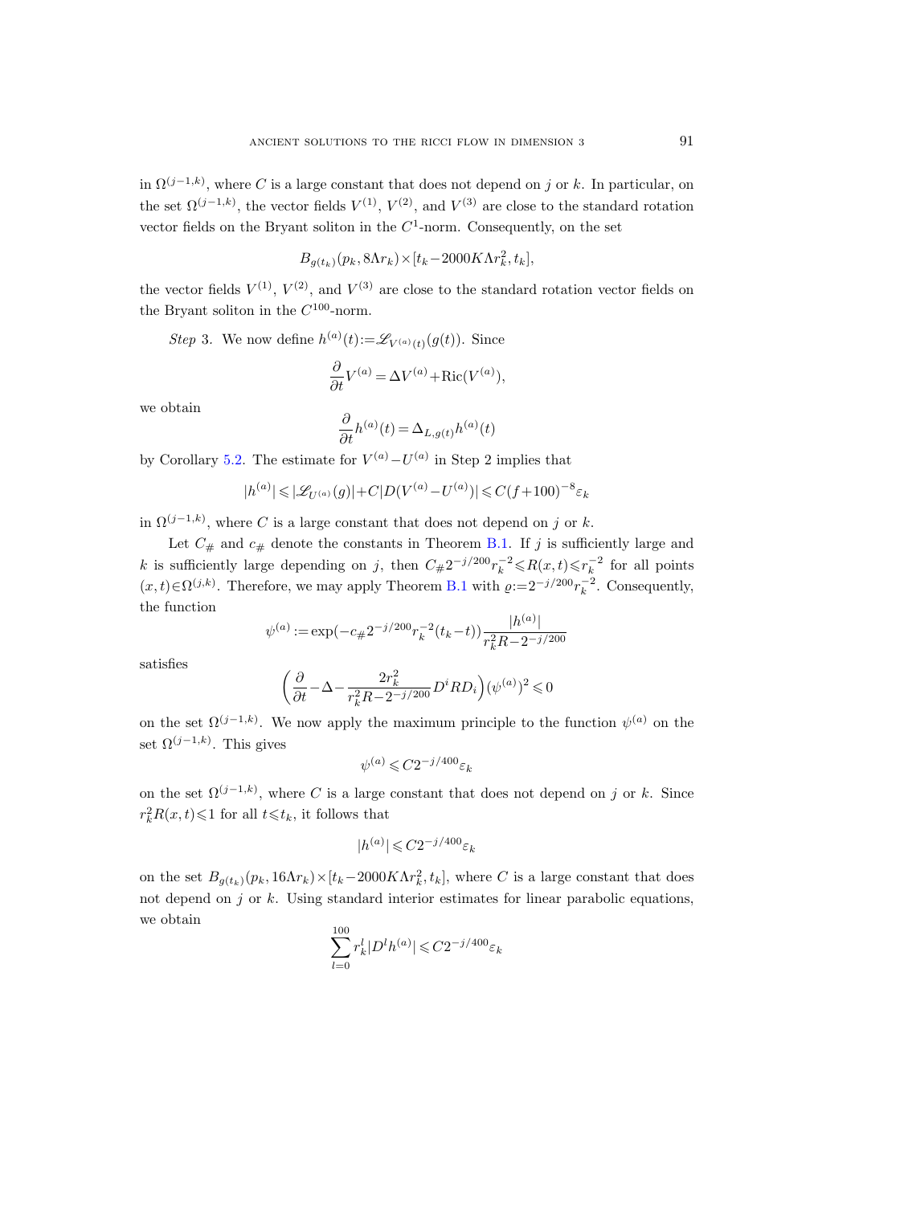in $\Omega^{(j-1,k)}$, where $C$ is a large constant that does not depend on $j$ or $k$. In particular, on the set $\Omega^{(j-1,k)}$, the vector fields $V^{(1)}$, $V^{(2)}$, and $V^{(3)}$ are close to the standard rotation vector fields on the Bryant soliton in the $C^1$-norm. Consequently, on the set

$$B_{g(t_k)}(p_k, 8\Lambda r_k) \times [t_k - 2000K\Lambda r_k^2, t_k],$$

the vector fields $V^{(1)}$, $V^{(2)}$, and $V^{(3)}$ are close to the standard rotation vector fields on the Bryant soliton in the $C^{100}$-norm.

*Step* 3. We now define $h^{(a)}(t) := \mathscr{L}_{V^{(a)}(t)}(g(t))$. Since

$$\frac{\partial}{\partial t} V^{(a)} = \Delta V^{(a)} + \operatorname{Ric}(V^{(a)}),$$

we obtain

$$\frac{\partial}{\partial t} h^{(a)}(t) = \Delta_{L,g(t)} h^{(a)}(t)$$

by Corollary 5.2. The estimate for $V^{(a)} - U^{(a)}$ in Step 2 implies that

$$|h^{(a)}| \leqslant |\mathscr{L}_{U^{(a)}}(g)| + C|D(V^{(a)} - U^{(a)})| \leqslant C(f+100)^{-8} \varepsilon_k$$

in $\Omega^{(j-1,k)}$, where $C$ is a large constant that does not depend on $j$ or $k$.

Let $C_\#$ and $c_\#$ denote the constants in Theorem B.1. If $j$ is sufficiently large and $k$ is sufficiently large depending on $j$, then $C_\# 2^{-j/200} r_k^{-2} \leqslant R(x,t) \leqslant r_k^{-2}$ for all points $(x,t) \in \Omega^{(j,k)}$. Therefore, we may apply Theorem B.1 with $\varrho := 2^{-j/200} r_k^{-2}$. Consequently, the function

$$\psi^{(a)} := \exp(-c_\# 2^{-j/200} r_k^{-2} (t_k - t)) \frac{|h^{(a)}|}{r_k^2 R - 2^{-j/200}}$$

satisfies

$$\left(\frac{\partial}{\partial t} - \Delta - \frac{2r_k^2}{r_k^2 R - 2^{-j/200}} D^i R D_i\right) (\psi^{(a)})^2 \leqslant 0$$

on the set $\Omega^{(j-1,k)}$. We now apply the maximum principle to the function $\psi^{(a)}$ on the set $\Omega^{(j-1,k)}$. This gives

$$\psi^{(a)} \leqslant C 2^{-j/400} \varepsilon_k$$

on the set $\Omega^{(j-1,k)}$, where $C$ is a large constant that does not depend on $j$ or $k$. Since $r_k^2 R(x,t) \leqslant 1$ for all $t \leqslant t_k$, it follows that

$$|h^{(a)}| \leqslant C 2^{-j/400} \varepsilon_k$$

on the set $B_{g(t_k)}(p_k, 16\Lambda r_k) \times [t_k - 2000K\Lambda r_k^2, t_k]$, where $C$ is a large constant that does not depend on $j$ or $k$. Using standard interior estimates for linear parabolic equations, we obtain

$$\sum_{l=0}^{100} r_k^l |D^l h^{(a)}| \leqslant C 2^{-j/400} \varepsilon_k$$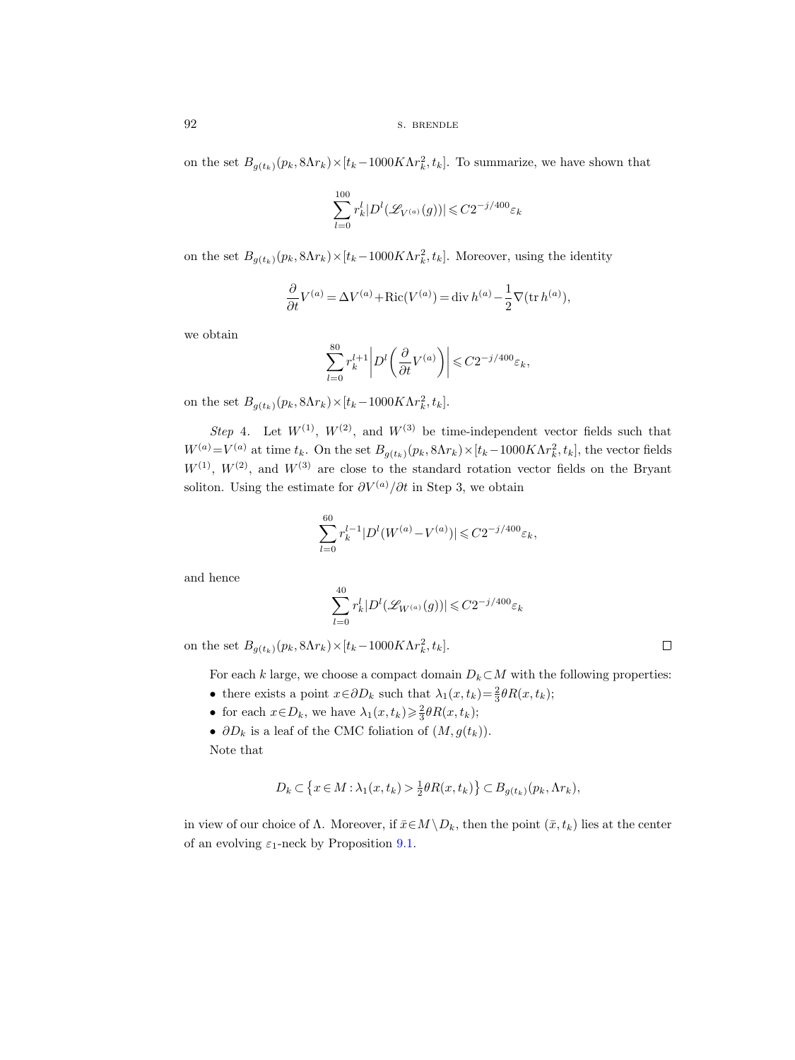on the set $B_{g(t_k)}(p_k, 8\Lambda r_k) \times [t_k - 1000K\Lambda r_k^2, t_k]$. To summarize, we have shown that

$$\sum_{l=0}^{100} r_k^l |D^l(\mathscr{L}_{V^{(a)}}(g))| \leqslant C 2^{-j/400} \varepsilon_k$$

on the set $B_{g(t_k)}(p_k, 8\Lambda r_k) \times [t_k - 1000K\Lambda r_k^2, t_k]$. Moreover, using the identity

$$\frac{\partial}{\partial t} V^{(a)} = \Delta V^{(a)} + \mathrm{Ric}(V^{(a)}) = \operatorname{div} h^{(a)} - \frac{1}{2} \nabla (\operatorname{tr} h^{(a)}),$$

we obtain

$$\sum_{l=0}^{80} r_k^{l+1} \left| D^l \left( \frac{\partial}{\partial t} V^{(a)} \right) \right| \leqslant C 2^{-j/400} \varepsilon_k,$$

on the set $B_{g(t_k)}(p_k, 8\Lambda r_k) \times [t_k - 1000K\Lambda r_k^2, t_k]$.

*Step* 4. Let $W^{(1)}$, $W^{(2)}$, and $W^{(3)}$ be time-independent vector fields such that $W^{(a)} = V^{(a)}$ at time $t_k$. On the set $B_{g(t_k)}(p_k, 8\Lambda r_k) \times [t_k - 1000K\Lambda r_k^2, t_k]$, the vector fields $W^{(1)}$, $W^{(2)}$, and $W^{(3)}$ are close to the standard rotation vector fields on the Bryant soliton. Using the estimate for $\partial V^{(a)}/\partial t$ in Step 3, we obtain

$$\sum_{l=0}^{60} r_k^{l-1} |D^l (W^{(a)} - V^{(a)})| \leqslant C 2^{-j/400} \varepsilon_k,$$

and hence

$$\sum_{l=0}^{40} r_k^l |D^l(\mathscr{L}_{W^{(a)}}(g))| \leqslant C 2^{-j/400} \varepsilon_k$$

on the set $B_{g(t_k)}(p_k, 8\Lambda r_k) \times [t_k - 1000K\Lambda r_k^2, t_k]$. □

For each $k$ large, we choose a compact domain $D_k \subset M$ with the following properties:

- there exists a point $x \in \partial D_k$ such that $\lambda_1(x, t_k) = \frac{2}{3} \theta R(x, t_k)$;
- for each $x \in D_k$, we have $\lambda_1(x, t_k) \geqslant \frac{2}{3} \theta R(x, t_k)$;
- $\partial D_k$ is a leaf of the CMC foliation of $(M, g(t_k))$.

Note that

$$D_k \subset \left\{ x \in M : \lambda_1(x, t_k) > \tfrac{1}{2} \theta R(x, t_k) \right\} \subset B_{g(t_k)}(p_k, \Lambda r_k),$$

in view of our choice of $\Lambda$. Moreover, if $\bar{x} \in M \setminus D_k$, then the point $(\bar{x}, t_k)$ lies at the center of an evolving $\varepsilon_1$-neck by Proposition 9.1.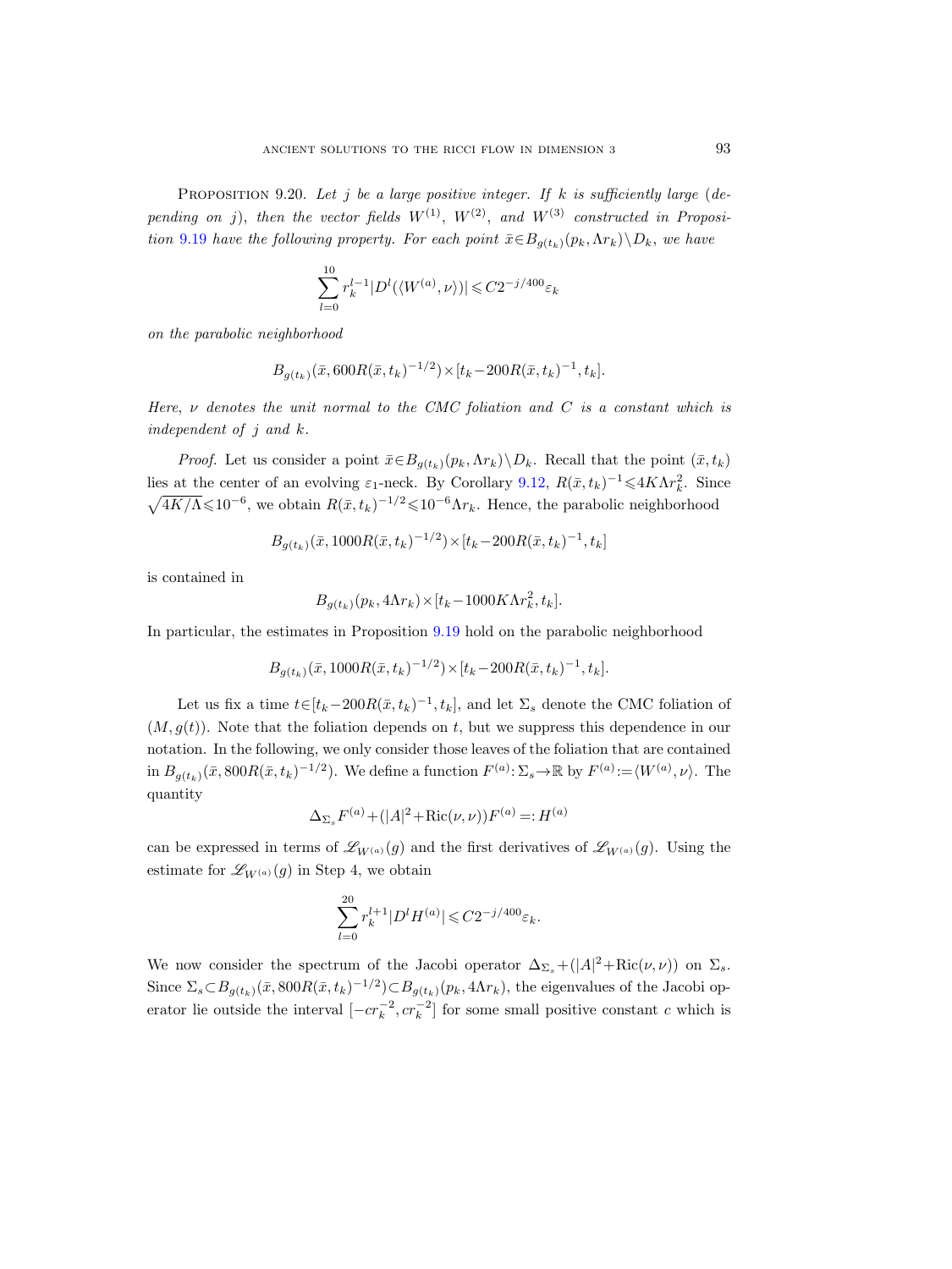**Proposition 9.20.** *Let $j$ be a large positive integer. If $k$ is sufficiently large (depending on $j$), then the vector fields $W^{(1)}$, $W^{(2)}$, and $W^{(3)}$ constructed in Proposition 9.19 have the following property. For each point $\bar{x} \in B_{g(t_k)}(p_k, \Lambda r_k) \setminus D_k$, we have*

$$\sum_{l=0}^{10} r_k^{l-1} |D^l(\langle W^{(a)}, \nu \rangle)| \leqslant C 2^{-j/400} \varepsilon_k$$

*on the parabolic neighborhood*

$$B_{g(t_k)}(\bar{x}, 600 R(\bar{x}, t_k)^{-1/2}) \times [t_k - 200 R(\bar{x}, t_k)^{-1}, t_k].$$

*Here, $\nu$ denotes the unit normal to the CMC foliation and $C$ is a constant which is independent of $j$ and $k$.*

*Proof.* Let us consider a point $\bar{x} \in B_{g(t_k)}(p_k, \Lambda r_k) \setminus D_k$. Recall that the point $(\bar{x}, t_k)$ lies at the center of an evolving $\varepsilon_1$-neck. By Corollary 9.12, $R(\bar{x}, t_k)^{-1} \leqslant 4K\Lambda r_k^2$. Since $\sqrt{4K/\Lambda} \leqslant 10^{-6}$, we obtain $R(\bar{x}, t_k)^{-1/2} \leqslant 10^{-6} \Lambda r_k$. Hence, the parabolic neighborhood

$$B_{g(t_k)}(\bar{x}, 1000 R(\bar{x}, t_k)^{-1/2}) \times [t_k - 200 R(\bar{x}, t_k)^{-1}, t_k]$$

is contained in

$$B_{g(t_k)}(p_k, 4\Lambda r_k) \times [t_k - 1000 K \Lambda r_k^2, t_k].$$

In particular, the estimates in Proposition 9.19 hold on the parabolic neighborhood

$$B_{g(t_k)}(\bar{x}, 1000 R(\bar{x}, t_k)^{-1/2}) \times [t_k - 200 R(\bar{x}, t_k)^{-1}, t_k].$$

Let us fix a time $t \in [t_k - 200 R(\bar{x}, t_k)^{-1}, t_k]$, and let $\Sigma_s$ denote the CMC foliation of $(M, g(t))$. Note that the foliation depends on $t$, but we suppress this dependence in our notation. In the following, we only consider those leaves of the foliation that are contained in $B_{g(t_k)}(\bar{x}, 800 R(\bar{x}, t_k)^{-1/2})$. We define a function $F^{(a)} : \Sigma_s \to \mathbb{R}$ by $F^{(a)} := \langle W^{(a)}, \nu \rangle$. The quantity

$$\Delta_{\Sigma_s} F^{(a)} + (|A|^2 + \mathrm{Ric}(\nu, \nu)) F^{(a)} =: H^{(a)}$$

can be expressed in terms of $\mathscr{L}_{W^{(a)}}(g)$ and the first derivatives of $\mathscr{L}_{W^{(a)}}(g)$. Using the estimate for $\mathscr{L}_{W^{(a)}}(g)$ in Step 4, we obtain

$$\sum_{l=0}^{20} r_k^{l+1} |D^l H^{(a)}| \leqslant C 2^{-j/400} \varepsilon_k.$$

We now consider the spectrum of the Jacobi operator $\Delta_{\Sigma_s} + (|A|^2 + \mathrm{Ric}(\nu, \nu))$ on $\Sigma_s$. Since $\Sigma_s \subset B_{g(t_k)}(\bar{x}, 800 R(\bar{x}, t_k)^{-1/2}) \subset B_{g(t_k)}(p_k, 4\Lambda r_k)$, the eigenvalues of the Jacobi operator lie outside the interval $[-c r_k^{-2}, c r_k^{-2}]$ for some small positive constant $c$ which is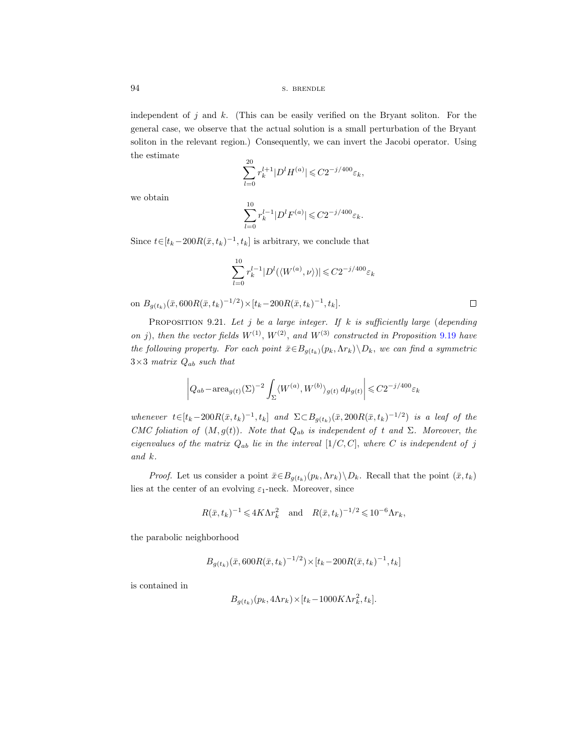independent of $j$ and $k$. (This can be easily verified on the Bryant soliton. For the general case, we observe that the actual solution is a small perturbation of the Bryant soliton in the relevant region.) Consequently, we can invert the Jacobi operator. Using the estimate

$$\sum_{l=0}^{20} r_k^{l+1} |D^l H^{(a)}| \leqslant C 2^{-j/400} \varepsilon_k,$$

we obtain

$$\sum_{l=0}^{10} r_k^{l-1} |D^l F^{(a)}| \leqslant C 2^{-j/400} \varepsilon_k.$$

Since $t \in [t_k - 200 R(\bar{x}, t_k)^{-1}, t_k]$ is arbitrary, we conclude that

$$\sum_{l=0}^{10} r_k^{l-1} |D^l (\langle W^{(a)}, \nu \rangle)| \leqslant C 2^{-j/400} \varepsilon_k$$

on $B_{g(t_k)}(\bar{x}, 600 R(\bar{x}, t_k)^{-1/2}) \times [t_k - 200 R(\bar{x}, t_k)^{-1}, t_k]$. ∎

Proposition 9.21. *Let $j$ be a large integer. If $k$ is sufficiently large (depending on $j$), then the vector fields $W^{(1)}$, $W^{(2)}$, and $W^{(3)}$ constructed in Proposition 9.19 have the following property. For each point $\bar{x} \in B_{g(t_k)}(p_k, \Lambda r_k) \setminus D_k$, we can find a symmetric $3 \times 3$ matrix $Q_{ab}$ such that*

$$\left| Q_{ab} - \operatorname{area}_{g(t)}(\Sigma)^{-2} \int_\Sigma \langle W^{(a)}, W^{(b)} \rangle_{g(t)} \, d\mu_{g(t)} \right| \leqslant C 2^{-j/400} \varepsilon_k$$

*whenever $t \in [t_k - 200 R(\bar{x}, t_k)^{-1}, t_k]$ and $\Sigma \subset B_{g(t_k)}(\bar{x}, 200 R(\bar{x}, t_k)^{-1/2})$ is a leaf of the CMC foliation of $(M, g(t))$. Note that $Q_{ab}$ is independent of $t$ and $\Sigma$. Moreover, the eigenvalues of the matrix $Q_{ab}$ lie in the interval $[1/C, C]$, where $C$ is independent of $j$ and $k$.*

*Proof.* Let us consider a point $\bar{x} \in B_{g(t_k)}(p_k, \Lambda r_k) \setminus D_k$. Recall that the point $(\bar{x}, t_k)$ lies at the center of an evolving $\varepsilon_1$-neck. Moreover, since

$$R(\bar{x}, t_k)^{-1} \leqslant 4 K \Lambda r_k^2 \quad \text{and} \quad R(\bar{x}, t_k)^{-1/2} \leqslant 10^{-6} \Lambda r_k,$$

the parabolic neighborhood

$$B_{g(t_k)}(\bar{x}, 600 R(\bar{x}, t_k)^{-1/2}) \times [t_k - 200 R(\bar{x}, t_k)^{-1}, t_k]$$

is contained in

$$B_{g(t_k)}(p_k, 4 \Lambda r_k) \times [t_k - 1000 K \Lambda r_k^2, t_k].$$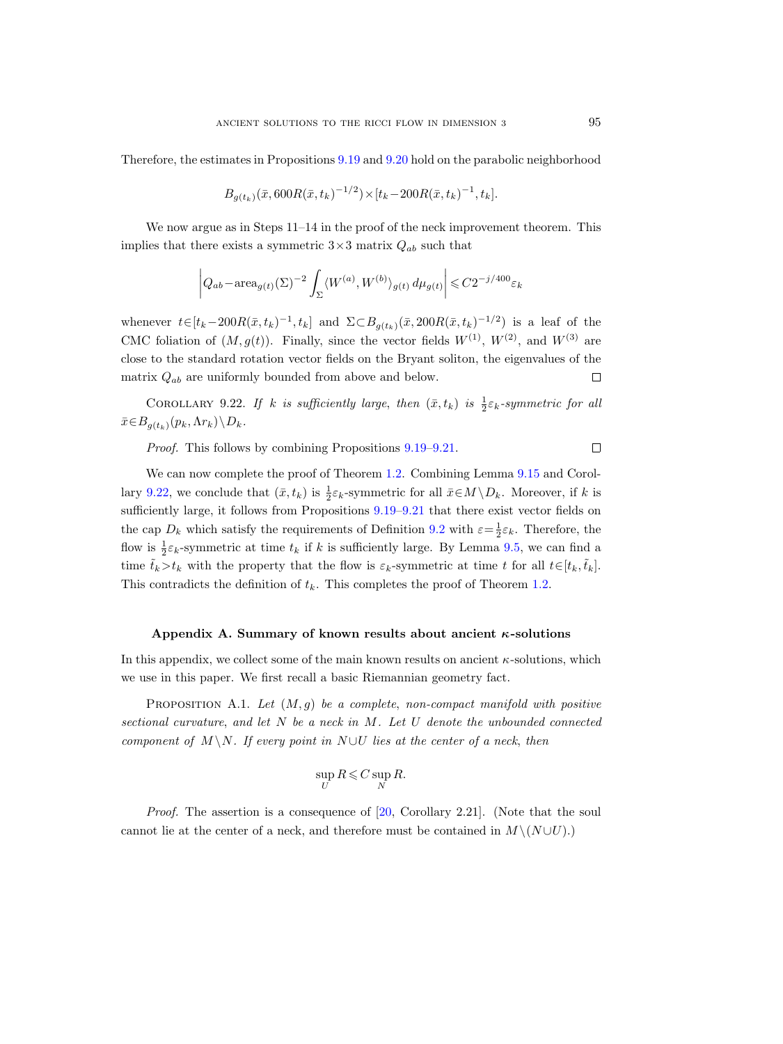Therefore, the estimates in Propositions 9.19 and 9.20 hold on the parabolic neighborhood

$$B_{g(t_k)}(\bar{x}, 600R(\bar{x}, t_k)^{-1/2}) \times [t_k - 200R(\bar{x}, t_k)^{-1}, t_k].$$

We now argue as in Steps 11–14 in the proof of the neck improvement theorem. This implies that there exists a symmetric $3\times 3$ matrix $Q_{ab}$ such that

$$\left| Q_{ab} - \operatorname{area}_{g(t)}(\Sigma)^{-2} \int_\Sigma \langle W^{(a)}, W^{(b)} \rangle_{g(t)} \, d\mu_{g(t)} \right| \leqslant C 2^{-j/400} \varepsilon_k$$

whenever $t \in [t_k - 200R(\bar{x}, t_k)^{-1}, t_k]$ and $\Sigma \subset B_{g(t_k)}(\bar{x}, 200R(\bar{x}, t_k)^{-1/2})$ is a leaf of the CMC foliation of $(M, g(t))$. Finally, since the vector fields $W^{(1)}$, $W^{(2)}$, and $W^{(3)}$ are close to the standard rotation vector fields on the Bryant soliton, the eigenvalues of the matrix $Q_{ab}$ are uniformly bounded from above and below. $\square$

COROLLARY 9.22. *If $k$ is sufficiently large, then $(\bar{x}, t_k)$ is $\frac{1}{2}\varepsilon_k$-symmetric for all $\bar{x} \in B_{g(t_k)}(p_k, \Lambda r_k) \setminus D_k$.*

*Proof.* This follows by combining Propositions 9.19–9.21. $\square$

We can now complete the proof of Theorem 1.2. Combining Lemma 9.15 and Corollary 9.22, we conclude that $(\bar{x}, t_k)$ is $\frac{1}{2}\varepsilon_k$-symmetric for all $\bar{x} \in M \setminus D_k$. Moreover, if $k$ is sufficiently large, it follows from Propositions 9.19–9.21 that there exist vector fields on the cap $D_k$ which satisfy the requirements of Definition 9.2 with $\varepsilon = \frac{1}{2}\varepsilon_k$. Therefore, the flow is $\frac{1}{2}\varepsilon_k$-symmetric at time $t_k$ if $k$ is sufficiently large. By Lemma 9.5, we can find a time $\tilde{t}_k > t_k$ with the property that the flow is $\varepsilon_k$-symmetric at time $t$ for all $t \in [t_k, \tilde{t}_k]$. This contradicts the definition of $t_k$. This completes the proof of Theorem 1.2.

## Appendix A. Summary of known results about ancient $\kappa$-solutions

In this appendix, we collect some of the main known results on ancient $\kappa$-solutions, which we use in this paper. We first recall a basic Riemannian geometry fact.

PROPOSITION A.1. *Let $(M, g)$ be a complete, non-compact manifold with positive sectional curvature, and let $N$ be a neck in $M$. Let $U$ denote the unbounded connected component of $M \setminus N$. If every point in $N \cup U$ lies at the center of a neck, then*

$$\sup_U R \leqslant C \sup_N R.$$

*Proof.* The assertion is a consequence of [20, Corollary 2.21]. (Note that the soul cannot lie at the center of a neck, and therefore must be contained in $M \setminus (N \cup U)$.)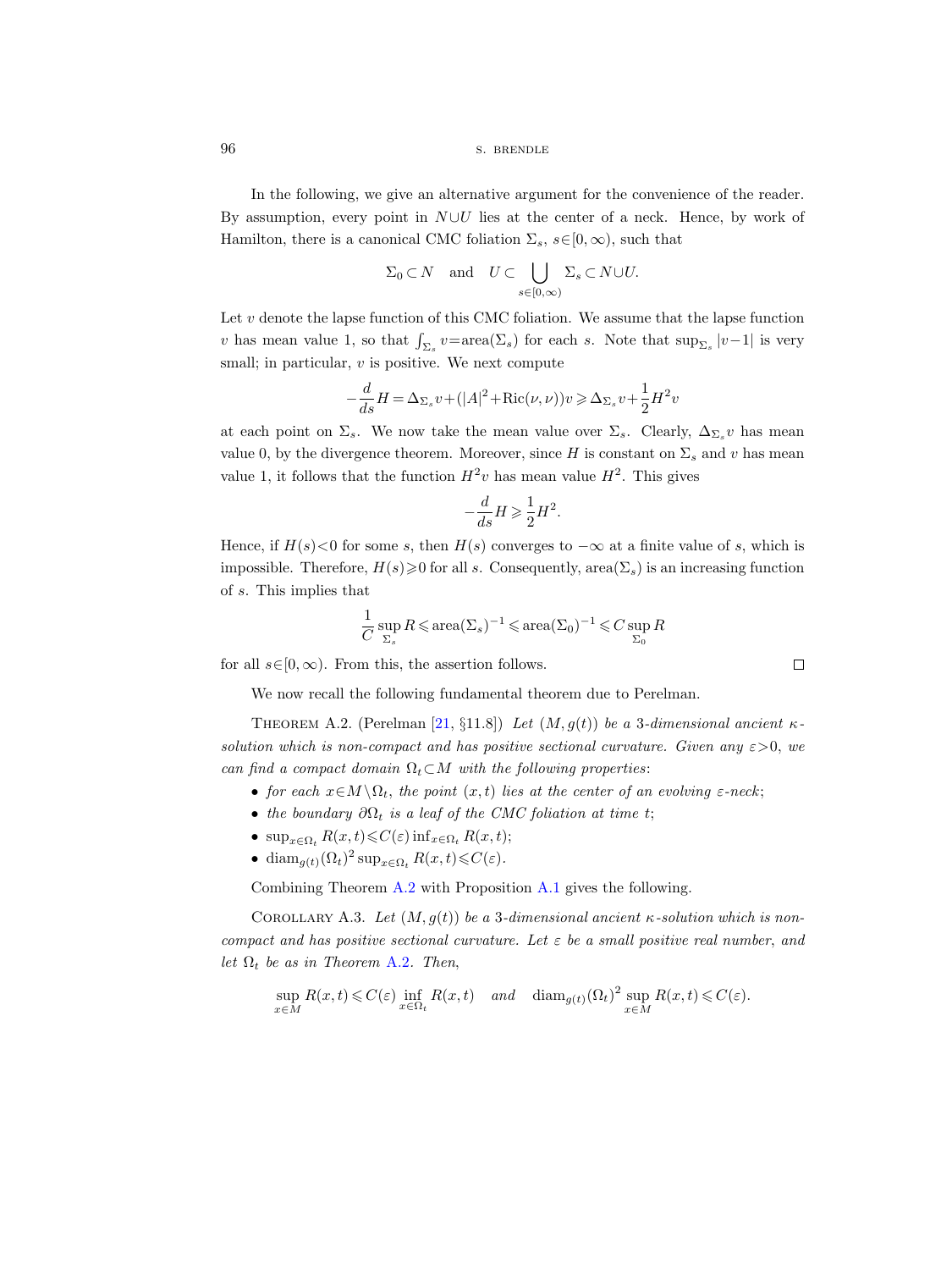In the following, we give an alternative argument for the convenience of the reader. By assumption, every point in $N \cup U$ lies at the center of a neck. Hence, by work of Hamilton, there is a canonical CMC foliation $\Sigma_s$, $s \in [0,\infty)$, such that

$$\Sigma_0 \subset N \quad \text{and} \quad U \subset \bigcup_{s \in [0,\infty)} \Sigma_s \subset N \cup U.$$

Let $v$ denote the lapse function of this CMC foliation. We assume that the lapse function $v$ has mean value 1, so that $\int_{\Sigma_s} v = \operatorname{area}(\Sigma_s)$ for each $s$. Note that $\sup_{\Sigma_s} |v-1|$ is very small; in particular, $v$ is positive. We next compute

$$-\frac{d}{ds} H = \Delta_{\Sigma_s} v + (|A|^2 + \operatorname{Ric}(\nu,\nu)) v \geqslant \Delta_{\Sigma_s} v + \frac{1}{2} H^2 v$$

at each point on $\Sigma_s$. We now take the mean value over $\Sigma_s$. Clearly, $\Delta_{\Sigma_s} v$ has mean value 0, by the divergence theorem. Moreover, since $H$ is constant on $\Sigma_s$ and $v$ has mean value 1, it follows that the function $H^2 v$ has mean value $H^2$. This gives

$$-\frac{d}{ds} H \geqslant \frac{1}{2} H^2.$$

Hence, if $H(s) < 0$ for some $s$, then $H(s)$ converges to $-\infty$ at a finite value of $s$, which is impossible. Therefore, $H(s) \geqslant 0$ for all $s$. Consequently, $\operatorname{area}(\Sigma_s)$ is an increasing function of $s$. This implies that

$$\frac{1}{C} \sup_{\Sigma_s} R \leqslant \operatorname{area}(\Sigma_s)^{-1} \leqslant \operatorname{area}(\Sigma_0)^{-1} \leqslant C \sup_{\Sigma_0} R$$

for all $s \in [0,\infty)$. From this, the assertion follows. □

We now recall the following fundamental theorem due to Perelman.

Theorem A.2. (Perelman [21, §11.8]) *Let $(M, g(t))$ be a 3-dimensional ancient $\kappa$-solution which is non-compact and has positive sectional curvature. Given any $\varepsilon > 0$, we can find a compact domain $\Omega_t \subset M$ with the following properties*:

- *for each $x \in M \setminus \Omega_t$, the point $(x,t)$ lies at the center of an evolving $\varepsilon$-neck*;
- *the boundary $\partial \Omega_t$ is a leaf of the CMC foliation at time $t$*;
- $\sup_{x \in \Omega_t} R(x,t) \leqslant C(\varepsilon) \inf_{x \in \Omega_t} R(x,t)$;
- $\operatorname{diam}_{g(t)}(\Omega_t)^2 \sup_{x \in \Omega_t} R(x,t) \leqslant C(\varepsilon)$.

Combining Theorem A.2 with Proposition A.1 gives the following.

Corollary A.3. *Let $(M, g(t))$ be a 3-dimensional ancient $\kappa$-solution which is non-compact and has positive sectional curvature. Let $\varepsilon$ be a small positive real number, and let $\Omega_t$ be as in Theorem A.2. Then,*

$$\sup_{x \in M} R(x,t) \leqslant C(\varepsilon) \inf_{x \in \Omega_t} R(x,t) \quad \text{and} \quad \operatorname{diam}_{g(t)}(\Omega_t)^2 \sup_{x \in M} R(x,t) \leqslant C(\varepsilon).$$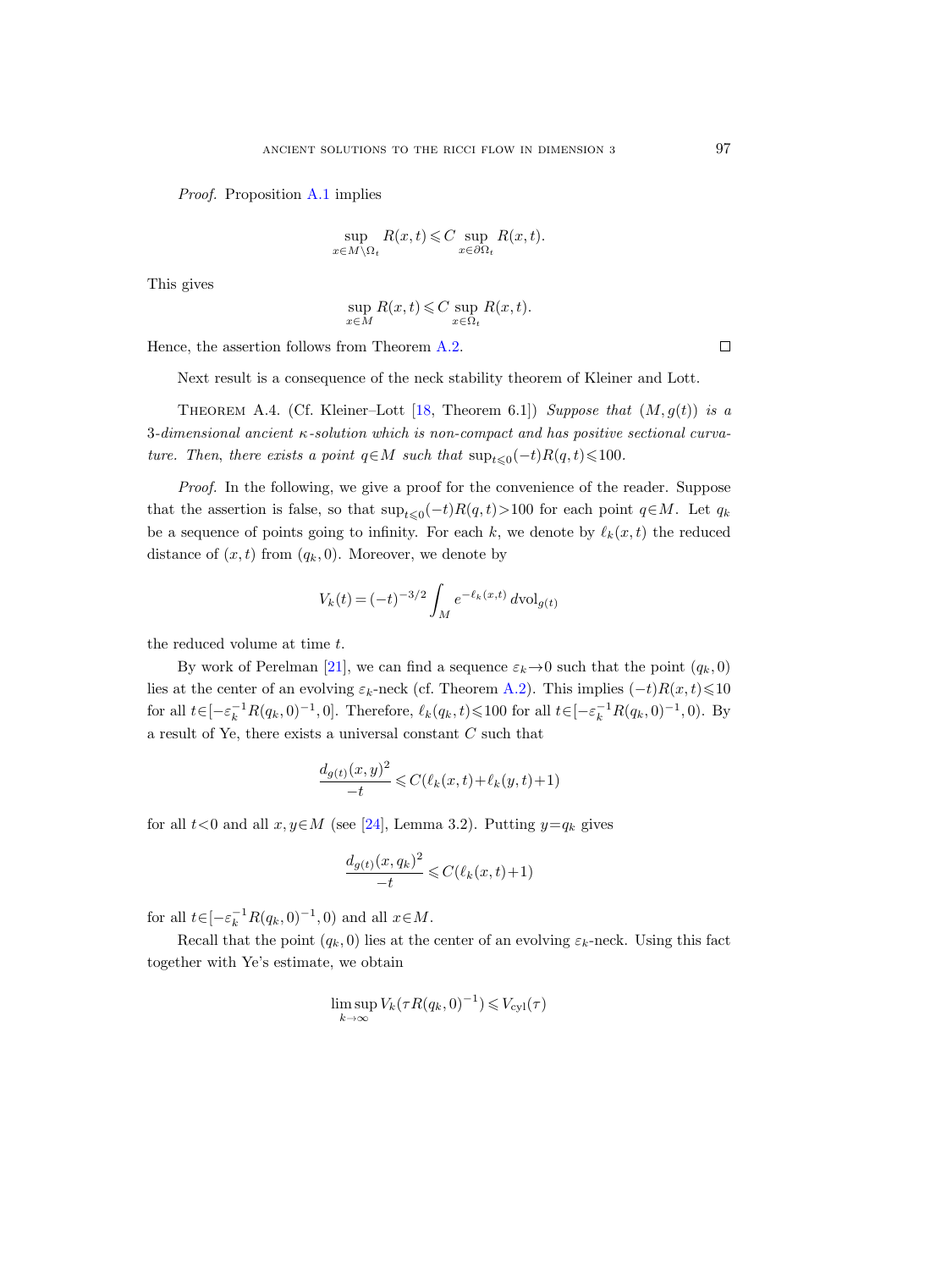*Proof.* Proposition A.1 implies

$$\sup_{x\in M\setminus\Omega_t} R(x,t) \leqslant C \sup_{x\in\partial\Omega_t} R(x,t).$$

This gives

$$\sup_{x\in M} R(x,t) \leqslant C \sup_{x\in\Omega_t} R(x,t).$$

Hence, the assertion follows from Theorem A.2. □

Next result is a consequence of the neck stability theorem of Kleiner and Lott.

THEOREM A.4. (Cf. Kleiner–Lott [18, Theorem 6.1]) *Suppose that* $(M, g(t))$ *is a* 3*-dimensional ancient* $\kappa$*-solution which is non-compact and has positive sectional curvature. Then, there exists a point* $q\in M$ *such that* $\sup_{t\leqslant 0}(-t)R(q,t)\leqslant 100$.

*Proof.* In the following, we give a proof for the convenience of the reader. Suppose that the assertion is false, so that $\sup_{t\leqslant 0}(-t)R(q,t)>100$ for each point $q\in M$. Let $q_k$ be a sequence of points going to infinity. For each $k$, we denote by $\ell_k(x,t)$ the reduced distance of $(x,t)$ from $(q_k,0)$. Moreover, we denote by

$$V_k(t) = (-t)^{-3/2} \int_M e^{-\ell_k(x,t)}\, d\mathrm{vol}_{g(t)}$$

the reduced volume at time $t$.

By work of Perelman [21], we can find a sequence $\varepsilon_k\to 0$ such that the point $(q_k,0)$ lies at the center of an evolving $\varepsilon_k$-neck (cf. Theorem A.2). This implies $(-t)R(x,t)\leqslant 10$ for all $t\in[-\varepsilon_k^{-1}R(q_k,0)^{-1},0]$. Therefore, $\ell_k(q_k,t)\leqslant 100$ for all $t\in[-\varepsilon_k^{-1}R(q_k,0)^{-1},0)$. By a result of Ye, there exists a universal constant $C$ such that

$$\frac{d_{g(t)}(x,y)^2}{-t} \leqslant C(\ell_k(x,t)+\ell_k(y,t)+1)$$

for all $t<0$ and all $x,y\in M$ (see [24], Lemma 3.2). Putting $y=q_k$ gives

$$\frac{d_{g(t)}(x,q_k)^2}{-t} \leqslant C(\ell_k(x,t)+1)$$

for all $t\in[-\varepsilon_k^{-1}R(q_k,0)^{-1},0)$ and all $x\in M$.

Recall that the point $(q_k,0)$ lies at the center of an evolving $\varepsilon_k$-neck. Using this fact together with Ye's estimate, we obtain

$$\limsup_{k\to\infty} V_k(\tau R(q_k,0)^{-1}) \leqslant V_{\mathrm{cyl}}(\tau)$$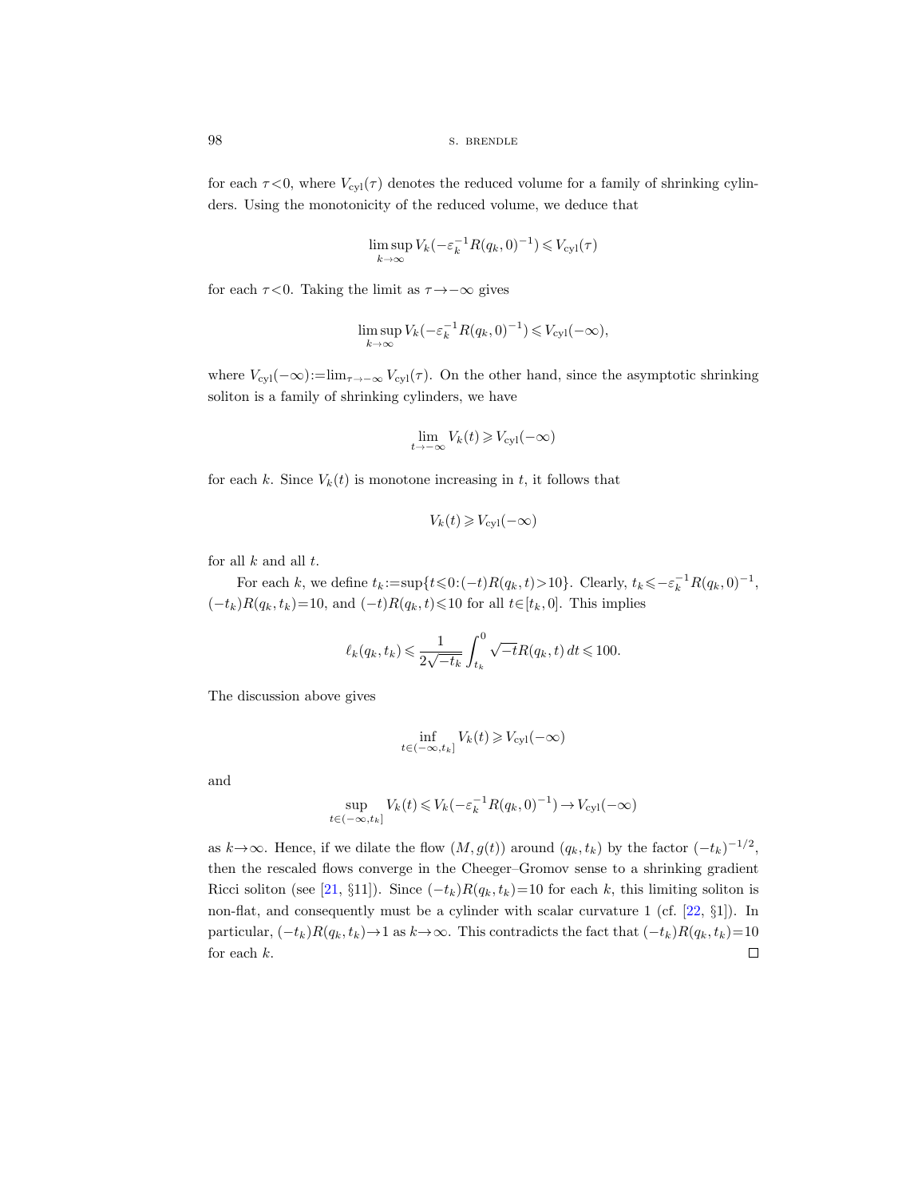for each $\tau<0$, where $V_{\text{cyl}}(\tau)$ denotes the reduced volume for a family of shrinking cylinders. Using the monotonicity of the reduced volume, we deduce that

$$\limsup_{k\to\infty} V_k(-\varepsilon_k^{-1} R(q_k,0)^{-1}) \leqslant V_{\text{cyl}}(\tau)$$

for each $\tau<0$. Taking the limit as $\tau\to-\infty$ gives

$$\limsup_{k\to\infty} V_k(-\varepsilon_k^{-1} R(q_k,0)^{-1}) \leqslant V_{\text{cyl}}(-\infty),$$

where $V_{\text{cyl}}(-\infty):=\lim_{\tau\to-\infty} V_{\text{cyl}}(\tau)$. On the other hand, since the asymptotic shrinking soliton is a family of shrinking cylinders, we have

$$\lim_{t\to-\infty} V_k(t) \geqslant V_{\text{cyl}}(-\infty)$$

for each $k$. Since $V_k(t)$ is monotone increasing in $t$, it follows that

$$V_k(t) \geqslant V_{\text{cyl}}(-\infty)$$

for all $k$ and all $t$.

For each $k$, we define $t_k:=\sup\{t\leqslant 0:(-t)R(q_k,t)>10\}$. Clearly, $t_k\leqslant -\varepsilon_k^{-1}R(q_k,0)^{-1}$, $(-t_k)R(q_k,t_k)=10$, and $(-t)R(q_k,t)\leqslant 10$ for all $t\in[t_k,0]$. This implies

$$\ell_k(q_k,t_k) \leqslant \frac{1}{2\sqrt{-t_k}} \int_{t_k}^0 \sqrt{-t}R(q_k,t)\,dt \leqslant 100.$$

The discussion above gives

$$\inf_{t\in(-\infty,t_k]} V_k(t) \geqslant V_{\text{cyl}}(-\infty)$$

and

$$\sup_{t\in(-\infty,t_k]} V_k(t) \leqslant V_k(-\varepsilon_k^{-1}R(q_k,0)^{-1}) \to V_{\text{cyl}}(-\infty)$$

as $k\to\infty$. Hence, if we dilate the flow $(M,g(t))$ around $(q_k,t_k)$ by the factor $(-t_k)^{-1/2}$, then the rescaled flows converge in the Cheeger–Gromov sense to a shrinking gradient Ricci soliton (see [21, §11]). Since $(-t_k)R(q_k,t_k)=10$ for each $k$, this limiting soliton is non-flat, and consequently must be a cylinder with scalar curvature 1 (cf. [22, §1]). In particular, $(-t_k)R(q_k,t_k)\to 1$ as $k\to\infty$. This contradicts the fact that $(-t_k)R(q_k,t_k)=10$ for each $k$. ∎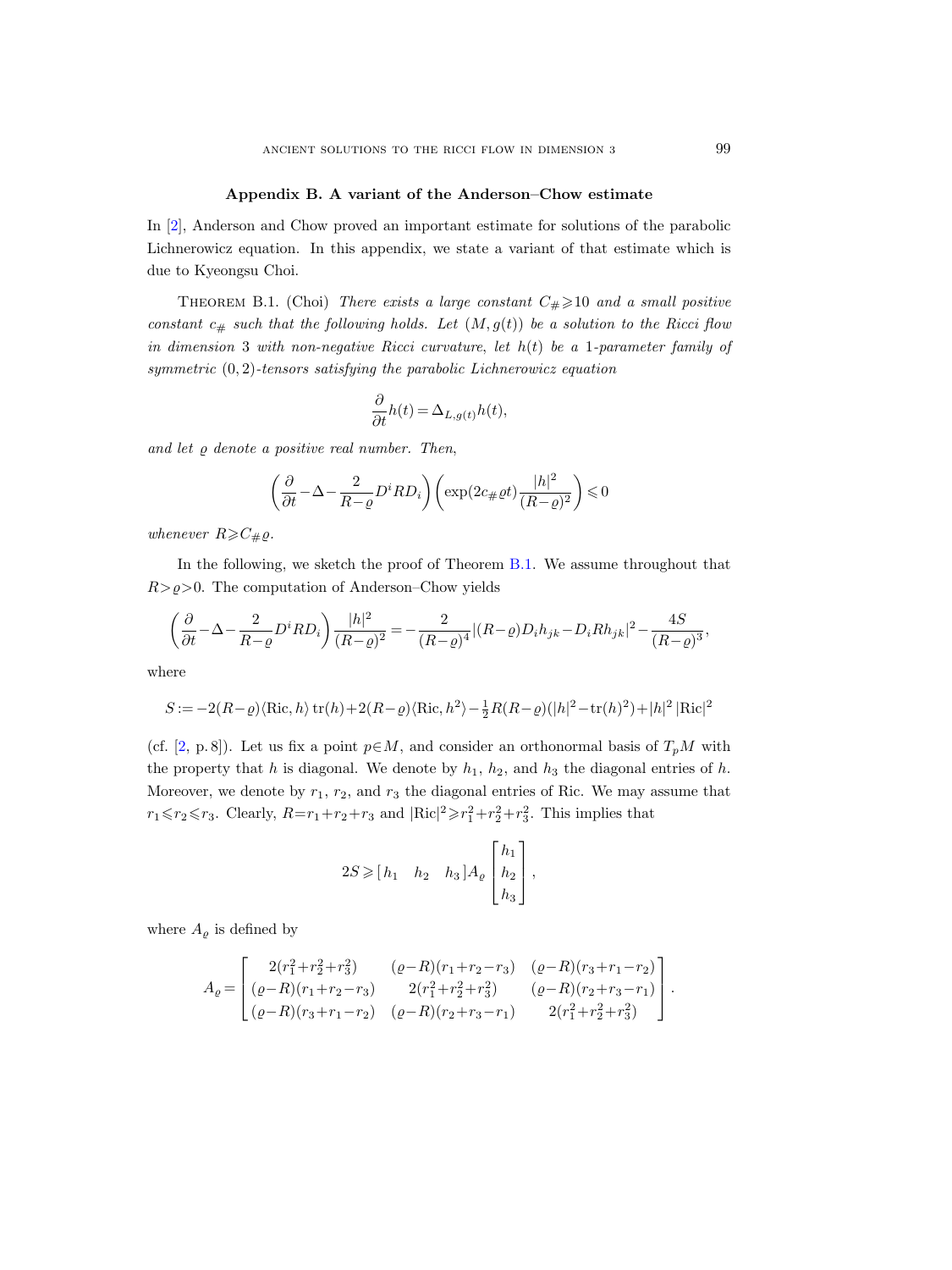## Appendix B. A variant of the Anderson–Chow estimate

In [2], Anderson and Chow proved an important estimate for solutions of the parabolic Lichnerowicz equation. In this appendix, we state a variant of that estimate which is due to Kyeongsu Choi.

Theorem B.1. (Choi) *There exists a large constant $C_\# \geqslant 10$ and a small positive constant $c_\#$ such that the following holds. Let $(M, g(t))$ be a solution to the Ricci flow in dimension 3 with non-negative Ricci curvature, let $h(t)$ be a 1-parameter family of symmetric $(0,2)$-tensors satisfying the parabolic Lichnerowicz equation*

$$\frac{\partial}{\partial t} h(t) = \Delta_{L, g(t)} h(t),$$

*and let $\varrho$ denote a positive real number. Then,*

$$\left(\frac{\partial}{\partial t} - \Delta - \frac{2}{R-\varrho} D^i R D_i\right)\left(\exp(2c_\# \varrho t)\frac{|h|^2}{(R-\varrho)^2}\right) \leqslant 0$$

*whenever $R \geqslant C_\# \varrho$.*

In the following, we sketch the proof of Theorem B.1. We assume throughout that $R > \varrho > 0$. The computation of Anderson–Chow yields

$$\left(\frac{\partial}{\partial t} - \Delta - \frac{2}{R-\varrho} D^i R D_i\right)\frac{|h|^2}{(R-\varrho)^2} = -\frac{2}{(R-\varrho)^4}|(R-\varrho)D_i h_{jk} - D_i R h_{jk}|^2 - \frac{4S}{(R-\varrho)^3},$$

where

$$S := -2(R-\varrho)\langle \mathrm{Ric}, h\rangle \operatorname{tr}(h) + 2(R-\varrho)\langle \mathrm{Ric}, h^2\rangle - \tfrac{1}{2}R(R-\varrho)(|h|^2 - \operatorname{tr}(h)^2) + |h|^2 \, |\mathrm{Ric}|^2$$

(cf. [2, p. 8]). Let us fix a point $p \in M$, and consider an orthonormal basis of $T_pM$ with the property that $h$ is diagonal. We denote by $h_1$, $h_2$, and $h_3$ the diagonal entries of $h$. Moreover, we denote by $r_1$, $r_2$, and $r_3$ the diagonal entries of Ric. We may assume that $r_1 \leqslant r_2 \leqslant r_3$. Clearly, $R = r_1 + r_2 + r_3$ and $|\mathrm{Ric}|^2 \geqslant r_1^2 + r_2^2 + r_3^2$. This implies that

$$2S \geqslant [\, h_1 \quad h_2 \quad h_3 \,] A_\varrho \begin{bmatrix} h_1 \\ h_2 \\ h_3 \end{bmatrix},$$

where $A_\varrho$ is defined by

$$A_\varrho = \begin{bmatrix} 2(r_1^2+r_2^2+r_3^2) & (\varrho - R)(r_1+r_2-r_3) & (\varrho - R)(r_3+r_1-r_2) \\ (\varrho - R)(r_1+r_2-r_3) & 2(r_1^2+r_2^2+r_3^2) & (\varrho - R)(r_2+r_3-r_1) \\ (\varrho - R)(r_3+r_1-r_2) & (\varrho - R)(r_2+r_3-r_1) & 2(r_1^2+r_2^2+r_3^2) \end{bmatrix}.$$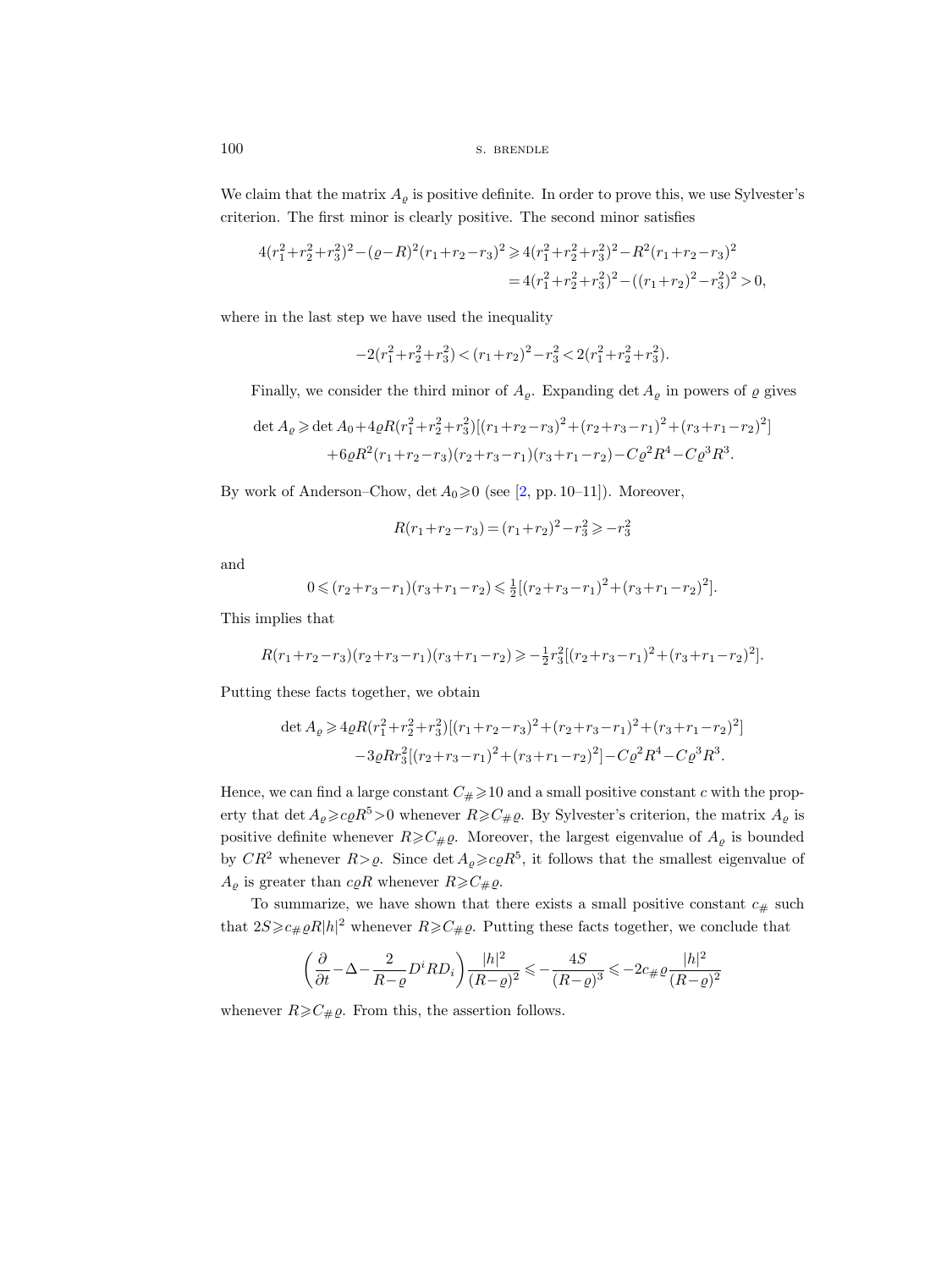We claim that the matrix $A_\varrho$ is positive definite. In order to prove this, we use Sylvester's criterion. The first minor is clearly positive. The second minor satisfies

$$\begin{aligned}
4(r_1^2+r_2^2+r_3^2)^2-(\varrho-R)^2(r_1+r_2-r_3)^2 &\geqslant 4(r_1^2+r_2^2+r_3^2)^2-R^2(r_1+r_2-r_3)^2\\
&=4(r_1^2+r_2^2+r_3^2)^2-((r_1+r_2)^2-r_3^2)^2>0,
\end{aligned}$$

where in the last step we have used the inequality

$$-2(r_1^2+r_2^2+r_3^2)<(r_1+r_2)^2-r_3^2<2(r_1^2+r_2^2+r_3^2).$$

Finally, we consider the third minor of $A_\varrho$. Expanding $\det A_\varrho$ in powers of $\varrho$ gives

$$\begin{aligned}
\det A_\varrho \geqslant \det A_0 &+4\varrho R(r_1^2+r_2^2+r_3^2)[(r_1+r_2-r_3)^2+(r_2+r_3-r_1)^2+(r_3+r_1-r_2)^2]\\
&+6\varrho R^2(r_1+r_2-r_3)(r_2+r_3-r_1)(r_3+r_1-r_2)-C\varrho^2R^4-C\varrho^3R^3.
\end{aligned}$$

By work of Anderson–Chow, $\det A_0\geqslant 0$ (see [2, pp. 10–11]). Moreover,

$$R(r_1+r_2-r_3)=(r_1+r_2)^2-r_3^2\geqslant -r_3^2$$

and

$$0\leqslant (r_2+r_3-r_1)(r_3+r_1-r_2)\leqslant \tfrac{1}{2}[(r_2+r_3-r_1)^2+(r_3+r_1-r_2)^2].$$

This implies that

$$R(r_1+r_2-r_3)(r_2+r_3-r_1)(r_3+r_1-r_2)\geqslant -\tfrac{1}{2}r_3^2[(r_2+r_3-r_1)^2+(r_3+r_1-r_2)^2].$$

Putting these facts together, we obtain

$$\begin{aligned}
\det A_\varrho \geqslant\, &4\varrho R(r_1^2+r_2^2+r_3^2)[(r_1+r_2-r_3)^2+(r_2+r_3-r_1)^2+(r_3+r_1-r_2)^2]\\
&-3\varrho Rr_3^2[(r_2+r_3-r_1)^2+(r_3+r_1-r_2)^2]-C\varrho^2R^4-C\varrho^3R^3.
\end{aligned}$$

Hence, we can find a large constant $C_\#\geqslant 10$ and a small positive constant $c$ with the property that $\det A_\varrho\geqslant c\varrho R^5>0$ whenever $R\geqslant C_\#\varrho$. By Sylvester's criterion, the matrix $A_\varrho$ is positive definite whenever $R\geqslant C_\#\varrho$. Moreover, the largest eigenvalue of $A_\varrho$ is bounded by $CR^2$ whenever $R>\varrho$. Since $\det A_\varrho\geqslant c\varrho R^5$, it follows that the smallest eigenvalue of $A_\varrho$ is greater than $c\varrho R$ whenever $R\geqslant C_\#\varrho$.

To summarize, we have shown that there exists a small positive constant $c_\#$ such that $2S\geqslant c_\#\varrho R|h|^2$ whenever $R\geqslant C_\#\varrho$. Putting these facts together, we conclude that

$$\left(\frac{\partial}{\partial t}-\Delta-\frac{2}{R-\varrho}D^iRD_i\right)\frac{|h|^2}{(R-\varrho)^2}\leqslant -\frac{4S}{(R-\varrho)^3}\leqslant -2c_\#\varrho\frac{|h|^2}{(R-\varrho)^2}$$

whenever $R\geqslant C_\#\varrho$. From this, the assertion follows.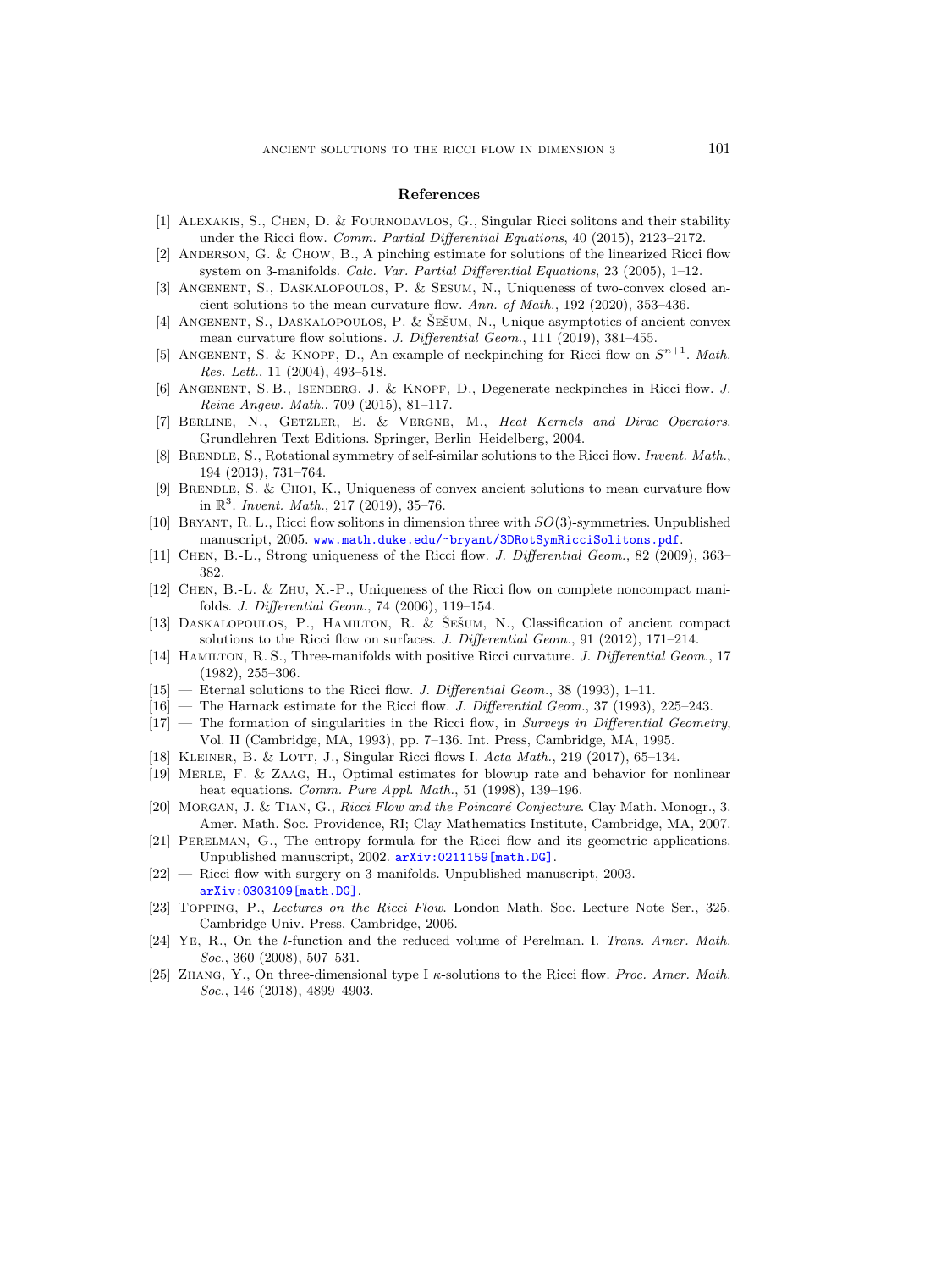## References

[1] Alexakis, S., Chen, D. & Fournodavlos, G., Singular Ricci solitons and their stability under the Ricci flow. *Comm. Partial Differential Equations*, 40 (2015), 2123–2172.

[2] Anderson, G. & Chow, B., A pinching estimate for solutions of the linearized Ricci flow system on 3-manifolds. *Calc. Var. Partial Differential Equations*, 23 (2005), 1–12.

[3] Angenent, S., Daskalopoulos, P. & Sesum, N., Uniqueness of two-convex closed ancient solutions to the mean curvature flow. *Ann. of Math.*, 192 (2020), 353–436.

[4] Angenent, S., Daskalopoulos, P. & Šešum, N., Unique asymptotics of ancient convex mean curvature flow solutions. *J. Differential Geom.*, 111 (2019), 381–455.

[5] Angenent, S. & Knopf, D., An example of neckpinching for Ricci flow on $S^{n+1}$. *Math. Res. Lett.*, 11 (2004), 493–518.

[6] Angenent, S. B., Isenberg, J. & Knopf, D., Degenerate neckpinches in Ricci flow. *J. Reine Angew. Math.*, 709 (2015), 81–117.

[7] Berline, N., Getzler, E. & Vergne, M., *Heat Kernels and Dirac Operators*. Grundlehren Text Editions. Springer, Berlin–Heidelberg, 2004.

[8] Brendle, S., Rotational symmetry of self-similar solutions to the Ricci flow. *Invent. Math.*, 194 (2013), 731–764.

[9] Brendle, S. & Choi, K., Uniqueness of convex ancient solutions to mean curvature flow in $\mathbb{R}^3$. *Invent. Math.*, 217 (2019), 35–76.

[10] Bryant, R. L., Ricci flow solitons in dimension three with $SO(3)$-symmetries. Unpublished manuscript, 2005. www.math.duke.edu/~bryant/3DRotSymRicciSolitons.pdf.

[11] Chen, B.-L., Strong uniqueness of the Ricci flow. *J. Differential Geom.*, 82 (2009), 363–382.

[12] Chen, B.-L. & Zhu, X.-P., Uniqueness of the Ricci flow on complete noncompact manifolds. *J. Differential Geom.*, 74 (2006), 119–154.

[13] Daskalopoulos, P., Hamilton, R. & Šešum, N., Classification of ancient compact solutions to the Ricci flow on surfaces. *J. Differential Geom.*, 91 (2012), 171–214.

[14] Hamilton, R. S., Three-manifolds with positive Ricci curvature. *J. Differential Geom.*, 17 (1982), 255–306.

[15] — Eternal solutions to the Ricci flow. *J. Differential Geom.*, 38 (1993), 1–11.

[16] — The Harnack estimate for the Ricci flow. *J. Differential Geom.*, 37 (1993), 225–243.

[17] — The formation of singularities in the Ricci flow, in *Surveys in Differential Geometry*, Vol. II (Cambridge, MA, 1993), pp. 7–136. Int. Press, Cambridge, MA, 1995.

[18] Kleiner, B. & Lott, J., Singular Ricci flows I. *Acta Math.*, 219 (2017), 65–134.

[19] Merle, F. & Zaag, H., Optimal estimates for blowup rate and behavior for nonlinear heat equations. *Comm. Pure Appl. Math.*, 51 (1998), 139–196.

[20] Morgan, J. & Tian, G., *Ricci Flow and the Poincaré Conjecture*. Clay Math. Monogr., 3. Amer. Math. Soc. Providence, RI; Clay Mathematics Institute, Cambridge, MA, 2007.

[21] Perelman, G., The entropy formula for the Ricci flow and its geometric applications. Unpublished manuscript, 2002. arXiv:0211159[math.DG].

[22] — Ricci flow with surgery on 3-manifolds. Unpublished manuscript, 2003. arXiv:0303109[math.DG].

[23] Topping, P., *Lectures on the Ricci Flow*. London Math. Soc. Lecture Note Ser., 325. Cambridge Univ. Press, Cambridge, 2006.

[24] Ye, R., On the $l$-function and the reduced volume of Perelman. I. *Trans. Amer. Math. Soc.*, 360 (2008), 507–531.

[25] Zhang, Y., On three-dimensional type I $\kappa$-solutions to the Ricci flow. *Proc. Amer. Math. Soc.*, 146 (2018), 4899–4903.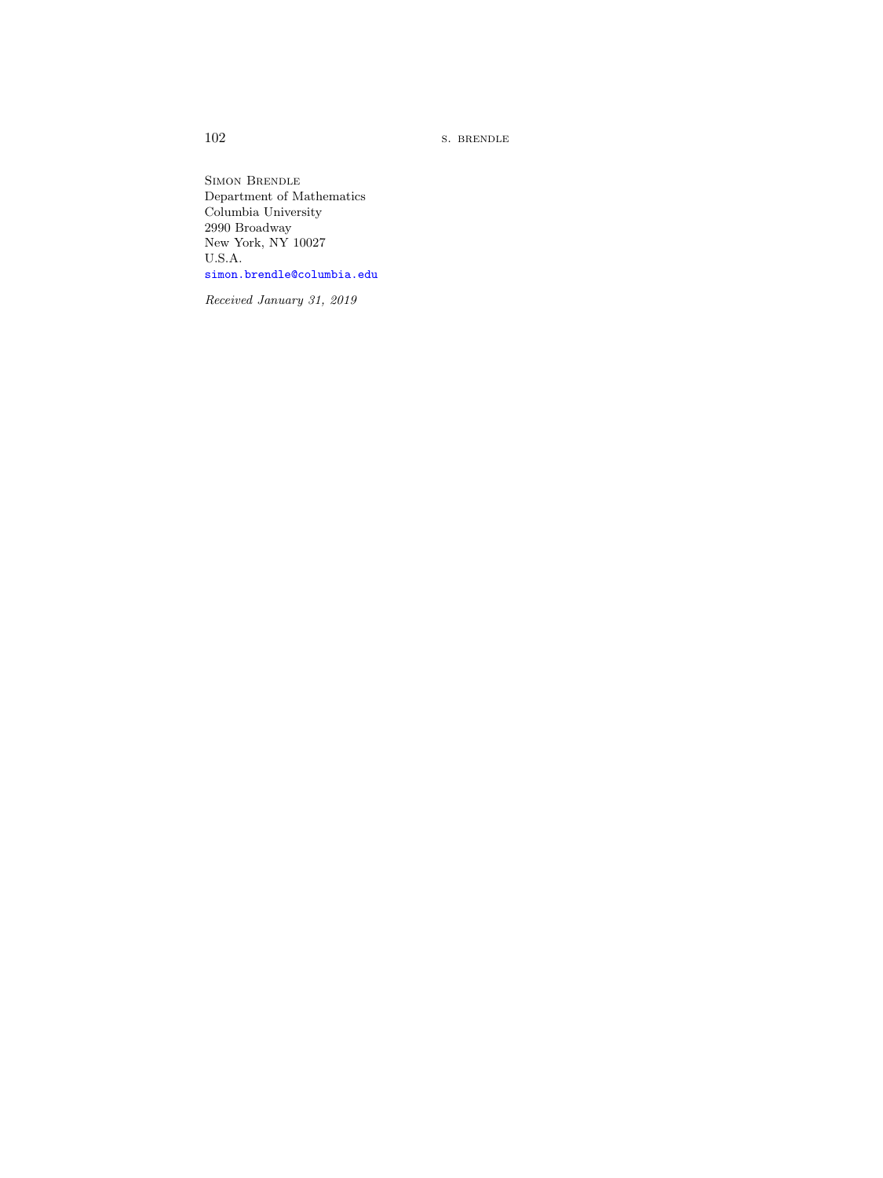Simon Brendle
Department of Mathematics
Columbia University
2990 Broadway
New York, NY 10027
U.S.A.
simon.brendle@columbia.edu

*Received January 31, 2019*